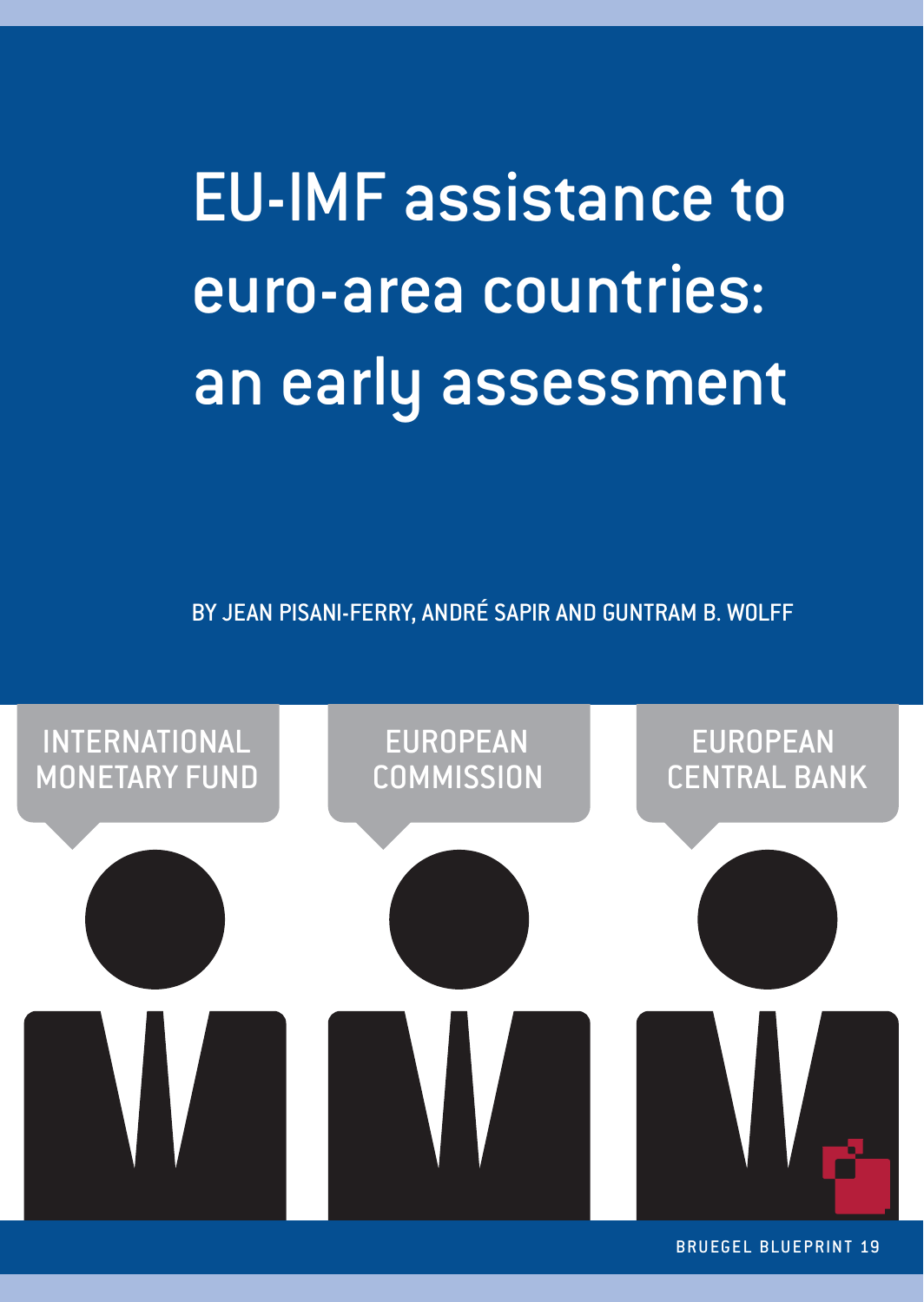# EU-IMF assistance to euro-area countries: an early assessment

BY JEAN PISANI-FERRY, ANDRÉ SAPIR AND GUNTRAM B. WOLFF

INTERNATIONAL MONETARY FUND

EUROPEAN COMMISSION

EUROPEAN CENTRAL BANK

BRUEGEL BLUEPRINT 19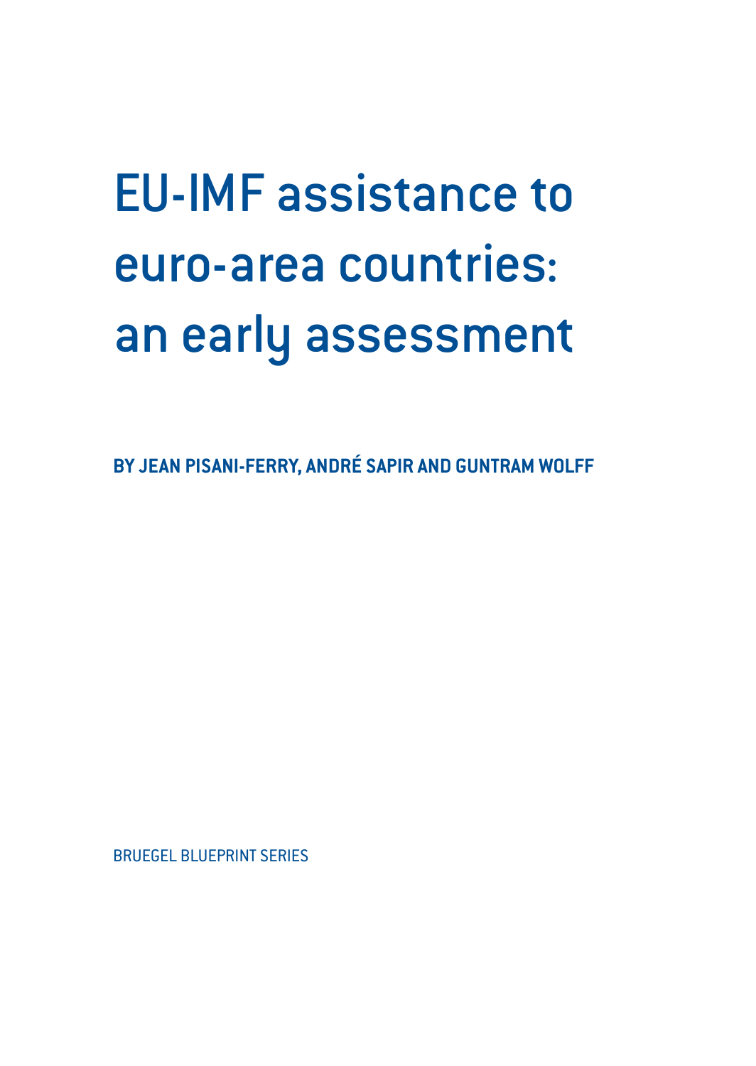# EU-IMF assistance to euro-area countries: an early assessment

**BY JEAN PISANI-FERRY, ANDRÉ SAPIR AND GUNTRAM WOLFF**

BRUEGEL BLUEPRINT SERIES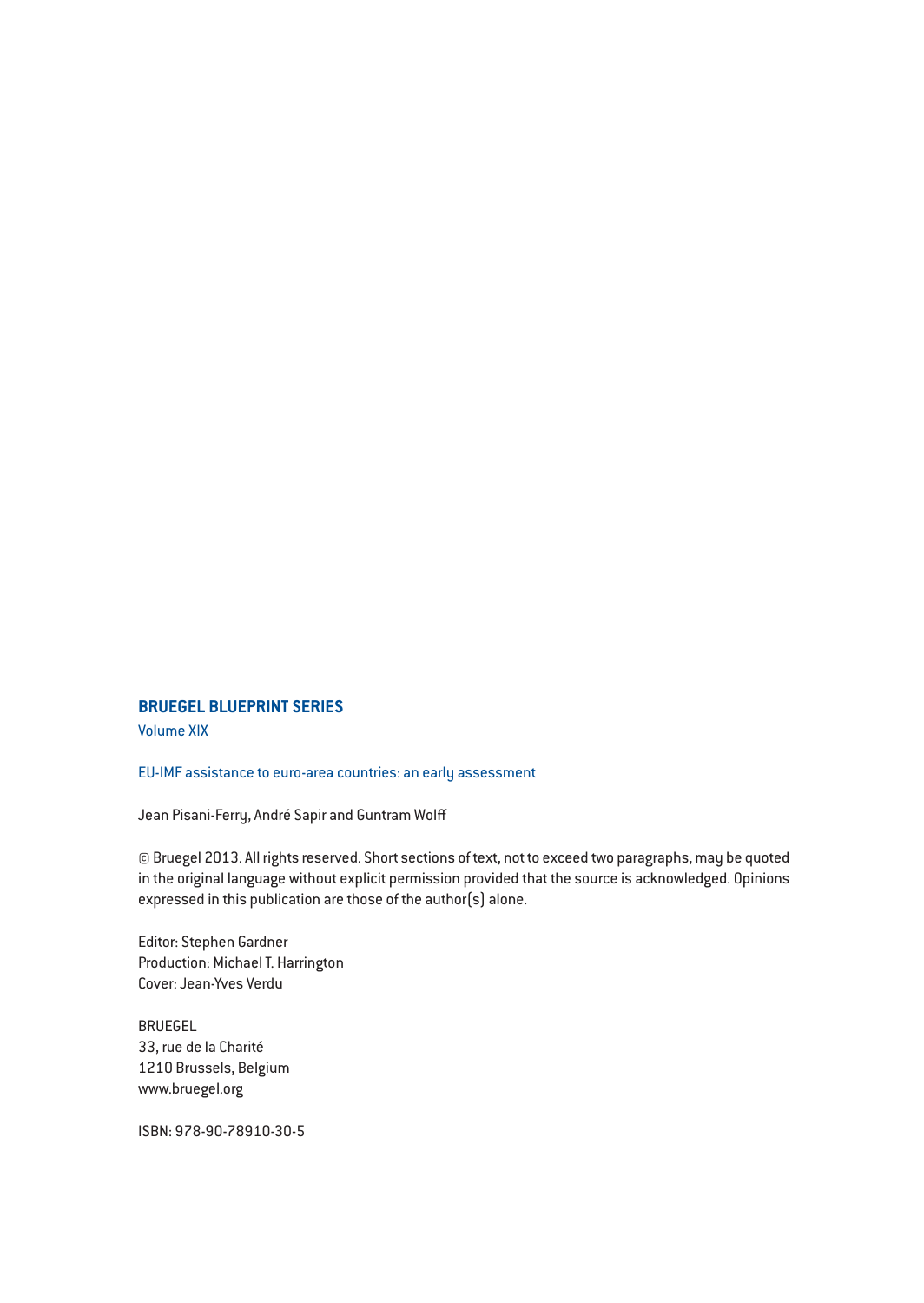**BRUEGEL BLUEPRINT SERIES**

Volume XIX

EU-IMF assistance to euro-area countries: an early assessment

Jean Pisani-Ferry, André Sapir and Guntram Wolff

© Bruegel 2013. All rights reserved. Short sections of text, not to exceed two paragraphs, may be quoted in the original language without explicit permission provided that the source is acknowledged. Opinions expressed in this publication are those of the author(s) alone.

Editor: Stephen Gardner
Production: Michael T. Harrington
Cover: Jean-Yves Verdu

BRUEGEL
33, rue de la Charité
1210 Brussels, Belgium
www.bruegel.org

ISBN: 978-90-78910-30-5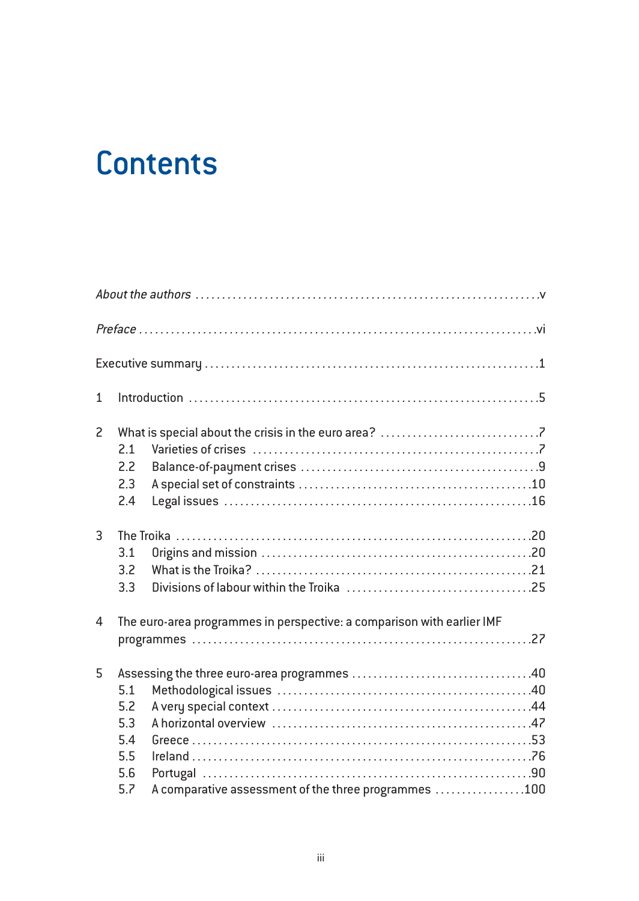# Contents

*About the authors* . . . . . . . . . . . . . . . . . . . . . . . . . . . . . . . . . . . . . . . . . . . . . . . . . . . . . . . . . . . . . v

*Preface* . . . . . . . . . . . . . . . . . . . . . . . . . . . . . . . . . . . . . . . . . . . . . . . . . . . . . . . . . . . . . . . . . . . . . vi

Executive summary . . . . . . . . . . . . . . . . . . . . . . . . . . . . . . . . . . . . . . . . . . . . . . . . . . . . . . . . . . . . 1

1 Introduction . . . . . . . . . . . . . . . . . . . . . . . . . . . . . . . . . . . . . . . . . . . . . . . . . . . . . . . . . . . . . . . 5

2 What is special about the crisis in the euro area? . . . . . . . . . . . . . . . . . . . . . . . . . . . . . 7
- 2.1 Varieties of crises . . . . . . . . . . . . . . . . . . . . . . . . . . . . . . . . . . . . . . . . . . . . . . . . . . . . 7
- 2.2 Balance-of-payment crises . . . . . . . . . . . . . . . . . . . . . . . . . . . . . . . . . . . . . . . . . . . . 9
- 2.3 A special set of constraints . . . . . . . . . . . . . . . . . . . . . . . . . . . . . . . . . . . . . . . . . . 10
- 2.4 Legal issues . . . . . . . . . . . . . . . . . . . . . . . . . . . . . . . . . . . . . . . . . . . . . . . . . . . . . . . 16

3 The Troika . . . . . . . . . . . . . . . . . . . . . . . . . . . . . . . . . . . . . . . . . . . . . . . . . . . . . . . . . . . . . . . . 20
- 3.1 Origins and mission . . . . . . . . . . . . . . . . . . . . . . . . . . . . . . . . . . . . . . . . . . . . . . . . . 20
- 3.2 What is the Troika? . . . . . . . . . . . . . . . . . . . . . . . . . . . . . . . . . . . . . . . . . . . . . . . . . 21
- 3.3 Divisions of labour within the Troika . . . . . . . . . . . . . . . . . . . . . . . . . . . . . . . . . . 25

4 The euro-area programmes in perspective: a comparison with earlier IMF programmes . . . . . . . . . . . . . . . . . . . . . . . . . . . . . . . . . . . . . . . . . . . . . . . . . . . . . . . . . . . . . . 27

5 Assessing the three euro-area programmes . . . . . . . . . . . . . . . . . . . . . . . . . . . . . . . . . 40
- 5.1 Methodological issues . . . . . . . . . . . . . . . . . . . . . . . . . . . . . . . . . . . . . . . . . . . . . . 40
- 5.2 A very special context . . . . . . . . . . . . . . . . . . . . . . . . . . . . . . . . . . . . . . . . . . . . . . 44
- 5.3 A horizontal overview . . . . . . . . . . . . . . . . . . . . . . . . . . . . . . . . . . . . . . . . . . . . . . 47
- 5.4 Greece . . . . . . . . . . . . . . . . . . . . . . . . . . . . . . . . . . . . . . . . . . . . . . . . . . . . . . . . . . . 53
- 5.5 Ireland . . . . . . . . . . . . . . . . . . . . . . . . . . . . . . . . . . . . . . . . . . . . . . . . . . . . . . . . . . . 76
- 5.6 Portugal . . . . . . . . . . . . . . . . . . . . . . . . . . . . . . . . . . . . . . . . . . . . . . . . . . . . . . . . . . 90
- 5.7 A comparative assessment of the three programmes . . . . . . . . . . . . . . . . . 100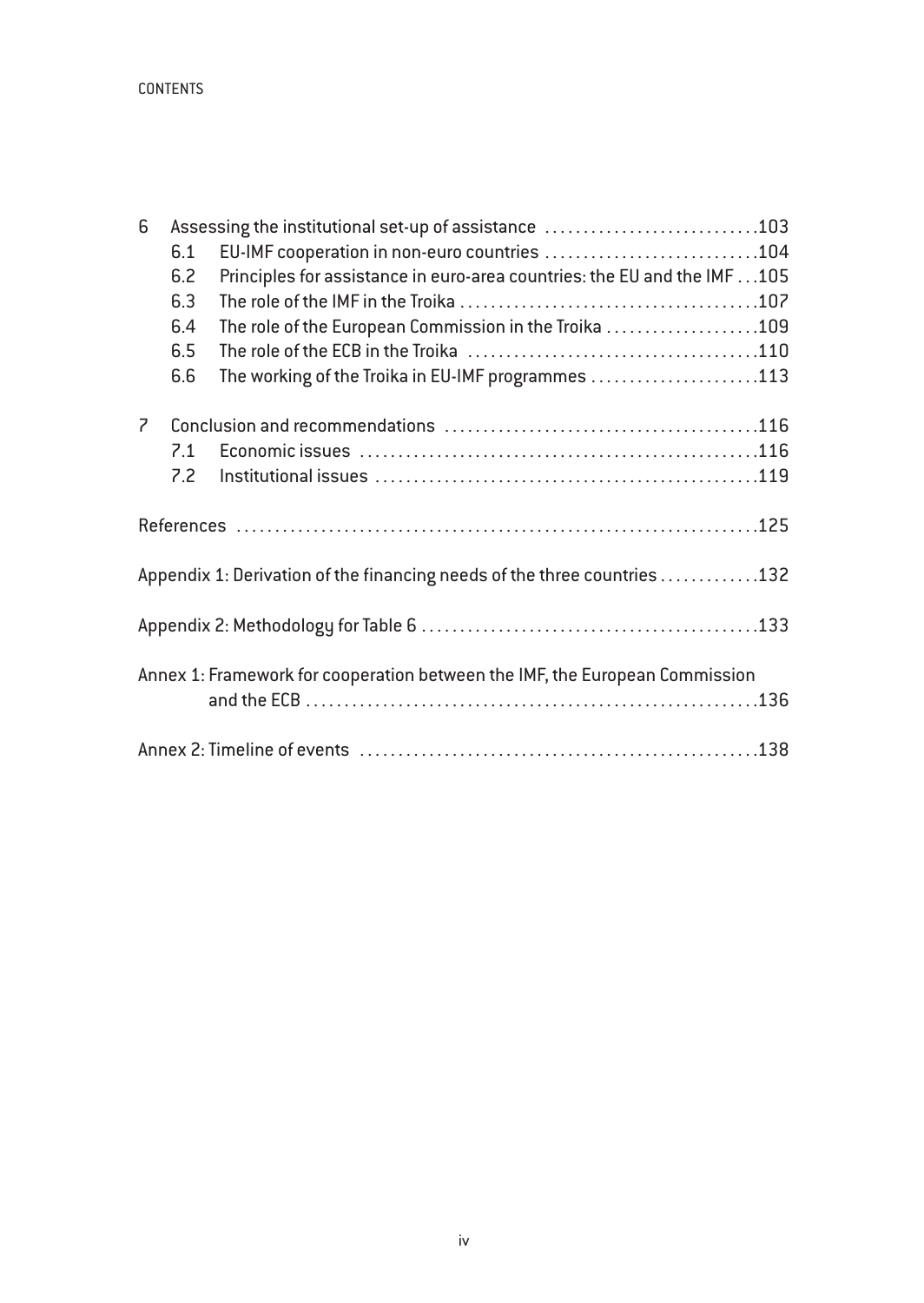6 Assessing the institutional set-up of assistance ............................103
   6.1 EU-IMF cooperation in non-euro countries ............................104
   6.2 Principles for assistance in euro-area countries: the EU and the IMF . . .105
   6.3 The role of the IMF in the Troika .......................................107
   6.4 The role of the European Commission in the Troika ....................109
   6.5 The role of the ECB in the Troika ......................................110
   6.6 The working of the Troika in EU-IMF programmes ......................113

7 Conclusion and recommendations .........................................116
   7.1 Economic issues ....................................................116
   7.2 Institutional issues ..................................................119

References ....................................................................125

Appendix 1: Derivation of the financing needs of the three countries .............132

Appendix 2: Methodology for Table 6 ............................................133

Annex 1: Framework for cooperation between the IMF, the European Commission and the ECB ............................................................136

Annex 2: Timeline of events ....................................................138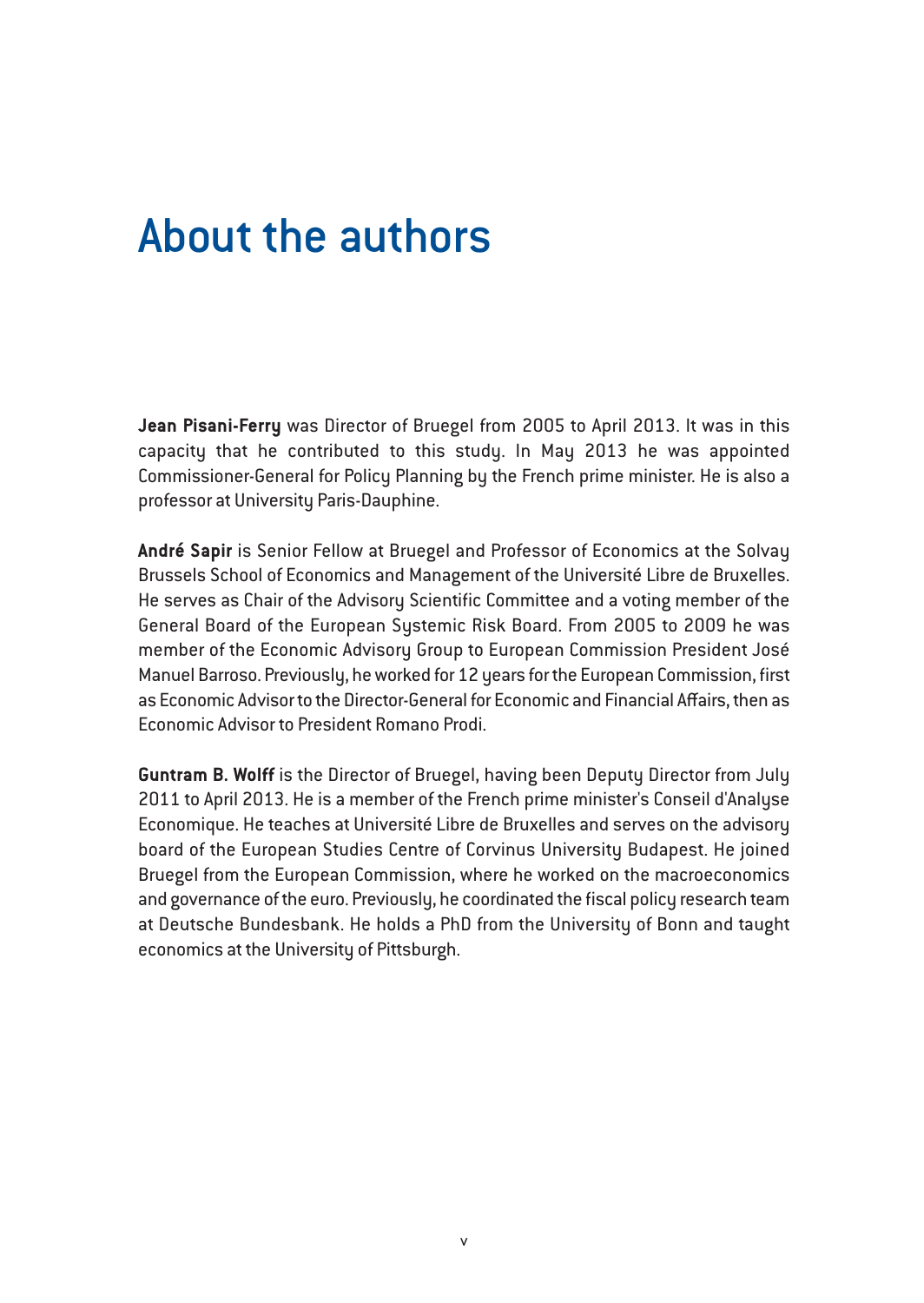# About the authors

**Jean Pisani-Ferry** was Director of Bruegel from 2005 to April 2013. It was in this capacity that he contributed to this study. In May 2013 he was appointed Commissioner-General for Policy Planning by the French prime minister. He is also a professor at University Paris-Dauphine.

**André Sapir** is Senior Fellow at Bruegel and Professor of Economics at the Solvay Brussels School of Economics and Management of the Université Libre de Bruxelles. He serves as Chair of the Advisory Scientific Committee and a voting member of the General Board of the European Systemic Risk Board. From 2005 to 2009 he was member of the Economic Advisory Group to European Commission President José Manuel Barroso. Previously, he worked for 12 years for the European Commission, first as Economic Advisor to the Director-General for Economic and Financial Affairs, then as Economic Advisor to President Romano Prodi.

**Guntram B. Wolff** is the Director of Bruegel, having been Deputy Director from July 2011 to April 2013. He is a member of the French prime minister's Conseil d'Analyse Economique. He teaches at Université Libre de Bruxelles and serves on the advisory board of the European Studies Centre of Corvinus University Budapest. He joined Bruegel from the European Commission, where he worked on the macroeconomics and governance of the euro. Previously, he coordinated the fiscal policy research team at Deutsche Bundesbank. He holds a PhD from the University of Bonn and taught economics at the University of Pittsburgh.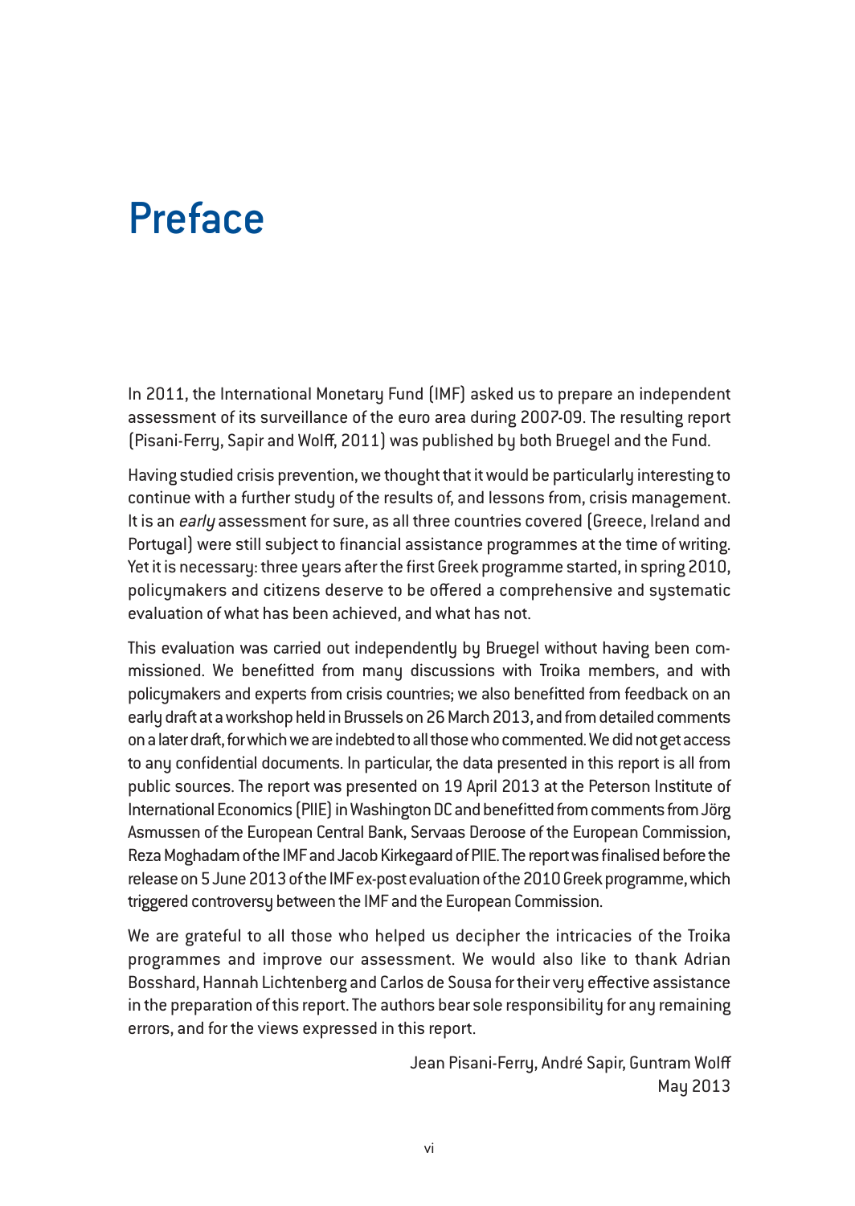# Preface

In 2011, the International Monetary Fund (IMF) asked us to prepare an independent assessment of its surveillance of the euro area during 2007-09. The resulting report (Pisani-Ferry, Sapir and Wolff, 2011) was published by both Bruegel and the Fund.

Having studied crisis prevention, we thought that it would be particularly interesting to continue with a further study of the results of, and lessons from, crisis management. It is an *early* assessment for sure, as all three countries covered (Greece, Ireland and Portugal) were still subject to financial assistance programmes at the time of writing. Yet it is necessary: three years after the first Greek programme started, in spring 2010, policymakers and citizens deserve to be offered a comprehensive and systematic evaluation of what has been achieved, and what has not.

This evaluation was carried out independently by Bruegel without having been commissioned. We benefitted from many discussions with Troika members, and with policymakers and experts from crisis countries; we also benefitted from feedback on an early draft at a workshop held in Brussels on 26 March 2013, and from detailed comments on a later draft, for which we are indebted to all those who commented. We did not get access to any confidential documents. In particular, the data presented in this report is all from public sources. The report was presented on 19 April 2013 at the Peterson Institute of International Economics (PIIE) in Washington DC and benefitted from comments from Jörg Asmussen of the European Central Bank, Servaas Deroose of the European Commission, Reza Moghadam of the IMF and Jacob Kirkegaard of PIIE. The report was finalised before the release on 5 June 2013 of the IMF ex-post evaluation of the 2010 Greek programme, which triggered controversy between the IMF and the European Commission.

We are grateful to all those who helped us decipher the intricacies of the Troika programmes and improve our assessment. We would also like to thank Adrian Bosshard, Hannah Lichtenberg and Carlos de Sousa for their very effective assistance in the preparation of this report. The authors bear sole responsibility for any remaining errors, and for the views expressed in this report.

Jean Pisani-Ferry, André Sapir, Guntram Wolff
May 2013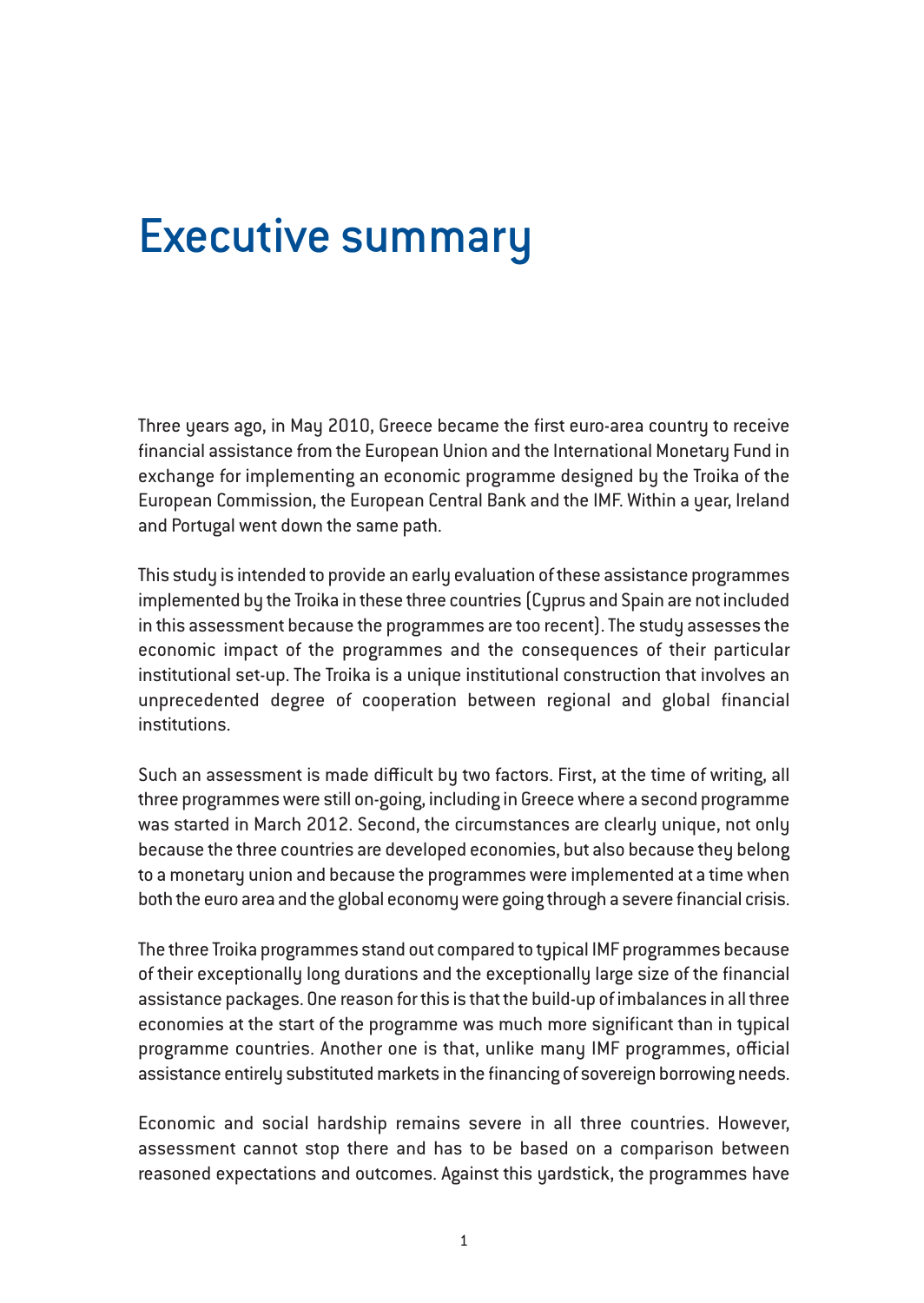# Executive summary

Three years ago, in May 2010, Greece became the first euro-area country to receive financial assistance from the European Union and the International Monetary Fund in exchange for implementing an economic programme designed by the Troika of the European Commission, the European Central Bank and the IMF. Within a year, Ireland and Portugal went down the same path.

This study is intended to provide an early evaluation of these assistance programmes implemented by the Troika in these three countries (Cyprus and Spain are not included in this assessment because the programmes are too recent). The study assesses the economic impact of the programmes and the consequences of their particular institutional set-up. The Troika is a unique institutional construction that involves an unprecedented degree of cooperation between regional and global financial institutions.

Such an assessment is made difficult by two factors. First, at the time of writing, all three programmes were still on-going, including in Greece where a second programme was started in March 2012. Second, the circumstances are clearly unique, not only because the three countries are developed economies, but also because they belong to a monetary union and because the programmes were implemented at a time when both the euro area and the global economy were going through a severe financial crisis.

The three Troika programmes stand out compared to typical IMF programmes because of their exceptionally long durations and the exceptionally large size of the financial assistance packages. One reason for this is that the build-up of imbalances in all three economies at the start of the programme was much more significant than in typical programme countries. Another one is that, unlike many IMF programmes, official assistance entirely substituted markets in the financing of sovereign borrowing needs.

Economic and social hardship remains severe in all three countries. However, assessment cannot stop there and has to be based on a comparison between reasoned expectations and outcomes. Against this yardstick, the programmes have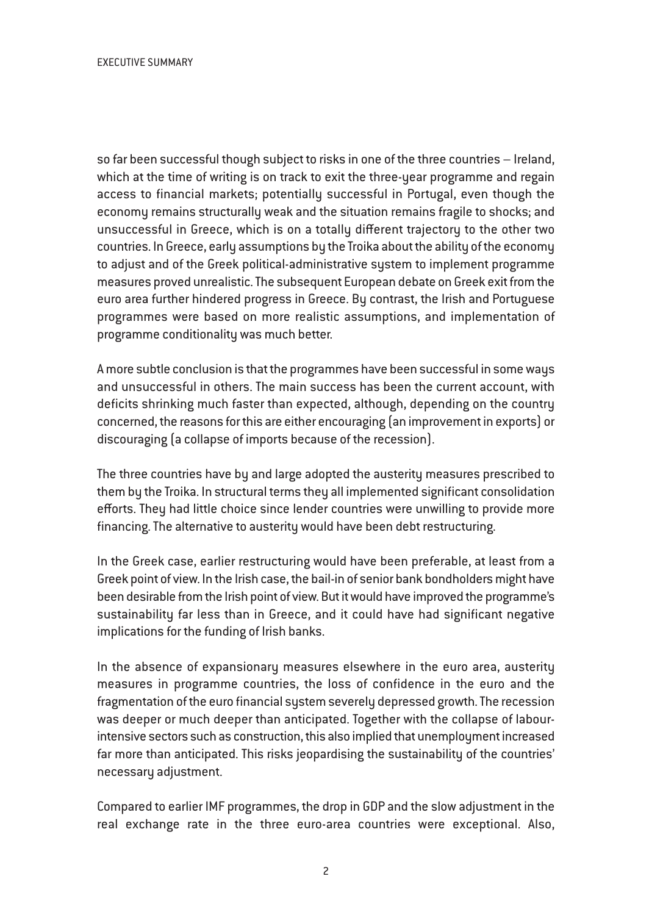so far been successful though subject to risks in one of the three countries – Ireland, which at the time of writing is on track to exit the three-year programme and regain access to financial markets; potentially successful in Portugal, even though the economy remains structurally weak and the situation remains fragile to shocks; and unsuccessful in Greece, which is on a totally different trajectory to the other two countries. In Greece, early assumptions by the Troika about the ability of the economy to adjust and of the Greek political-administrative system to implement programme measures proved unrealistic. The subsequent European debate on Greek exit from the euro area further hindered progress in Greece. By contrast, the Irish and Portuguese programmes were based on more realistic assumptions, and implementation of programme conditionality was much better.

A more subtle conclusion is that the programmes have been successful in some ways and unsuccessful in others. The main success has been the current account, with deficits shrinking much faster than expected, although, depending on the country concerned, the reasons for this are either encouraging (an improvement in exports) or discouraging (a collapse of imports because of the recession).

The three countries have by and large adopted the austerity measures prescribed to them by the Troika. In structural terms they all implemented significant consolidation efforts. They had little choice since lender countries were unwilling to provide more financing. The alternative to austerity would have been debt restructuring.

In the Greek case, earlier restructuring would have been preferable, at least from a Greek point of view. In the Irish case, the bail-in of senior bank bondholders might have been desirable from the Irish point of view. But it would have improved the programme's sustainability far less than in Greece, and it could have had significant negative implications for the funding of Irish banks.

In the absence of expansionary measures elsewhere in the euro area, austerity measures in programme countries, the loss of confidence in the euro and the fragmentation of the euro financial system severely depressed growth. The recession was deeper or much deeper than anticipated. Together with the collapse of labour-intensive sectors such as construction, this also implied that unemployment increased far more than anticipated. This risks jeopardising the sustainability of the countries' necessary adjustment.

Compared to earlier IMF programmes, the drop in GDP and the slow adjustment in the real exchange rate in the three euro-area countries were exceptional. Also,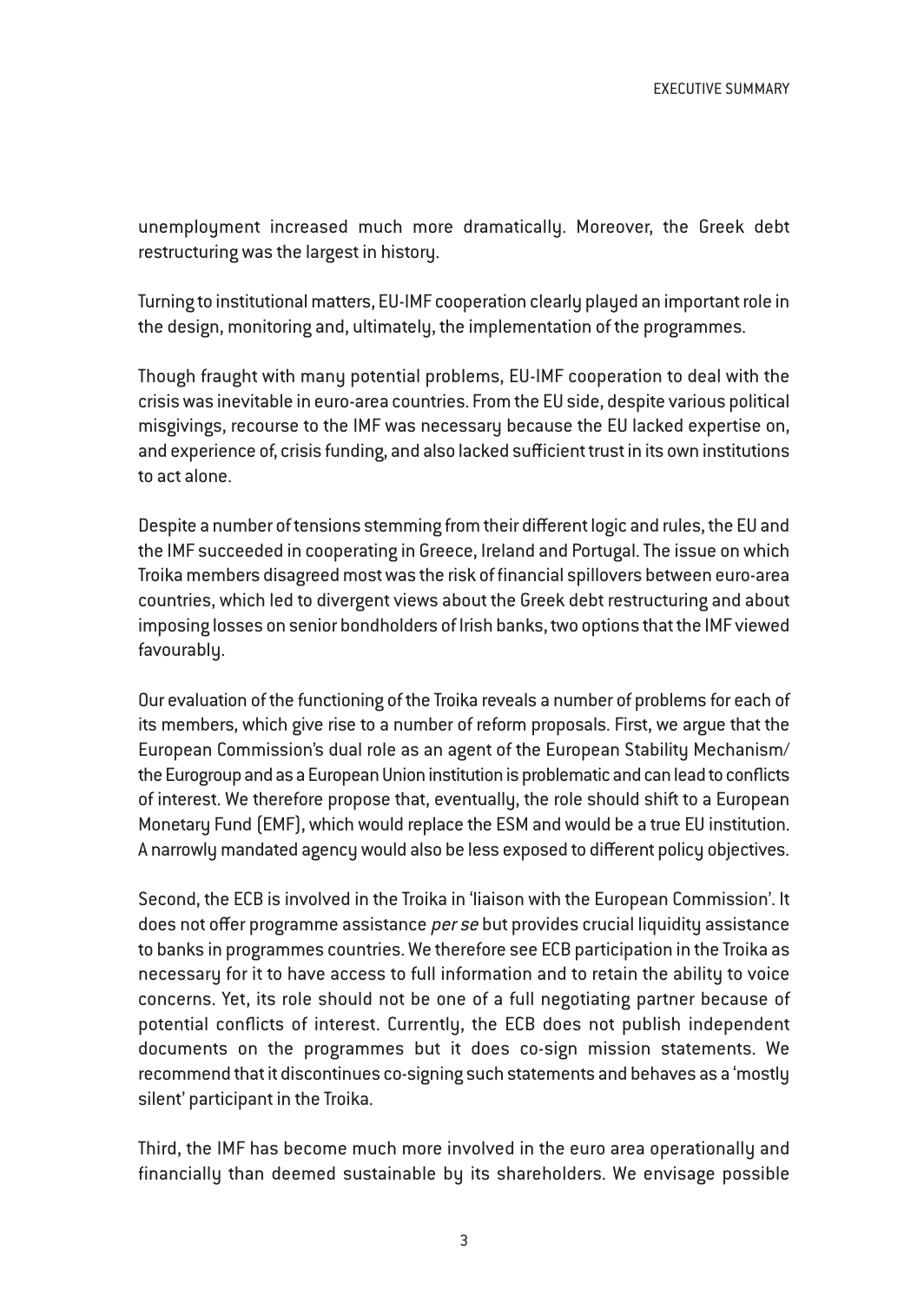unemployment increased much more dramatically. Moreover, the Greek debt restructuring was the largest in history.

Turning to institutional matters, EU-IMF cooperation clearly played an important role in the design, monitoring and, ultimately, the implementation of the programmes.

Though fraught with many potential problems, EU-IMF cooperation to deal with the crisis was inevitable in euro-area countries. From the EU side, despite various political misgivings, recourse to the IMF was necessary because the EU lacked expertise on, and experience of, crisis funding, and also lacked sufficient trust in its own institutions to act alone.

Despite a number of tensions stemming from their different logic and rules, the EU and the IMF succeeded in cooperating in Greece, Ireland and Portugal. The issue on which Troika members disagreed most was the risk of financial spillovers between euro-area countries, which led to divergent views about the Greek debt restructuring and about imposing losses on senior bondholders of Irish banks, two options that the IMF viewed favourably.

Our evaluation of the functioning of the Troika reveals a number of problems for each of its members, which give rise to a number of reform proposals. First, we argue that the European Commission's dual role as an agent of the European Stability Mechanism/ the Eurogroup and as a European Union institution is problematic and can lead to conflicts of interest. We therefore propose that, eventually, the role should shift to a European Monetary Fund (EMF), which would replace the ESM and would be a true EU institution. A narrowly mandated agency would also be less exposed to different policy objectives.

Second, the ECB is involved in the Troika in 'liaison with the European Commission'. It does not offer programme assistance *per se* but provides crucial liquidity assistance to banks in programmes countries. We therefore see ECB participation in the Troika as necessary for it to have access to full information and to retain the ability to voice concerns. Yet, its role should not be one of a full negotiating partner because of potential conflicts of interest. Currently, the ECB does not publish independent documents on the programmes but it does co-sign mission statements. We recommend that it discontinues co-signing such statements and behaves as a 'mostly silent' participant in the Troika.

Third, the IMF has become much more involved in the euro area operationally and financially than deemed sustainable by its shareholders. We envisage possible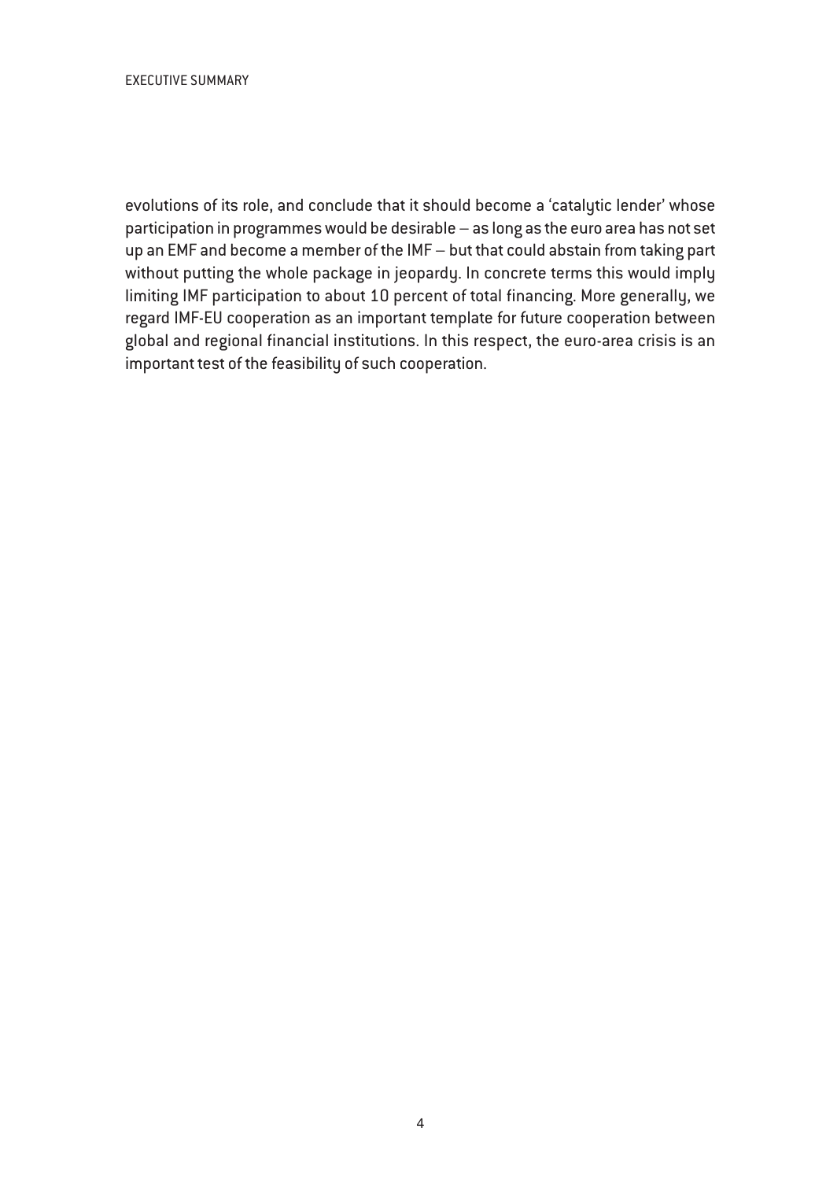evolutions of its role, and conclude that it should become a 'catalytic lender' whose participation in programmes would be desirable – as long as the euro area has not set up an EMF and become a member of the IMF – but that could abstain from taking part without putting the whole package in jeopardy. In concrete terms this would imply limiting IMF participation to about 10 percent of total financing. More generally, we regard IMF-EU cooperation as an important template for future cooperation between global and regional financial institutions. In this respect, the euro-area crisis is an important test of the feasibility of such cooperation.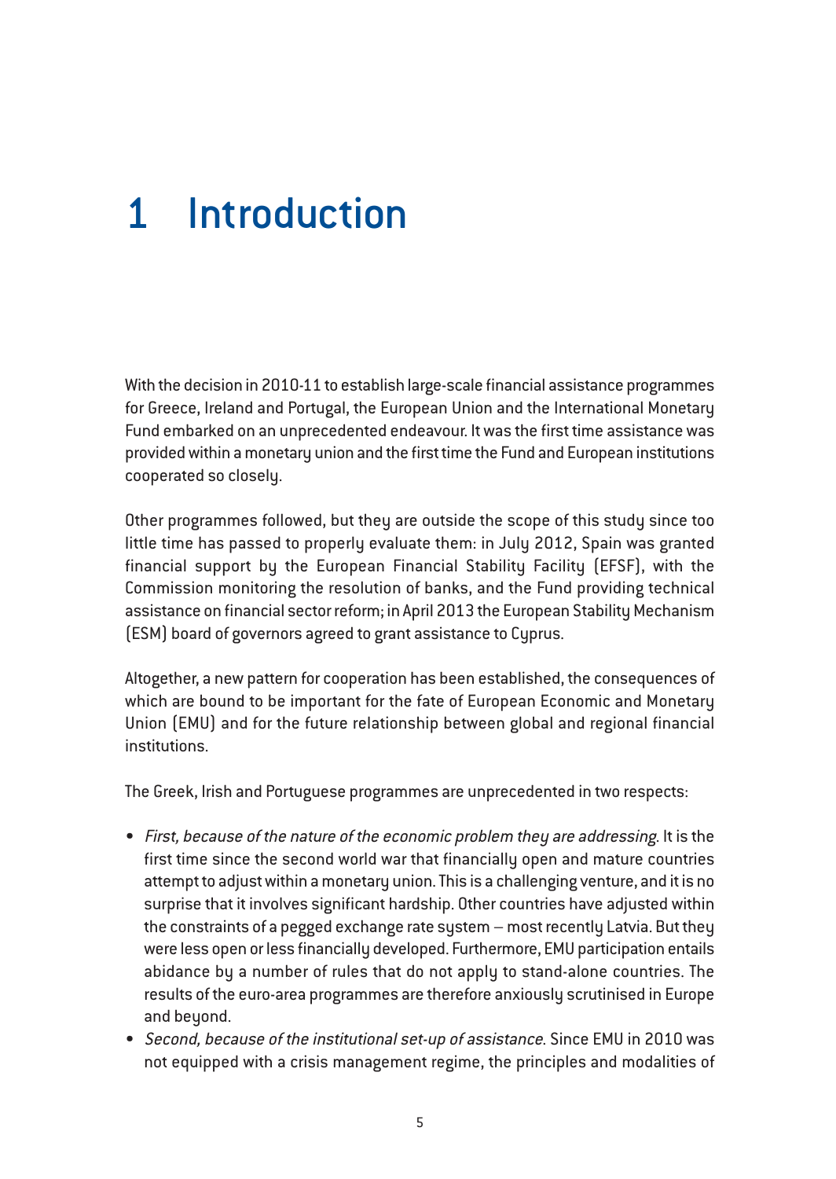# 1 Introduction

With the decision in 2010-11 to establish large-scale financial assistance programmes for Greece, Ireland and Portugal, the European Union and the International Monetary Fund embarked on an unprecedented endeavour. It was the first time assistance was provided within a monetary union and the first time the Fund and European institutions cooperated so closely.

Other programmes followed, but they are outside the scope of this study since too little time has passed to properly evaluate them: in July 2012, Spain was granted financial support by the European Financial Stability Facility (EFSF), with the Commission monitoring the resolution of banks, and the Fund providing technical assistance on financial sector reform; in April 2013 the European Stability Mechanism (ESM) board of governors agreed to grant assistance to Cyprus.

Altogether, a new pattern for cooperation has been established, the consequences of which are bound to be important for the fate of European Economic and Monetary Union (EMU) and for the future relationship between global and regional financial institutions.

The Greek, Irish and Portuguese programmes are unprecedented in two respects:

- *First, because of the nature of the economic problem they are addressing*. It is the first time since the second world war that financially open and mature countries attempt to adjust within a monetary union. This is a challenging venture, and it is no surprise that it involves significant hardship. Other countries have adjusted within the constraints of a pegged exchange rate system – most recently Latvia. But they were less open or less financially developed. Furthermore, EMU participation entails abidance by a number of rules that do not apply to stand-alone countries. The results of the euro-area programmes are therefore anxiously scrutinised in Europe and beyond.
- *Second, because of the institutional set-up of assistance*. Since EMU in 2010 was not equipped with a crisis management regime, the principles and modalities of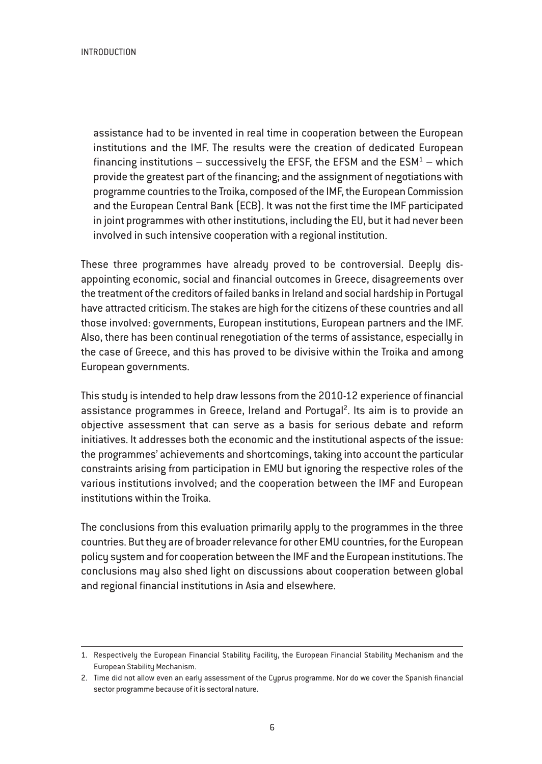assistance had to be invented in real time in cooperation between the European institutions and the IMF. The results were the creation of dedicated European financing institutions – successively the EFSF, the EFSM and the ESM[1] – which provide the greatest part of the financing; and the assignment of negotiations with programme countries to the Troika, composed of the IMF, the European Commission and the European Central Bank (ECB). It was not the first time the IMF participated in joint programmes with other institutions, including the EU, but it had never been involved in such intensive cooperation with a regional institution.

These three programmes have already proved to be controversial. Deeply disappointing economic, social and financial outcomes in Greece, disagreements over the treatment of the creditors of failed banks in Ireland and social hardship in Portugal have attracted criticism. The stakes are high for the citizens of these countries and all those involved: governments, European institutions, European partners and the IMF. Also, there has been continual renegotiation of the terms of assistance, especially in the case of Greece, and this has proved to be divisive within the Troika and among European governments.

This study is intended to help draw lessons from the 2010-12 experience of financial assistance programmes in Greece, Ireland and Portugal[2]. Its aim is to provide an objective assessment that can serve as a basis for serious debate and reform initiatives. It addresses both the economic and the institutional aspects of the issue: the programmes' achievements and shortcomings, taking into account the particular constraints arising from participation in EMU but ignoring the respective roles of the various institutions involved; and the cooperation between the IMF and European institutions within the Troika.

The conclusions from this evaluation primarily apply to the programmes in the three countries. But they are of broader relevance for other EMU countries, for the European policy system and for cooperation between the IMF and the European institutions. The conclusions may also shed light on discussions about cooperation between global and regional financial institutions in Asia and elsewhere.

---

1. Respectively the European Financial Stability Facility, the European Financial Stability Mechanism and the European Stability Mechanism.
2. Time did not allow even an early assessment of the Cyprus programme. Nor do we cover the Spanish financial sector programme because of it is sectoral nature.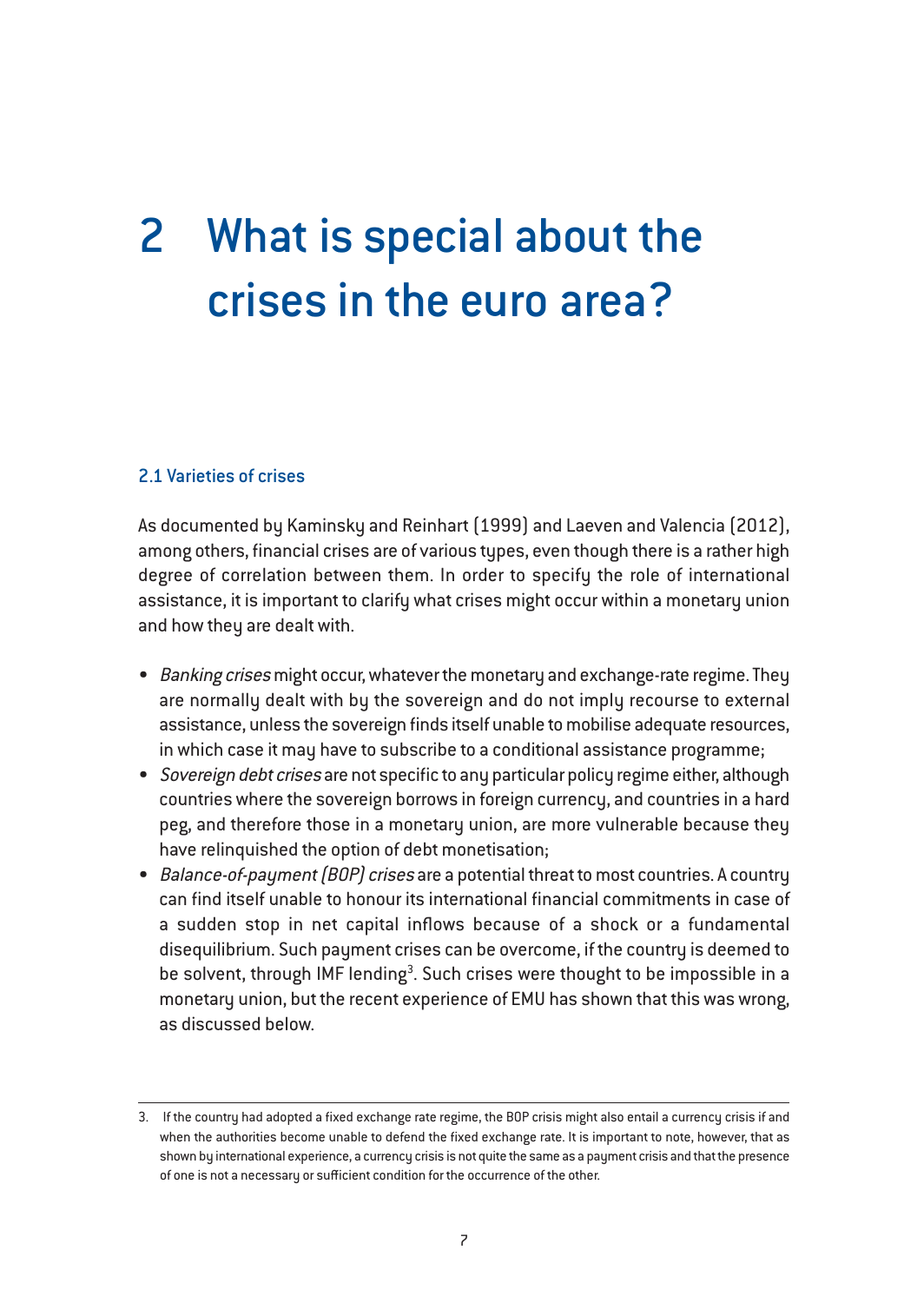# 2 What is special about the crises in the euro area?

## 2.1 Varieties of crises

As documented by Kaminsky and Reinhart (1999) and Laeven and Valencia (2012), among others, financial crises are of various types, even though there is a rather high degree of correlation between them. In order to specify the role of international assistance, it is important to clarify what crises might occur within a monetary union and how they are dealt with.

- *Banking crises* might occur, whatever the monetary and exchange-rate regime. They are normally dealt with by the sovereign and do not imply recourse to external assistance, unless the sovereign finds itself unable to mobilise adequate resources, in which case it may have to subscribe to a conditional assistance programme;
- *Sovereign debt crises* are not specific to any particular policy regime either, although countries where the sovereign borrows in foreign currency, and countries in a hard peg, and therefore those in a monetary union, are more vulnerable because they have relinquished the option of debt monetisation;
- *Balance-of-payment (BOP) crises* are a potential threat to most countries. A country can find itself unable to honour its international financial commitments in case of a sudden stop in net capital inflows because of a shock or a fundamental disequilibrium. Such payment crises can be overcome, if the country is deemed to be solvent, through IMF lending[3]. Such crises were thought to be impossible in a monetary union, but the recent experience of EMU has shown that this was wrong, as discussed below.

---

3. If the country had adopted a fixed exchange rate regime, the BOP crisis might also entail a currency crisis if and when the authorities become unable to defend the fixed exchange rate. It is important to note, however, that as shown by international experience, a currency crisis is not quite the same as a payment crisis and that the presence of one is not a necessary or sufficient condition for the occurrence of the other.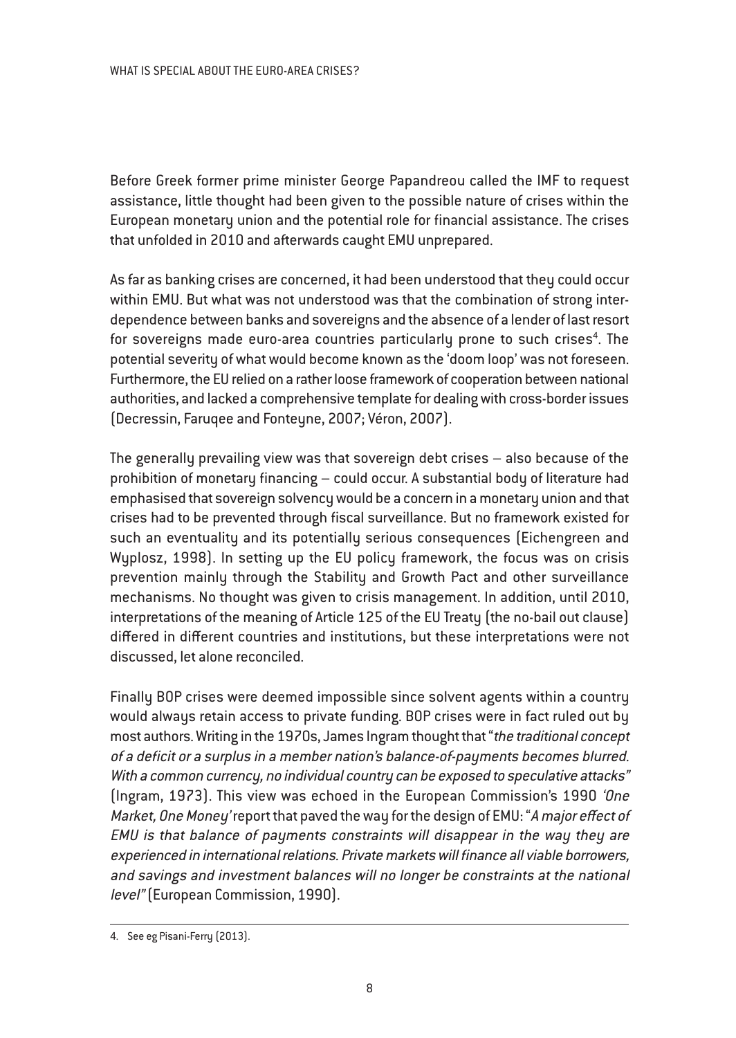Before Greek former prime minister George Papandreou called the IMF to request assistance, little thought had been given to the possible nature of crises within the European monetary union and the potential role for financial assistance. The crises that unfolded in 2010 and afterwards caught EMU unprepared.

As far as banking crises are concerned, it had been understood that they could occur within EMU. But what was not understood was that the combination of strong interdependence between banks and sovereigns and the absence of a lender of last resort for sovereigns made euro-area countries particularly prone to such crises[4]. The potential severity of what would become known as the 'doom loop' was not foreseen. Furthermore, the EU relied on a rather loose framework of cooperation between national authorities, and lacked a comprehensive template for dealing with cross-border issues (Decressin, Faruqee and Fonteyne, 2007; Véron, 2007).

The generally prevailing view was that sovereign debt crises – also because of the prohibition of monetary financing – could occur. A substantial body of literature had emphasised that sovereign solvency would be a concern in a monetary union and that crises had to be prevented through fiscal surveillance. But no framework existed for such an eventuality and its potentially serious consequences (Eichengreen and Wyplosz, 1998). In setting up the EU policy framework, the focus was on crisis prevention mainly through the Stability and Growth Pact and other surveillance mechanisms. No thought was given to crisis management. In addition, until 2010, interpretations of the meaning of Article 125 of the EU Treaty (the no-bail out clause) differed in different countries and institutions, but these interpretations were not discussed, let alone reconciled.

Finally BOP crises were deemed impossible since solvent agents within a country would always retain access to private funding. BOP crises were in fact ruled out by most authors. Writing in the 1970s, James Ingram thought that "*the traditional concept of a deficit or a surplus in a member nation's balance-of-payments becomes blurred. With a common currency, no individual country can be exposed to speculative attacks*" (Ingram, 1973). This view was echoed in the European Commission's 1990 *'One Market, One Money'* report that paved the way for the design of EMU: "*A major effect of EMU is that balance of payments constraints will disappear in the way they are experienced in international relations. Private markets will finance all viable borrowers, and savings and investment balances will no longer be constraints at the national level*" (European Commission, 1990).

4. See eg Pisani-Ferry (2013).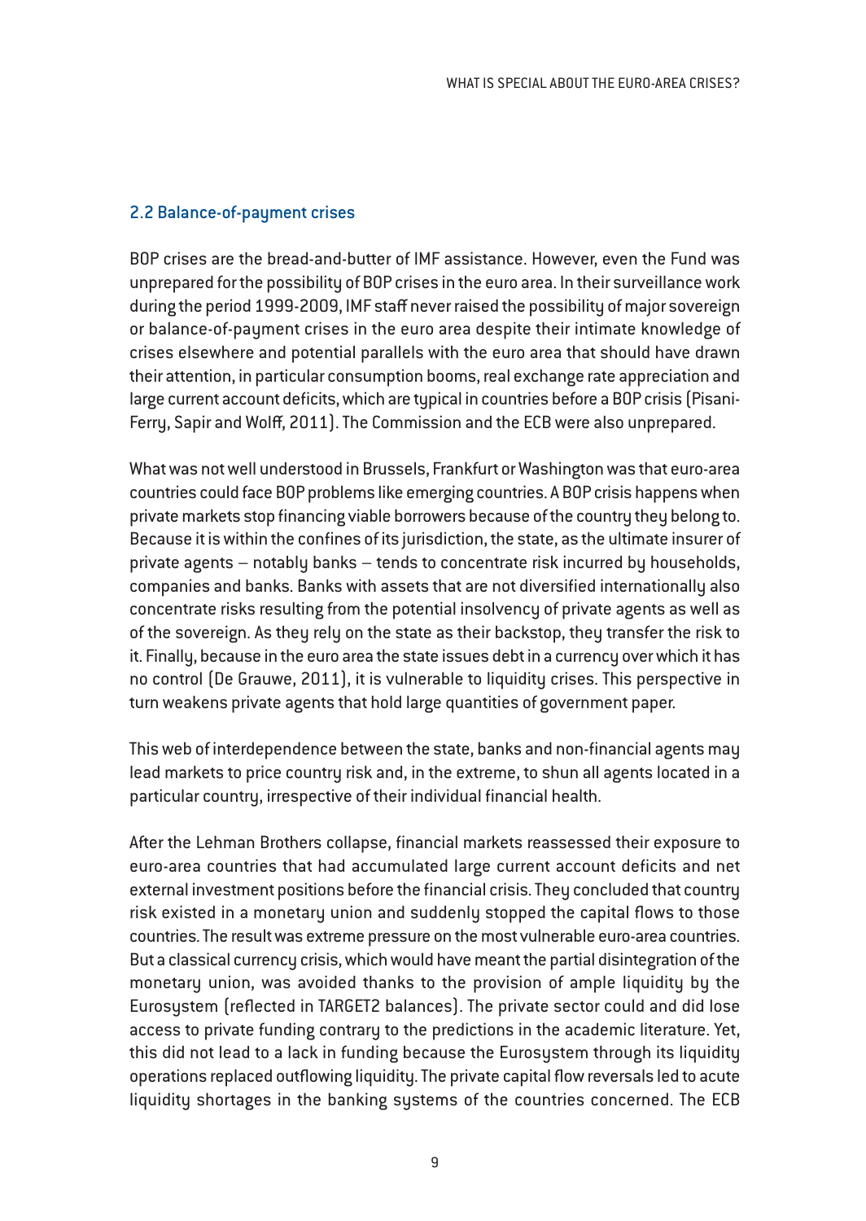## 2.2 Balance-of-payment crises

BOP crises are the bread-and-butter of IMF assistance. However, even the Fund was unprepared for the possibility of BOP crises in the euro area. In their surveillance work during the period 1999-2009, IMF staff never raised the possibility of major sovereign or balance-of-payment crises in the euro area despite their intimate knowledge of crises elsewhere and potential parallels with the euro area that should have drawn their attention, in particular consumption booms, real exchange rate appreciation and large current account deficits, which are typical in countries before a BOP crisis (Pisani-Ferry, Sapir and Wolff, 2011). The Commission and the ECB were also unprepared.

What was not well understood in Brussels, Frankfurt or Washington was that euro-area countries could face BOP problems like emerging countries. A BOP crisis happens when private markets stop financing viable borrowers because of the country they belong to. Because it is within the confines of its jurisdiction, the state, as the ultimate insurer of private agents – notably banks – tends to concentrate risk incurred by households, companies and banks. Banks with assets that are not diversified internationally also concentrate risks resulting from the potential insolvency of private agents as well as of the sovereign. As they rely on the state as their backstop, they transfer the risk to it. Finally, because in the euro area the state issues debt in a currency over which it has no control (De Grauwe, 2011), it is vulnerable to liquidity crises. This perspective in turn weakens private agents that hold large quantities of government paper.

This web of interdependence between the state, banks and non-financial agents may lead markets to price country risk and, in the extreme, to shun all agents located in a particular country, irrespective of their individual financial health.

After the Lehman Brothers collapse, financial markets reassessed their exposure to euro-area countries that had accumulated large current account deficits and net external investment positions before the financial crisis. They concluded that country risk existed in a monetary union and suddenly stopped the capital flows to those countries. The result was extreme pressure on the most vulnerable euro-area countries. But a classical currency crisis, which would have meant the partial disintegration of the monetary union, was avoided thanks to the provision of ample liquidity by the Eurosystem (reflected in TARGET2 balances). The private sector could and did lose access to private funding contrary to the predictions in the academic literature. Yet, this did not lead to a lack in funding because the Eurosystem through its liquidity operations replaced outflowing liquidity. The private capital flow reversals led to acute liquidity shortages in the banking systems of the countries concerned. The ECB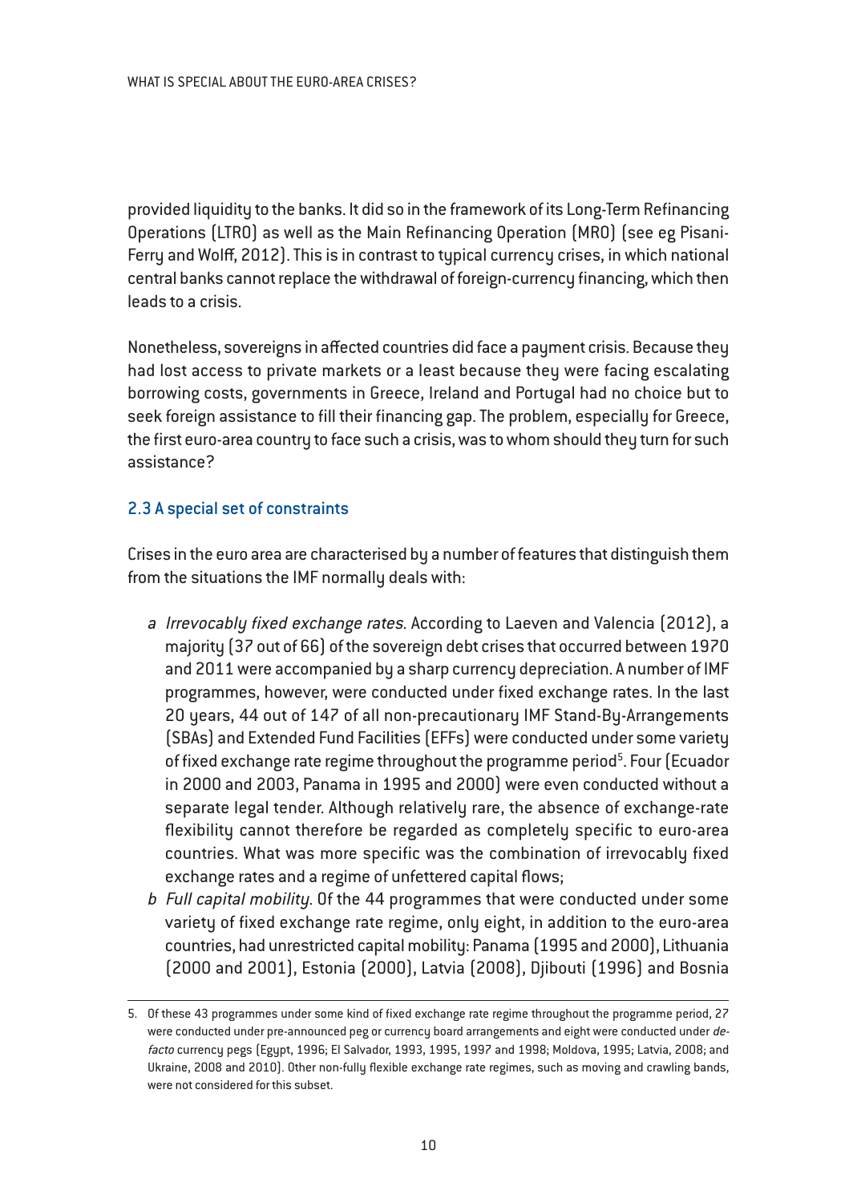provided liquidity to the banks. It did so in the framework of its Long-Term Refinancing Operations (LTRO) as well as the Main Refinancing Operation (MRO) (see eg Pisani-Ferry and Wolff, 2012). This is in contrast to typical currency crises, in which national central banks cannot replace the withdrawal of foreign-currency financing, which then leads to a crisis.

Nonetheless, sovereigns in affected countries did face a payment crisis. Because they had lost access to private markets or a least because they were facing escalating borrowing costs, governments in Greece, Ireland and Portugal had no choice but to seek foreign assistance to fill their financing gap. The problem, especially for Greece, the first euro-area country to face such a crisis, was to whom should they turn for such assistance?

### 2.3 A special set of constraints

Crises in the euro area are characterised by a number of features that distinguish them from the situations the IMF normally deals with:

a *Irrevocably fixed exchange rates.* According to Laeven and Valencia (2012), a majority (37 out of 66) of the sovereign debt crises that occurred between 1970 and 2011 were accompanied by a sharp currency depreciation. A number of IMF programmes, however, were conducted under fixed exchange rates. In the last 20 years, 44 out of 147 of all non-precautionary IMF Stand-By-Arrangements (SBAs) and Extended Fund Facilities (EFFs) were conducted under some variety of fixed exchange rate regime throughout the programme period[5]. Four (Ecuador in 2000 and 2003, Panama in 1995 and 2000) were even conducted without a separate legal tender. Although relatively rare, the absence of exchange-rate flexibility cannot therefore be regarded as completely specific to euro-area countries. What was more specific was the combination of irrevocably fixed exchange rates and a regime of unfettered capital flows;

b *Full capital mobility*. Of the 44 programmes that were conducted under some variety of fixed exchange rate regime, only eight, in addition to the euro-area countries, had unrestricted capital mobility: Panama (1995 and 2000), Lithuania (2000 and 2001), Estonia (2000), Latvia (2008), Djibouti (1996) and Bosnia

---

5. Of these 43 programmes under some kind of fixed exchange rate regime throughout the programme period, 27 were conducted under pre-announced peg or currency board arrangements and eight were conducted under *de-facto* currency pegs (Egypt, 1996; El Salvador, 1993, 1995, 1997 and 1998; Moldova, 1995; Latvia, 2008; and Ukraine, 2008 and 2010). Other non-fully flexible exchange rate regimes, such as moving and crawling bands, were not considered for this subset.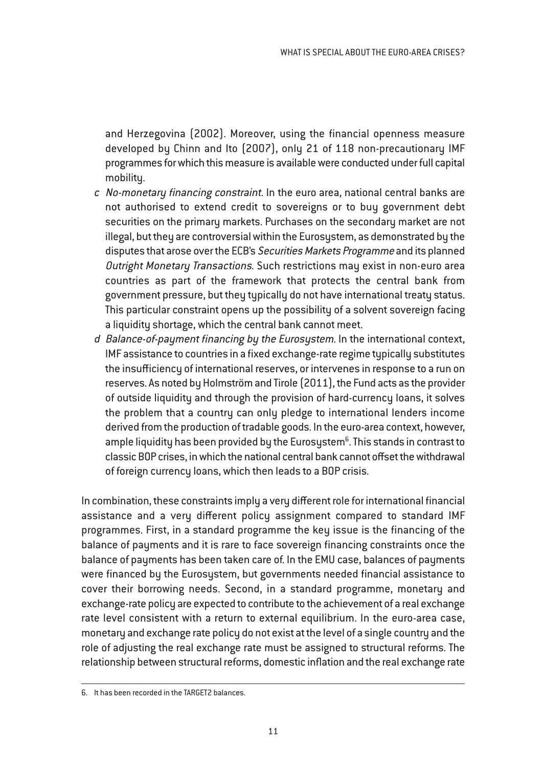and Herzegovina (2002). Moreover, using the financial openness measure developed by Chinn and Ito (2007), only 21 of 118 non-precautionary IMF programmes for which this measure is available were conducted under full capital mobility.

c *No-monetary financing constraint.* In the euro area, national central banks are not authorised to extend credit to sovereigns or to buy government debt securities on the primary markets. Purchases on the secondary market are not illegal, but they are controversial within the Eurosystem, as demonstrated by the disputes that arose over the ECB's *Securities Markets Programme* and its planned *Outright Monetary Transactions*. Such restrictions may exist in non-euro area countries as part of the framework that protects the central bank from government pressure, but they typically do not have international treaty status. This particular constraint opens up the possibility of a solvent sovereign facing a liquidity shortage, which the central bank cannot meet.

d *Balance-of-payment financing by the Eurosystem.* In the international context, IMF assistance to countries in a fixed exchange-rate regime typically substitutes the insufficiency of international reserves, or intervenes in response to a run on reserves. As noted by Holmström and Tirole (2011), the Fund acts as the provider of outside liquidity and through the provision of hard-currency loans, it solves the problem that a country can only pledge to international lenders income derived from the production of tradable goods. In the euro-area context, however, ample liquidity has been provided by the Eurosystem[6]. This stands in contrast to classic BOP crises, in which the national central bank cannot offset the withdrawal of foreign currency loans, which then leads to a BOP crisis.

In combination, these constraints imply a very different role for international financial assistance and a very different policy assignment compared to standard IMF programmes. First, in a standard programme the key issue is the financing of the balance of payments and it is rare to face sovereign financing constraints once the balance of payments has been taken care of. In the EMU case, balances of payments were financed by the Eurosystem, but governments needed financial assistance to cover their borrowing needs. Second, in a standard programme, monetary and exchange-rate policy are expected to contribute to the achievement of a real exchange rate level consistent with a return to external equilibrium. In the euro-area case, monetary and exchange rate policy do not exist at the level of a single country and the role of adjusting the real exchange rate must be assigned to structural reforms. The relationship between structural reforms, domestic inflation and the real exchange rate

6. It has been recorded in the TARGET2 balances.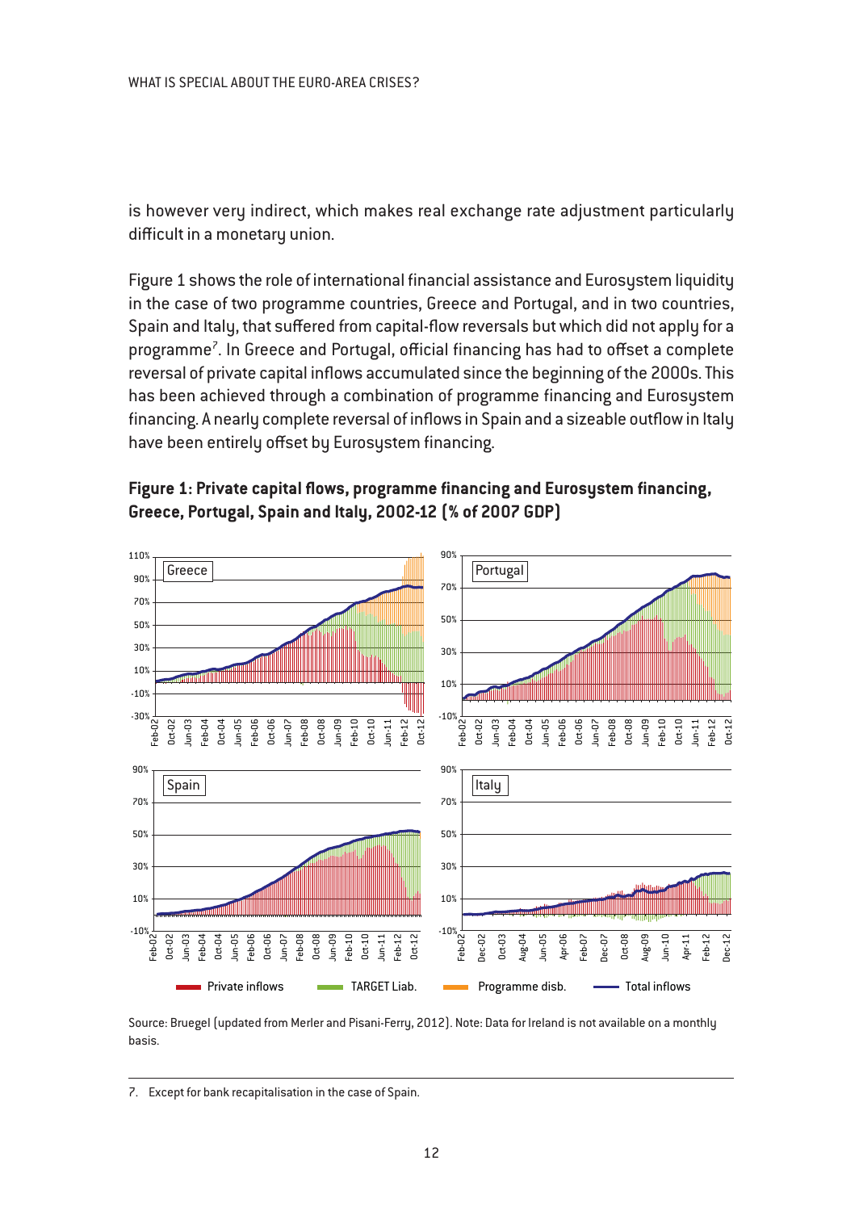is however very indirect, which makes real exchange rate adjustment particularly difficult in a monetary union.

Figure 1 shows the role of international financial assistance and Eurosystem liquidity in the case of two programme countries, Greece and Portugal, and in two countries, Spain and Italy, that suffered from capital-flow reversals but which did not apply for a programme[7]. In Greece and Portugal, official financing has had to offset a complete reversal of private capital inflows accumulated since the beginning of the 2000s. This has been achieved through a combination of programme financing and Eurosystem financing. A nearly complete reversal of inflows in Spain and a sizeable outflow in Italy have been entirely offset by Eurosystem financing.

**Figure 1: Private capital flows, programme financing and Eurosystem financing, Greece, Portugal, Spain and Italy, 2002-12 (% of 2007 GDP)**

Source: Bruegel (updated from Merler and Pisani-Ferry, 2012). Note: Data for Ireland is not available on a monthly basis.

7. Except for bank recapitalisation in the case of Spain.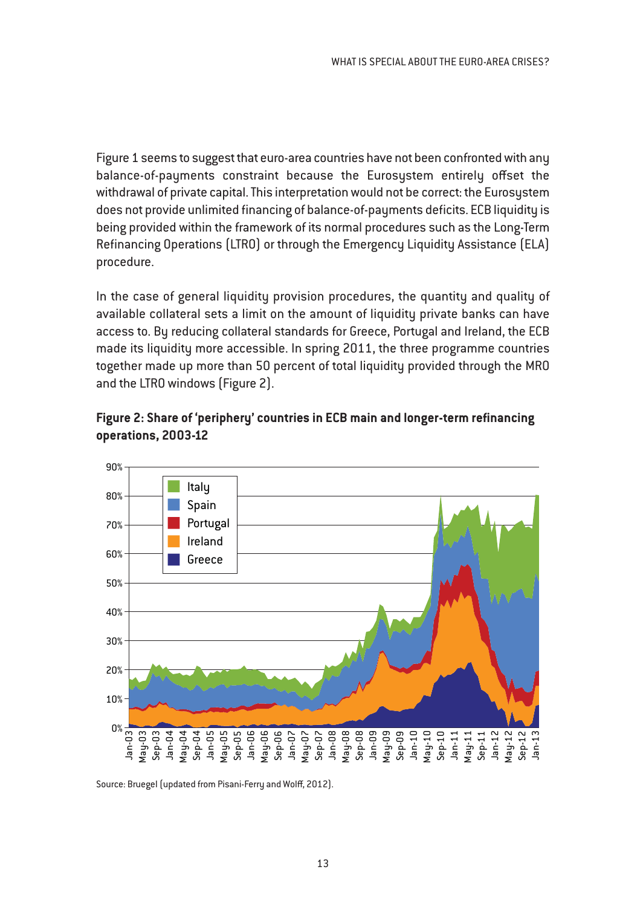Figure 1 seems to suggest that euro-area countries have not been confronted with any balance-of-payments constraint because the Eurosystem entirely offset the withdrawal of private capital. This interpretation would not be correct: the Eurosystem does not provide unlimited financing of balance-of-payments deficits. ECB liquidity is being provided within the framework of its normal procedures such as the Long-Term Refinancing Operations (LTRO) or through the Emergency Liquidity Assistance (ELA) procedure.

In the case of general liquidity provision procedures, the quantity and quality of available collateral sets a limit on the amount of liquidity private banks can have access to. By reducing collateral standards for Greece, Portugal and Ireland, the ECB made its liquidity more accessible. In spring 2011, the three programme countries together made up more than 50 percent of total liquidity provided through the MRO and the LTRO windows (Figure 2).

**Figure 2: Share of 'periphery' countries in ECB main and longer-term refinancing operations, 2003-12**

Source: Bruegel (updated from Pisani-Ferry and Wolff, 2012).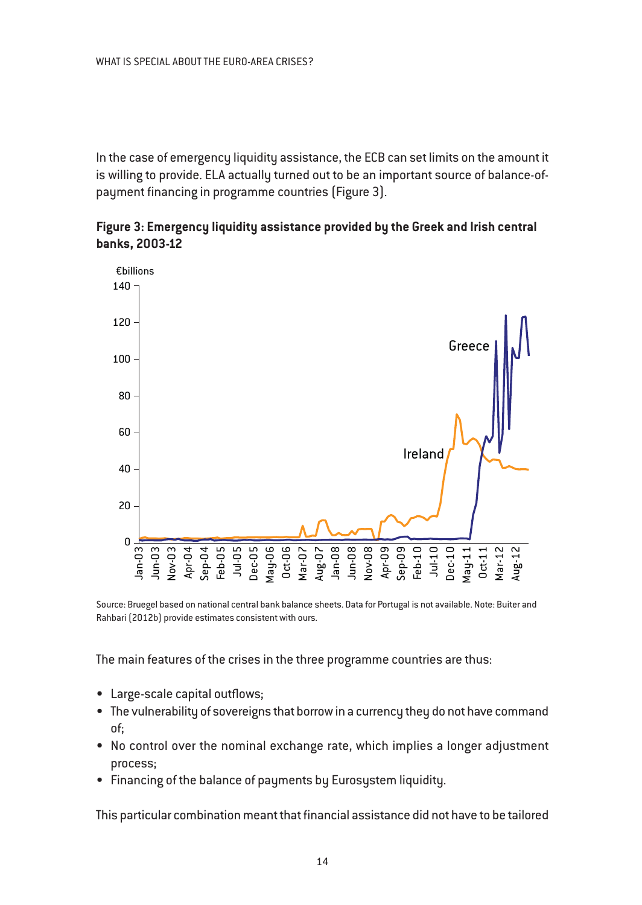In the case of emergency liquidity assistance, the ECB can set limits on the amount it is willing to provide. ELA actually turned out to be an important source of balance-of-payment financing in programme countries (Figure 3).

**Figure 3: Emergency liquidity assistance provided by the Greek and Irish central banks, 2003-12**

Source: Bruegel based on national central bank balance sheets. Data for Portugal is not available. Note: Buiter and Rahbari (2012b) provide estimates consistent with ours.

The main features of the crises in the three programme countries are thus:

- Large-scale capital outflows;
- The vulnerability of sovereigns that borrow in a currency they do not have command of;
- No control over the nominal exchange rate, which implies a longer adjustment process;
- Financing of the balance of payments by Eurosystem liquidity.

This particular combination meant that financial assistance did not have to be tailored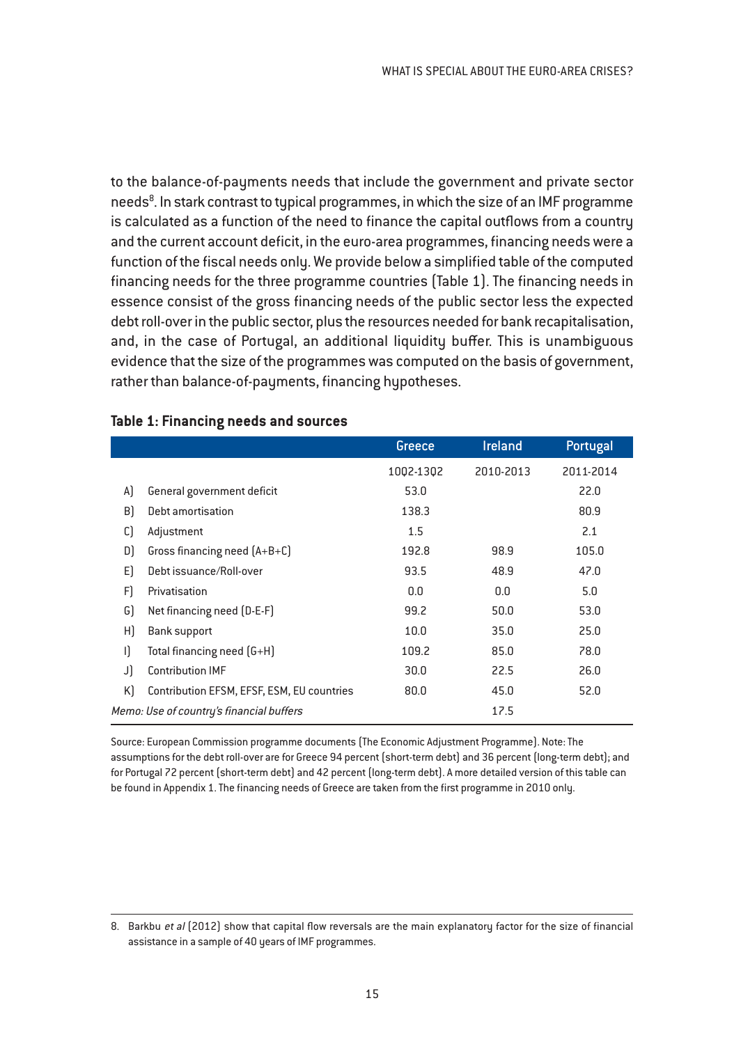to the balance-of-payments needs that include the government and private sector needs[8]. In stark contrast to typical programmes, in which the size of an IMF programme is calculated as a function of the need to finance the capital outflows from a country and the current account deficit, in the euro-area programmes, financing needs were a function of the fiscal needs only. We provide below a simplified table of the computed financing needs for the three programme countries (Table 1). The financing needs in essence consist of the gross financing needs of the public sector less the expected debt roll-over in the public sector, plus the resources needed for bank recapitalisation, and, in the case of Portugal, an additional liquidity buffer. This is unambiguous evidence that the size of the programmes was computed on the basis of government, rather than balance-of-payments, financing hypotheses.

**Table 1: Financing needs and sources**

| | | Greece | Ireland | Portugal |
|---|---|---|---|---|
| | | 10Q2-13Q2 | 2010-2013 | 2011-2014 |
| A) | General government deficit | 53.0 | | 22.0 |
| B) | Debt amortisation | 138.3 | | 80.9 |
| C) | Adjustment | 1.5 | | 2.1 |
| D) | Gross financing need (A+B+C) | 192.8 | 98.9 | 105.0 |
| E) | Debt issuance/Roll-over | 93.5 | 48.9 | 47.0 |
| F) | Privatisation | 0.0 | 0.0 | 5.0 |
| G) | Net financing need (D-E-F) | 99.2 | 50.0 | 53.0 |
| H) | Bank support | 10.0 | 35.0 | 25.0 |
| I) | Total financing need (G+H) | 109.2 | 85.0 | 78.0 |
| J) | Contribution IMF | 30.0 | 22.5 | 26.0 |
| K) | Contribution EFSM, EFSF, ESM, EU countries | 80.0 | 45.0 | 52.0 |
| *Memo: Use of country's financial buffers* | | | 17.5 | |

Source: European Commission programme documents (The Economic Adjustment Programme). Note: The assumptions for the debt roll-over are for Greece 94 percent (short-term debt) and 36 percent (long-term debt); and for Portugal 72 percent (short-term debt) and 42 percent (long-term debt). A more detailed version of this table can be found in Appendix 1. The financing needs of Greece are taken from the first programme in 2010 only.

8. Barkbu *et al* (2012) show that capital flow reversals are the main explanatory factor for the size of financial assistance in a sample of 40 years of IMF programmes.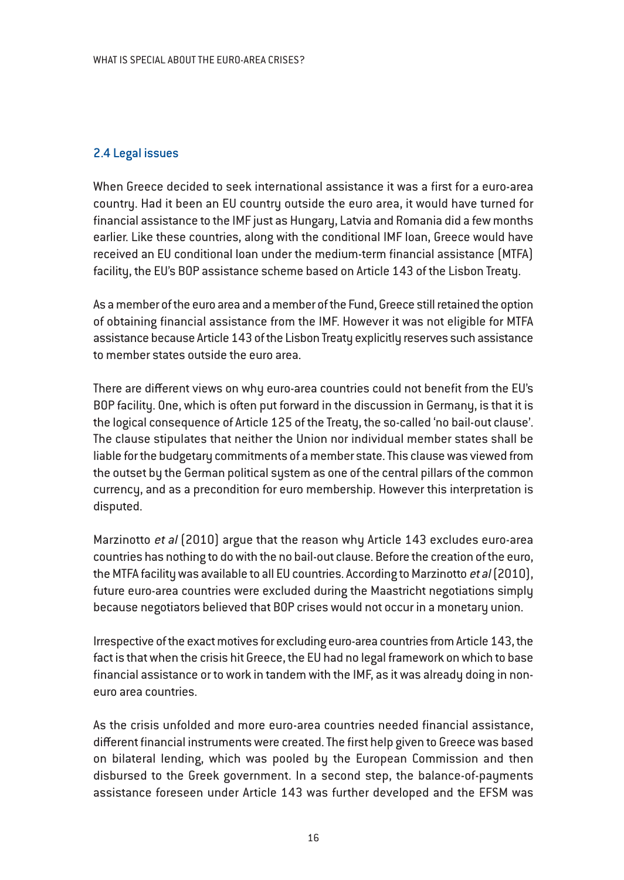## 2.4 Legal issues

When Greece decided to seek international assistance it was a first for a euro-area country. Had it been an EU country outside the euro area, it would have turned for financial assistance to the IMF just as Hungary, Latvia and Romania did a few months earlier. Like these countries, along with the conditional IMF loan, Greece would have received an EU conditional loan under the medium-term financial assistance (MTFA) facility, the EU's BOP assistance scheme based on Article 143 of the Lisbon Treaty.

As a member of the euro area and a member of the Fund, Greece still retained the option of obtaining financial assistance from the IMF. However it was not eligible for MTFA assistance because Article 143 of the Lisbon Treaty explicitly reserves such assistance to member states outside the euro area.

There are different views on why euro-area countries could not benefit from the EU's BOP facility. One, which is often put forward in the discussion in Germany, is that it is the logical consequence of Article 125 of the Treaty, the so-called 'no bail-out clause'. The clause stipulates that neither the Union nor individual member states shall be liable for the budgetary commitments of a member state. This clause was viewed from the outset by the German political system as one of the central pillars of the common currency, and as a precondition for euro membership. However this interpretation is disputed.

Marzinotto *et al* (2010) argue that the reason why Article 143 excludes euro-area countries has nothing to do with the no bail-out clause. Before the creation of the euro, the MTFA facility was available to all EU countries. According to Marzinotto *et al* (2010), future euro-area countries were excluded during the Maastricht negotiations simply because negotiators believed that BOP crises would not occur in a monetary union.

Irrespective of the exact motives for excluding euro-area countries from Article 143, the fact is that when the crisis hit Greece, the EU had no legal framework on which to base financial assistance or to work in tandem with the IMF, as it was already doing in non-euro area countries.

As the crisis unfolded and more euro-area countries needed financial assistance, different financial instruments were created. The first help given to Greece was based on bilateral lending, which was pooled by the European Commission and then disbursed to the Greek government. In a second step, the balance-of-payments assistance foreseen under Article 143 was further developed and the EFSM was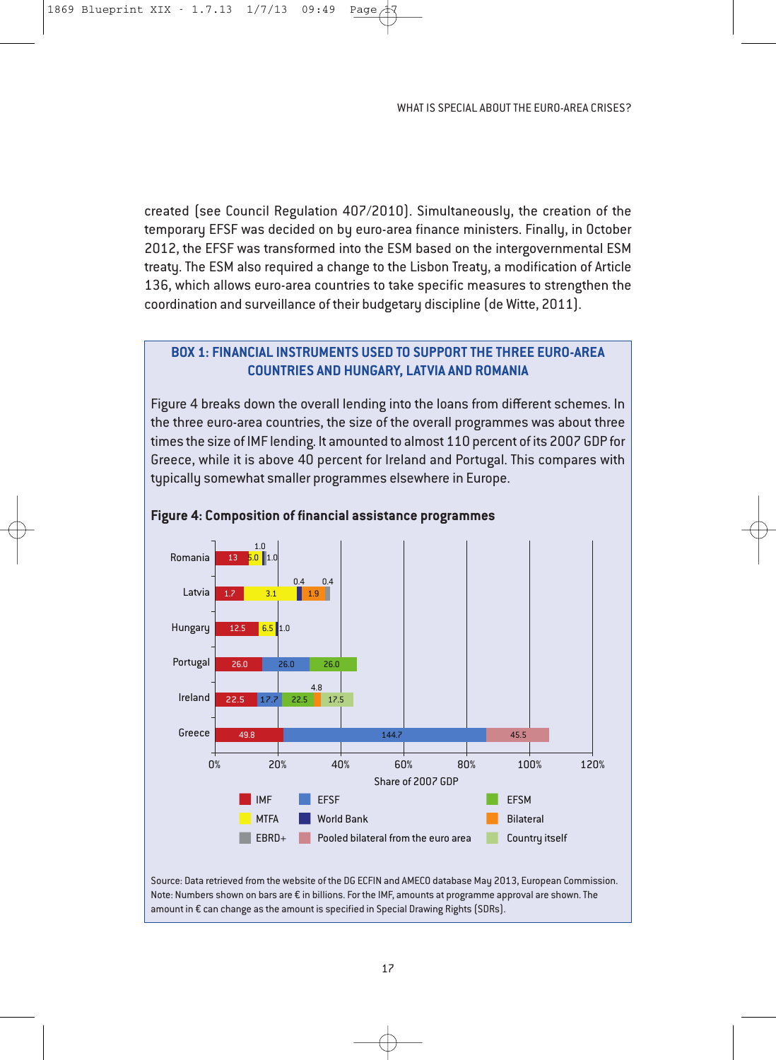created (see Council Regulation 407/2010). Simultaneously, the creation of the temporary EFSF was decided on by euro-area finance ministers. Finally, in October 2012, the EFSF was transformed into the ESM based on the intergovernmental ESM treaty. The ESM also required a change to the Lisbon Treaty, a modification of Article 136, which allows euro-area countries to take specific measures to strengthen the coordination and surveillance of their budgetary discipline (de Witte, 2011).

## BOX 1: FINANCIAL INSTRUMENTS USED TO SUPPORT THE THREE EURO-AREA COUNTRIES AND HUNGARY, LATVIA AND ROMANIA

Figure 4 breaks down the overall lending into the loans from different schemes. In the three euro-area countries, the size of the overall programmes was about three times the size of IMF lending. It amounted to almost 110 percent of its 2007 GDP for Greece, while it is above 40 percent for Ireland and Portugal. This compares with typically somewhat smaller programmes elsewhere in Europe.

**Figure 4: Composition of financial assistance programmes**

| Country | IMF | MTFA | EBRD+ | EFSF | World Bank | Pooled bilateral from the euro area | EFSM | Bilateral | Country itself |
|---|---|---|---|---|---|---|---|---|---|
| Romania | 13 | 5.0 | 1.0 | | 1.0 | | | | |
| Latvia | 1.7 | 3.1 | 0.4 | | 0.4 | | | 1.9 | |
| Hungary | 12.5 | 6.5 | | | 1.0 | | | | |
| Portugal | 26.0 | | | 26.0 | | | 26.0 | | |
| Ireland | 22.5 | | | 17.7 | | | 22.5 | 4.8 | 17.5 |
| Greece | 49.8 | | | 144.7 | | 45.5 | | | |

Share of 2007 GDP (axis: 0%, 20%, 40%, 60%, 80%, 100%, 120%)

Source: Data retrieved from the website of the DG ECFIN and AMECO database May 2013, European Commission. Note: Numbers shown on bars are € in billions. For the IMF, amounts at programme approval are shown. The amount in € can change as the amount is specified in Special Drawing Rights (SDRs).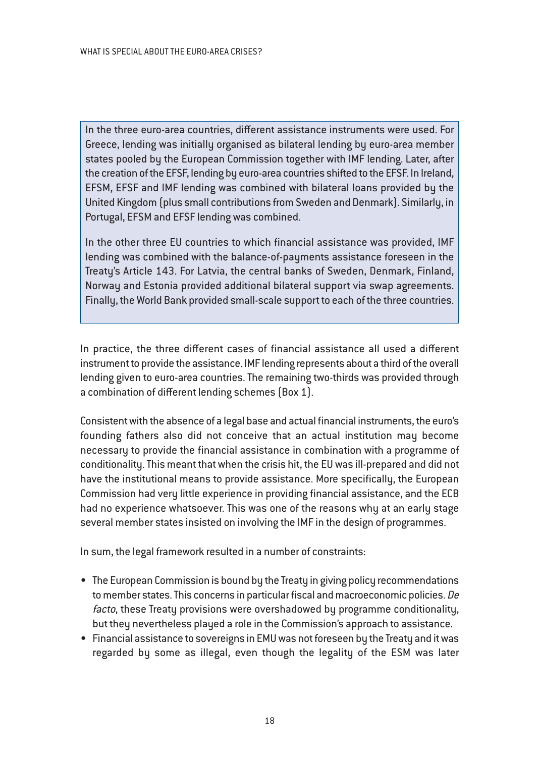In the three euro-area countries, different assistance instruments were used. For Greece, lending was initially organised as bilateral lending by euro-area member states pooled by the European Commission together with IMF lending. Later, after the creation of the EFSF, lending by euro-area countries shifted to the EFSF. In Ireland, EFSM, EFSF and IMF lending was combined with bilateral loans provided by the United Kingdom (plus small contributions from Sweden and Denmark). Similarly, in Portugal, EFSM and EFSF lending was combined.

In the other three EU countries to which financial assistance was provided, IMF lending was combined with the balance-of-payments assistance foreseen in the Treaty's Article 143. For Latvia, the central banks of Sweden, Denmark, Finland, Norway and Estonia provided additional bilateral support via swap agreements. Finally, the World Bank provided small-scale support to each of the three countries.

In practice, the three different cases of financial assistance all used a different instrument to provide the assistance. IMF lending represents about a third of the overall lending given to euro-area countries. The remaining two-thirds was provided through a combination of different lending schemes (Box 1).

Consistent with the absence of a legal base and actual financial instruments, the euro's founding fathers also did not conceive that an actual institution may become necessary to provide the financial assistance in combination with a programme of conditionality. This meant that when the crisis hit, the EU was ill-prepared and did not have the institutional means to provide assistance. More specifically, the European Commission had very little experience in providing financial assistance, and the ECB had no experience whatsoever. This was one of the reasons why at an early stage several member states insisted on involving the IMF in the design of programmes.

In sum, the legal framework resulted in a number of constraints:

- The European Commission is bound by the Treaty in giving policy recommendations to member states. This concerns in particular fiscal and macroeconomic policies. *De facto*, these Treaty provisions were overshadowed by programme conditionality, but they nevertheless played a role in the Commission's approach to assistance.
- Financial assistance to sovereigns in EMU was not foreseen by the Treaty and it was regarded by some as illegal, even though the legality of the ESM was later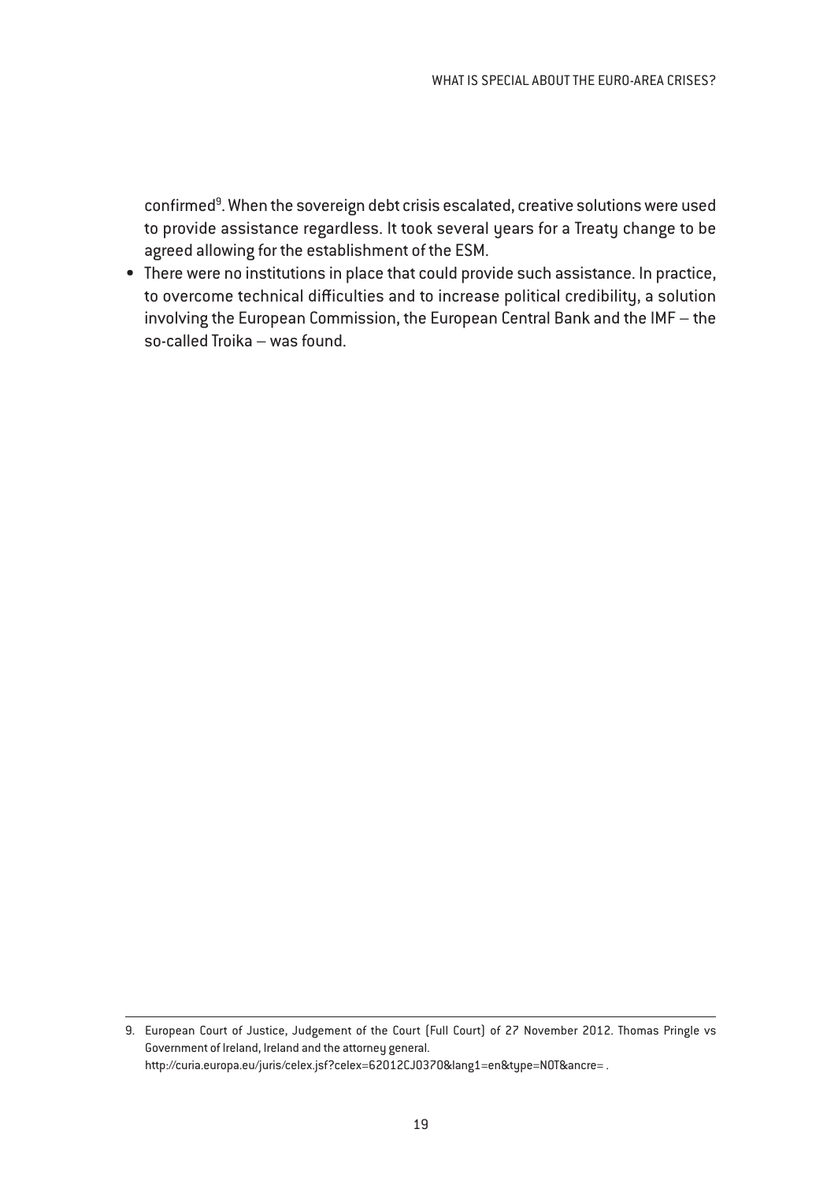confirmed[9]. When the sovereign debt crisis escalated, creative solutions were used to provide assistance regardless. It took several years for a Treaty change to be agreed allowing for the establishment of the ESM.

- There were no institutions in place that could provide such assistance. In practice, to overcome technical difficulties and to increase political credibility, a solution involving the European Commission, the European Central Bank and the IMF – the so-called Troika – was found.

---

9. European Court of Justice, Judgement of the Court (Full Court) of 27 November 2012. Thomas Pringle vs Government of Ireland, Ireland and the attorney general. http://curia.europa.eu/juris/celex.jsf?celex=62012CJ0370&lang1=en&type=NOT&ancre= .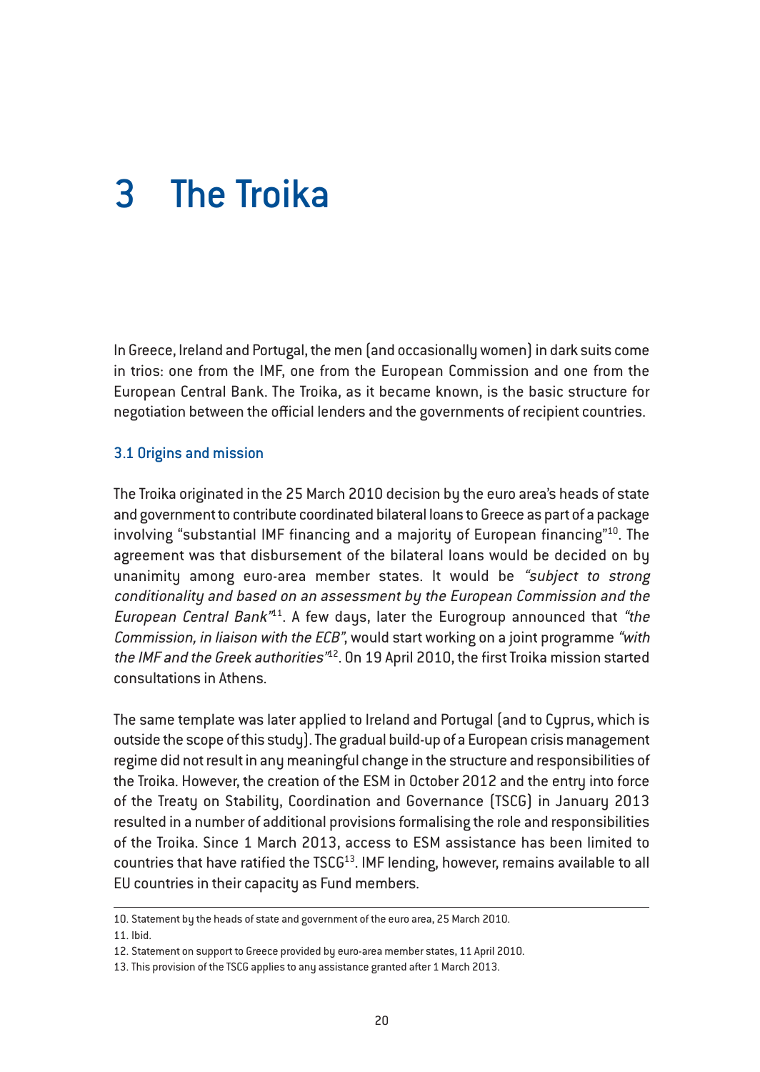# 3 The Troika

In Greece, Ireland and Portugal, the men (and occasionally women) in dark suits come in trios: one from the IMF, one from the European Commission and one from the European Central Bank. The Troika, as it became known, is the basic structure for negotiation between the official lenders and the governments of recipient countries.

## 3.1 Origins and mission

The Troika originated in the 25 March 2010 decision by the euro area's heads of state and government to contribute coordinated bilateral loans to Greece as part of a package involving "substantial IMF financing and a majority of European financing"[10]. The agreement was that disbursement of the bilateral loans would be decided on by unanimity among euro-area member states. It would be *"subject to strong conditionality and based on an assessment by the European Commission and the European Central Bank"*[11]. A few days, later the Eurogroup announced that *"the Commission, in liaison with the ECB"*, would start working on a joint programme *"with the IMF and the Greek authorities"*[12]. On 19 April 2010, the first Troika mission started consultations in Athens.

The same template was later applied to Ireland and Portugal (and to Cyprus, which is outside the scope of this study). The gradual build-up of a European crisis management regime did not result in any meaningful change in the structure and responsibilities of the Troika. However, the creation of the ESM in October 2012 and the entry into force of the Treaty on Stability, Coordination and Governance (TSCG) in January 2013 resulted in a number of additional provisions formalising the role and responsibilities of the Troika. Since 1 March 2013, access to ESM assistance has been limited to countries that have ratified the TSCG[13]. IMF lending, however, remains available to all EU countries in their capacity as Fund members.

---

10. Statement by the heads of state and government of the euro area, 25 March 2010.

11. Ibid.

12. Statement on support to Greece provided by euro-area member states, 11 April 2010.

13. This provision of the TSCG applies to any assistance granted after 1 March 2013.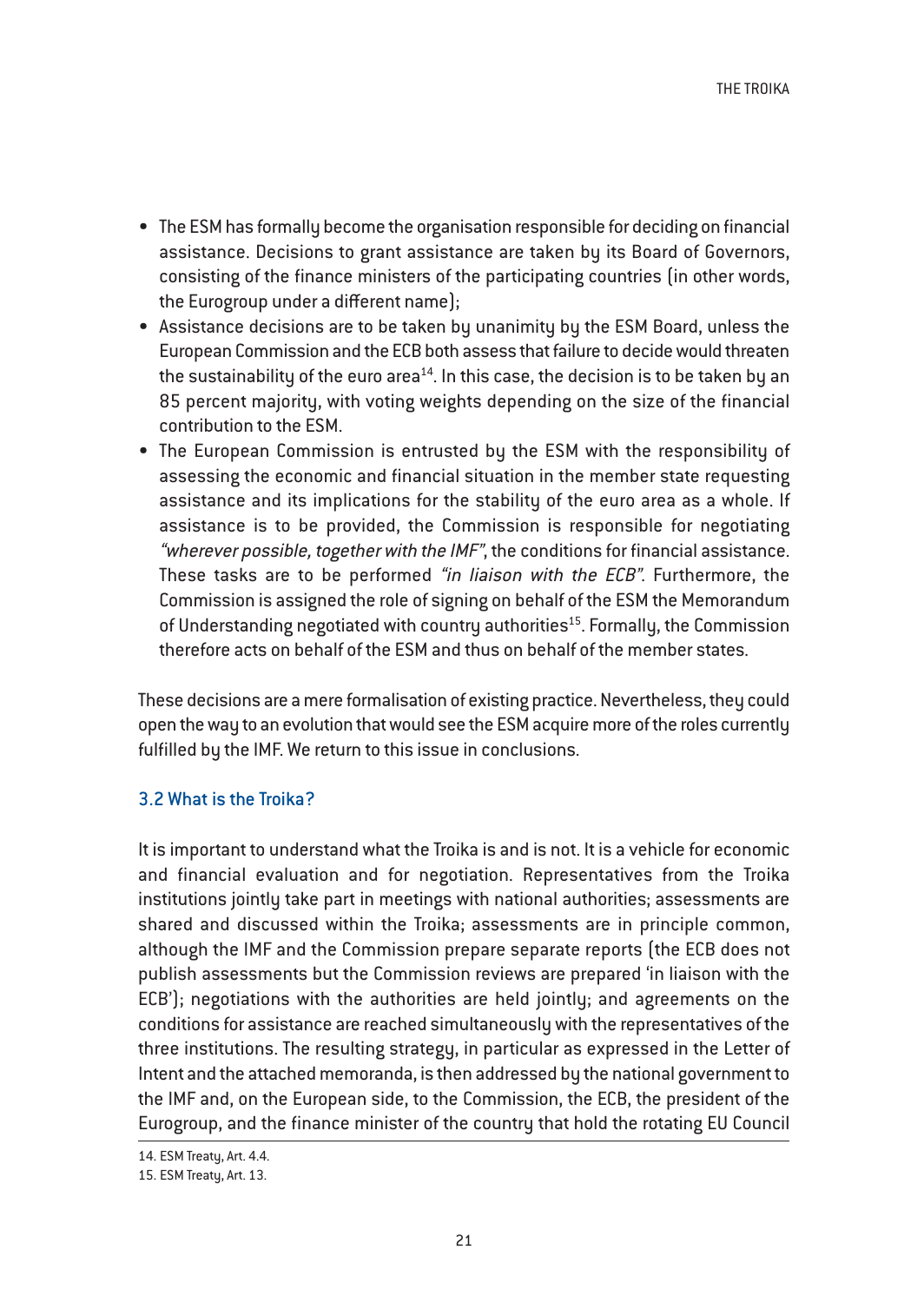- The ESM has formally become the organisation responsible for deciding on financial assistance. Decisions to grant assistance are taken by its Board of Governors, consisting of the finance ministers of the participating countries (in other words, the Eurogroup under a different name);
- Assistance decisions are to be taken by unanimity by the ESM Board, unless the European Commission and the ECB both assess that failure to decide would threaten the sustainability of the euro area[14]. In this case, the decision is to be taken by an 85 percent majority, with voting weights depending on the size of the financial contribution to the ESM.
- The European Commission is entrusted by the ESM with the responsibility of assessing the economic and financial situation in the member state requesting assistance and its implications for the stability of the euro area as a whole. If assistance is to be provided, the Commission is responsible for negotiating *"wherever possible, together with the IMF"*, the conditions for financial assistance. These tasks are to be performed *"in liaison with the ECB"*. Furthermore, the Commission is assigned the role of signing on behalf of the ESM the Memorandum of Understanding negotiated with country authorities[15]. Formally, the Commission therefore acts on behalf of the ESM and thus on behalf of the member states.

These decisions are a mere formalisation of existing practice. Nevertheless, they could open the way to an evolution that would see the ESM acquire more of the roles currently fulfilled by the IMF. We return to this issue in conclusions.

### 3.2 What is the Troika?

It is important to understand what the Troika is and is not. It is a vehicle for economic and financial evaluation and for negotiation. Representatives from the Troika institutions jointly take part in meetings with national authorities; assessments are shared and discussed within the Troika; assessments are in principle common, although the IMF and the Commission prepare separate reports (the ECB does not publish assessments but the Commission reviews are prepared 'in liaison with the ECB'); negotiations with the authorities are held jointly; and agreements on the conditions for assistance are reached simultaneously with the representatives of the three institutions. The resulting strategy, in particular as expressed in the Letter of Intent and the attached memoranda, is then addressed by the national government to the IMF and, on the European side, to the Commission, the ECB, the president of the Eurogroup, and the finance minister of the country that hold the rotating EU Council

14. ESM Treaty, Art. 4.4.

15. ESM Treaty, Art. 13.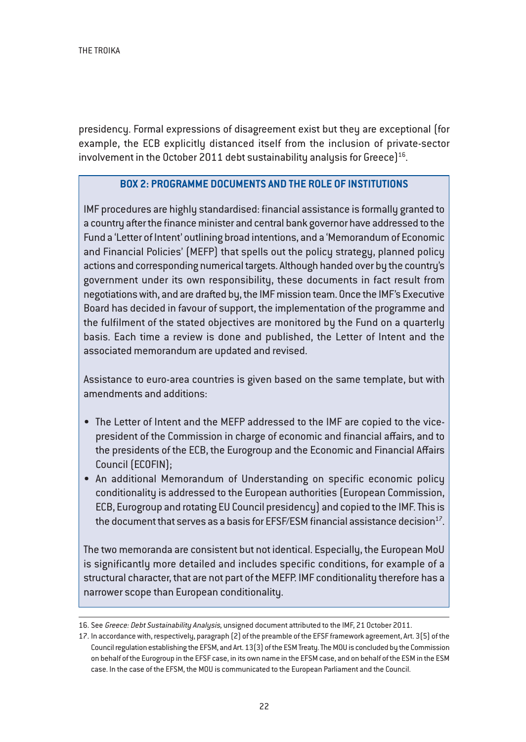presidency. Formal expressions of disagreement exist but they are exceptional (for example, the ECB explicitly distanced itself from the inclusion of private-sector involvement in the October 2011 debt sustainability analysis for Greece)[16].

### BOX 2: PROGRAMME DOCUMENTS AND THE ROLE OF INSTITUTIONS

IMF procedures are highly standardised: financial assistance is formally granted to a country after the finance minister and central bank governor have addressed to the Fund a 'Letter of Intent' outlining broad intentions, and a 'Memorandum of Economic and Financial Policies' (MEFP) that spells out the policy strategy, planned policy actions and corresponding numerical targets. Although handed over by the country's government under its own responsibility, these documents in fact result from negotiations with, and are drafted by, the IMF mission team. Once the IMF's Executive Board has decided in favour of support, the implementation of the programme and the fulfilment of the stated objectives are monitored by the Fund on a quarterly basis. Each time a review is done and published, the Letter of Intent and the associated memorandum are updated and revised.

Assistance to euro-area countries is given based on the same template, but with amendments and additions:

- The Letter of Intent and the MEFP addressed to the IMF are copied to the vice-president of the Commission in charge of economic and financial affairs, and to the presidents of the ECB, the Eurogroup and the Economic and Financial Affairs Council (ECOFIN);
- An additional Memorandum of Understanding on specific economic policy conditionality is addressed to the European authorities (European Commission, ECB, Eurogroup and rotating EU Council presidency) and copied to the IMF. This is the document that serves as a basis for EFSF/ESM financial assistance decision[17].

The two memoranda are consistent but not identical. Especially, the European MoU is significantly more detailed and includes specific conditions, for example of a structural character, that are not part of the MEFP. IMF conditionality therefore has a narrower scope than European conditionality.

---

16. See *Greece: Debt Sustainability Analysis*, unsigned document attributed to the IMF, 21 October 2011.

17. In accordance with, respectively, paragraph (2) of the preamble of the EFSF framework agreement, Art. 3(5) of the Council regulation establishing the EFSM, and Art. 13(3) of the ESM Treaty. The MOU is concluded by the Commission on behalf of the Eurogroup in the EFSF case, in its own name in the EFSM case, and on behalf of the ESM in the ESM case. In the case of the EFSM, the MOU is communicated to the European Parliament and the Council.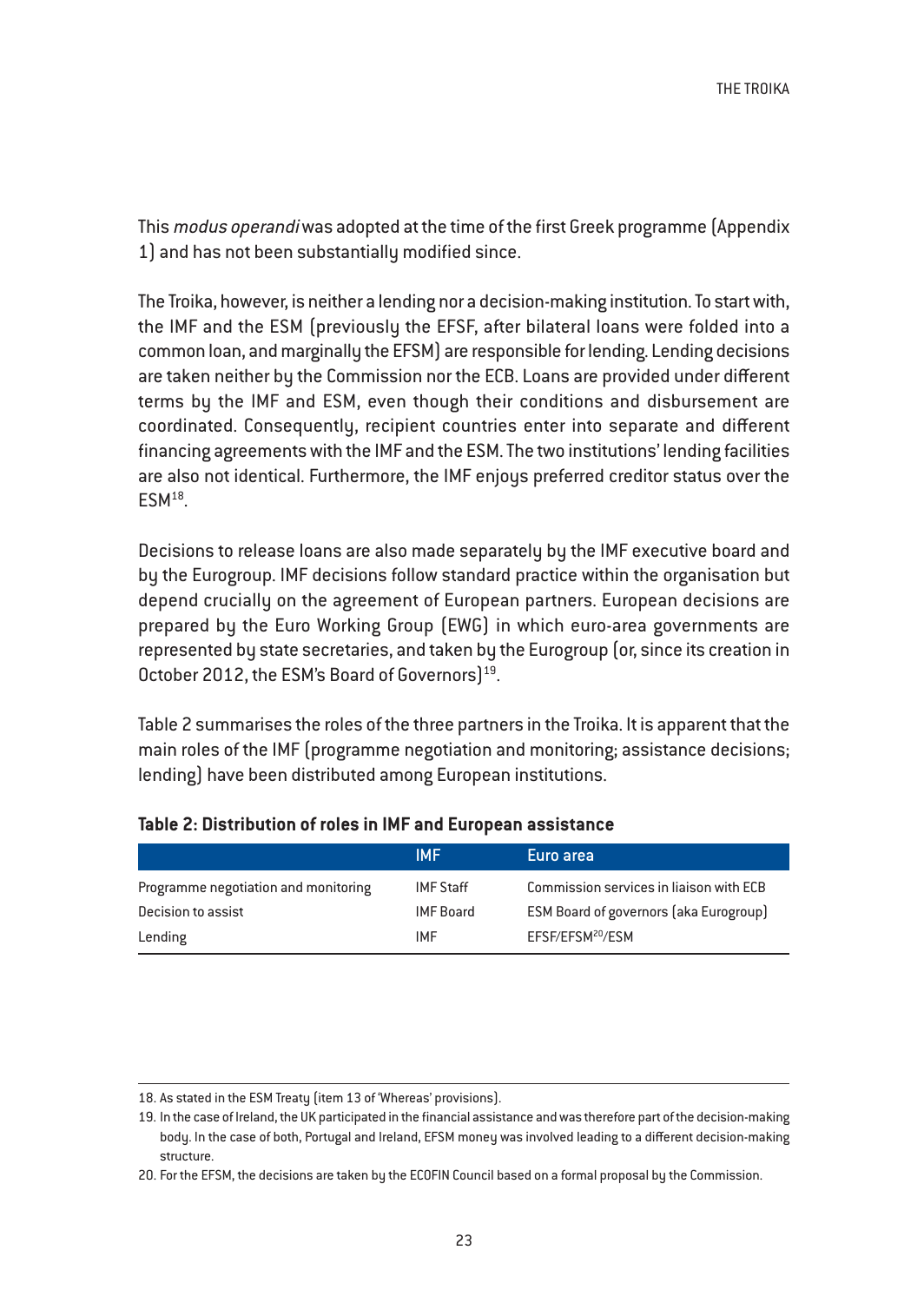This *modus operandi* was adopted at the time of the first Greek programme (Appendix 1) and has not been substantially modified since.

The Troika, however, is neither a lending nor a decision-making institution. To start with, the IMF and the ESM (previously the EFSF, after bilateral loans were folded into a common loan, and marginally the EFSM) are responsible for lending. Lending decisions are taken neither by the Commission nor the ECB. Loans are provided under different terms by the IMF and ESM, even though their conditions and disbursement are coordinated. Consequently, recipient countries enter into separate and different financing agreements with the IMF and the ESM. The two institutions' lending facilities are also not identical. Furthermore, the IMF enjoys preferred creditor status over the ESM[18].

Decisions to release loans are also made separately by the IMF executive board and by the Eurogroup. IMF decisions follow standard practice within the organisation but depend crucially on the agreement of European partners. European decisions are prepared by the Euro Working Group (EWG) in which euro-area governments are represented by state secretaries, and taken by the Eurogroup (or, since its creation in October 2012, the ESM's Board of Governors)[19].

Table 2 summarises the roles of the three partners in the Troika. It is apparent that the main roles of the IMF (programme negotiation and monitoring; assistance decisions; lending) have been distributed among European institutions.

**Table 2: Distribution of roles in IMF and European assistance**

| | IMF | Euro area |
|---|---|---|
| Programme negotiation and monitoring | IMF Staff | Commission services in liaison with ECB |
| Decision to assist | IMF Board | ESM Board of governors (aka Eurogroup) |
| Lending | IMF | EFSF/EFSM[20]/ESM |

18. As stated in the ESM Treaty (item 13 of 'Whereas' provisions).

19. In the case of Ireland, the UK participated in the financial assistance and was therefore part of the decision-making body. In the case of both, Portugal and Ireland, EFSM money was involved leading to a different decision-making structure.

20. For the EFSM, the decisions are taken by the ECOFIN Council based on a formal proposal by the Commission.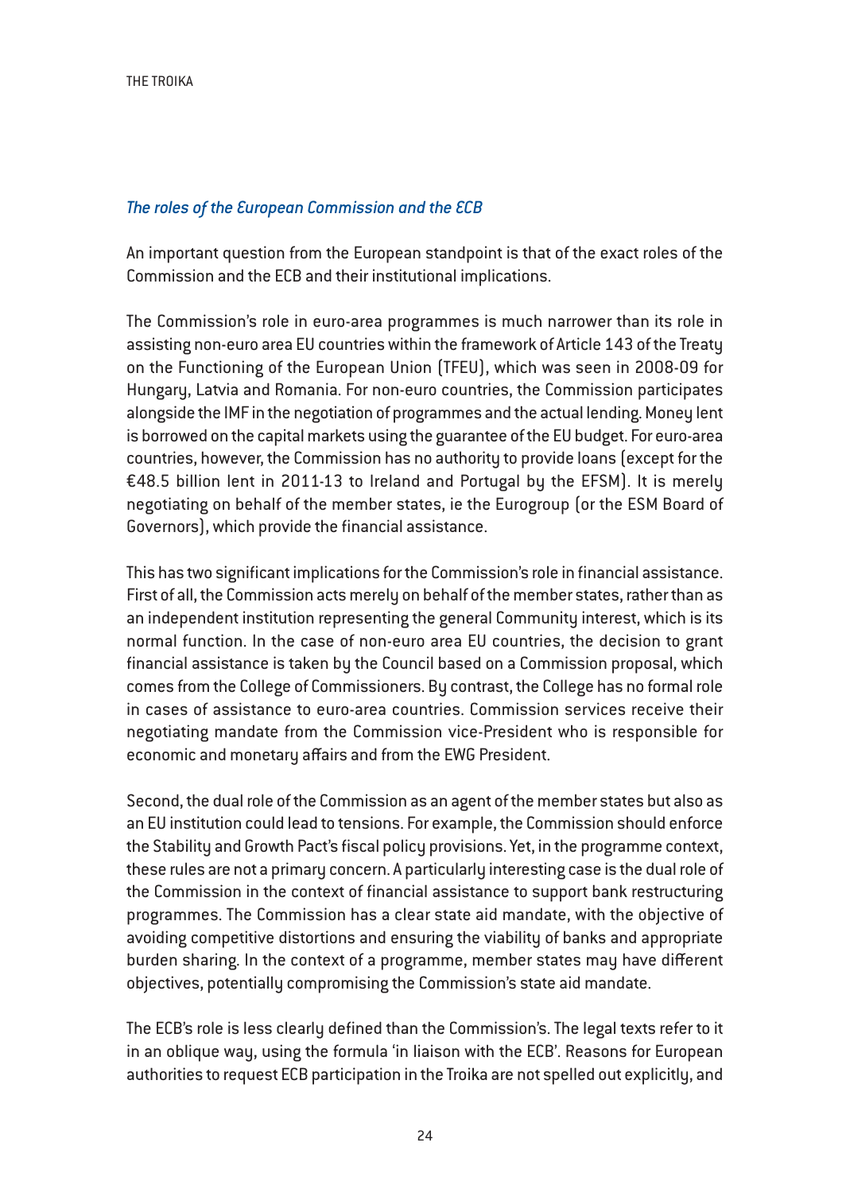### *The roles of the European Commission and the ECB*

An important question from the European standpoint is that of the exact roles of the Commission and the ECB and their institutional implications.

The Commission's role in euro-area programmes is much narrower than its role in assisting non-euro area EU countries within the framework of Article 143 of the Treaty on the Functioning of the European Union (TFEU), which was seen in 2008-09 for Hungary, Latvia and Romania. For non-euro countries, the Commission participates alongside the IMF in the negotiation of programmes and the actual lending. Money lent is borrowed on the capital markets using the guarantee of the EU budget. For euro-area countries, however, the Commission has no authority to provide loans (except for the €48.5 billion lent in 2011-13 to Ireland and Portugal by the EFSM). It is merely negotiating on behalf of the member states, ie the Eurogroup (or the ESM Board of Governors), which provide the financial assistance.

This has two significant implications for the Commission's role in financial assistance. First of all, the Commission acts merely on behalf of the member states, rather than as an independent institution representing the general Community interest, which is its normal function. In the case of non-euro area EU countries, the decision to grant financial assistance is taken by the Council based on a Commission proposal, which comes from the College of Commissioners. By contrast, the College has no formal role in cases of assistance to euro-area countries. Commission services receive their negotiating mandate from the Commission vice-President who is responsible for economic and monetary affairs and from the EWG President.

Second, the dual role of the Commission as an agent of the member states but also as an EU institution could lead to tensions. For example, the Commission should enforce the Stability and Growth Pact's fiscal policy provisions. Yet, in the programme context, these rules are not a primary concern. A particularly interesting case is the dual role of the Commission in the context of financial assistance to support bank restructuring programmes. The Commission has a clear state aid mandate, with the objective of avoiding competitive distortions and ensuring the viability of banks and appropriate burden sharing. In the context of a programme, member states may have different objectives, potentially compromising the Commission's state aid mandate.

The ECB's role is less clearly defined than the Commission's. The legal texts refer to it in an oblique way, using the formula 'in liaison with the ECB'. Reasons for European authorities to request ECB participation in the Troika are not spelled out explicitly, and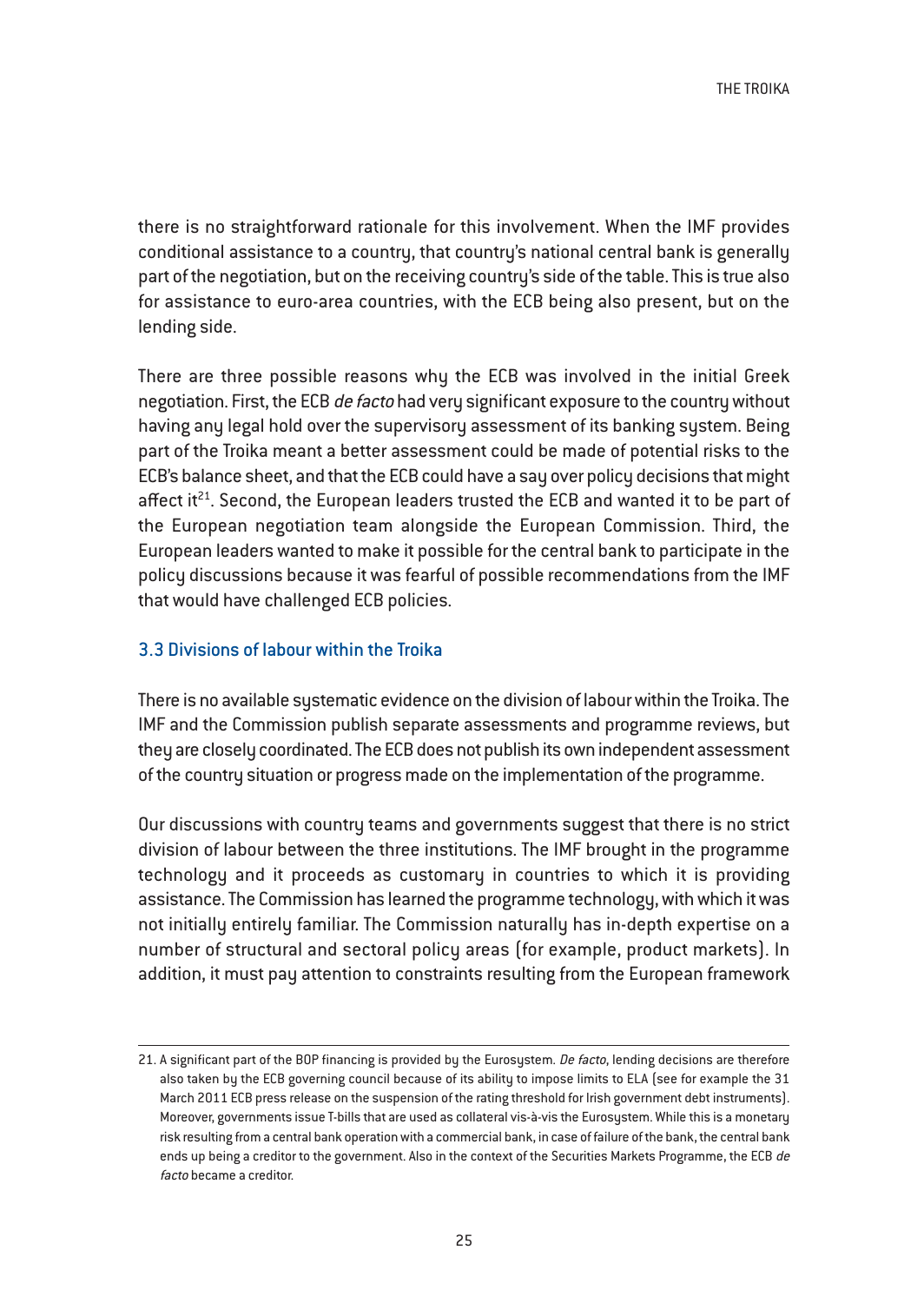there is no straightforward rationale for this involvement. When the IMF provides conditional assistance to a country, that country's national central bank is generally part of the negotiation, but on the receiving country's side of the table. This is true also for assistance to euro-area countries, with the ECB being also present, but on the lending side.

There are three possible reasons why the ECB was involved in the initial Greek negotiation. First, the ECB *de facto* had very significant exposure to the country without having any legal hold over the supervisory assessment of its banking system. Being part of the Troika meant a better assessment could be made of potential risks to the ECB's balance sheet, and that the ECB could have a say over policy decisions that might affect it[21]. Second, the European leaders trusted the ECB and wanted it to be part of the European negotiation team alongside the European Commission. Third, the European leaders wanted to make it possible for the central bank to participate in the policy discussions because it was fearful of possible recommendations from the IMF that would have challenged ECB policies.

### 3.3 Divisions of labour within the Troika

There is no available systematic evidence on the division of labour within the Troika. The IMF and the Commission publish separate assessments and programme reviews, but they are closely coordinated. The ECB does not publish its own independent assessment of the country situation or progress made on the implementation of the programme.

Our discussions with country teams and governments suggest that there is no strict division of labour between the three institutions. The IMF brought in the programme technology and it proceeds as customary in countries to which it is providing assistance. The Commission has learned the programme technology, with which it was not initially entirely familiar. The Commission naturally has in-depth expertise on a number of structural and sectoral policy areas (for example, product markets). In addition, it must pay attention to constraints resulting from the European framework

---

21. A significant part of the BOP financing is provided by the Eurosystem. *De facto*, lending decisions are therefore also taken by the ECB governing council because of its ability to impose limits to ELA (see for example the 31 March 2011 ECB press release on the suspension of the rating threshold for Irish government debt instruments). Moreover, governments issue T-bills that are used as collateral vis-à-vis the Eurosystem. While this is a monetary risk resulting from a central bank operation with a commercial bank, in case of failure of the bank, the central bank ends up being a creditor to the government. Also in the context of the Securities Markets Programme, the ECB *de facto* became a creditor.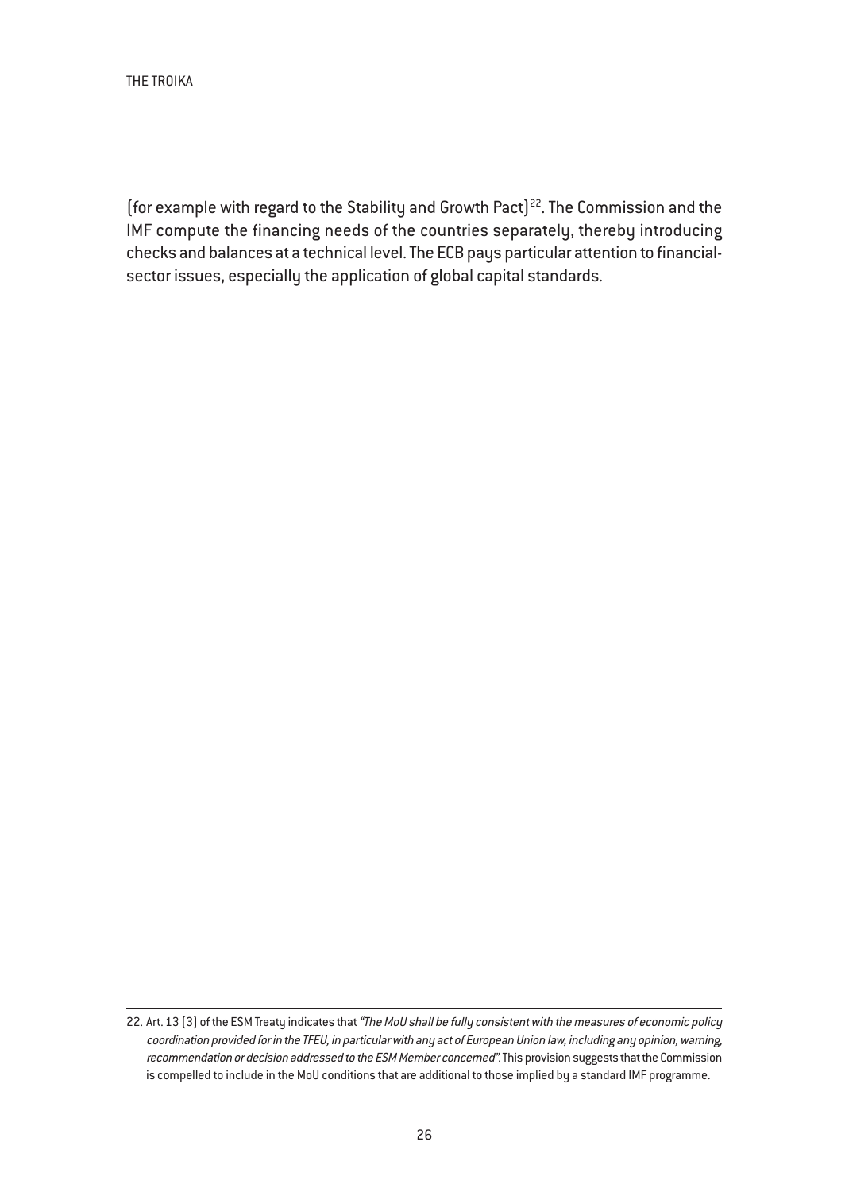(for example with regard to the Stability and Growth Pact)[22]. The Commission and the IMF compute the financing needs of the countries separately, thereby introducing checks and balances at a technical level. The ECB pays particular attention to financial-sector issues, especially the application of global capital standards.

---

22. Art. 13 (3) of the ESM Treaty indicates that *"The MoU shall be fully consistent with the measures of economic policy coordination provided for in the TFEU, in particular with any act of European Union law, including any opinion, warning, recommendation or decision addressed to the ESM Member concerned"*. This provision suggests that the Commission is compelled to include in the MoU conditions that are additional to those implied by a standard IMF programme.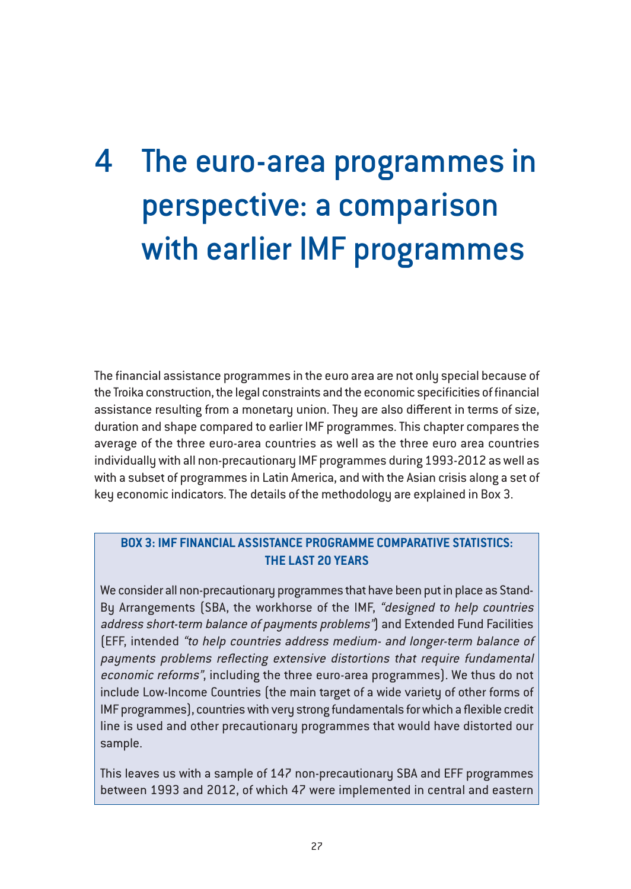# 4 The euro-area programmes in perspective: a comparison with earlier IMF programmes

The financial assistance programmes in the euro area are not only special because of the Troika construction, the legal constraints and the economic specificities of financial assistance resulting from a monetary union. They are also different in terms of size, duration and shape compared to earlier IMF programmes. This chapter compares the average of the three euro-area countries as well as the three euro area countries individually with all non-precautionary IMF programmes during 1993-2012 as well as with a subset of programmes in Latin America, and with the Asian crisis along a set of key economic indicators. The details of the methodology are explained in Box 3.

### BOX 3: IMF FINANCIAL ASSISTANCE PROGRAMME COMPARATIVE STATISTICS: THE LAST 20 YEARS

We consider all non-precautionary programmes that have been put in place as Stand-By Arrangements (SBA, the workhorse of the IMF, *"designed to help countries address short-term balance of payments problems"*) and Extended Fund Facilities (EFF, intended *"to help countries address medium- and longer-term balance of payments problems reflecting extensive distortions that require fundamental economic reforms"*, including the three euro-area programmes). We thus do not include Low-Income Countries (the main target of a wide variety of other forms of IMF programmes), countries with very strong fundamentals for which a flexible credit line is used and other precautionary programmes that would have distorted our sample.

This leaves us with a sample of 147 non-precautionary SBA and EFF programmes between 1993 and 2012, of which 47 were implemented in central and eastern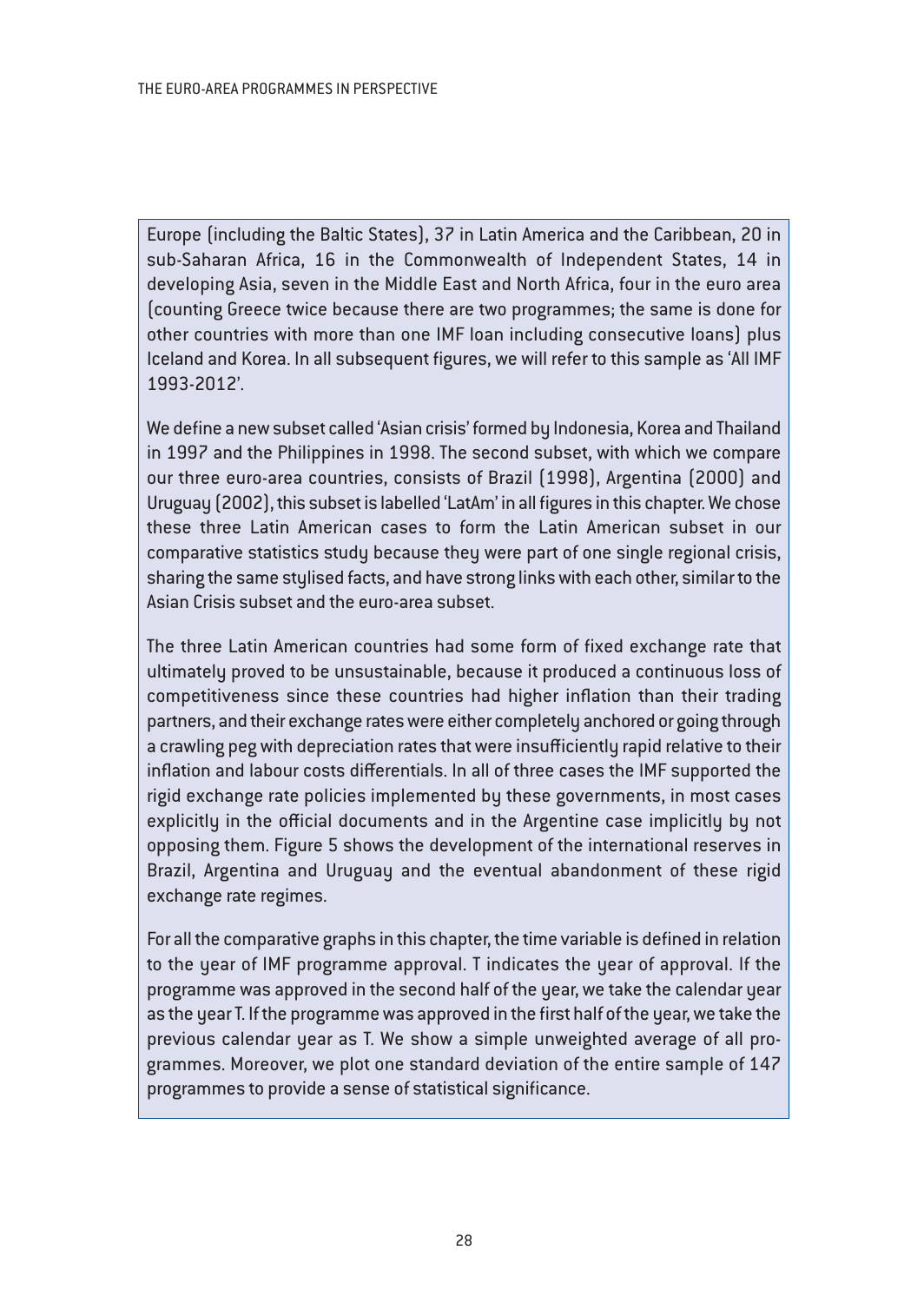Europe (including the Baltic States), 37 in Latin America and the Caribbean, 20 in sub-Saharan Africa, 16 in the Commonwealth of Independent States, 14 in developing Asia, seven in the Middle East and North Africa, four in the euro area (counting Greece twice because there are two programmes; the same is done for other countries with more than one IMF loan including consecutive loans) plus Iceland and Korea. In all subsequent figures, we will refer to this sample as 'All IMF 1993-2012'.

We define a new subset called 'Asian crisis' formed by Indonesia, Korea and Thailand in 1997 and the Philippines in 1998. The second subset, with which we compare our three euro-area countries, consists of Brazil (1998), Argentina (2000) and Uruguay (2002), this subset is labelled 'LatAm' in all figures in this chapter. We chose these three Latin American cases to form the Latin American subset in our comparative statistics study because they were part of one single regional crisis, sharing the same stylised facts, and have strong links with each other, similar to the Asian Crisis subset and the euro-area subset.

The three Latin American countries had some form of fixed exchange rate that ultimately proved to be unsustainable, because it produced a continuous loss of competitiveness since these countries had higher inflation than their trading partners, and their exchange rates were either completely anchored or going through a crawling peg with depreciation rates that were insufficiently rapid relative to their inflation and labour costs differentials. In all of three cases the IMF supported the rigid exchange rate policies implemented by these governments, in most cases explicitly in the official documents and in the Argentine case implicitly by not opposing them. Figure 5 shows the development of the international reserves in Brazil, Argentina and Uruguay and the eventual abandonment of these rigid exchange rate regimes.

For all the comparative graphs in this chapter, the time variable is defined in relation to the year of IMF programme approval. T indicates the year of approval. If the programme was approved in the second half of the year, we take the calendar year as the year T. If the programme was approved in the first half of the year, we take the previous calendar year as T. We show a simple unweighted average of all programmes. Moreover, we plot one standard deviation of the entire sample of 147 programmes to provide a sense of statistical significance.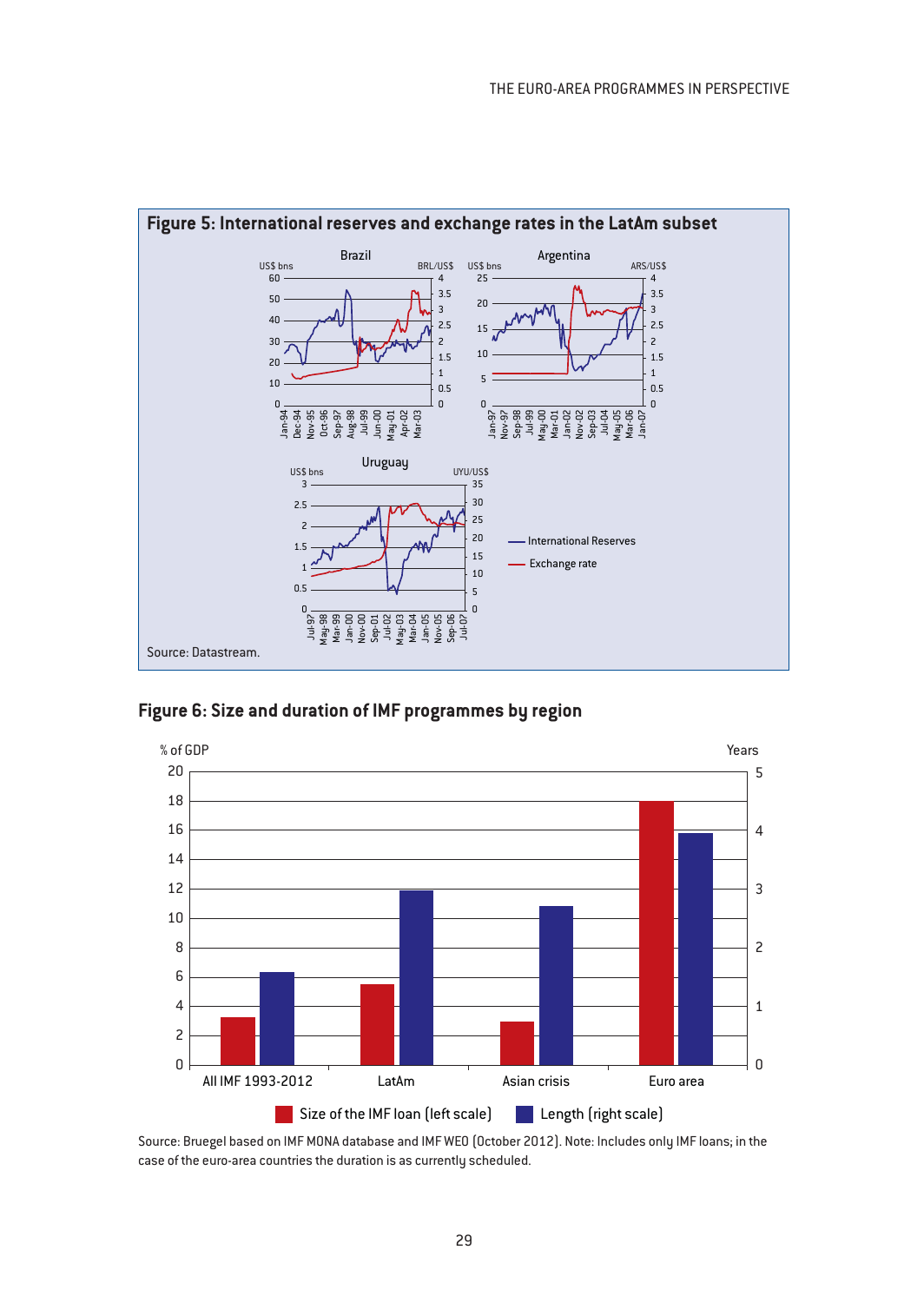**Figure 5: International reserves and exchange rates in the LatAm subset**

Source: Datastream.

**Figure 6: Size and duration of IMF programmes by region**

Source: Bruegel based on IMF MONA database and IMF WEO (October 2012). Note: Includes only IMF loans; in the case of the euro-area countries the duration is as currently scheduled.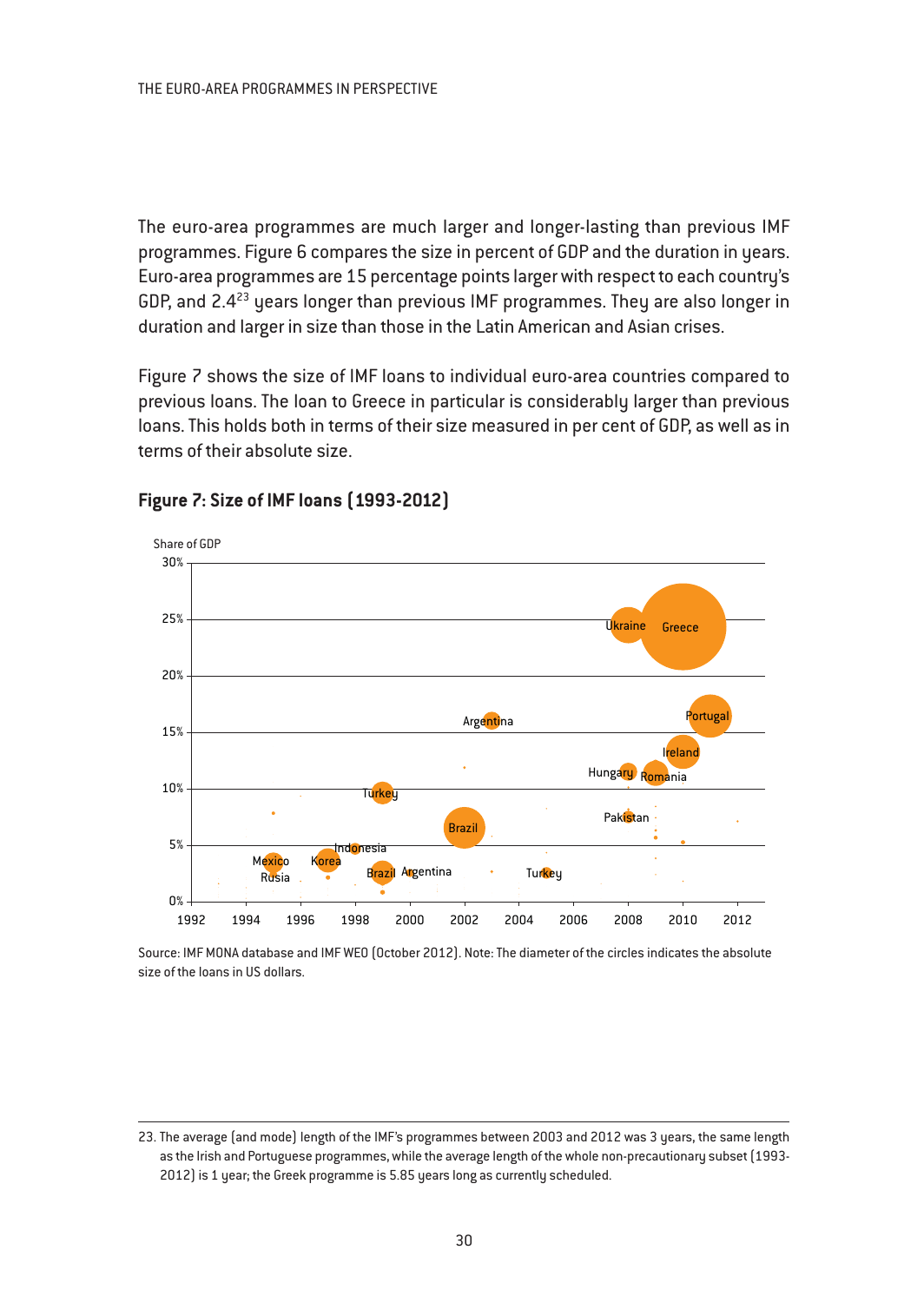The euro-area programmes are much larger and longer-lasting than previous IMF programmes. Figure 6 compares the size in percent of GDP and the duration in years. Euro-area programmes are 15 percentage points larger with respect to each country's GDP, and 2.4[23] years longer than previous IMF programmes. They are also longer in duration and larger in size than those in the Latin American and Asian crises.

Figure 7 shows the size of IMF loans to individual euro-area countries compared to previous loans. The loan to Greece in particular is considerably larger than previous loans. This holds both in terms of their size measured in per cent of GDP, as well as in terms of their absolute size.

## Figure 7: Size of IMF loans (1993-2012)

Source: IMF MONA database and IMF WEO (October 2012). Note: The diameter of the circles indicates the absolute size of the loans in US dollars.

23. The average (and mode) length of the IMF's programmes between 2003 and 2012 was 3 years, the same length as the Irish and Portuguese programmes, while the average length of the whole non-precautionary subset (1993-2012) is 1 year; the Greek programme is 5.85 years long as currently scheduled.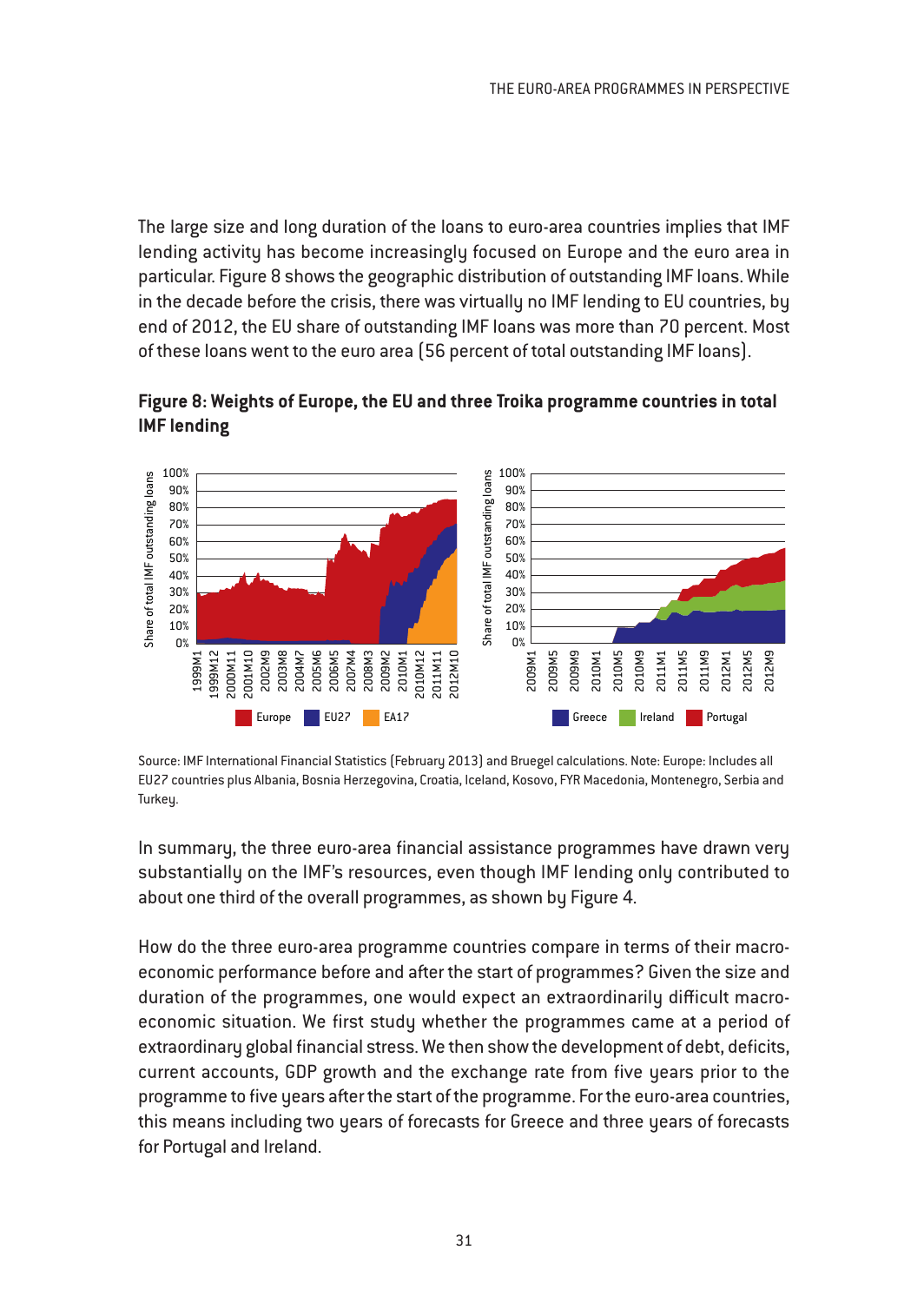The large size and long duration of the loans to euro-area countries implies that IMF lending activity has become increasingly focused on Europe and the euro area in particular. Figure 8 shows the geographic distribution of outstanding IMF loans. While in the decade before the crisis, there was virtually no IMF lending to EU countries, by end of 2012, the EU share of outstanding IMF loans was more than 70 percent. Most of these loans went to the euro area (56 percent of total outstanding IMF loans).

**Figure 8: Weights of Europe, the EU and three Troika programme countries in total IMF lending**

Source: IMF International Financial Statistics (February 2013) and Bruegel calculations. Note: Europe: Includes all EU27 countries plus Albania, Bosnia Herzegovina, Croatia, Iceland, Kosovo, FYR Macedonia, Montenegro, Serbia and Turkey.

In summary, the three euro-area financial assistance programmes have drawn very substantially on the IMF's resources, even though IMF lending only contributed to about one third of the overall programmes, as shown by Figure 4.

How do the three euro-area programme countries compare in terms of their macroeconomic performance before and after the start of programmes? Given the size and duration of the programmes, one would expect an extraordinarily difficult macroeconomic situation. We first study whether the programmes came at a period of extraordinary global financial stress. We then show the development of debt, deficits, current accounts, GDP growth and the exchange rate from five years prior to the programme to five years after the start of the programme. For the euro-area countries, this means including two years of forecasts for Greece and three years of forecasts for Portugal and Ireland.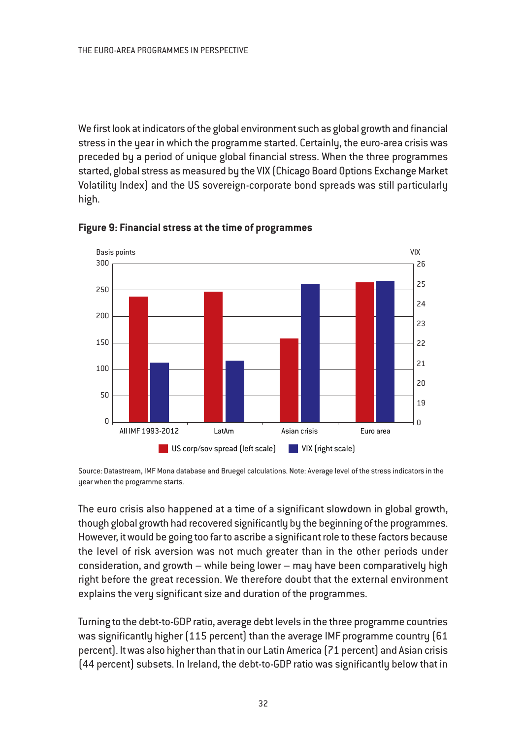We first look at indicators of the global environment such as global growth and financial stress in the year in which the programme started. Certainly, the euro-area crisis was preceded by a period of unique global financial stress. When the three programmes started, global stress as measured by the VIX (Chicago Board Options Exchange Market Volatility Index) and the US sovereign-corporate bond spreads was still particularly high.

**Figure 9: Financial stress at the time of programmes**

Source: Datastream, IMF Mona database and Bruegel calculations. Note: Average level of the stress indicators in the year when the programme starts.

The euro crisis also happened at a time of a significant slowdown in global growth, though global growth had recovered significantly by the beginning of the programmes. However, it would be going too far to ascribe a significant role to these factors because the level of risk aversion was not much greater than in the other periods under consideration, and growth – while being lower – may have been comparatively high right before the great recession. We therefore doubt that the external environment explains the very significant size and duration of the programmes.

Turning to the debt-to-GDP ratio, average debt levels in the three programme countries was significantly higher (115 percent) than the average IMF programme country (61 percent). It was also higher than that in our Latin America (71 percent) and Asian crisis (44 percent) subsets. In Ireland, the debt-to-GDP ratio was significantly below that in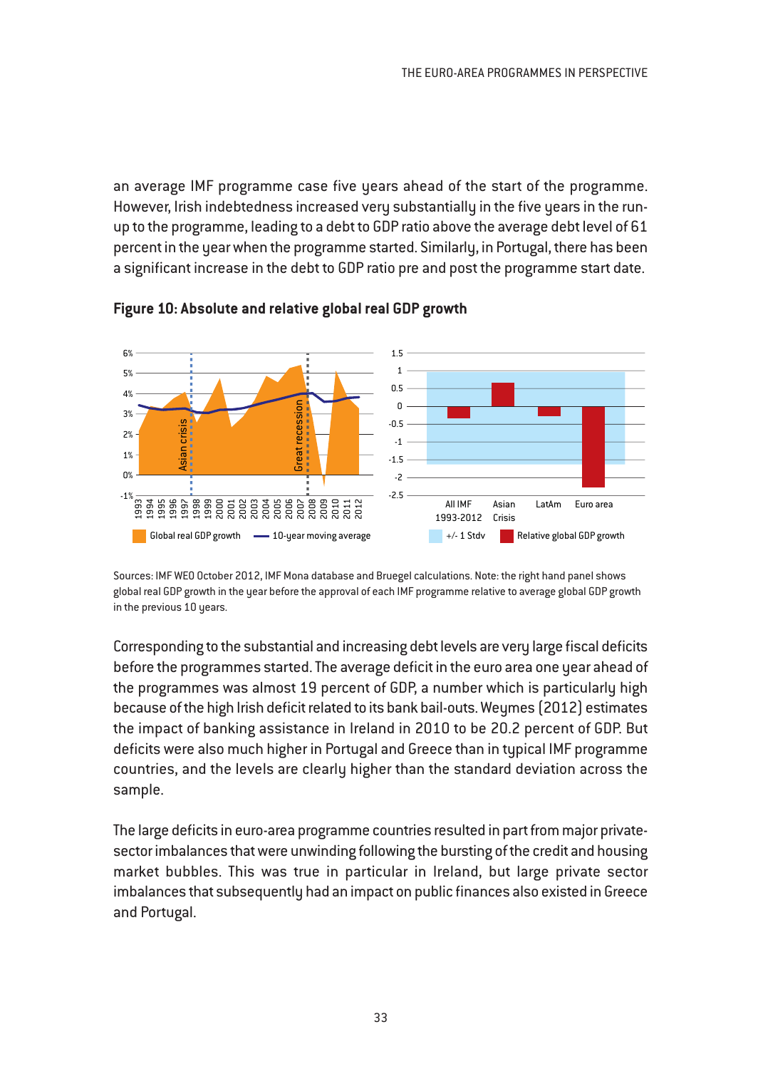an average IMF programme case five years ahead of the start of the programme. However, Irish indebtedness increased very substantially in the five years in the run-up to the programme, leading to a debt to GDP ratio above the average debt level of 61 percent in the year when the programme started. Similarly, in Portugal, there has been a significant increase in the debt to GDP ratio pre and post the programme start date.

**Figure 10: Absolute and relative global real GDP growth**

Sources: IMF WEO October 2012, IMF Mona database and Bruegel calculations. Note: the right hand panel shows global real GDP growth in the year before the approval of each IMF programme relative to average global GDP growth in the previous 10 years.

Corresponding to the substantial and increasing debt levels are very large fiscal deficits before the programmes started. The average deficit in the euro area one year ahead of the programmes was almost 19 percent of GDP, a number which is particularly high because of the high Irish deficit related to its bank bail-outs. Weymes (2012) estimates the impact of banking assistance in Ireland in 2010 to be 20.2 percent of GDP. But deficits were also much higher in Portugal and Greece than in typical IMF programme countries, and the levels are clearly higher than the standard deviation across the sample.

The large deficits in euro-area programme countries resulted in part from major private-sector imbalances that were unwinding following the bursting of the credit and housing market bubbles. This was true in particular in Ireland, but large private sector imbalances that subsequently had an impact on public finances also existed in Greece and Portugal.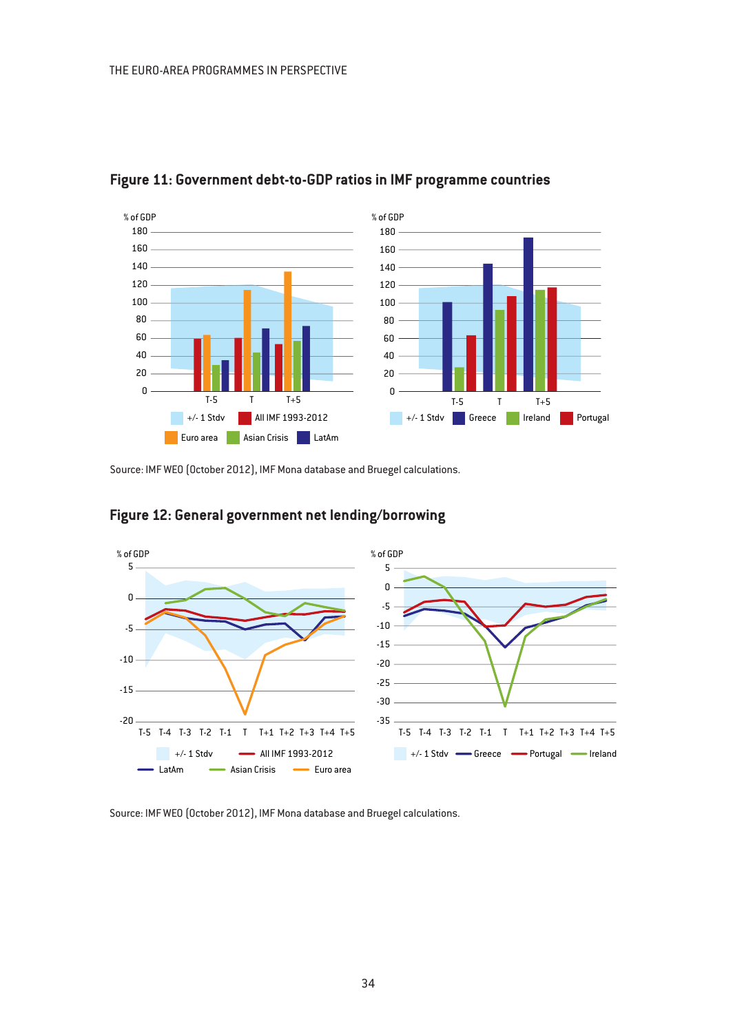## Figure 11: Government debt-to-GDP ratios in IMF programme countries

Source: IMF WEO (October 2012), IMF Mona database and Bruegel calculations.

## Figure 12: General government net lending/borrowing

Source: IMF WEO (October 2012), IMF Mona database and Bruegel calculations.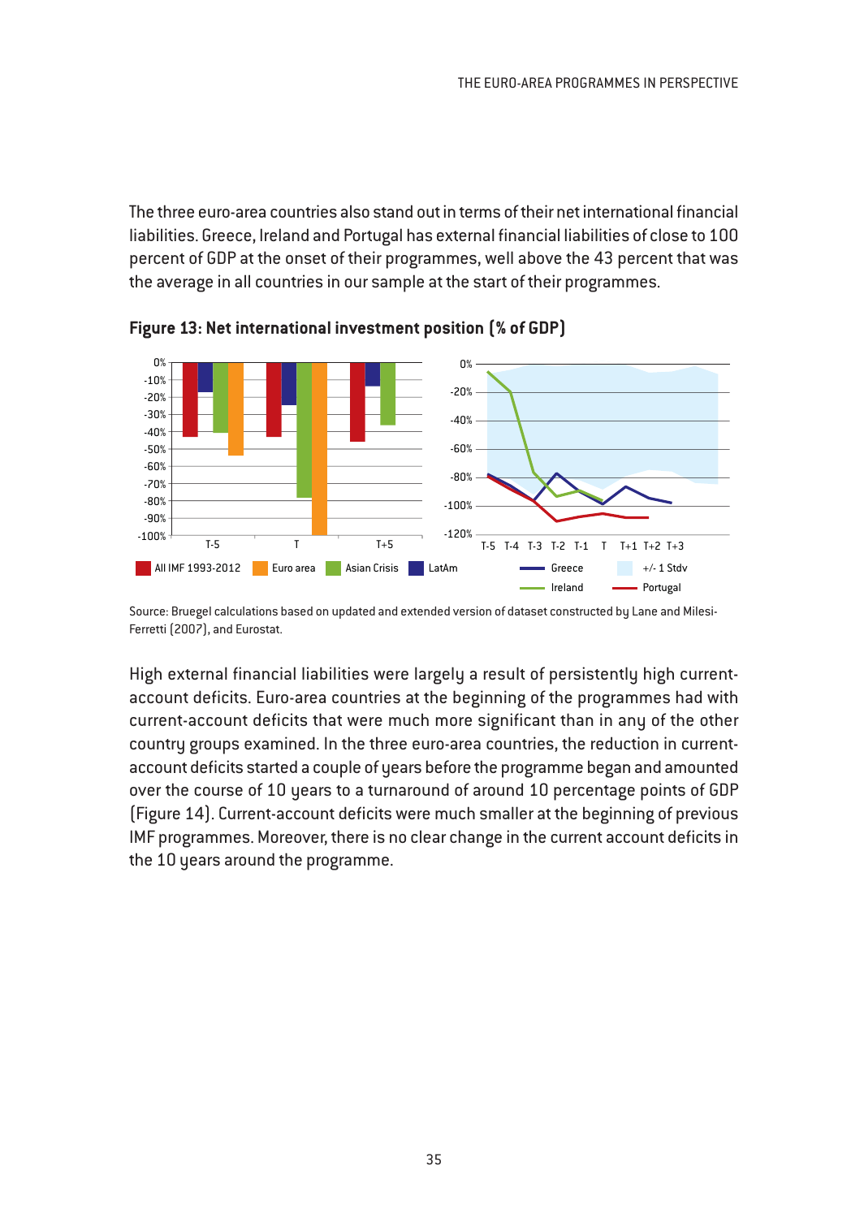The three euro-area countries also stand out in terms of their net international financial liabilities. Greece, Ireland and Portugal has external financial liabilities of close to 100 percent of GDP at the onset of their programmes, well above the 43 percent that was the average in all countries in our sample at the start of their programmes.

**Figure 13: Net international investment position (% of GDP)**

Source: Bruegel calculations based on updated and extended version of dataset constructed by Lane and Milesi-Ferretti (2007), and Eurostat.

High external financial liabilities were largely a result of persistently high current-account deficits. Euro-area countries at the beginning of the programmes had with current-account deficits that were much more significant than in any of the other country groups examined. In the three euro-area countries, the reduction in current-account deficits started a couple of years before the programme began and amounted over the course of 10 years to a turnaround of around 10 percentage points of GDP (Figure 14). Current-account deficits were much smaller at the beginning of previous IMF programmes. Moreover, there is no clear change in the current account deficits in the 10 years around the programme.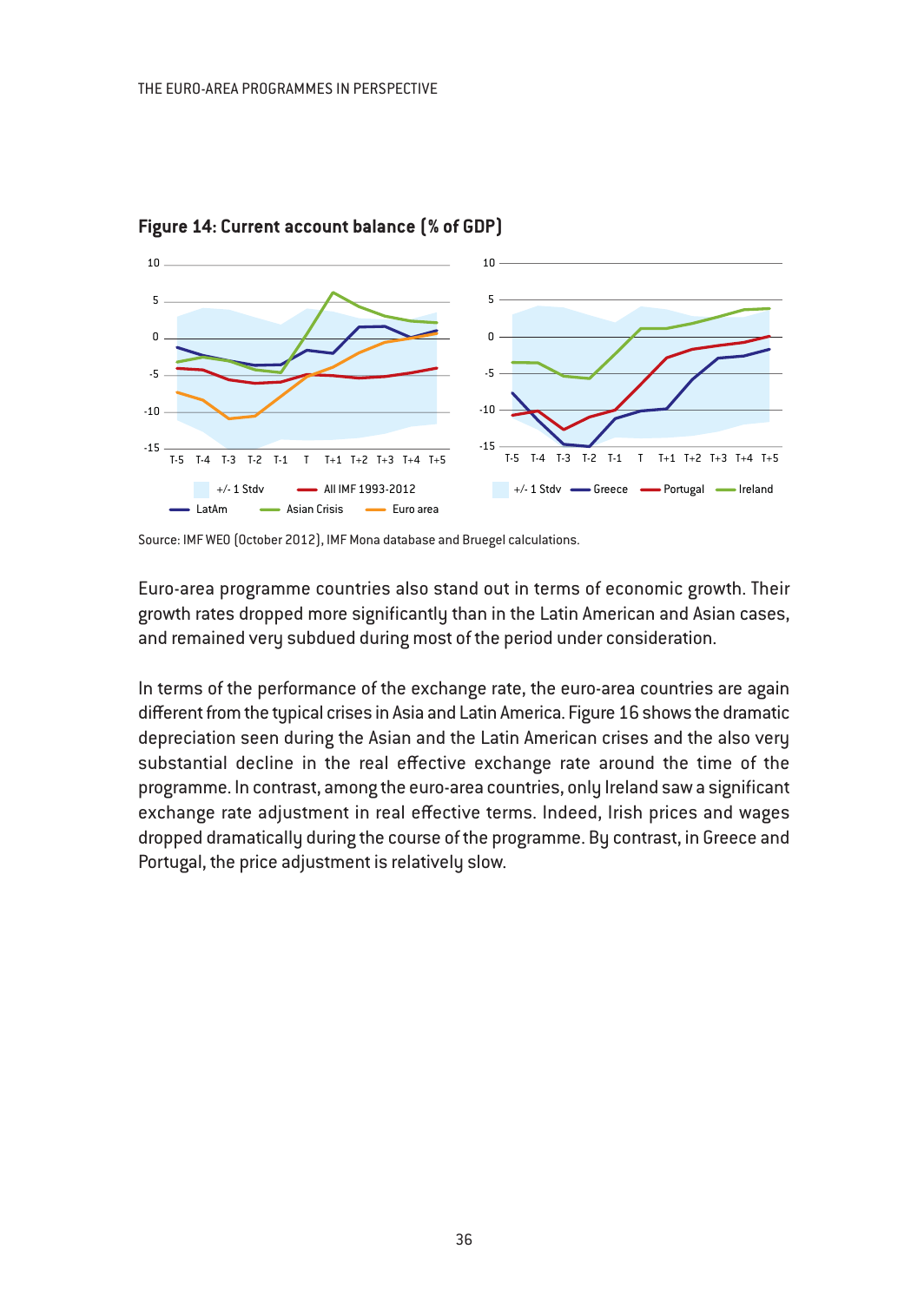**Figure 14: Current account balance (% of GDP)**

Source: IMF WEO (October 2012), IMF Mona database and Bruegel calculations.

Euro-area programme countries also stand out in terms of economic growth. Their growth rates dropped more significantly than in the Latin American and Asian cases, and remained very subdued during most of the period under consideration.

In terms of the performance of the exchange rate, the euro-area countries are again different from the typical crises in Asia and Latin America. Figure 16 shows the dramatic depreciation seen during the Asian and the Latin American crises and the also very substantial decline in the real effective exchange rate around the time of the programme. In contrast, among the euro-area countries, only Ireland saw a significant exchange rate adjustment in real effective terms. Indeed, Irish prices and wages dropped dramatically during the course of the programme. By contrast, in Greece and Portugal, the price adjustment is relatively slow.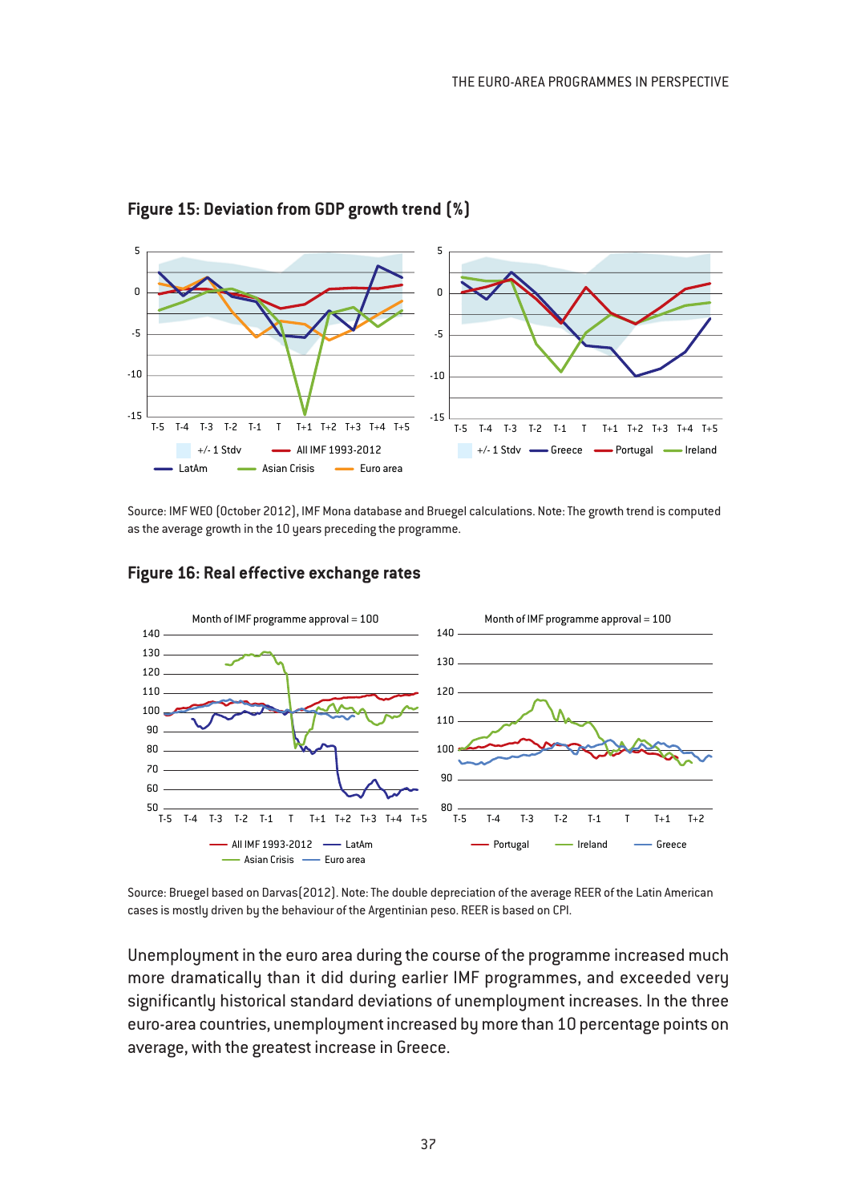**Figure 15: Deviation from GDP growth trend (%)**

Source: IMF WEO (October 2012), IMF Mona database and Bruegel calculations. Note: The growth trend is computed as the average growth in the 10 years preceding the programme.

**Figure 16: Real effective exchange rates**

Source: Bruegel based on Darvas(2012). Note: The double depreciation of the average REER of the Latin American cases is mostly driven by the behaviour of the Argentinian peso. REER is based on CPI.

Unemployment in the euro area during the course of the programme increased much more dramatically than it did during earlier IMF programmes, and exceeded very significantly historical standard deviations of unemployment increases. In the three euro-area countries, unemployment increased by more than 10 percentage points on average, with the greatest increase in Greece.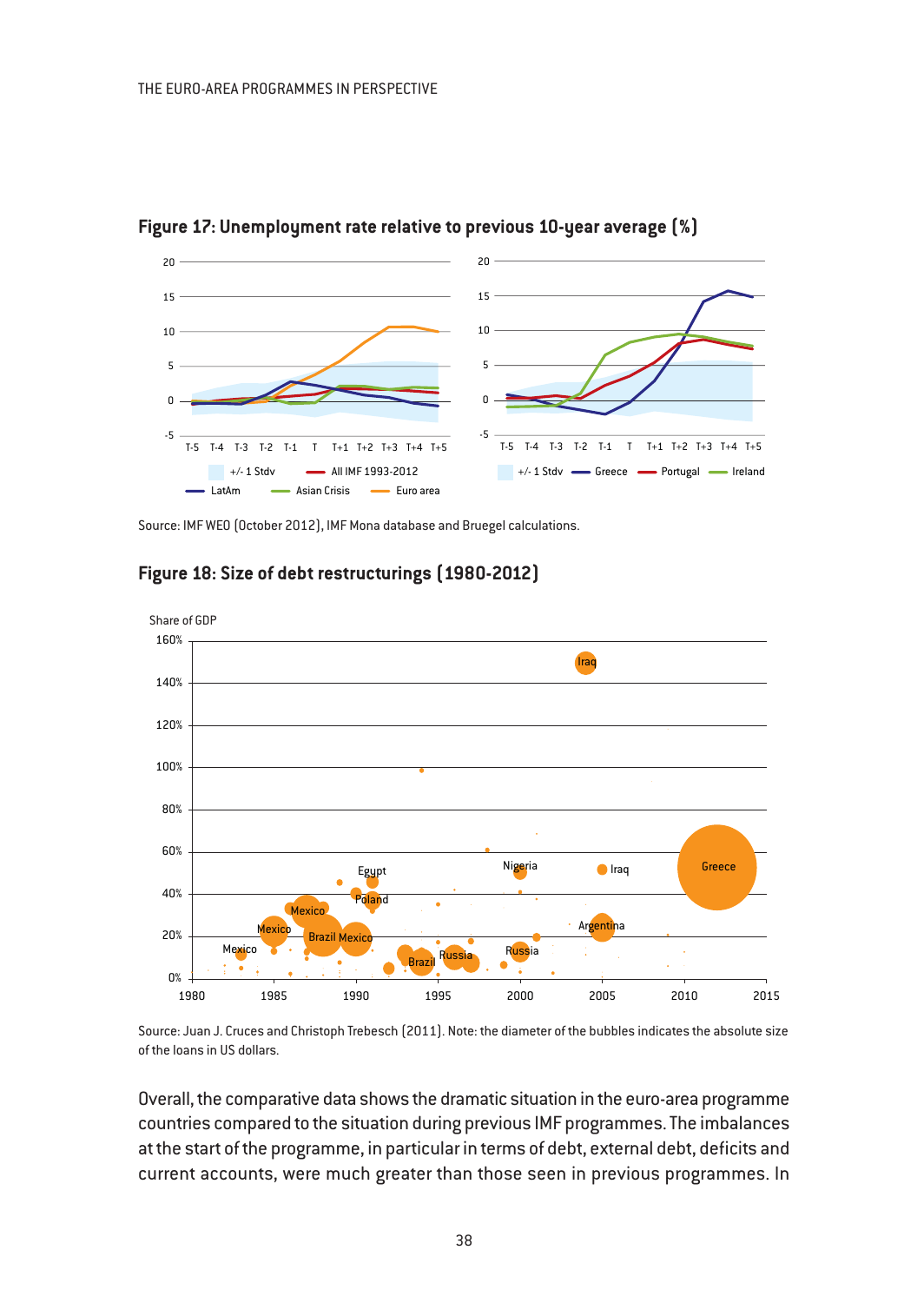**Figure 17: Unemployment rate relative to previous 10-year average (%)**

Source: IMF WEO (October 2012), IMF Mona database and Bruegel calculations.

**Figure 18: Size of debt restructurings (1980-2012)**

Source: Juan J. Cruces and Christoph Trebesch (2011). Note: the diameter of the bubbles indicates the absolute size of the loans in US dollars.

Overall, the comparative data shows the dramatic situation in the euro-area programme countries compared to the situation during previous IMF programmes. The imbalances at the start of the programme, in particular in terms of debt, external debt, deficits and current accounts, were much greater than those seen in previous programmes. In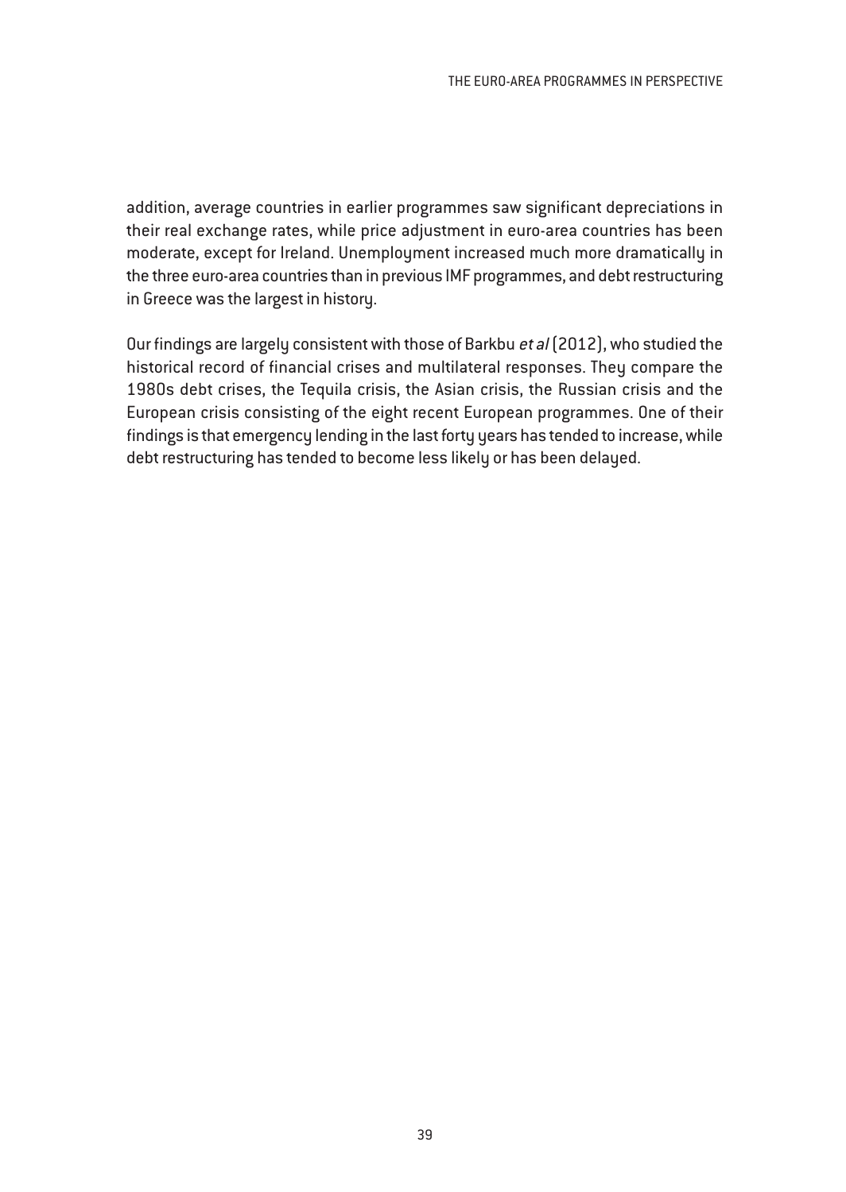addition, average countries in earlier programmes saw significant depreciations in their real exchange rates, while price adjustment in euro-area countries has been moderate, except for Ireland. Unemployment increased much more dramatically in the three euro-area countries than in previous IMF programmes, and debt restructuring in Greece was the largest in history.

Our findings are largely consistent with those of Barkbu *et al* (2012), who studied the historical record of financial crises and multilateral responses. They compare the 1980s debt crises, the Tequila crisis, the Asian crisis, the Russian crisis and the European crisis consisting of the eight recent European programmes. One of their findings is that emergency lending in the last forty years has tended to increase, while debt restructuring has tended to become less likely or has been delayed.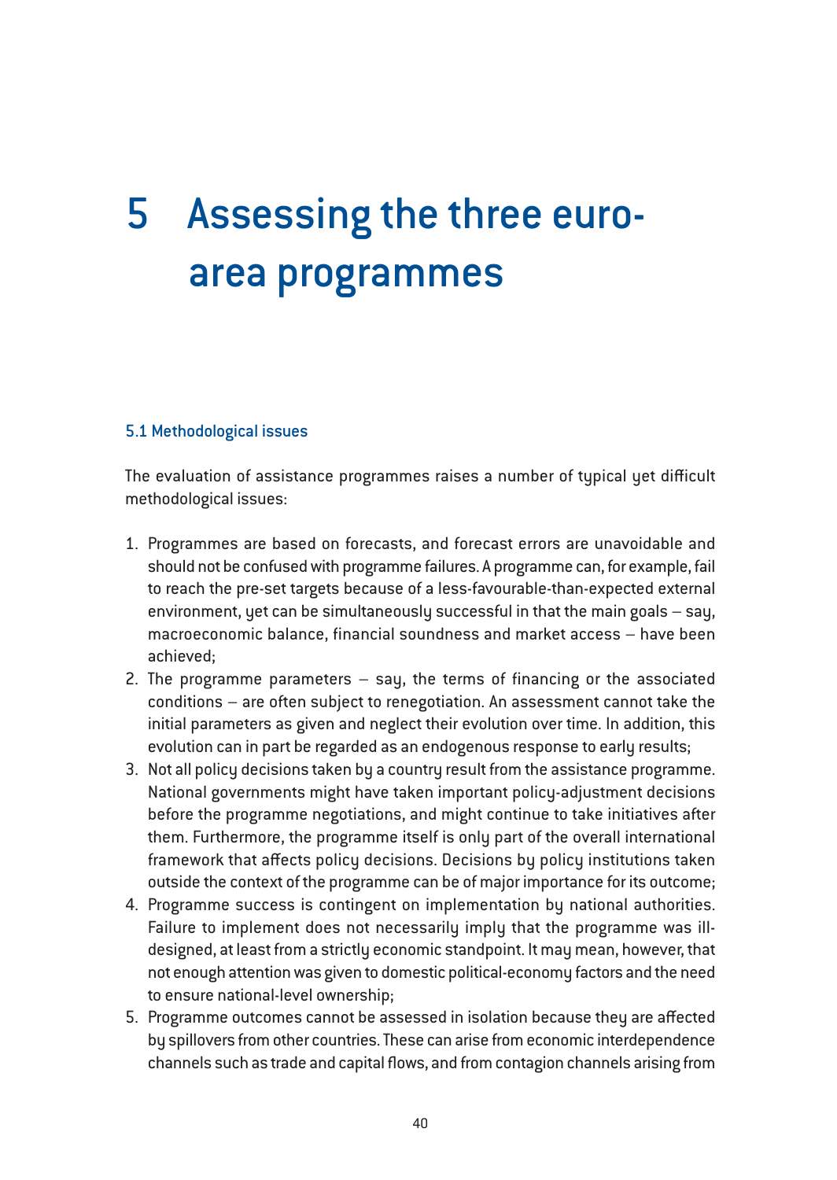# 5 Assessing the three euro-area programmes

## 5.1 Methodological issues

The evaluation of assistance programmes raises a number of typical yet difficult methodological issues:

1. Programmes are based on forecasts, and forecast errors are unavoidable and should not be confused with programme failures. A programme can, for example, fail to reach the pre-set targets because of a less-favourable-than-expected external environment, yet can be simultaneously successful in that the main goals – say, macroeconomic balance, financial soundness and market access – have been achieved;
2. The programme parameters – say, the terms of financing or the associated conditions – are often subject to renegotiation. An assessment cannot take the initial parameters as given and neglect their evolution over time. In addition, this evolution can in part be regarded as an endogenous response to early results;
3. Not all policy decisions taken by a country result from the assistance programme. National governments might have taken important policy-adjustment decisions before the programme negotiations, and might continue to take initiatives after them. Furthermore, the programme itself is only part of the overall international framework that affects policy decisions. Decisions by policy institutions taken outside the context of the programme can be of major importance for its outcome;
4. Programme success is contingent on implementation by national authorities. Failure to implement does not necessarily imply that the programme was ill-designed, at least from a strictly economic standpoint. It may mean, however, that not enough attention was given to domestic political-economy factors and the need to ensure national-level ownership;
5. Programme outcomes cannot be assessed in isolation because they are affected by spillovers from other countries. These can arise from economic interdependence channels such as trade and capital flows, and from contagion channels arising from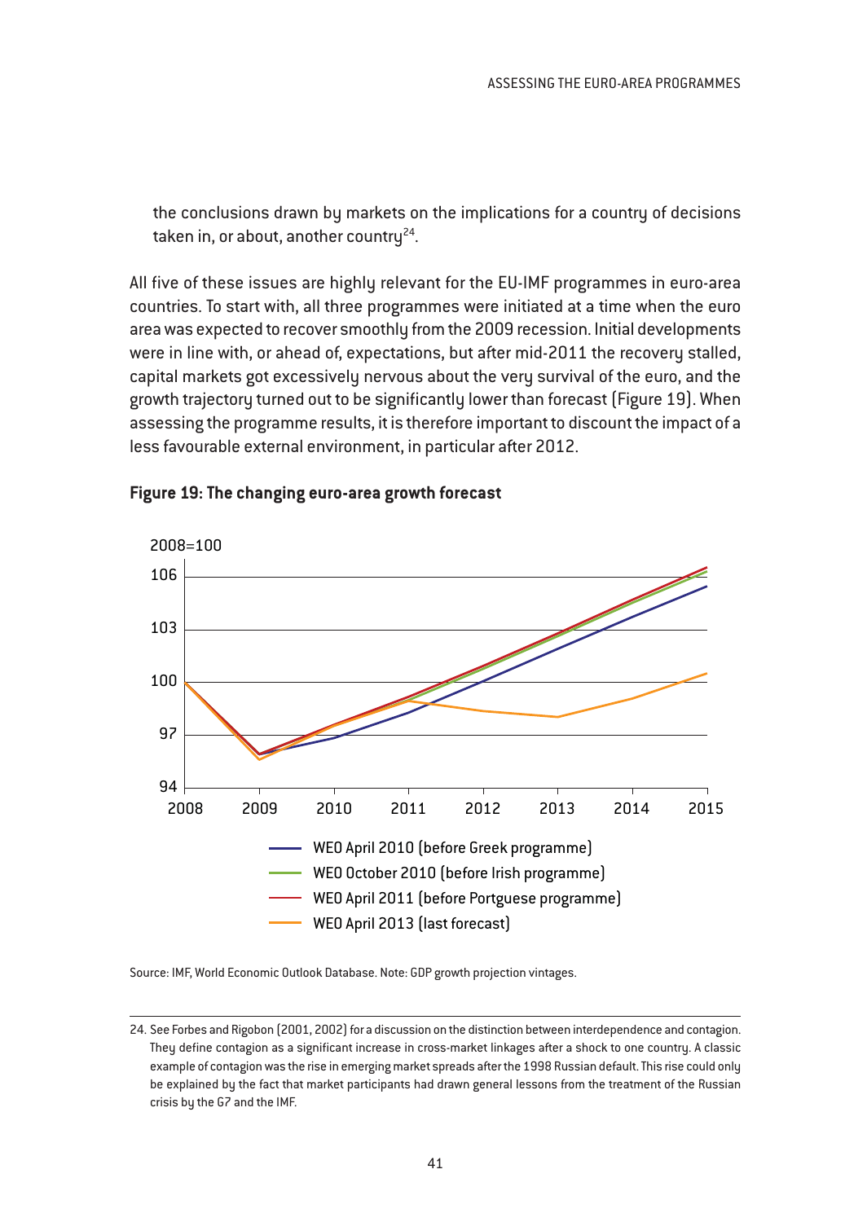the conclusions drawn by markets on the implications for a country of decisions taken in, or about, another country[24].

All five of these issues are highly relevant for the EU-IMF programmes in euro-area countries. To start with, all three programmes were initiated at a time when the euro area was expected to recover smoothly from the 2009 recession. Initial developments were in line with, or ahead of, expectations, but after mid-2011 the recovery stalled, capital markets got excessively nervous about the very survival of the euro, and the growth trajectory turned out to be significantly lower than forecast (Figure 19). When assessing the programme results, it is therefore important to discount the impact of a less favourable external environment, in particular after 2012.

**Figure 19: The changing euro-area growth forecast**

2008=100

- WEO April 2010 (before Greek programme)
- WEO October 2010 (before Irish programme)
- WEO April 2011 (before Portguese programme)
- WEO April 2013 (last forecast)

Source: IMF, World Economic Outlook Database. Note: GDP growth projection vintages.

24. See Forbes and Rigobon (2001, 2002) for a discussion on the distinction between interdependence and contagion. They define contagion as a significant increase in cross-market linkages after a shock to one country. A classic example of contagion was the rise in emerging market spreads after the 1998 Russian default. This rise could only be explained by the fact that market participants had drawn general lessons from the treatment of the Russian crisis by the G7 and the IMF.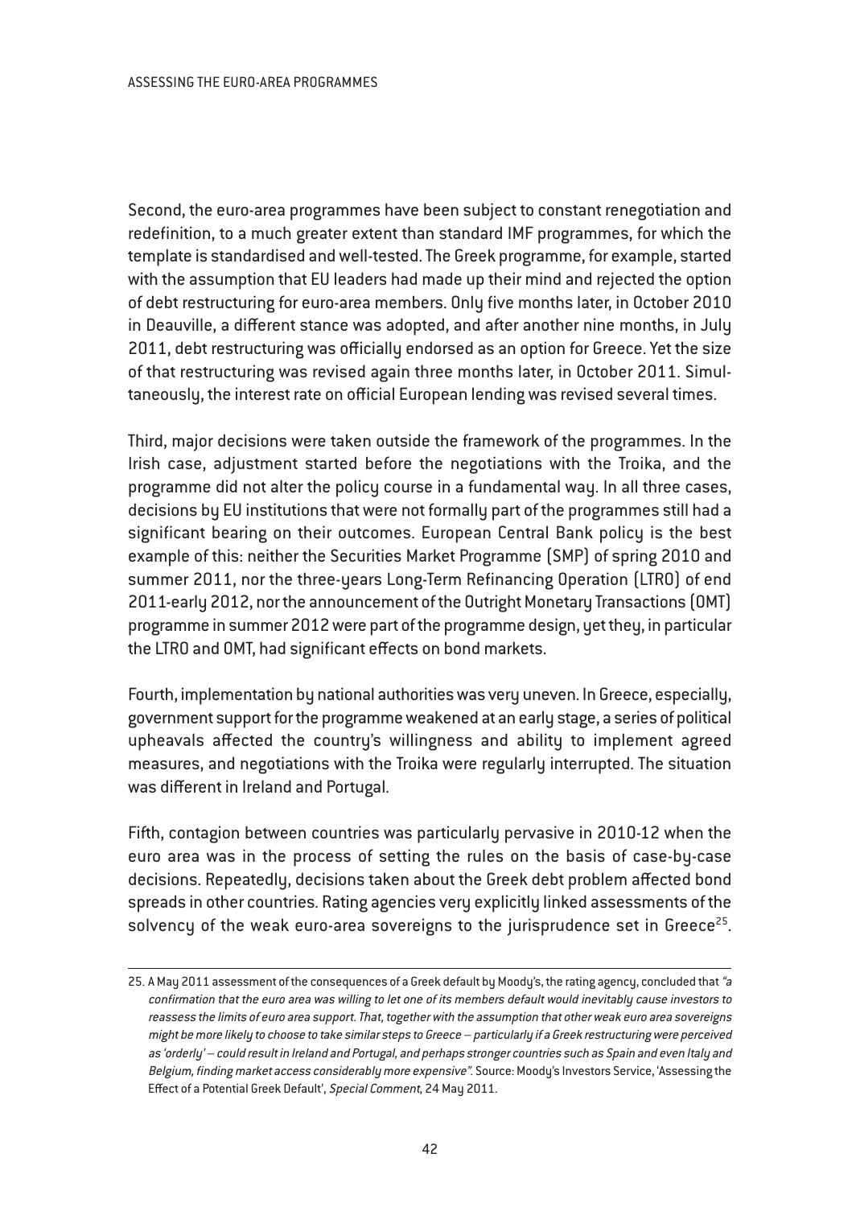Second, the euro-area programmes have been subject to constant renegotiation and redefinition, to a much greater extent than standard IMF programmes, for which the template is standardised and well-tested. The Greek programme, for example, started with the assumption that EU leaders had made up their mind and rejected the option of debt restructuring for euro-area members. Only five months later, in October 2010 in Deauville, a different stance was adopted, and after another nine months, in July 2011, debt restructuring was officially endorsed as an option for Greece. Yet the size of that restructuring was revised again three months later, in October 2011. Simultaneously, the interest rate on official European lending was revised several times.

Third, major decisions were taken outside the framework of the programmes. In the Irish case, adjustment started before the negotiations with the Troika, and the programme did not alter the policy course in a fundamental way. In all three cases, decisions by EU institutions that were not formally part of the programmes still had a significant bearing on their outcomes. European Central Bank policy is the best example of this: neither the Securities Market Programme (SMP) of spring 2010 and summer 2011, nor the three-years Long-Term Refinancing Operation (LTRO) of end 2011-early 2012, nor the announcement of the Outright Monetary Transactions (OMT) programme in summer 2012 were part of the programme design, yet they, in particular the LTRO and OMT, had significant effects on bond markets.

Fourth, implementation by national authorities was very uneven. In Greece, especially, government support for the programme weakened at an early stage, a series of political upheavals affected the country's willingness and ability to implement agreed measures, and negotiations with the Troika were regularly interrupted. The situation was different in Ireland and Portugal.

Fifth, contagion between countries was particularly pervasive in 2010-12 when the euro area was in the process of setting the rules on the basis of case-by-case decisions. Repeatedly, decisions taken about the Greek debt problem affected bond spreads in other countries. Rating agencies very explicitly linked assessments of the solvency of the weak euro-area sovereigns to the jurisprudence set in Greece[25].

---

25. A May 2011 assessment of the consequences of a Greek default by Moody's, the rating agency, concluded that *"a confirmation that the euro area was willing to let one of its members default would inevitably cause investors to reassess the limits of euro area support. That, together with the assumption that other weak euro area sovereigns might be more likely to choose to take similar steps to Greece – particularly if a Greek restructuring were perceived as 'orderly' – could result in Ireland and Portugal, and perhaps stronger countries such as Spain and even Italy and Belgium, finding market access considerably more expensive".* Source: Moody's Investors Service, 'Assessing the Effect of a Potential Greek Default', *Special Comment*, 24 May 2011.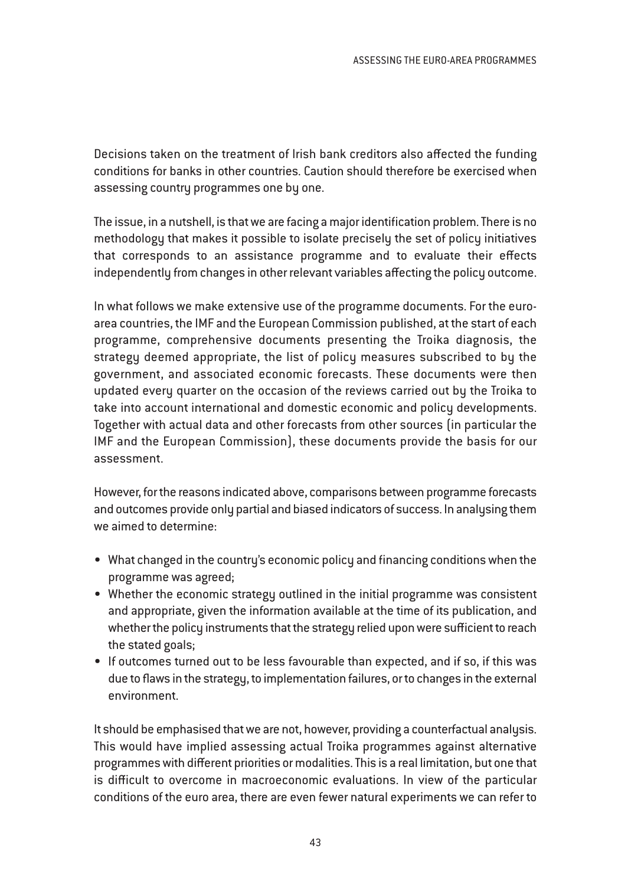Decisions taken on the treatment of Irish bank creditors also affected the funding conditions for banks in other countries. Caution should therefore be exercised when assessing country programmes one by one.

The issue, in a nutshell, is that we are facing a major identification problem. There is no methodology that makes it possible to isolate precisely the set of policy initiatives that corresponds to an assistance programme and to evaluate their effects independently from changes in other relevant variables affecting the policy outcome.

In what follows we make extensive use of the programme documents. For the euro-area countries, the IMF and the European Commission published, at the start of each programme, comprehensive documents presenting the Troika diagnosis, the strategy deemed appropriate, the list of policy measures subscribed to by the government, and associated economic forecasts. These documents were then updated every quarter on the occasion of the reviews carried out by the Troika to take into account international and domestic economic and policy developments. Together with actual data and other forecasts from other sources (in particular the IMF and the European Commission), these documents provide the basis for our assessment.

However, for the reasons indicated above, comparisons between programme forecasts and outcomes provide only partial and biased indicators of success. In analysing them we aimed to determine:

- What changed in the country's economic policy and financing conditions when the programme was agreed;
- Whether the economic strategy outlined in the initial programme was consistent and appropriate, given the information available at the time of its publication, and whether the policy instruments that the strategy relied upon were sufficient to reach the stated goals;
- If outcomes turned out to be less favourable than expected, and if so, if this was due to flaws in the strategy, to implementation failures, or to changes in the external environment.

It should be emphasised that we are not, however, providing a counterfactual analysis. This would have implied assessing actual Troika programmes against alternative programmes with different priorities or modalities. This is a real limitation, but one that is difficult to overcome in macroeconomic evaluations. In view of the particular conditions of the euro area, there are even fewer natural experiments we can refer to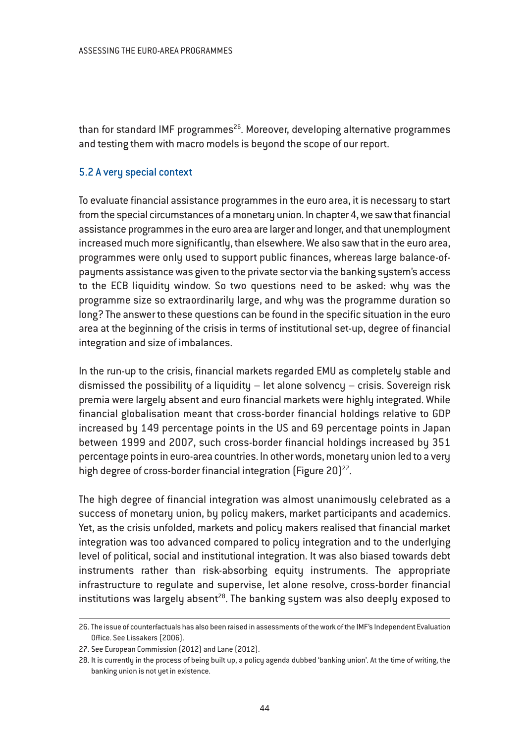than for standard IMF programmes[26]. Moreover, developing alternative programmes and testing them with macro models is beyond the scope of our report.

## 5.2 A very special context

To evaluate financial assistance programmes in the euro area, it is necessary to start from the special circumstances of a monetary union. In chapter 4, we saw that financial assistance programmes in the euro area are larger and longer, and that unemployment increased much more significantly, than elsewhere. We also saw that in the euro area, programmes were only used to support public finances, whereas large balance-of-payments assistance was given to the private sector via the banking system's access to the ECB liquidity window. So two questions need to be asked: why was the programme size so extraordinarily large, and why was the programme duration so long? The answer to these questions can be found in the specific situation in the euro area at the beginning of the crisis in terms of institutional set-up, degree of financial integration and size of imbalances.

In the run-up to the crisis, financial markets regarded EMU as completely stable and dismissed the possibility of a liquidity – let alone solvency – crisis. Sovereign risk premia were largely absent and euro financial markets were highly integrated. While financial globalisation meant that cross-border financial holdings relative to GDP increased by 149 percentage points in the US and 69 percentage points in Japan between 1999 and 2007, such cross-border financial holdings increased by 351 percentage points in euro-area countries. In other words, monetary union led to a very high degree of cross-border financial integration (Figure 20)[27].

The high degree of financial integration was almost unanimously celebrated as a success of monetary union, by policy makers, market participants and academics. Yet, as the crisis unfolded, markets and policy makers realised that financial market integration was too advanced compared to policy integration and to the underlying level of political, social and institutional integration. It was also biased towards debt instruments rather than risk-absorbing equity instruments. The appropriate infrastructure to regulate and supervise, let alone resolve, cross-border financial institutions was largely absent[28]. The banking system was also deeply exposed to

---

26. The issue of counterfactuals has also been raised in assessments of the work of the IMF's Independent Evaluation Office. See Lissakers (2006).

27. See European Commission (2012) and Lane (2012).

28. It is currently in the process of being built up, a policy agenda dubbed 'banking union'. At the time of writing, the banking union is not yet in existence.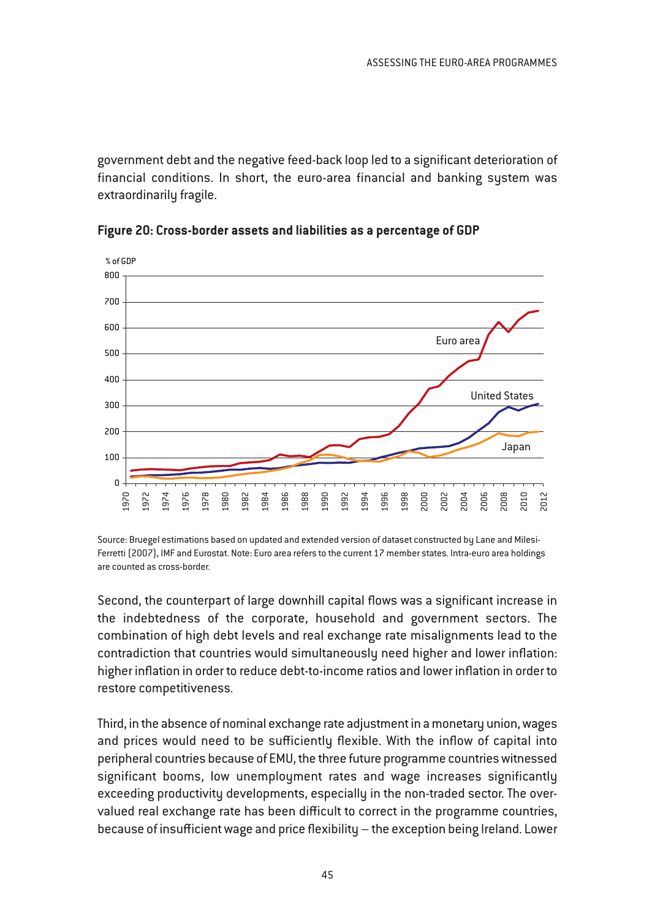government debt and the negative feed-back loop led to a significant deterioration of financial conditions. In short, the euro-area financial and banking system was extraordinarily fragile.

**Figure 20: Cross-border assets and liabilities as a percentage of GDP**

Source: Bruegel estimations based on updated and extended version of dataset constructed by Lane and Milesi-Ferretti (2007), IMF and Eurostat. Note: Euro area refers to the current 17 member states. Intra-euro area holdings are counted as cross-border.

Second, the counterpart of large downhill capital flows was a significant increase in the indebtedness of the corporate, household and government sectors. The combination of high debt levels and real exchange rate misalignments lead to the contradiction that countries would simultaneously need higher and lower inflation: higher inflation in order to reduce debt-to-income ratios and lower inflation in order to restore competitiveness.

Third, in the absence of nominal exchange rate adjustment in a monetary union, wages and prices would need to be sufficiently flexible. With the inflow of capital into peripheral countries because of EMU, the three future programme countries witnessed significant booms, low unemployment rates and wage increases significantly exceeding productivity developments, especially in the non-traded sector. The over-valued real exchange rate has been difficult to correct in the programme countries, because of insufficient wage and price flexibility – the exception being Ireland. Lower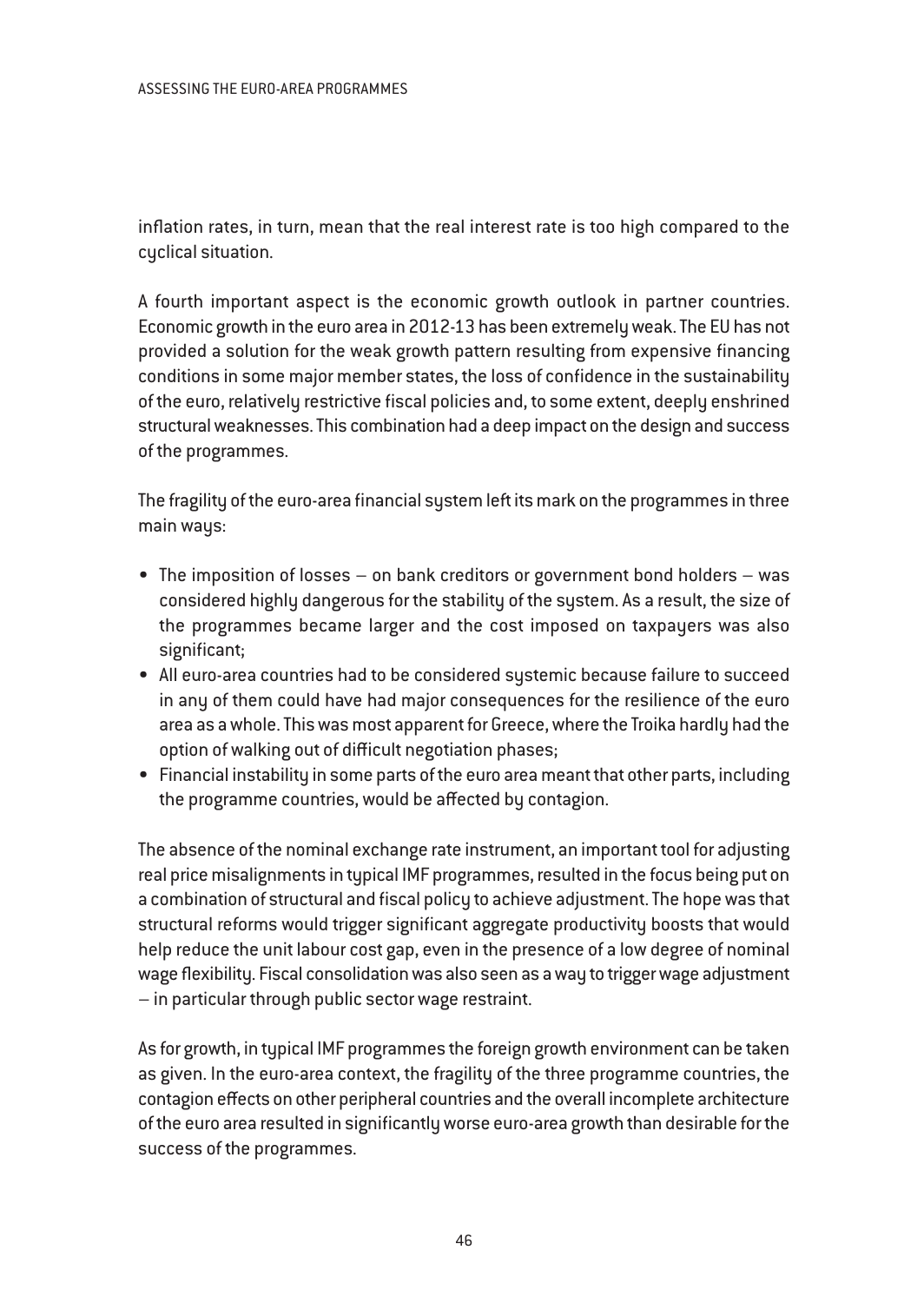inflation rates, in turn, mean that the real interest rate is too high compared to the cyclical situation.

A fourth important aspect is the economic growth outlook in partner countries. Economic growth in the euro area in 2012-13 has been extremely weak. The EU has not provided a solution for the weak growth pattern resulting from expensive financing conditions in some major member states, the loss of confidence in the sustainability of the euro, relatively restrictive fiscal policies and, to some extent, deeply enshrined structural weaknesses. This combination had a deep impact on the design and success of the programmes.

The fragility of the euro-area financial system left its mark on the programmes in three main ways:

- The imposition of losses – on bank creditors or government bond holders – was considered highly dangerous for the stability of the system. As a result, the size of the programmes became larger and the cost imposed on taxpayers was also significant;
- All euro-area countries had to be considered systemic because failure to succeed in any of them could have had major consequences for the resilience of the euro area as a whole. This was most apparent for Greece, where the Troika hardly had the option of walking out of difficult negotiation phases;
- Financial instability in some parts of the euro area meant that other parts, including the programme countries, would be affected by contagion.

The absence of the nominal exchange rate instrument, an important tool for adjusting real price misalignments in typical IMF programmes, resulted in the focus being put on a combination of structural and fiscal policy to achieve adjustment. The hope was that structural reforms would trigger significant aggregate productivity boosts that would help reduce the unit labour cost gap, even in the presence of a low degree of nominal wage flexibility. Fiscal consolidation was also seen as a way to trigger wage adjustment – in particular through public sector wage restraint.

As for growth, in typical IMF programmes the foreign growth environment can be taken as given. In the euro-area context, the fragility of the three programme countries, the contagion effects on other peripheral countries and the overall incomplete architecture of the euro area resulted in significantly worse euro-area growth than desirable for the success of the programmes.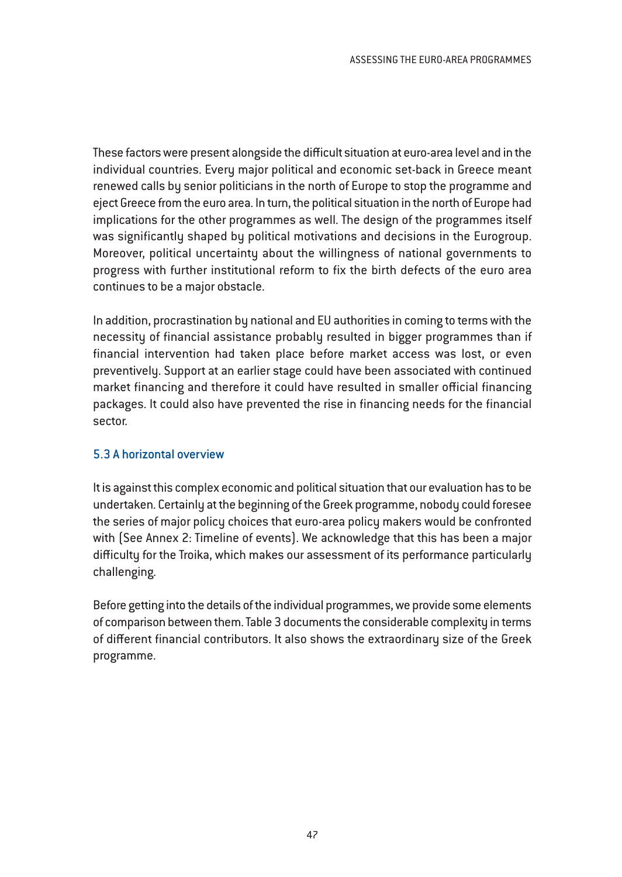These factors were present alongside the difficult situation at euro-area level and in the individual countries. Every major political and economic set-back in Greece meant renewed calls by senior politicians in the north of Europe to stop the programme and eject Greece from the euro area. In turn, the political situation in the north of Europe had implications for the other programmes as well. The design of the programmes itself was significantly shaped by political motivations and decisions in the Eurogroup. Moreover, political uncertainty about the willingness of national governments to progress with further institutional reform to fix the birth defects of the euro area continues to be a major obstacle.

In addition, procrastination by national and EU authorities in coming to terms with the necessity of financial assistance probably resulted in bigger programmes than if financial intervention had taken place before market access was lost, or even preventively. Support at an earlier stage could have been associated with continued market financing and therefore it could have resulted in smaller official financing packages. It could also have prevented the rise in financing needs for the financial sector.

### 5.3 A horizontal overview

It is against this complex economic and political situation that our evaluation has to be undertaken. Certainly at the beginning of the Greek programme, nobody could foresee the series of major policy choices that euro-area policy makers would be confronted with (See Annex 2: Timeline of events). We acknowledge that this has been a major difficulty for the Troika, which makes our assessment of its performance particularly challenging.

Before getting into the details of the individual programmes, we provide some elements of comparison between them. Table 3 documents the considerable complexity in terms of different financial contributors. It also shows the extraordinary size of the Greek programme.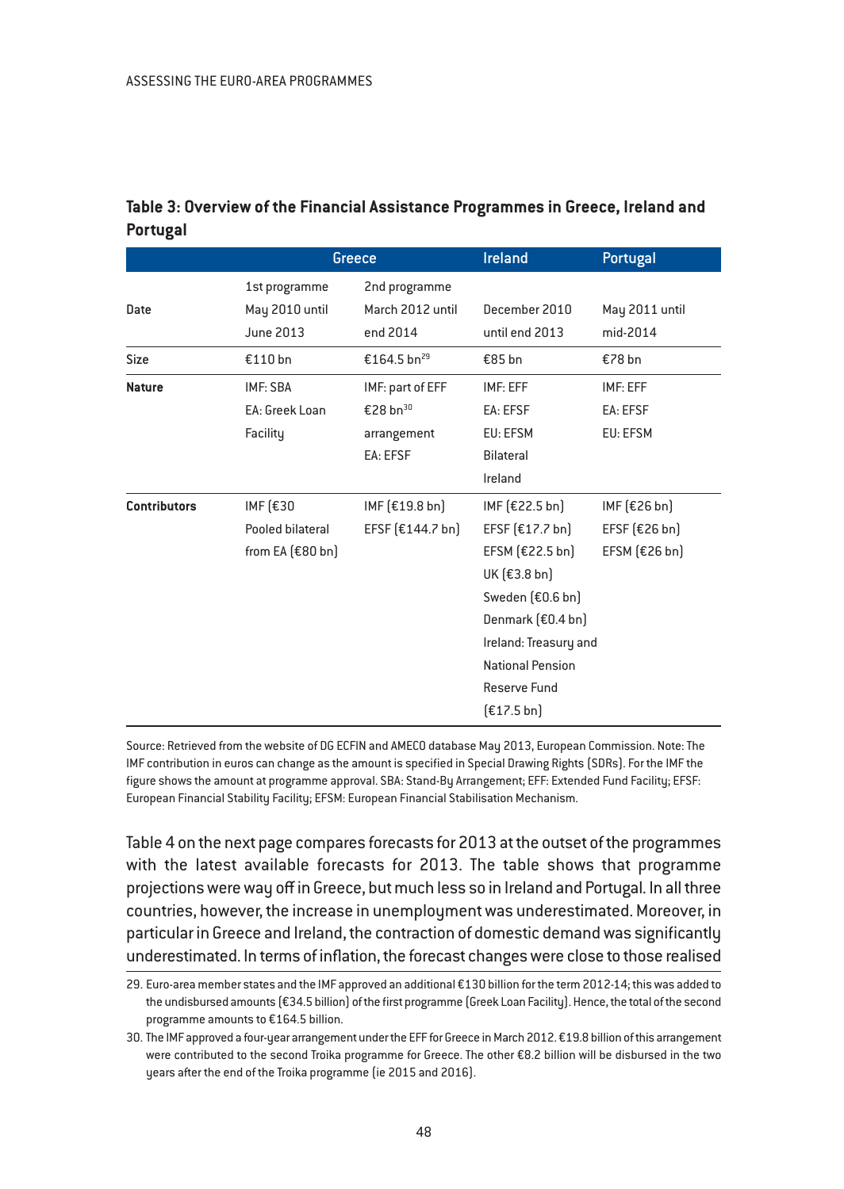**Table 3: Overview of the Financial Assistance Programmes in Greece, Ireland and Portugal**

| | Greece | | Ireland | Portugal |
|---|---|---|---|---|
| Date | 1st programme May 2010 until June 2013 | 2nd programme March 2012 until end 2014 | December 2010 until end 2013 | May 2011 until mid-2014 |
| Size | €110 bn | €164.5 bn[29] | €85 bn | €78 bn |
| **Nature** | IMF: SBA<br>EA: Greek Loan Facility | IMF: part of EFF €28 bn[30] arrangement<br>EA: EFSF | IMF: EFF<br>EA: EFSF<br>EU: EFSM<br>Bilateral<br>Ireland | IMF: EFF<br>EA: EFSF<br>EU: EFSM |
| **Contributors** | IMF (€30<br>Pooled bilateral from EA (€80 bn) | IMF (€19.8 bn)<br>EFSF (€144.7 bn) | IMF (€22.5 bn)<br>EFSF (€17.7 bn)<br>EFSM (€22.5 bn)<br>UK (€3.8 bn)<br>Sweden (€0.6 bn)<br>Denmark (€0.4 bn)<br>Ireland: Treasury and National Pension Reserve Fund (€17.5 bn) | IMF (€26 bn)<br>EFSF (€26 bn)<br>EFSM (€26 bn) |

Source: Retrieved from the website of DG ECFIN and AMECO database May 2013, European Commission. Note: The IMF contribution in euros can change as the amount is specified in Special Drawing Rights (SDRs). For the IMF the figure shows the amount at programme approval. SBA: Stand-By Arrangement; EFF: Extended Fund Facility; EFSF: European Financial Stability Facility; EFSM: European Financial Stabilisation Mechanism.

Table 4 on the next page compares forecasts for 2013 at the outset of the programmes with the latest available forecasts for 2013. The table shows that programme projections were way off in Greece, but much less so in Ireland and Portugal. In all three countries, however, the increase in unemployment was underestimated. Moreover, in particular in Greece and Ireland, the contraction of domestic demand was significantly underestimated. In terms of inflation, the forecast changes were close to those realised

29. Euro-area member states and the IMF approved an additional €130 billion for the term 2012-14; this was added to the undisbursed amounts (€34.5 billion) of the first programme (Greek Loan Facility). Hence, the total of the second programme amounts to €164.5 billion.

30. The IMF approved a four-year arrangement under the EFF for Greece in March 2012. €19.8 billion of this arrangement were contributed to the second Troika programme for Greece. The other €8.2 billion will be disbursed in the two years after the end of the Troika programme (ie 2015 and 2016).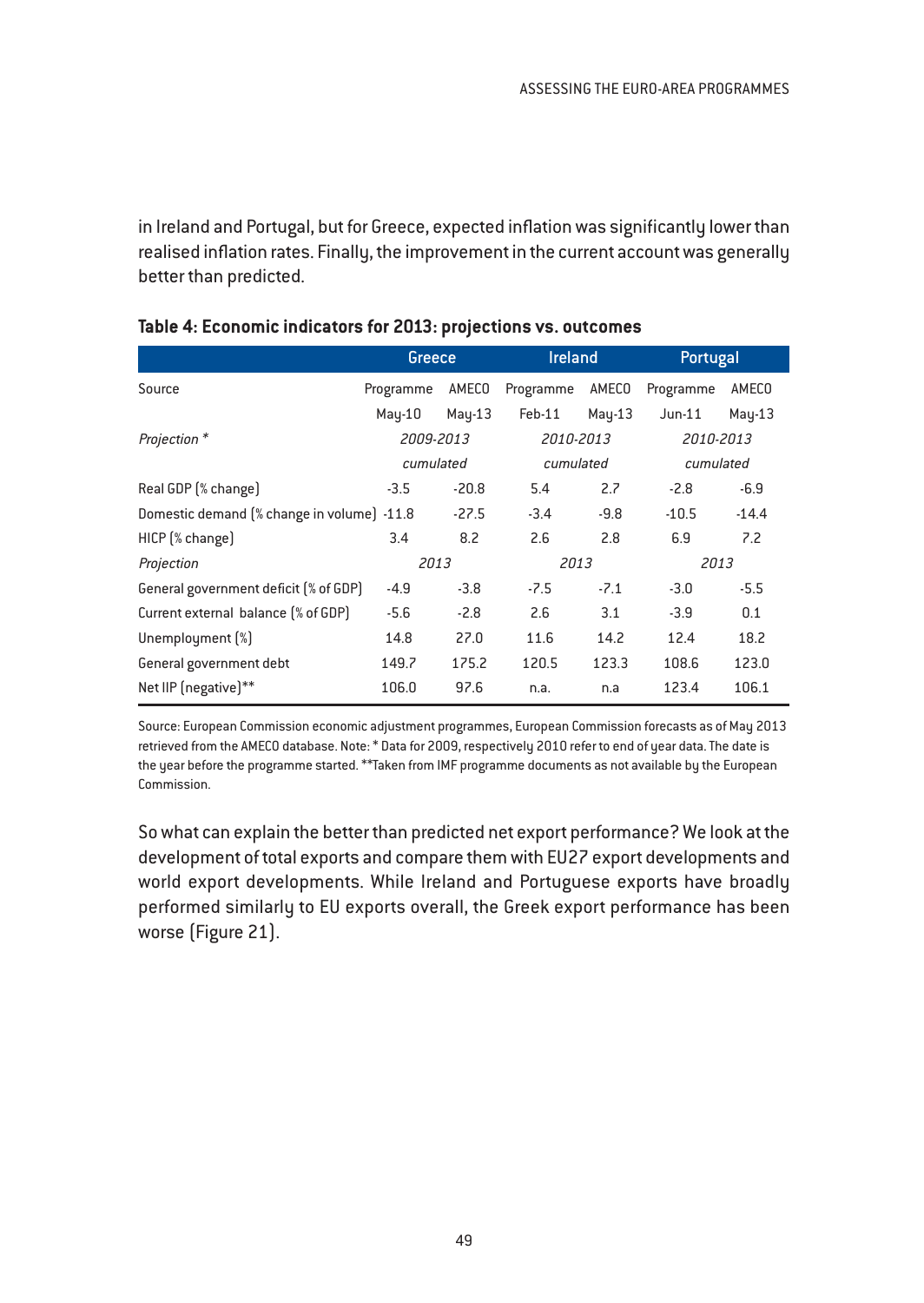in Ireland and Portugal, but for Greece, expected inflation was significantly lower than realised inflation rates. Finally, the improvement in the current account was generally better than predicted.

**Table 4: Economic indicators for 2013: projections vs. outcomes**

| | Greece | | Ireland | | Portugal | |
|---|---|---|---|---|---|---|
| Source | Programme | AMECO | Programme | AMECO | Programme | AMECO |
| | May-10 | May-13 | Feb-11 | May-13 | Jun-11 | May-13 |
| *Projection \** | *2009-2013 cumulated* | | *2010-2013 cumulated* | | *2010-2013 cumulated* | |
| Real GDP (% change) | -3.5 | -20.8 | 5.4 | 2.7 | -2.8 | -6.9 |
| Domestic demand (% change in volume) | -11.8 | -27.5 | -3.4 | -9.8 | -10.5 | -14.4 |
| HICP (% change) | 3.4 | 8.2 | 2.6 | 2.8 | 6.9 | 7.2 |
| *Projection* | *2013* | | *2013* | | *2013* | |
| General government deficit (% of GDP) | -4.9 | -3.8 | -7.5 | -7.1 | -3.0 | -5.5 |
| Current external balance (% of GDP) | -5.6 | -2.8 | 2.6 | 3.1 | -3.9 | 0.1 |
| Unemployment (%) | 14.8 | 27.0 | 11.6 | 14.2 | 12.4 | 18.2 |
| General government debt | 149.7 | 175.2 | 120.5 | 123.3 | 108.6 | 123.0 |
| Net IIP (negative)** | 106.0 | 97.6 | n.a. | n.a | 123.4 | 106.1 |

Source: European Commission economic adjustment programmes, European Commission forecasts as of May 2013 retrieved from the AMECO database. Note: * Data for 2009, respectively 2010 refer to end of year data. The date is the year before the programme started. **Taken from IMF programme documents as not available by the European Commission.

So what can explain the better than predicted net export performance? We look at the development of total exports and compare them with EU27 export developments and world export developments. While Ireland and Portuguese exports have broadly performed similarly to EU exports overall, the Greek export performance has been worse (Figure 21).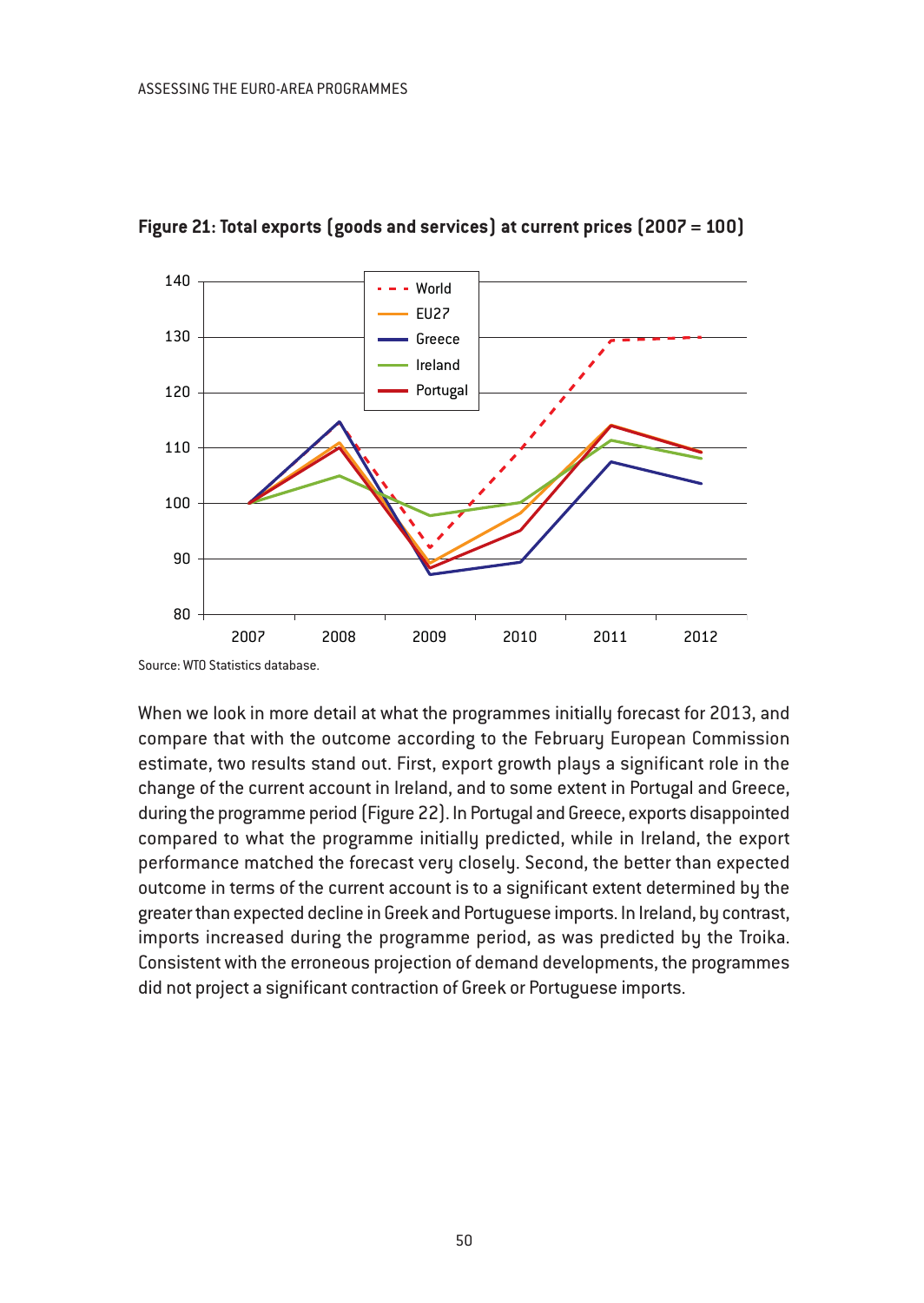**Figure 21: Total exports (goods and services) at current prices (2007 = 100)**

Source: WTO Statistics database.

When we look in more detail at what the programmes initially forecast for 2013, and compare that with the outcome according to the February European Commission estimate, two results stand out. First, export growth plays a significant role in the change of the current account in Ireland, and to some extent in Portugal and Greece, during the programme period (Figure 22). In Portugal and Greece, exports disappointed compared to what the programme initially predicted, while in Ireland, the export performance matched the forecast very closely. Second, the better than expected outcome in terms of the current account is to a significant extent determined by the greater than expected decline in Greek and Portuguese imports. In Ireland, by contrast, imports increased during the programme period, as was predicted by the Troika. Consistent with the erroneous projection of demand developments, the programmes did not project a significant contraction of Greek or Portuguese imports.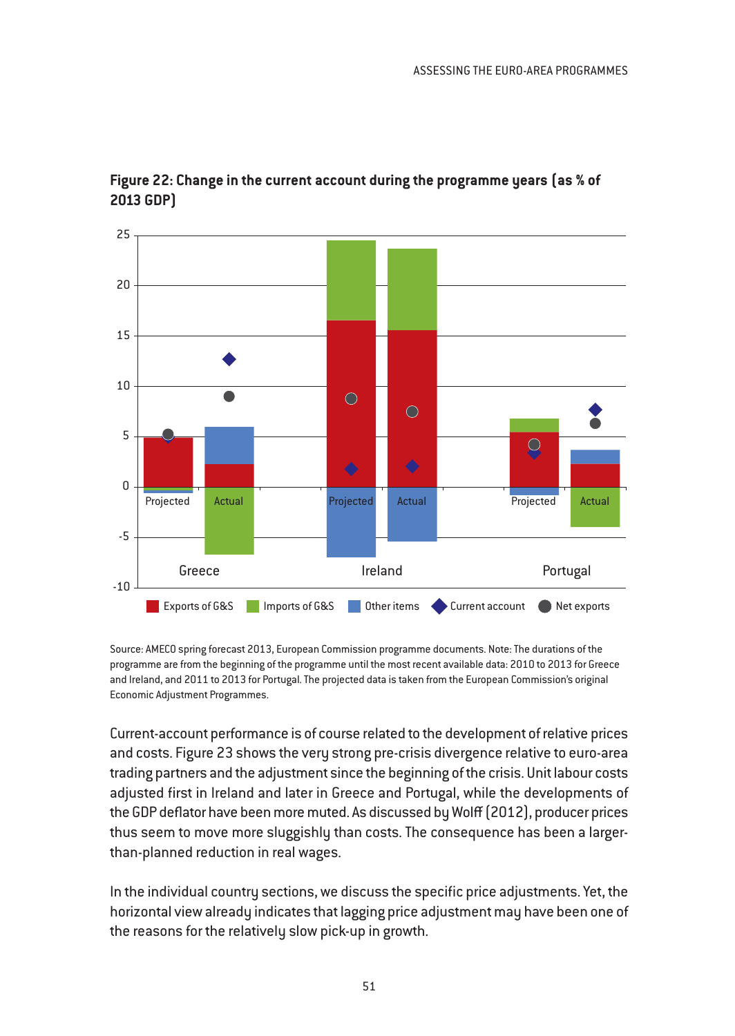**Figure 22: Change in the current account during the programme years (as % of 2013 GDP)**

Source: AMECO spring forecast 2013, European Commission programme documents. Note: The durations of the programme are from the beginning of the programme until the most recent available data: 2010 to 2013 for Greece and Ireland, and 2011 to 2013 for Portugal. The projected data is taken from the European Commission's original Economic Adjustment Programmes.

Current-account performance is of course related to the development of relative prices and costs. Figure 23 shows the very strong pre-crisis divergence relative to euro-area trading partners and the adjustment since the beginning of the crisis. Unit labour costs adjusted first in Ireland and later in Greece and Portugal, while the developments of the GDP deflator have been more muted. As discussed by Wolff (2012), producer prices thus seem to move more sluggishly than costs. The consequence has been a larger-than-planned reduction in real wages.

In the individual country sections, we discuss the specific price adjustments. Yet, the horizontal view already indicates that lagging price adjustment may have been one of the reasons for the relatively slow pick-up in growth.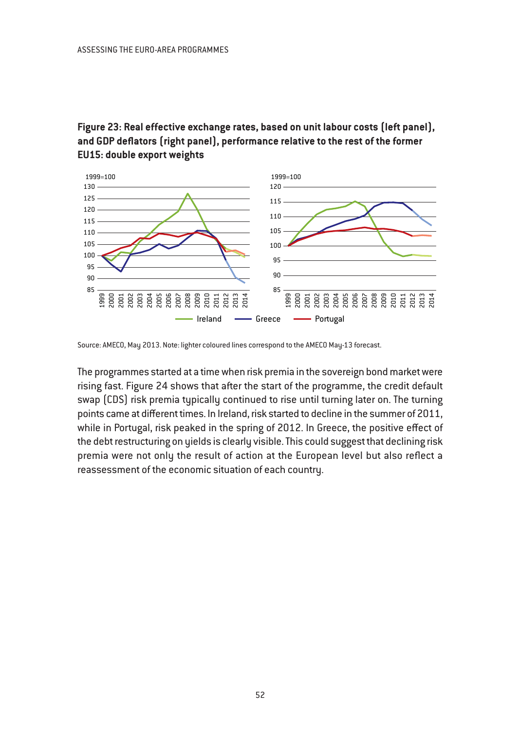**Figure 23: Real effective exchange rates, based on unit labour costs (left panel), and GDP deflators (right panel), performance relative to the rest of the former EU15: double export weights**

Source: AMECO, May 2013. Note: lighter coloured lines correspond to the AMECO May-13 forecast.

The programmes started at a time when risk premia in the sovereign bond market were rising fast. Figure 24 shows that after the start of the programme, the credit default swap (CDS) risk premia typically continued to rise until turning later on. The turning points came at different times. In Ireland, risk started to decline in the summer of 2011, while in Portugal, risk peaked in the spring of 2012. In Greece, the positive effect of the debt restructuring on yields is clearly visible. This could suggest that declining risk premia were not only the result of action at the European level but also reflect a reassessment of the economic situation of each country.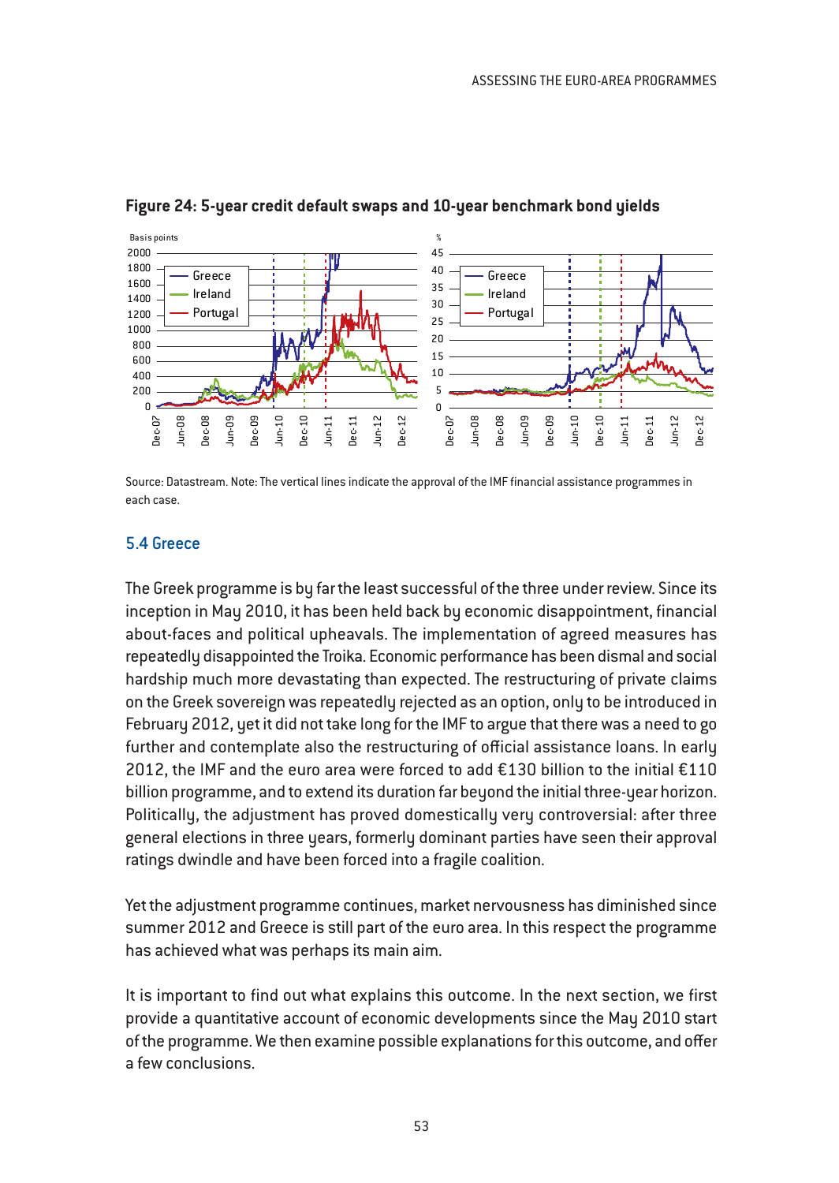**Figure 24: 5-year credit default swaps and 10-year benchmark bond yields**

Source: Datastream. Note: The vertical lines indicate the approval of the IMF financial assistance programmes in each case.

## 5.4 Greece

The Greek programme is by far the least successful of the three under review. Since its inception in May 2010, it has been held back by economic disappointment, financial about-faces and political upheavals. The implementation of agreed measures has repeatedly disappointed the Troika. Economic performance has been dismal and social hardship much more devastating than expected. The restructuring of private claims on the Greek sovereign was repeatedly rejected as an option, only to be introduced in February 2012, yet it did not take long for the IMF to argue that there was a need to go further and contemplate also the restructuring of official assistance loans. In early 2012, the IMF and the euro area were forced to add €130 billion to the initial €110 billion programme, and to extend its duration far beyond the initial three-year horizon. Politically, the adjustment has proved domestically very controversial: after three general elections in three years, formerly dominant parties have seen their approval ratings dwindle and have been forced into a fragile coalition.

Yet the adjustment programme continues, market nervousness has diminished since summer 2012 and Greece is still part of the euro area. In this respect the programme has achieved what was perhaps its main aim.

It is important to find out what explains this outcome. In the next section, we first provide a quantitative account of economic developments since the May 2010 start of the programme. We then examine possible explanations for this outcome, and offer a few conclusions.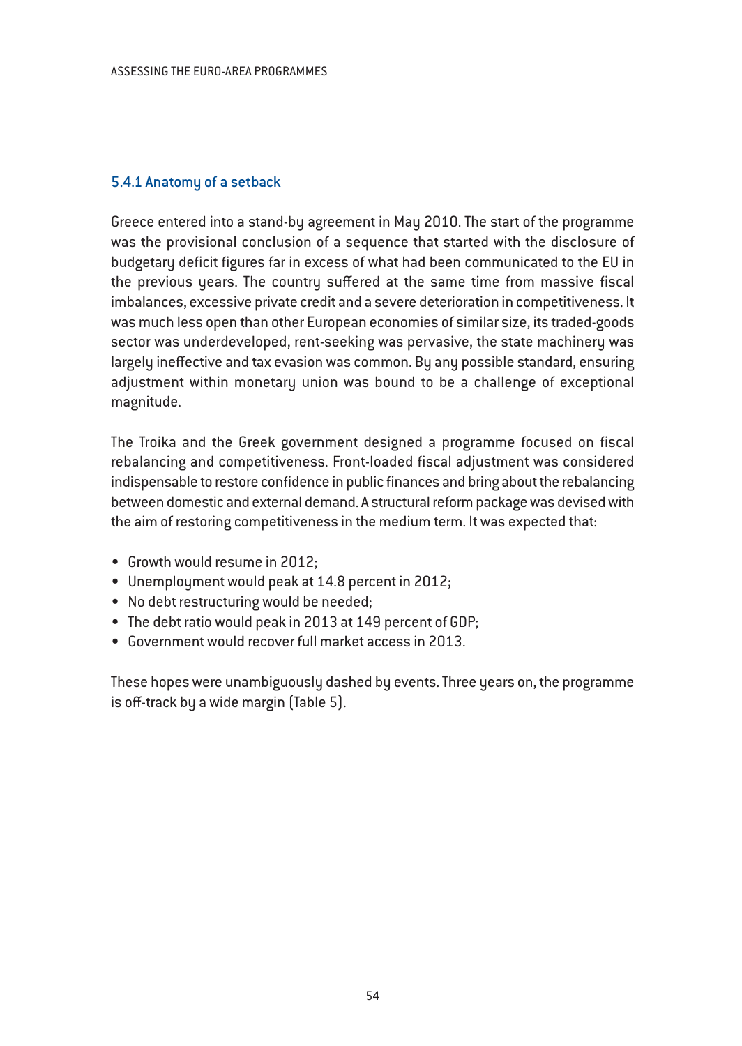### 5.4.1 Anatomy of a setback

Greece entered into a stand-by agreement in May 2010. The start of the programme was the provisional conclusion of a sequence that started with the disclosure of budgetary deficit figures far in excess of what had been communicated to the EU in the previous years. The country suffered at the same time from massive fiscal imbalances, excessive private credit and a severe deterioration in competitiveness. It was much less open than other European economies of similar size, its traded-goods sector was underdeveloped, rent-seeking was pervasive, the state machinery was largely ineffective and tax evasion was common. By any possible standard, ensuring adjustment within monetary union was bound to be a challenge of exceptional magnitude.

The Troika and the Greek government designed a programme focused on fiscal rebalancing and competitiveness. Front-loaded fiscal adjustment was considered indispensable to restore confidence in public finances and bring about the rebalancing between domestic and external demand. A structural reform package was devised with the aim of restoring competitiveness in the medium term. It was expected that:

- Growth would resume in 2012;
- Unemployment would peak at 14.8 percent in 2012;
- No debt restructuring would be needed;
- The debt ratio would peak in 2013 at 149 percent of GDP;
- Government would recover full market access in 2013.

These hopes were unambiguously dashed by events. Three years on, the programme is off-track by a wide margin (Table 5).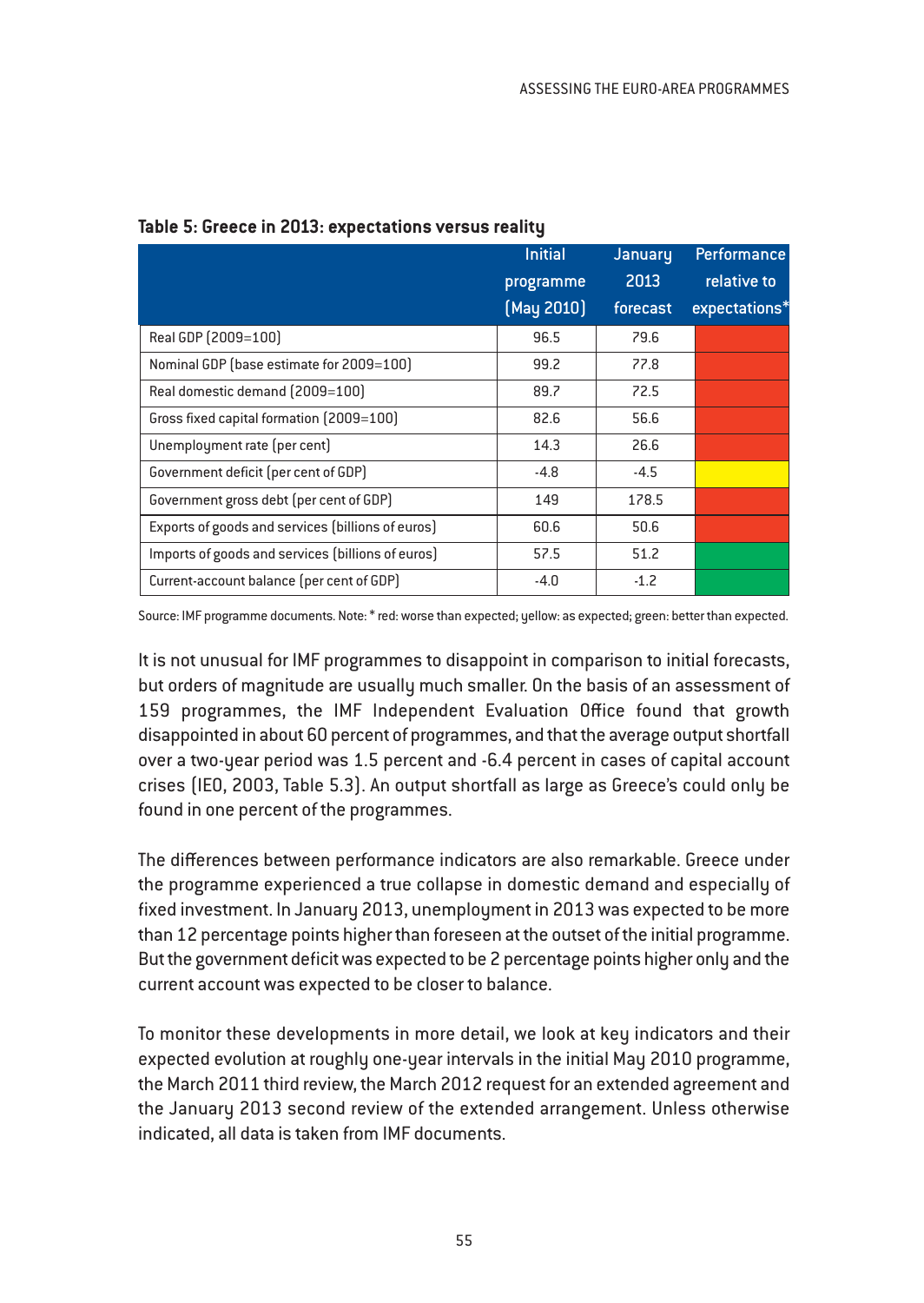**Table 5: Greece in 2013: expectations versus reality**

| | Initial programme (May 2010) | January 2013 forecast | Performance relative to expectations* |
|---|---|---|---|
| Real GDP (2009=100) | 96.5 | 79.6 | red |
| Nominal GDP (base estimate for 2009=100) | 99.2 | 77.8 | red |
| Real domestic demand (2009=100) | 89.7 | 72.5 | red |
| Gross fixed capital formation (2009=100) | 82.6 | 56.6 | red |
| Unemployment rate (per cent) | 14.3 | 26.6 | red |
| Government deficit (per cent of GDP) | -4.8 | -4.5 | yellow |
| Government gross debt (per cent of GDP) | 149 | 178.5 | red |
| Exports of goods and services (billions of euros) | 60.6 | 50.6 | red |
| Imports of goods and services (billions of euros) | 57.5 | 51.2 | green |
| Current-account balance (per cent of GDP) | -4.0 | -1.2 | green |

Source: IMF programme documents. Note: * red: worse than expected; yellow: as expected; green: better than expected.

It is not unusual for IMF programmes to disappoint in comparison to initial forecasts, but orders of magnitude are usually much smaller. On the basis of an assessment of 159 programmes, the IMF Independent Evaluation Office found that growth disappointed in about 60 percent of programmes, and that the average output shortfall over a two-year period was 1.5 percent and -6.4 percent in cases of capital account crises (IEO, 2003, Table 5.3). An output shortfall as large as Greece's could only be found in one percent of the programmes.

The differences between performance indicators are also remarkable. Greece under the programme experienced a true collapse in domestic demand and especially of fixed investment. In January 2013, unemployment in 2013 was expected to be more than 12 percentage points higher than foreseen at the outset of the initial programme. But the government deficit was expected to be 2 percentage points higher only and the current account was expected to be closer to balance.

To monitor these developments in more detail, we look at key indicators and their expected evolution at roughly one-year intervals in the initial May 2010 programme, the March 2011 third review, the March 2012 request for an extended agreement and the January 2013 second review of the extended arrangement. Unless otherwise indicated, all data is taken from IMF documents.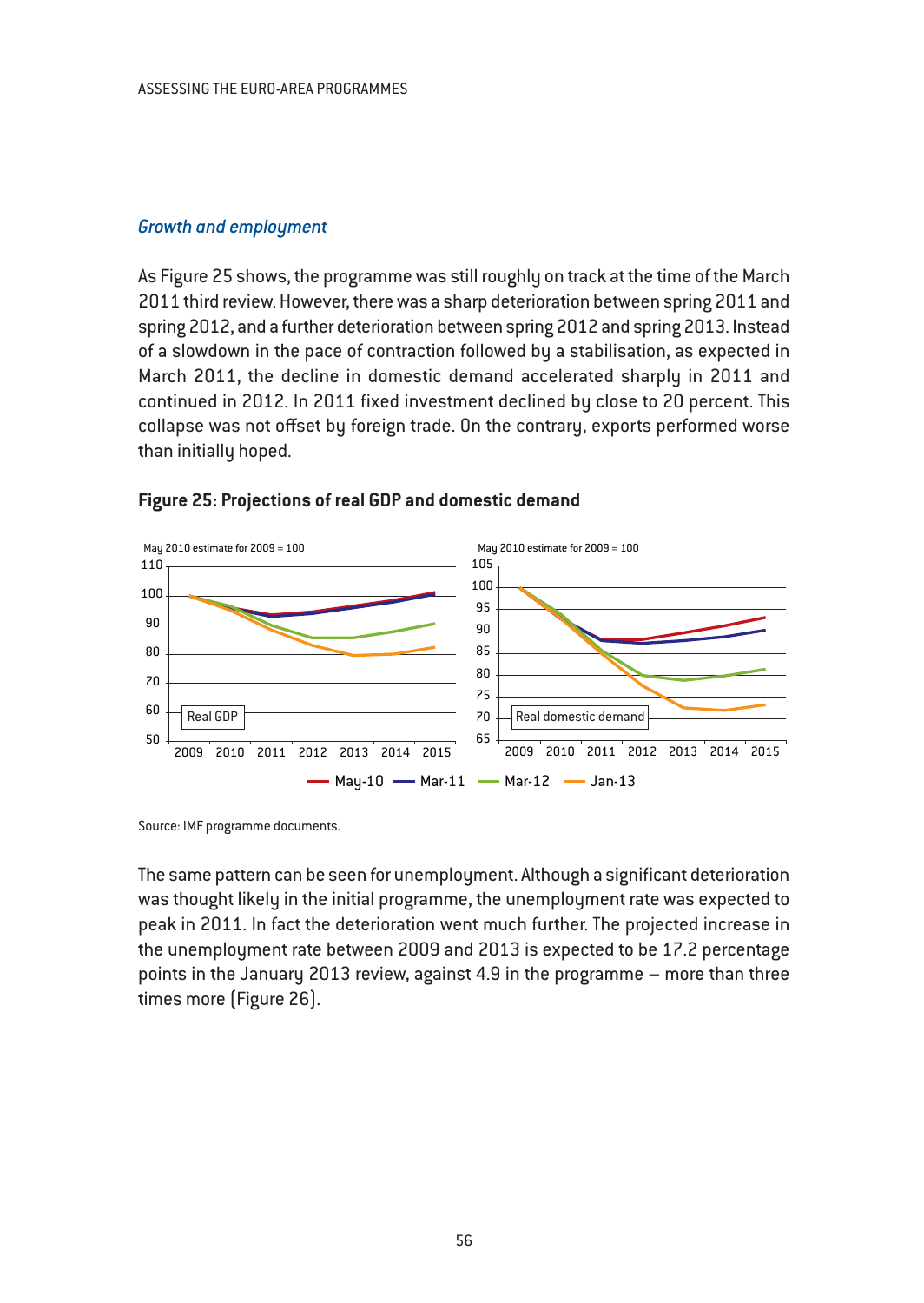*Growth and employment*

As Figure 25 shows, the programme was still roughly on track at the time of the March 2011 third review. However, there was a sharp deterioration between spring 2011 and spring 2012, and a further deterioration between spring 2012 and spring 2013. Instead of a slowdown in the pace of contraction followed by a stabilisation, as expected in March 2011, the decline in domestic demand accelerated sharply in 2011 and continued in 2012. In 2011 fixed investment declined by close to 20 percent. This collapse was not offset by foreign trade. On the contrary, exports performed worse than initially hoped.

**Figure 25: Projections of real GDP and domestic demand**

Source: IMF programme documents.

The same pattern can be seen for unemployment. Although a significant deterioration was thought likely in the initial programme, the unemployment rate was expected to peak in 2011. In fact the deterioration went much further. The projected increase in the unemployment rate between 2009 and 2013 is expected to be 17.2 percentage points in the January 2013 review, against 4.9 in the programme – more than three times more (Figure 26).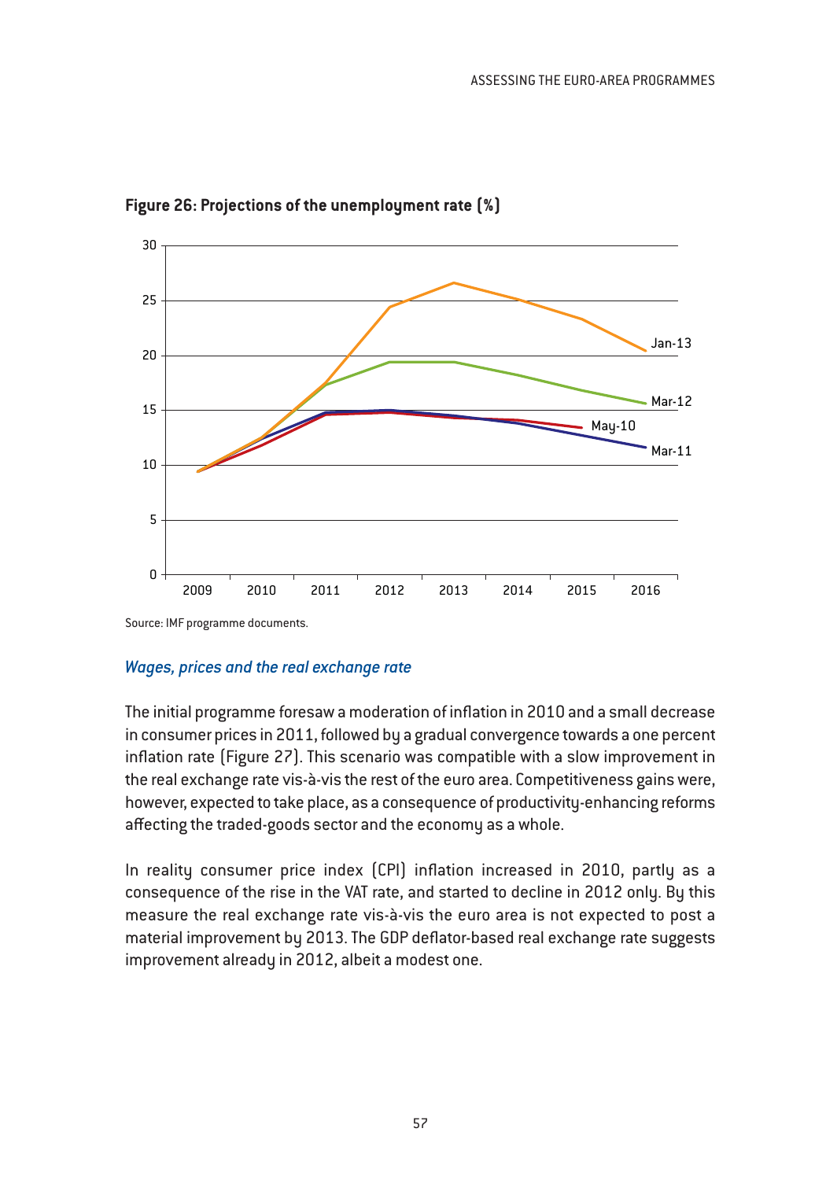**Figure 26: Projections of the unemployment rate (%)**

Source: IMF programme documents.

### *Wages, prices and the real exchange rate*

The initial programme foresaw a moderation of inflation in 2010 and a small decrease in consumer prices in 2011, followed by a gradual convergence towards a one percent inflation rate (Figure 27). This scenario was compatible with a slow improvement in the real exchange rate vis-à-vis the rest of the euro area. Competitiveness gains were, however, expected to take place, as a consequence of productivity-enhancing reforms affecting the traded-goods sector and the economy as a whole.

In reality consumer price index (CPI) inflation increased in 2010, partly as a consequence of the rise in the VAT rate, and started to decline in 2012 only. By this measure the real exchange rate vis-à-vis the euro area is not expected to post a material improvement by 2013. The GDP deflator-based real exchange rate suggests improvement already in 2012, albeit a modest one.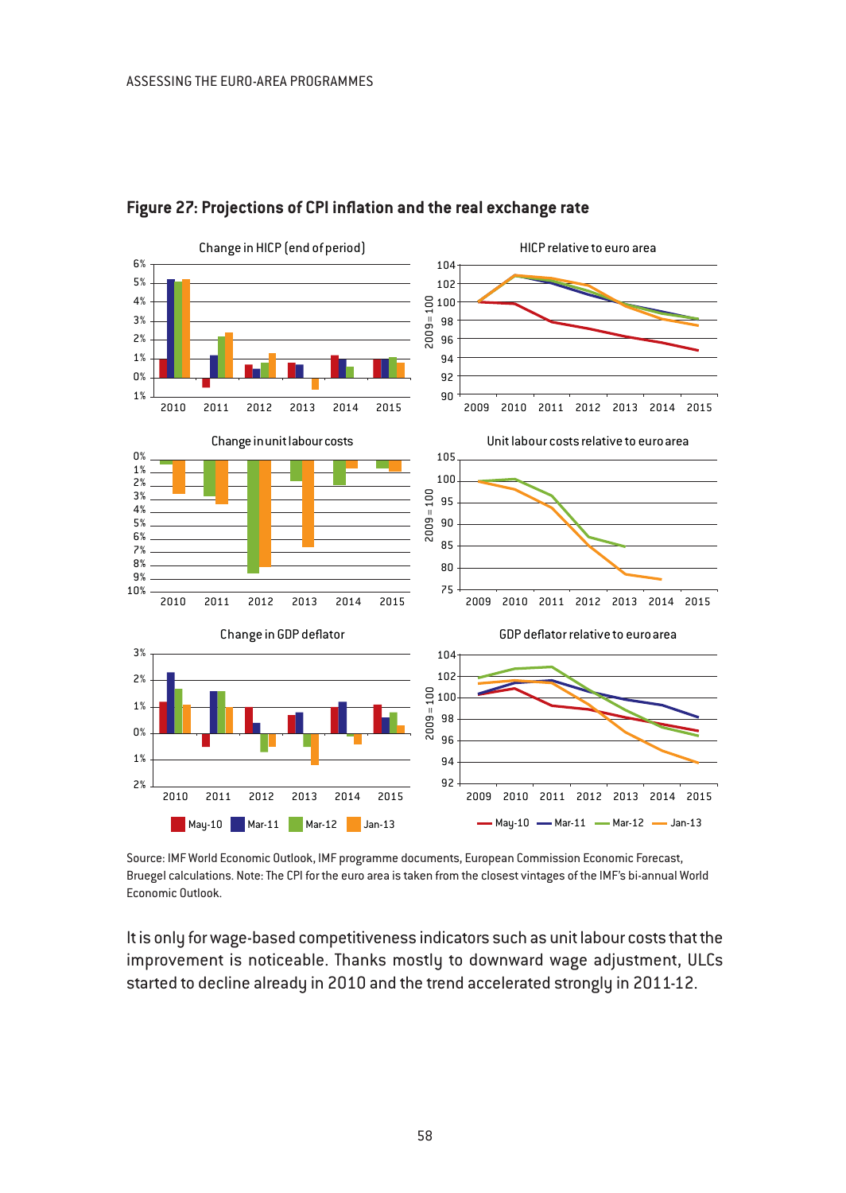## Figure 27: Projections of CPI inflation and the real exchange rate

Source: IMF World Economic Outlook, IMF programme documents, European Commission Economic Forecast, Bruegel calculations. Note: The CPI for the euro area is taken from the closest vintages of the IMF's bi-annual World Economic Outlook.

It is only for wage-based competitiveness indicators such as unit labour costs that the improvement is noticeable. Thanks mostly to downward wage adjustment, ULCs started to decline already in 2010 and the trend accelerated strongly in 2011-12.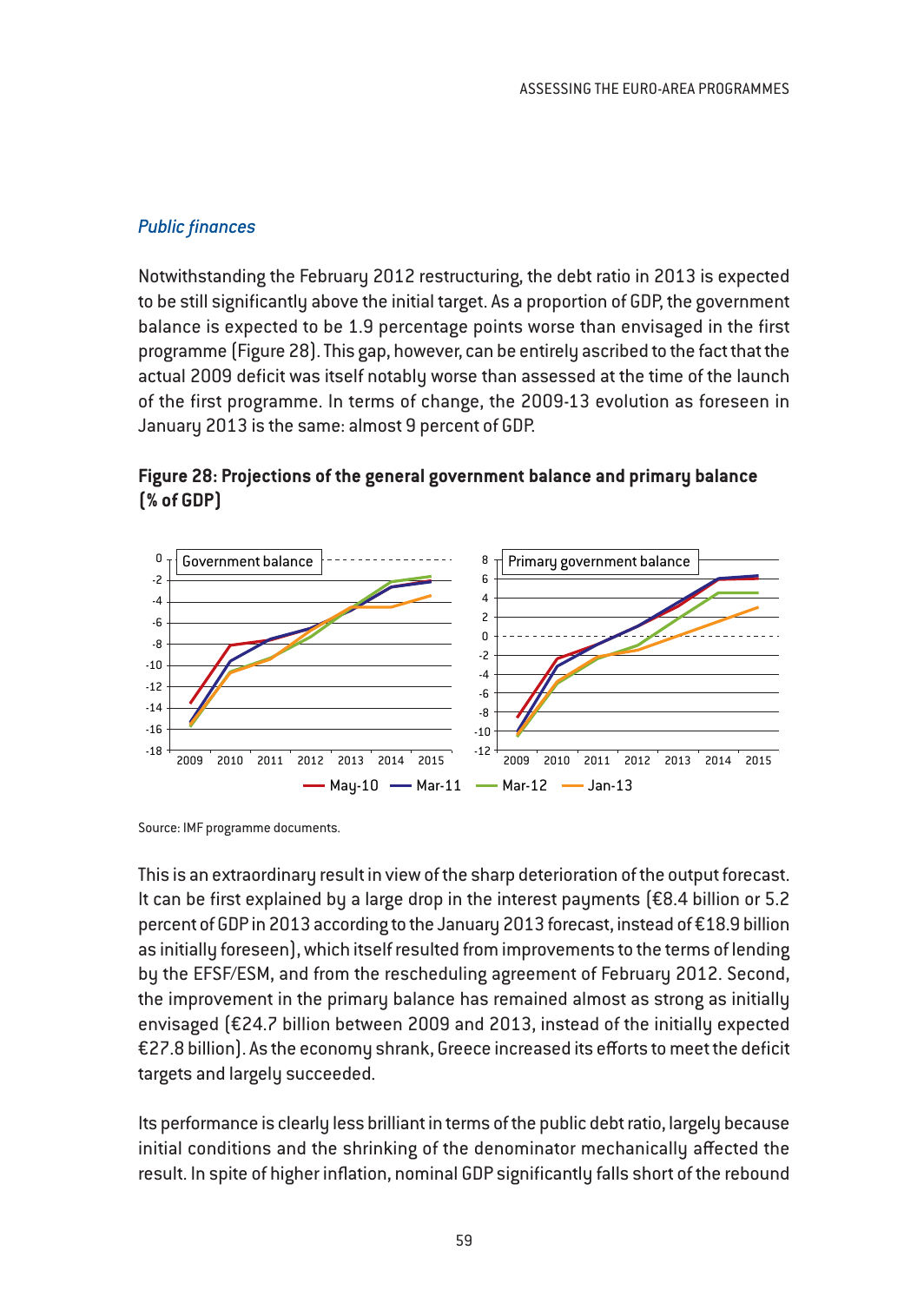### *Public finances*

Notwithstanding the February 2012 restructuring, the debt ratio in 2013 is expected to be still significantly above the initial target. As a proportion of GDP, the government balance is expected to be 1.9 percentage points worse than envisaged in the first programme (Figure 28). This gap, however, can be entirely ascribed to the fact that the actual 2009 deficit was itself notably worse than assessed at the time of the launch of the first programme. In terms of change, the 2009-13 evolution as foreseen in January 2013 is the same: almost 9 percent of GDP.

**Figure 28: Projections of the general government balance and primary balance (% of GDP)**

Source: IMF programme documents.

This is an extraordinary result in view of the sharp deterioration of the output forecast. It can be first explained by a large drop in the interest payments (€8.4 billion or 5.2 percent of GDP in 2013 according to the January 2013 forecast, instead of €18.9 billion as initially foreseen), which itself resulted from improvements to the terms of lending by the EFSF/ESM, and from the rescheduling agreement of February 2012. Second, the improvement in the primary balance has remained almost as strong as initially envisaged (€24.7 billion between 2009 and 2013, instead of the initially expected €27.8 billion). As the economy shrank, Greece increased its efforts to meet the deficit targets and largely succeeded.

Its performance is clearly less brilliant in terms of the public debt ratio, largely because initial conditions and the shrinking of the denominator mechanically affected the result. In spite of higher inflation, nominal GDP significantly falls short of the rebound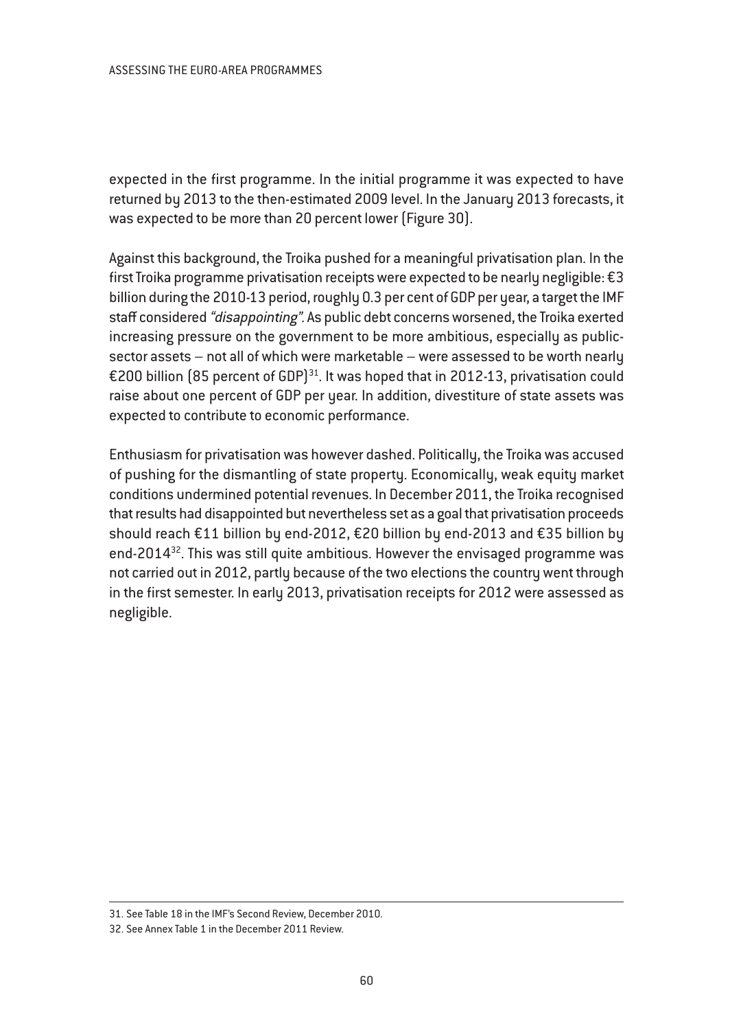expected in the first programme. In the initial programme it was expected to have returned by 2013 to the then-estimated 2009 level. In the January 2013 forecasts, it was expected to be more than 20 percent lower (Figure 30).

Against this background, the Troika pushed for a meaningful privatisation plan. In the first Troika programme privatisation receipts were expected to be nearly negligible: €3 billion during the 2010-13 period, roughly 0.3 per cent of GDP per year, a target the IMF staff considered *"disappointing"*. As public debt concerns worsened, the Troika exerted increasing pressure on the government to be more ambitious, especially as public-sector assets – not all of which were marketable – were assessed to be worth nearly €200 billion (85 percent of GDP)[31]. It was hoped that in 2012-13, privatisation could raise about one percent of GDP per year. In addition, divestiture of state assets was expected to contribute to economic performance.

Enthusiasm for privatisation was however dashed. Politically, the Troika was accused of pushing for the dismantling of state property. Economically, weak equity market conditions undermined potential revenues. In December 2011, the Troika recognised that results had disappointed but nevertheless set as a goal that privatisation proceeds should reach €11 billion by end-2012, €20 billion by end-2013 and €35 billion by end-2014[32]. This was still quite ambitious. However the envisaged programme was not carried out in 2012, partly because of the two elections the country went through in the first semester. In early 2013, privatisation receipts for 2012 were assessed as negligible.

31. See Table 18 in the IMF's Second Review, December 2010.

32. See Annex Table 1 in the December 2011 Review.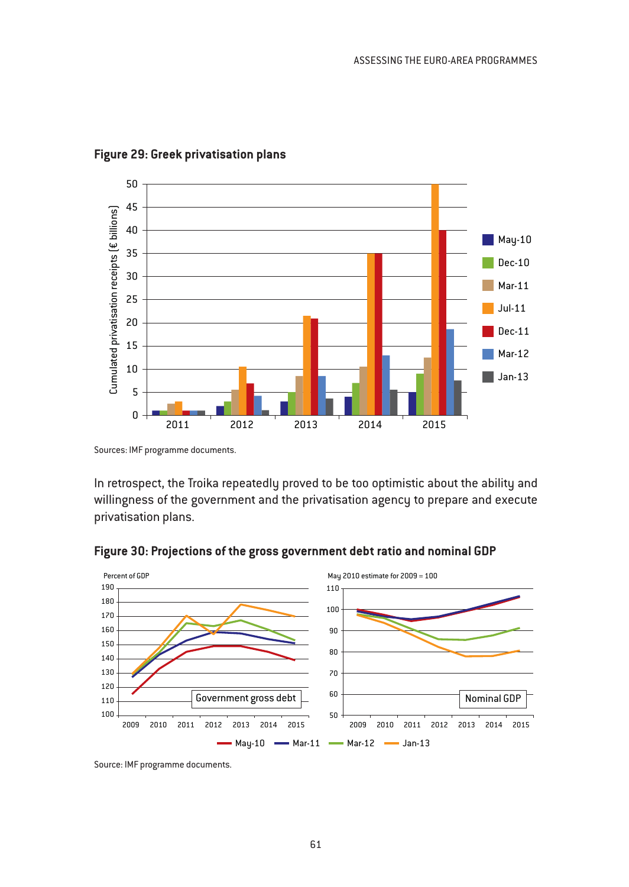**Figure 29: Greek privatisation plans**

Sources: IMF programme documents.

In retrospect, the Troika repeatedly proved to be too optimistic about the ability and willingness of the government and the privatisation agency to prepare and execute privatisation plans.

**Figure 30: Projections of the gross government debt ratio and nominal GDP**

Source: IMF programme documents.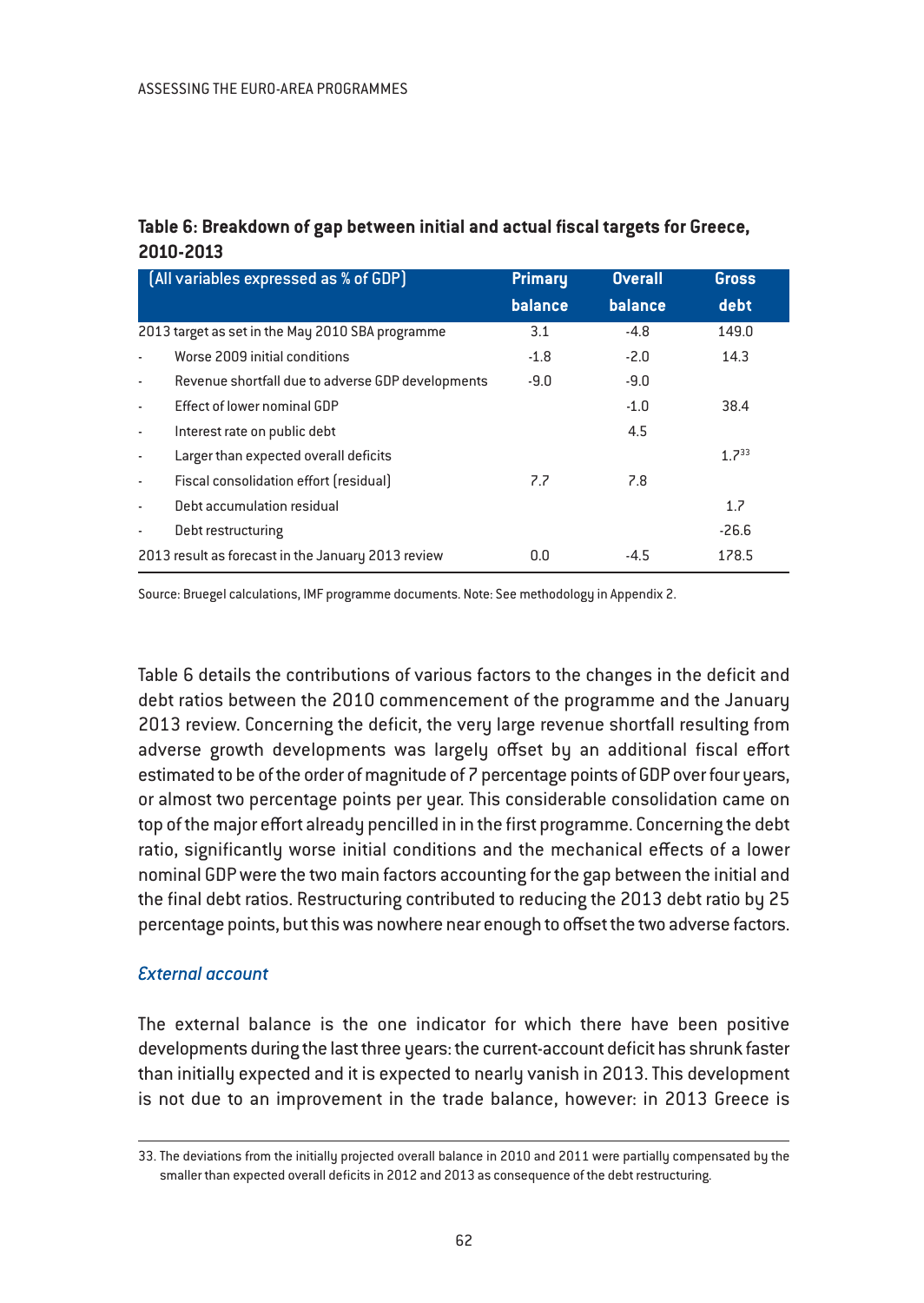**Table 6: Breakdown of gap between initial and actual fiscal targets for Greece, 2010-2013**

| (All variables expressed as % of GDP) | Primary balance | Overall balance | Gross debt |
|---|---|---|---|
| 2013 target as set in the May 2010 SBA programme | 3.1 | -4.8 | 149.0 |
| - Worse 2009 initial conditions | -1.8 | -2.0 | 14.3 |
| - Revenue shortfall due to adverse GDP developments | -9.0 | -9.0 | |
| - Effect of lower nominal GDP | | -1.0 | 38.4 |
| - Interest rate on public debt | | 4.5 | |
| - Larger than expected overall deficits | | | 1.7[33] |
| - Fiscal consolidation effort (residual) | 7.7 | 7.8 | |
| - Debt accumulation residual | | | 1.7 |
| - Debt restructuring | | | -26.6 |
| 2013 result as forecast in the January 2013 review | 0.0 | -4.5 | 178.5 |

Source: Bruegel calculations, IMF programme documents. Note: See methodology in Appendix 2.

Table 6 details the contributions of various factors to the changes in the deficit and debt ratios between the 2010 commencement of the programme and the January 2013 review. Concerning the deficit, the very large revenue shortfall resulting from adverse growth developments was largely offset by an additional fiscal effort estimated to be of the order of magnitude of 7 percentage points of GDP over four years, or almost two percentage points per year. This considerable consolidation came on top of the major effort already pencilled in in the first programme. Concerning the debt ratio, significantly worse initial conditions and the mechanical effects of a lower nominal GDP were the two main factors accounting for the gap between the initial and the final debt ratios. Restructuring contributed to reducing the 2013 debt ratio by 25 percentage points, but this was nowhere near enough to offset the two adverse factors.

### *External account*

The external balance is the one indicator for which there have been positive developments during the last three years: the current-account deficit has shrunk faster than initially expected and it is expected to nearly vanish in 2013. This development is not due to an improvement in the trade balance, however: in 2013 Greece is

33. The deviations from the initially projected overall balance in 2010 and 2011 were partially compensated by the smaller than expected overall deficits in 2012 and 2013 as consequence of the debt restructuring.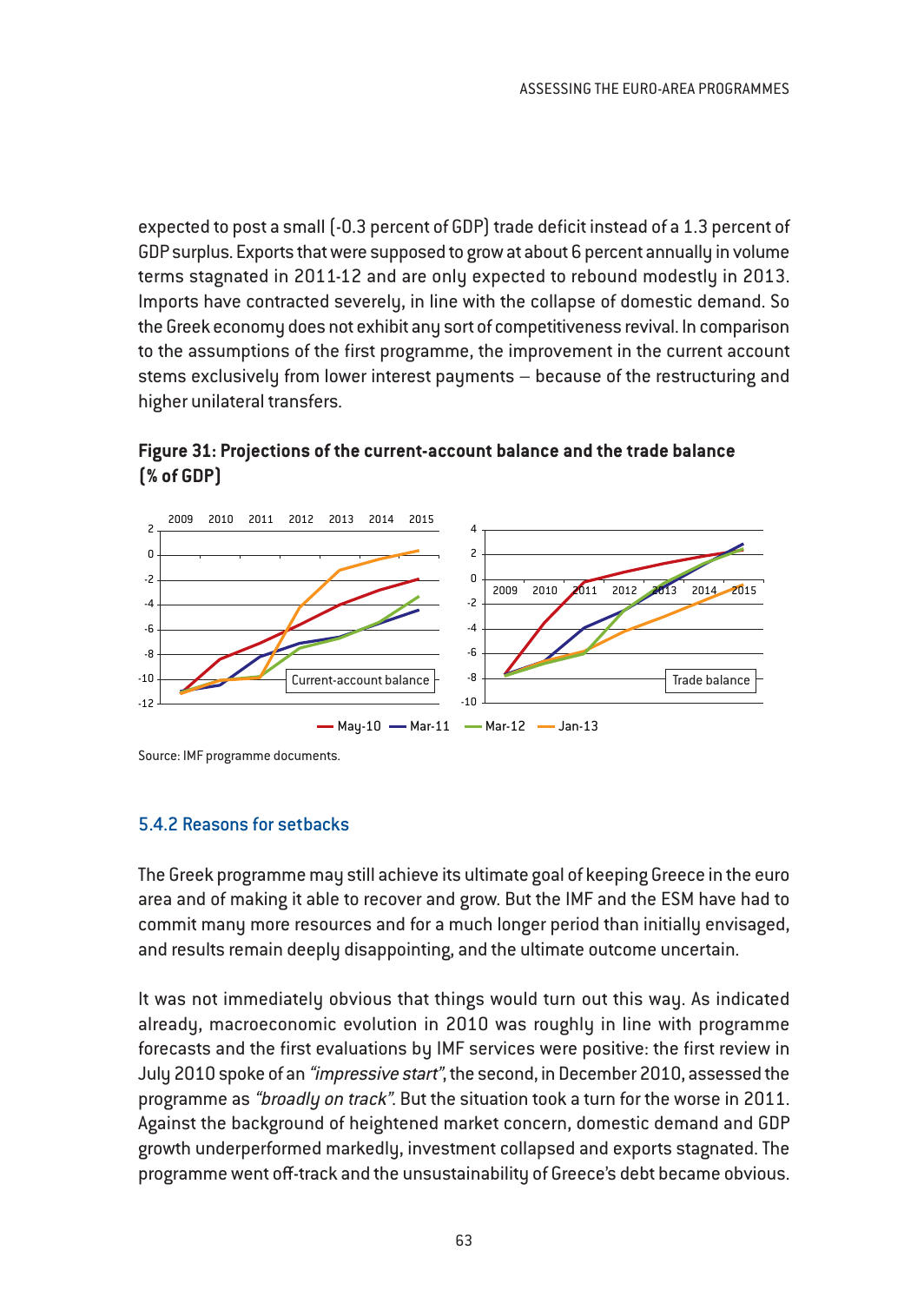expected to post a small (-0.3 percent of GDP) trade deficit instead of a 1.3 percent of GDP surplus. Exports that were supposed to grow at about 6 percent annually in volume terms stagnated in 2011-12 and are only expected to rebound modestly in 2013. Imports have contracted severely, in line with the collapse of domestic demand. So the Greek economy does not exhibit any sort of competitiveness revival. In comparison to the assumptions of the first programme, the improvement in the current account stems exclusively from lower interest payments – because of the restructuring and higher unilateral transfers.

**Figure 31: Projections of the current-account balance and the trade balance (% of GDP)**

Source: IMF programme documents.

### 5.4.2 Reasons for setbacks

The Greek programme may still achieve its ultimate goal of keeping Greece in the euro area and of making it able to recover and grow. But the IMF and the ESM have had to commit many more resources and for a much longer period than initially envisaged, and results remain deeply disappointing, and the ultimate outcome uncertain.

It was not immediately obvious that things would turn out this way. As indicated already, macroeconomic evolution in 2010 was roughly in line with programme forecasts and the first evaluations by IMF services were positive: the first review in July 2010 spoke of an *"impressive start"*, the second, in December 2010, assessed the programme as *"broadly on track"*. But the situation took a turn for the worse in 2011. Against the background of heightened market concern, domestic demand and GDP growth underperformed markedly, investment collapsed and exports stagnated. The programme went off-track and the unsustainability of Greece's debt became obvious.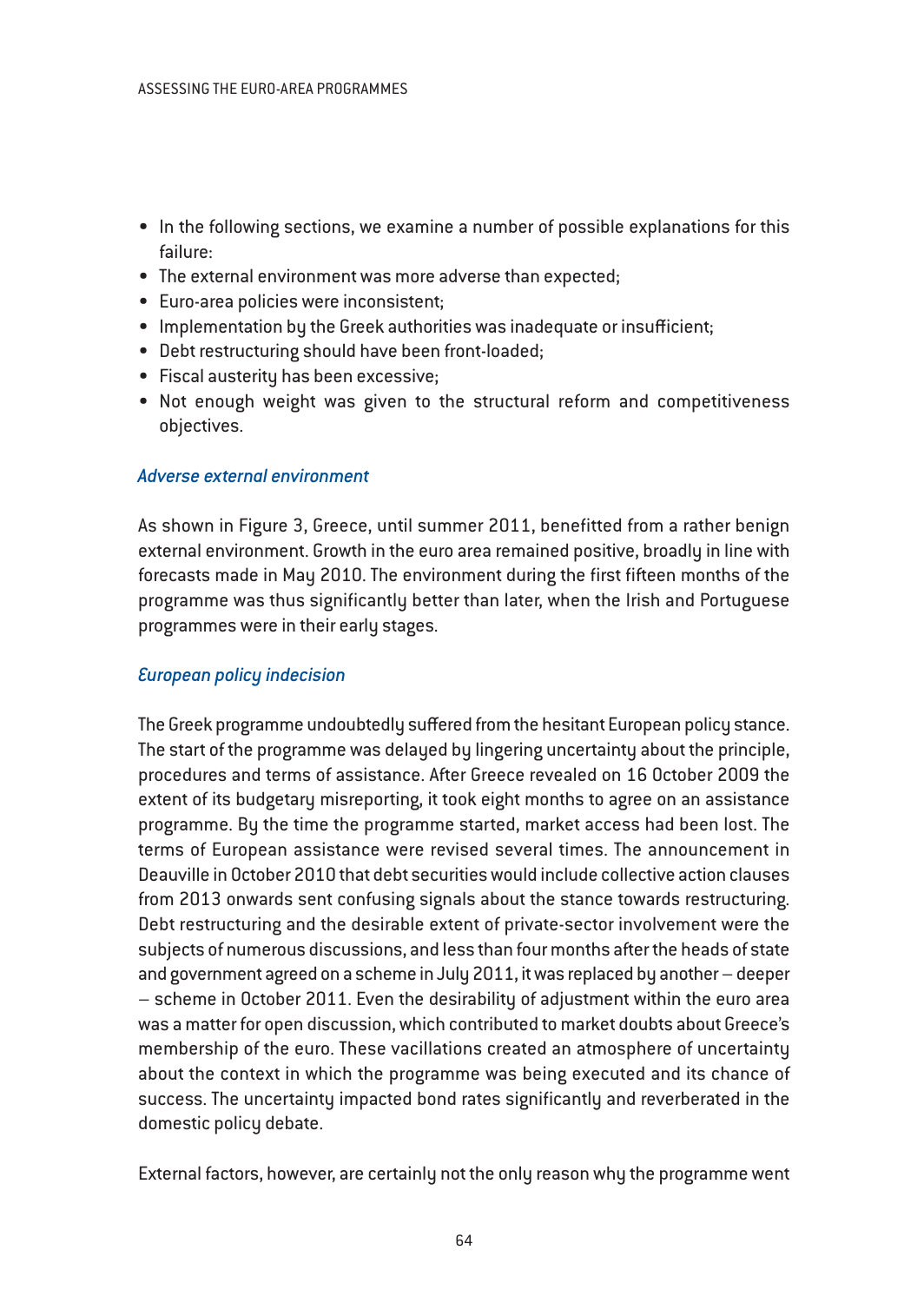- In the following sections, we examine a number of possible explanations for this failure:
- The external environment was more adverse than expected;
- Euro-area policies were inconsistent;
- Implementation by the Greek authorities was inadequate or insufficient;
- Debt restructuring should have been front-loaded;
- Fiscal austerity has been excessive;
- Not enough weight was given to the structural reform and competitiveness objectives.

### *Adverse external environment*

As shown in Figure 3, Greece, until summer 2011, benefitted from a rather benign external environment. Growth in the euro area remained positive, broadly in line with forecasts made in May 2010. The environment during the first fifteen months of the programme was thus significantly better than later, when the Irish and Portuguese programmes were in their early stages.

### *European policy indecision*

The Greek programme undoubtedly suffered from the hesitant European policy stance. The start of the programme was delayed by lingering uncertainty about the principle, procedures and terms of assistance. After Greece revealed on 16 October 2009 the extent of its budgetary misreporting, it took eight months to agree on an assistance programme. By the time the programme started, market access had been lost. The terms of European assistance were revised several times. The announcement in Deauville in October 2010 that debt securities would include collective action clauses from 2013 onwards sent confusing signals about the stance towards restructuring. Debt restructuring and the desirable extent of private-sector involvement were the subjects of numerous discussions, and less than four months after the heads of state and government agreed on a scheme in July 2011, it was replaced by another – deeper – scheme in October 2011. Even the desirability of adjustment within the euro area was a matter for open discussion, which contributed to market doubts about Greece's membership of the euro. These vacillations created an atmosphere of uncertainty about the context in which the programme was being executed and its chance of success. The uncertainty impacted bond rates significantly and reverberated in the domestic policy debate.

External factors, however, are certainly not the only reason why the programme went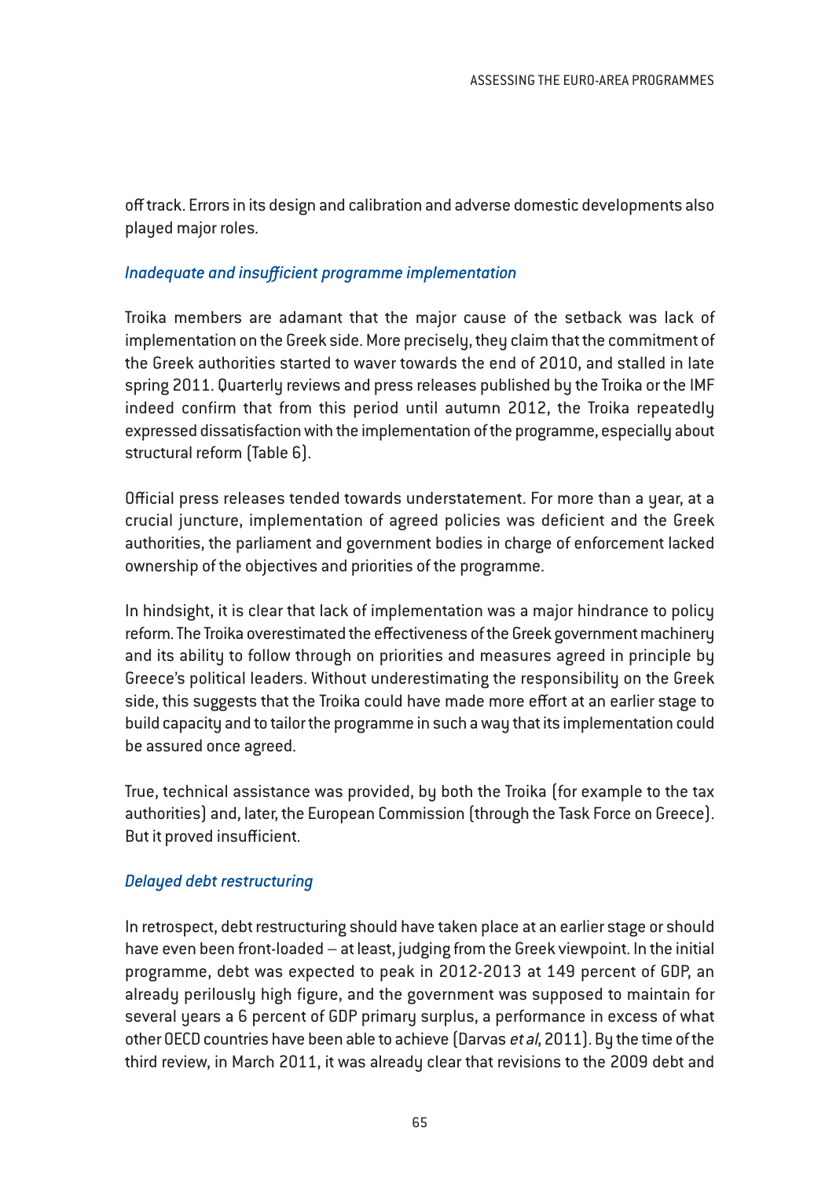off track. Errors in its design and calibration and adverse domestic developments also played major roles.

### *Inadequate and insufficient programme implementation*

Troika members are adamant that the major cause of the setback was lack of implementation on the Greek side. More precisely, they claim that the commitment of the Greek authorities started to waver towards the end of 2010, and stalled in late spring 2011. Quarterly reviews and press releases published by the Troika or the IMF indeed confirm that from this period until autumn 2012, the Troika repeatedly expressed dissatisfaction with the implementation of the programme, especially about structural reform (Table 6).

Official press releases tended towards understatement. For more than a year, at a crucial juncture, implementation of agreed policies was deficient and the Greek authorities, the parliament and government bodies in charge of enforcement lacked ownership of the objectives and priorities of the programme.

In hindsight, it is clear that lack of implementation was a major hindrance to policy reform. The Troika overestimated the effectiveness of the Greek government machinery and its ability to follow through on priorities and measures agreed in principle by Greece's political leaders. Without underestimating the responsibility on the Greek side, this suggests that the Troika could have made more effort at an earlier stage to build capacity and to tailor the programme in such a way that its implementation could be assured once agreed.

True, technical assistance was provided, by both the Troika (for example to the tax authorities) and, later, the European Commission (through the Task Force on Greece). But it proved insufficient.

### *Delayed debt restructuring*

In retrospect, debt restructuring should have taken place at an earlier stage or should have even been front-loaded – at least, judging from the Greek viewpoint. In the initial programme, debt was expected to peak in 2012-2013 at 149 percent of GDP, an already perilously high figure, and the government was supposed to maintain for several years a 6 percent of GDP primary surplus, a performance in excess of what other OECD countries have been able to achieve (Darvas *et al*, 2011). By the time of the third review, in March 2011, it was already clear that revisions to the 2009 debt and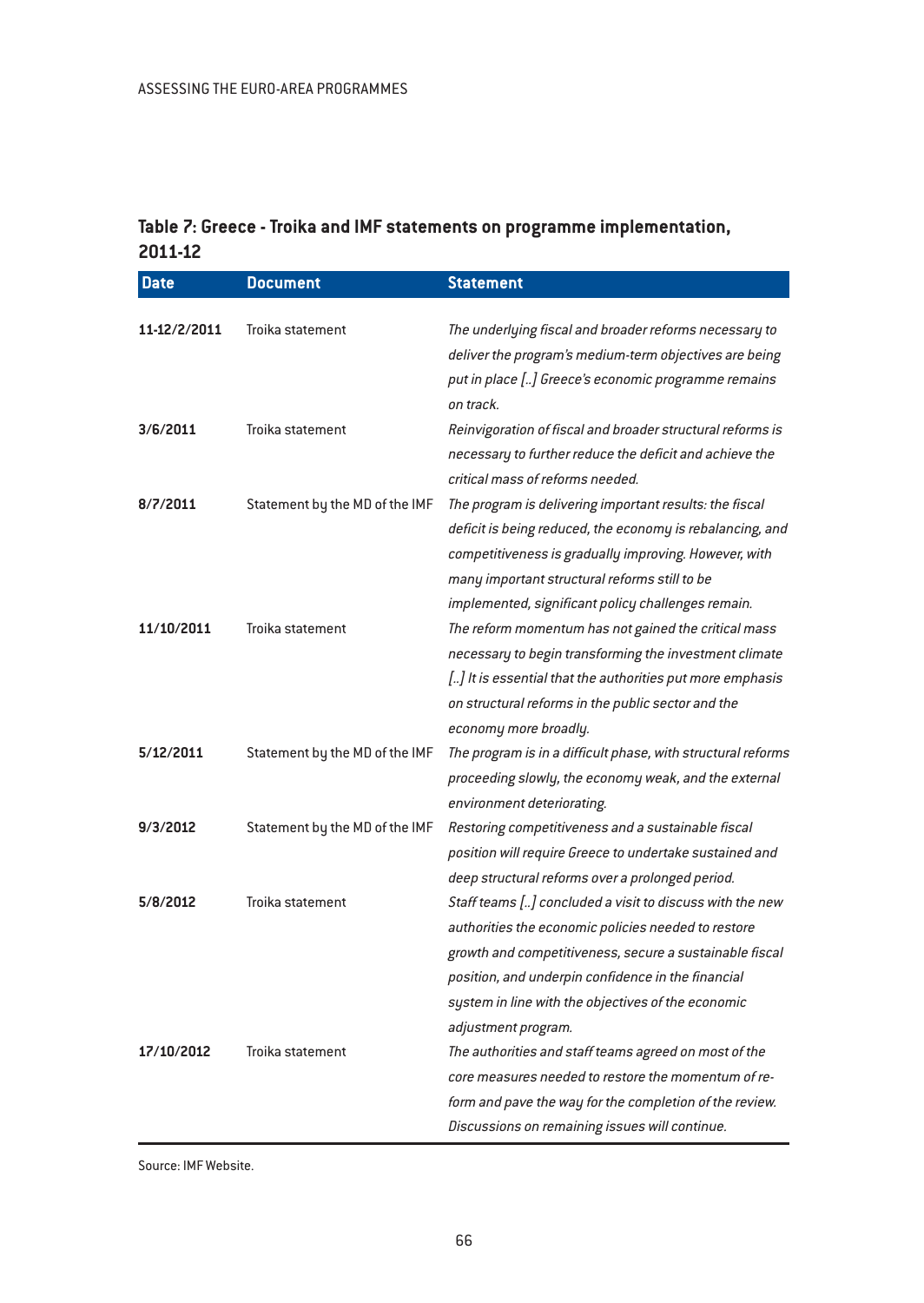**Table 7: Greece - Troika and IMF statements on programme implementation, 2011-12**

| Date | Document | Statement |
|---|---|---|
| **11-12/2/2011** | Troika statement | *The underlying fiscal and broader reforms necessary to deliver the program's medium-term objectives are being put in place [..] Greece's economic programme remains on track.* |
| **3/6/2011** | Troika statement | *Reinvigoration of fiscal and broader structural reforms is necessary to further reduce the deficit and achieve the critical mass of reforms needed.* |
| **8/7/2011** | Statement by the MD of the IMF | *The program is delivering important results: the fiscal deficit is being reduced, the economy is rebalancing, and competitiveness is gradually improving. However, with many important structural reforms still to be implemented, significant policy challenges remain.* |
| **11/10/2011** | Troika statement | *The reform momentum has not gained the critical mass necessary to begin transforming the investment climate [..] It is essential that the authorities put more emphasis on structural reforms in the public sector and the economy more broadly.* |
| **5/12/2011** | Statement by the MD of the IMF | *The program is in a difficult phase, with structural reforms proceeding slowly, the economy weak, and the external environment deteriorating.* |
| **9/3/2012** | Statement by the MD of the IMF | *Restoring competitiveness and a sustainable fiscal position will require Greece to undertake sustained and deep structural reforms over a prolonged period.* |
| **5/8/2012** | Troika statement | *Staff teams [..] concluded a visit to discuss with the new authorities the economic policies needed to restore growth and competitiveness, secure a sustainable fiscal position, and underpin confidence in the financial system in line with the objectives of the economic adjustment program.* |
| **17/10/2012** | Troika statement | *The authorities and staff teams agreed on most of the core measures needed to restore the momentum of re-form and pave the way for the completion of the review. Discussions on remaining issues will continue.* |

Source: IMF Website.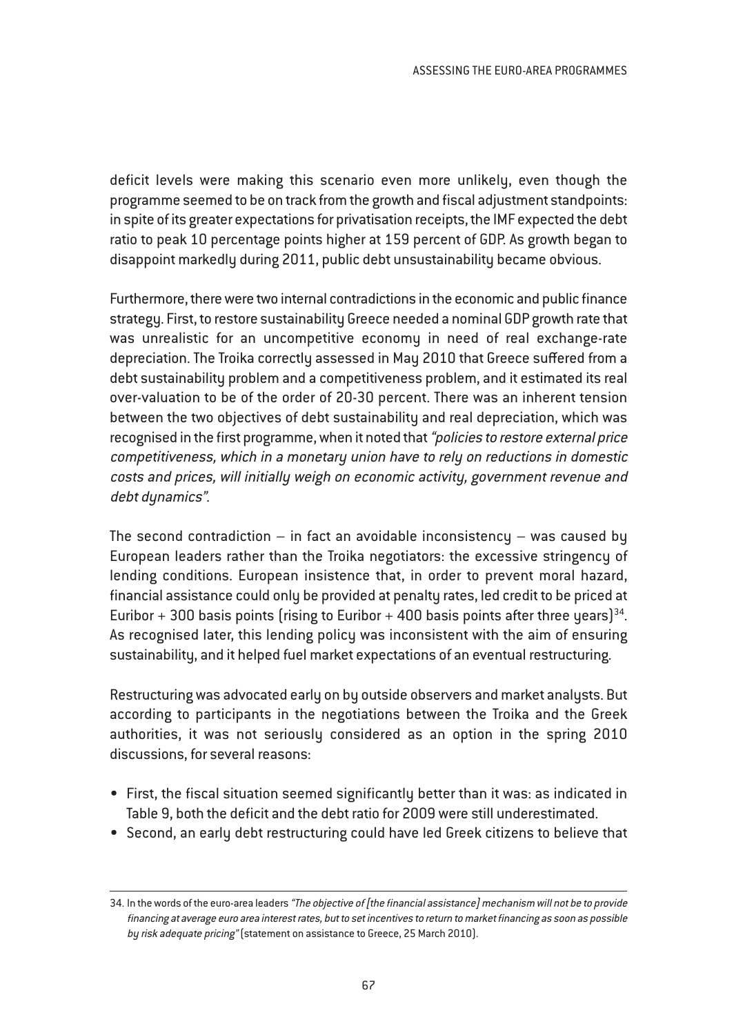deficit levels were making this scenario even more unlikely, even though the programme seemed to be on track from the growth and fiscal adjustment standpoints: in spite of its greater expectations for privatisation receipts, the IMF expected the debt ratio to peak 10 percentage points higher at 159 percent of GDP. As growth began to disappoint markedly during 2011, public debt unsustainability became obvious.

Furthermore, there were two internal contradictions in the economic and public finance strategy. First, to restore sustainability Greece needed a nominal GDP growth rate that was unrealistic for an uncompetitive economy in need of real exchange-rate depreciation. The Troika correctly assessed in May 2010 that Greece suffered from a debt sustainability problem and a competitiveness problem, and it estimated its real over-valuation to be of the order of 20-30 percent. There was an inherent tension between the two objectives of debt sustainability and real depreciation, which was recognised in the first programme, when it noted that *"policies to restore external price competitiveness, which in a monetary union have to rely on reductions in domestic costs and prices, will initially weigh on economic activity, government revenue and debt dynamics"*.

The second contradiction – in fact an avoidable inconsistency – was caused by European leaders rather than the Troika negotiators: the excessive stringency of lending conditions. European insistence that, in order to prevent moral hazard, financial assistance could only be provided at penalty rates, led credit to be priced at Euribor + 300 basis points (rising to Euribor + 400 basis points after three years)[34]. As recognised later, this lending policy was inconsistent with the aim of ensuring sustainability, and it helped fuel market expectations of an eventual restructuring.

Restructuring was advocated early on by outside observers and market analysts. But according to participants in the negotiations between the Troika and the Greek authorities, it was not seriously considered as an option in the spring 2010 discussions, for several reasons:

- First, the fiscal situation seemed significantly better than it was: as indicated in Table 9, both the deficit and the debt ratio for 2009 were still underestimated.
- Second, an early debt restructuring could have led Greek citizens to believe that

---

34. In the words of the euro-area leaders *"The objective of [the financial assistance] mechanism will not be to provide financing at average euro area interest rates, but to set incentives to return to market financing as soon as possible by risk adequate pricing"* (statement on assistance to Greece, 25 March 2010).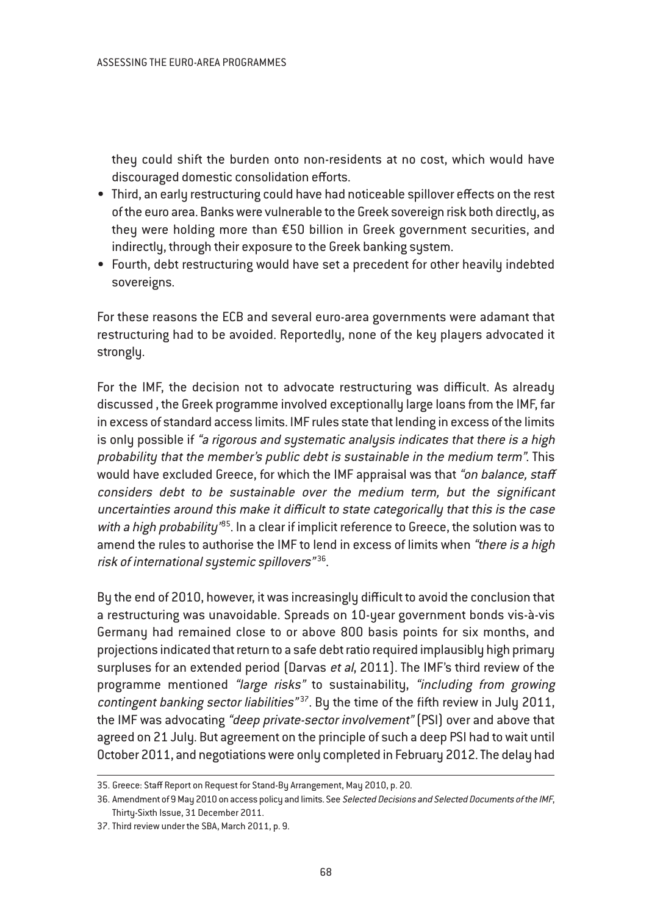they could shift the burden onto non-residents at no cost, which would have discouraged domestic consolidation efforts.

- Third, an early restructuring could have had noticeable spillover effects on the rest of the euro area. Banks were vulnerable to the Greek sovereign risk both directly, as they were holding more than €50 billion in Greek government securities, and indirectly, through their exposure to the Greek banking system.
- Fourth, debt restructuring would have set a precedent for other heavily indebted sovereigns.

For these reasons the ECB and several euro-area governments were adamant that restructuring had to be avoided. Reportedly, none of the key players advocated it strongly.

For the IMF, the decision not to advocate restructuring was difficult. As already discussed , the Greek programme involved exceptionally large loans from the IMF, far in excess of standard access limits. IMF rules state that lending in excess of the limits is only possible if *"a rigorous and systematic analysis indicates that there is a high probability that the member's public debt is sustainable in the medium term"*. This would have excluded Greece, for which the IMF appraisal was that *"on balance, staff considers debt to be sustainable over the medium term, but the significant uncertainties around this make it difficult to state categorically that this is the case with a high probability"*[35]. In a clear if implicit reference to Greece, the solution was to amend the rules to authorise the IMF to lend in excess of limits when *"there is a high risk of international systemic spillovers"*[36].

By the end of 2010, however, it was increasingly difficult to avoid the conclusion that a restructuring was unavoidable. Spreads on 10-year government bonds vis-à-vis Germany had remained close to or above 800 basis points for six months, and projections indicated that return to a safe debt ratio required implausibly high primary surpluses for an extended period (Darvas *et al*, 2011). The IMF's third review of the programme mentioned *"large risks"* to sustainability, *"including from growing contingent banking sector liabilities"*[37]. By the time of the fifth review in July 2011, the IMF was advocating *"deep private-sector involvement"* (PSI) over and above that agreed on 21 July. But agreement on the principle of such a deep PSI had to wait until October 2011, and negotiations were only completed in February 2012. The delay had

---

35. Greece: Staff Report on Request for Stand-By Arrangement, May 2010, p. 20.

36. Amendment of 9 May 2010 on access policy and limits. See *Selected Decisions and Selected Documents of the IMF*, Thirty-Sixth Issue, 31 December 2011.

37. Third review under the SBA, March 2011, p. 9.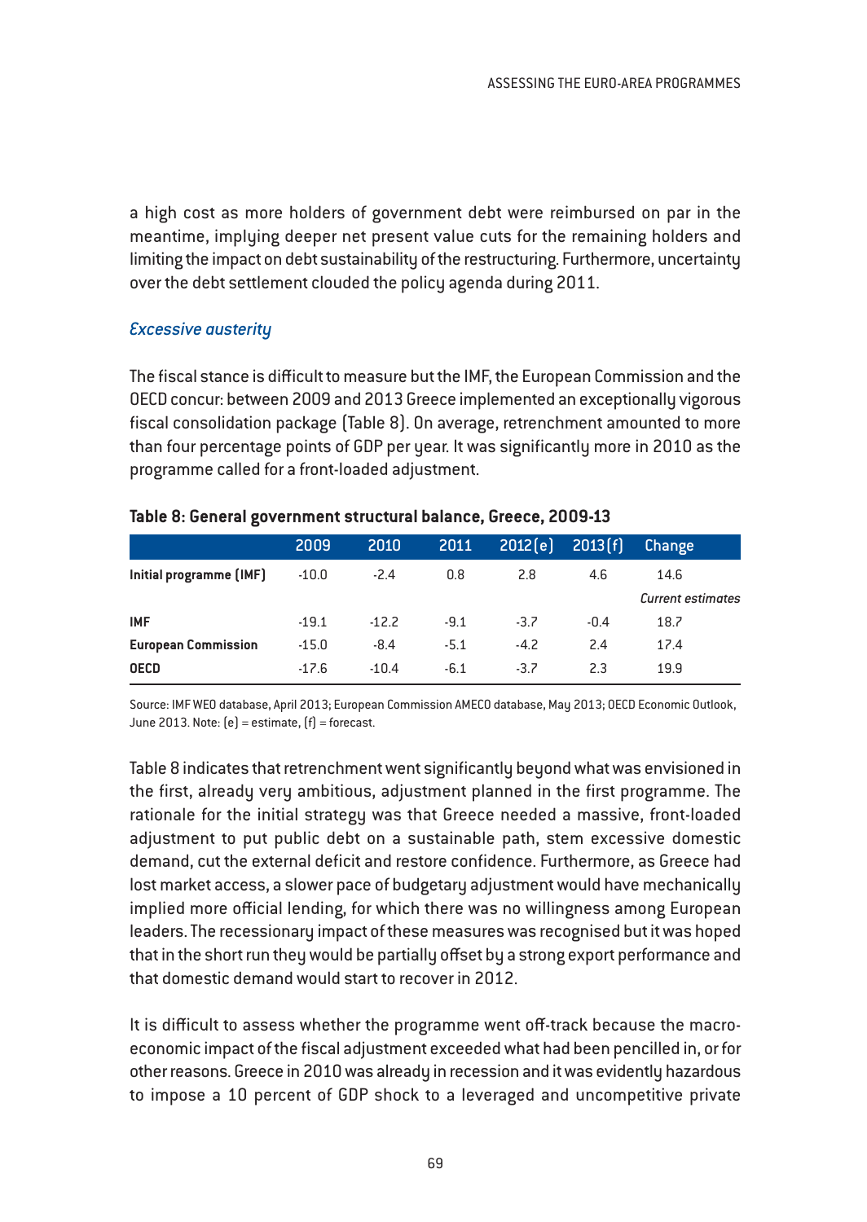a high cost as more holders of government debt were reimbursed on par in the meantime, implying deeper net present value cuts for the remaining holders and limiting the impact on debt sustainability of the restructuring. Furthermore, uncertainty over the debt settlement clouded the policy agenda during 2011.

### *Excessive austerity*

The fiscal stance is difficult to measure but the IMF, the European Commission and the OECD concur: between 2009 and 2013 Greece implemented an exceptionally vigorous fiscal consolidation package (Table 8). On average, retrenchment amounted to more than four percentage points of GDP per year. It was significantly more in 2010 as the programme called for a front-loaded adjustment.

**Table 8: General government structural balance, Greece, 2009-13**

| | 2009 | 2010 | 2011 | 2012(e) | 2013(f) | Change |
|---|---|---|---|---|---|---|
| **Initial programme (IMF)** | -10.0 | -2.4 | 0.8 | 2.8 | 4.6 | 14.6 |
| | | | | | | *Current estimates* |
| **IMF** | -19.1 | -12.2 | -9.1 | -3.7 | -0.4 | 18.7 |
| **European Commission** | -15.0 | -8.4 | -5.1 | -4.2 | 2.4 | 17.4 |
| **OECD** | -17.6 | -10.4 | -6.1 | -3.7 | 2.3 | 19.9 |

Source: IMF WEO database, April 2013; European Commission AMECO database, May 2013; OECD Economic Outlook, June 2013. Note: (e) = estimate, (f) = forecast.

Table 8 indicates that retrenchment went significantly beyond what was envisioned in the first, already very ambitious, adjustment planned in the first programme. The rationale for the initial strategy was that Greece needed a massive, front-loaded adjustment to put public debt on a sustainable path, stem excessive domestic demand, cut the external deficit and restore confidence. Furthermore, as Greece had lost market access, a slower pace of budgetary adjustment would have mechanically implied more official lending, for which there was no willingness among European leaders. The recessionary impact of these measures was recognised but it was hoped that in the short run they would be partially offset by a strong export performance and that domestic demand would start to recover in 2012.

It is difficult to assess whether the programme went off-track because the macroeconomic impact of the fiscal adjustment exceeded what had been pencilled in, or for other reasons. Greece in 2010 was already in recession and it was evidently hazardous to impose a 10 percent of GDP shock to a leveraged and uncompetitive private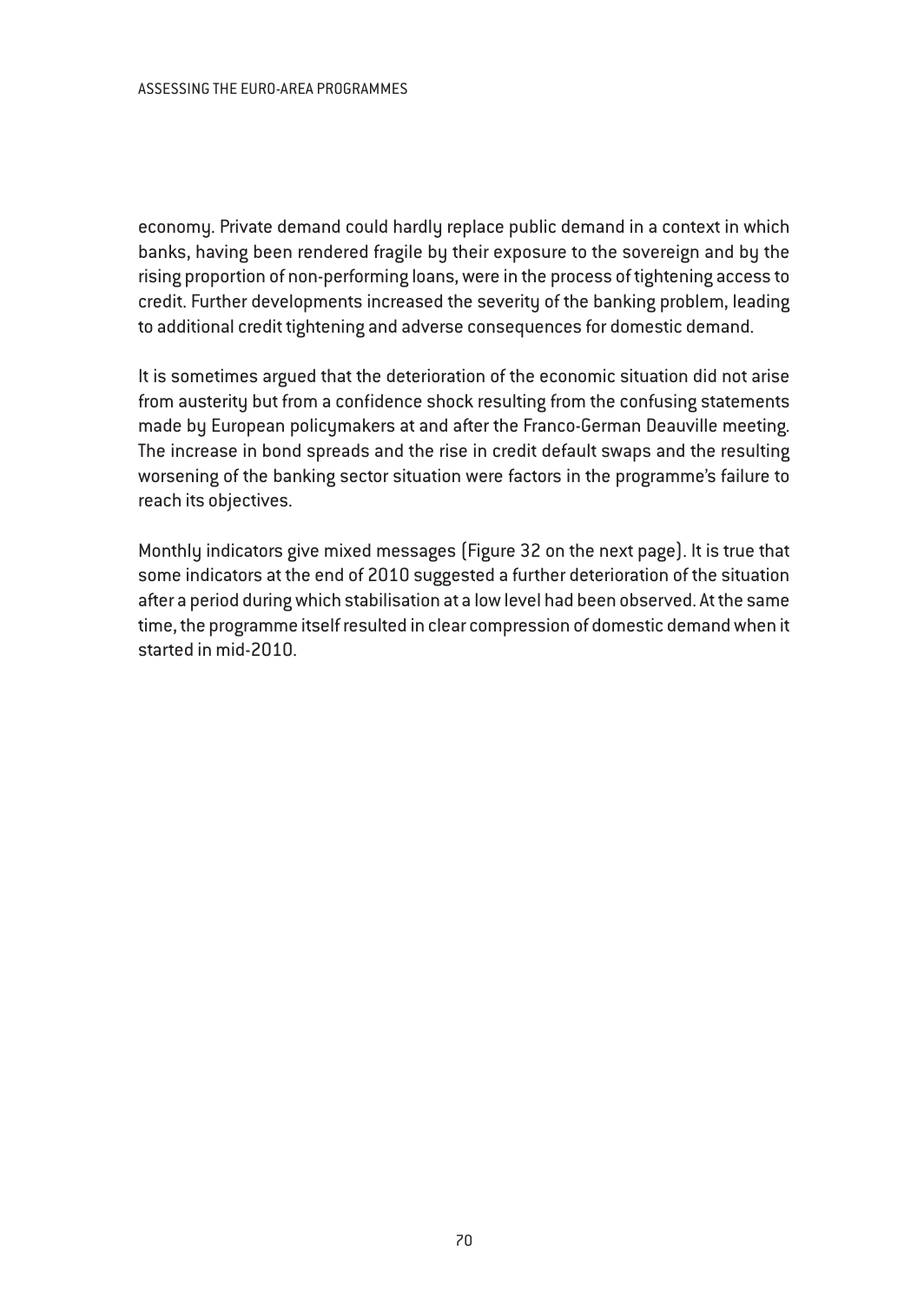economy. Private demand could hardly replace public demand in a context in which banks, having been rendered fragile by their exposure to the sovereign and by the rising proportion of non-performing loans, were in the process of tightening access to credit. Further developments increased the severity of the banking problem, leading to additional credit tightening and adverse consequences for domestic demand.

It is sometimes argued that the deterioration of the economic situation did not arise from austerity but from a confidence shock resulting from the confusing statements made by European policymakers at and after the Franco-German Deauville meeting. The increase in bond spreads and the rise in credit default swaps and the resulting worsening of the banking sector situation were factors in the programme's failure to reach its objectives.

Monthly indicators give mixed messages (Figure 32 on the next page). It is true that some indicators at the end of 2010 suggested a further deterioration of the situation after a period during which stabilisation at a low level had been observed. At the same time, the programme itself resulted in clear compression of domestic demand when it started in mid-2010.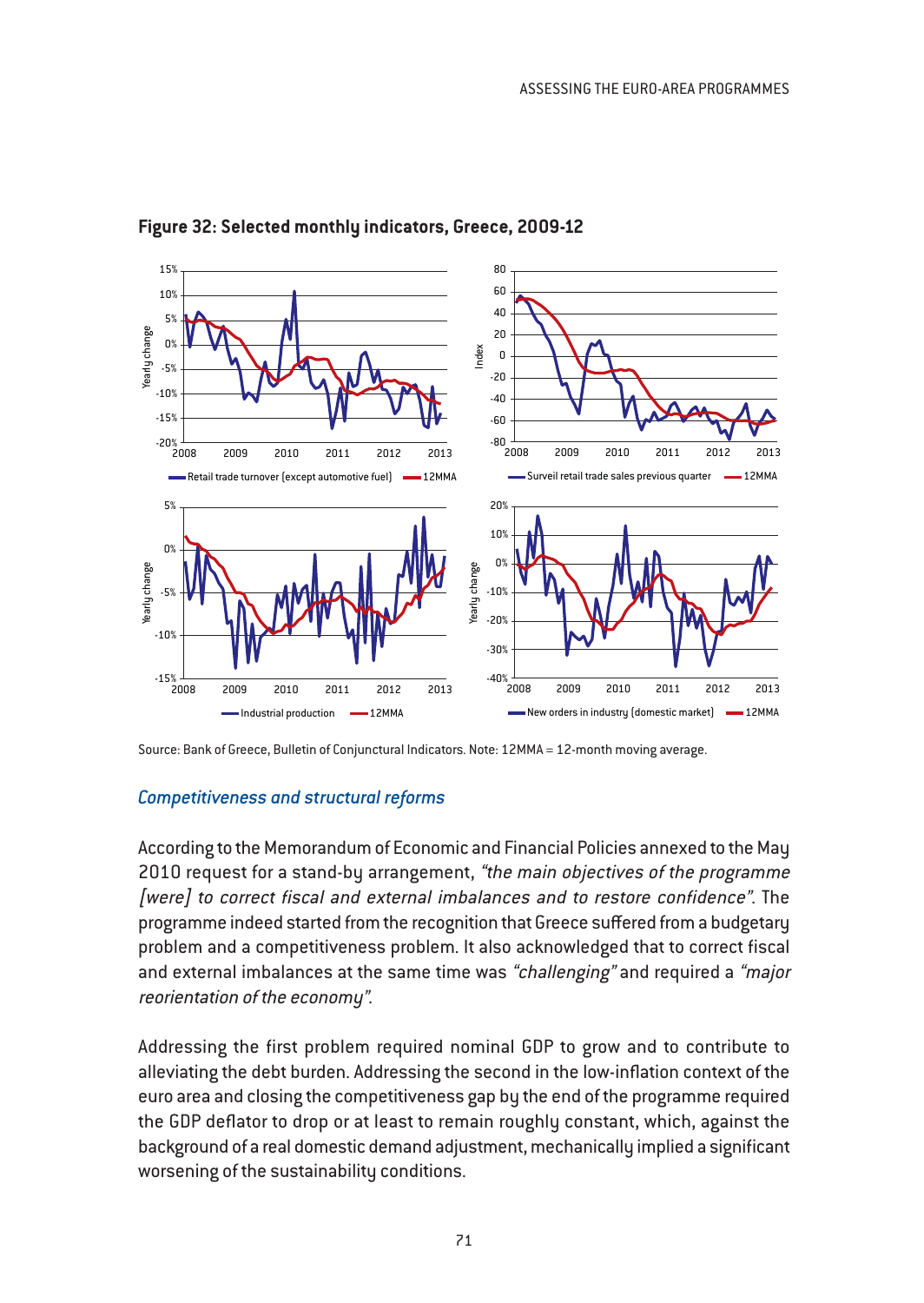**Figure 32: Selected monthly indicators, Greece, 2009-12**

Source: Bank of Greece, Bulletin of Conjunctural Indicators. Note: 12MMA = 12-month moving average.

### *Competitiveness and structural reforms*

According to the Memorandum of Economic and Financial Policies annexed to the May 2010 request for a stand-by arrangement, *"the main objectives of the programme [were] to correct fiscal and external imbalances and to restore confidence"*. The programme indeed started from the recognition that Greece suffered from a budgetary problem and a competitiveness problem. It also acknowledged that to correct fiscal and external imbalances at the same time was *"challenging"* and required a *"major reorientation of the economy"*.

Addressing the first problem required nominal GDP to grow and to contribute to alleviating the debt burden. Addressing the second in the low-inflation context of the euro area and closing the competitiveness gap by the end of the programme required the GDP deflator to drop or at least to remain roughly constant, which, against the background of a real domestic demand adjustment, mechanically implied a significant worsening of the sustainability conditions.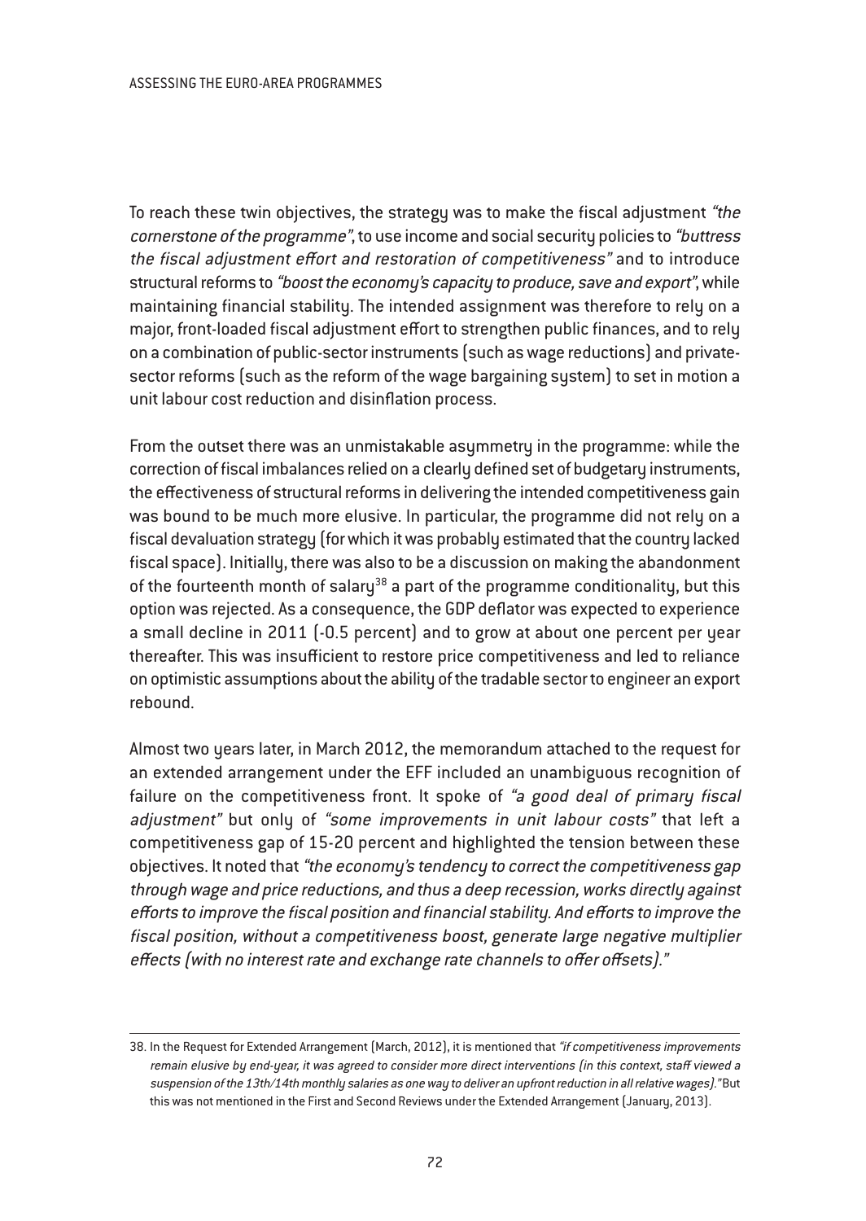To reach these twin objectives, the strategy was to make the fiscal adjustment *"the cornerstone of the programme"*, to use income and social security policies to *"buttress the fiscal adjustment effort and restoration of competitiveness"* and to introduce structural reforms to *"boost the economy's capacity to produce, save and export"*, while maintaining financial stability. The intended assignment was therefore to rely on a major, front-loaded fiscal adjustment effort to strengthen public finances, and to rely on a combination of public-sector instruments (such as wage reductions) and private-sector reforms (such as the reform of the wage bargaining system) to set in motion a unit labour cost reduction and disinflation process.

From the outset there was an unmistakable asymmetry in the programme: while the correction of fiscal imbalances relied on a clearly defined set of budgetary instruments, the effectiveness of structural reforms in delivering the intended competitiveness gain was bound to be much more elusive. In particular, the programme did not rely on a fiscal devaluation strategy (for which it was probably estimated that the country lacked fiscal space). Initially, there was also to be a discussion on making the abandonment of the fourteenth month of salary[38] a part of the programme conditionality, but this option was rejected. As a consequence, the GDP deflator was expected to experience a small decline in 2011 (-0.5 percent) and to grow at about one percent per year thereafter. This was insufficient to restore price competitiveness and led to reliance on optimistic assumptions about the ability of the tradable sector to engineer an export rebound.

Almost two years later, in March 2012, the memorandum attached to the request for an extended arrangement under the EFF included an unambiguous recognition of failure on the competitiveness front. It spoke of *"a good deal of primary fiscal adjustment"* but only of *"some improvements in unit labour costs"* that left a competitiveness gap of 15-20 percent and highlighted the tension between these objectives. It noted that *"the economy's tendency to correct the competitiveness gap through wage and price reductions, and thus a deep recession, works directly against efforts to improve the fiscal position and financial stability. And efforts to improve the fiscal position, without a competitiveness boost, generate large negative multiplier effects (with no interest rate and exchange rate channels to offer offsets)."*

---

38. In the Request for Extended Arrangement (March, 2012), it is mentioned that *"if competitiveness improvements remain elusive by end-year, it was agreed to consider more direct interventions (in this context, staff viewed a suspension of the 13th/14th monthly salaries as one way to deliver an upfront reduction in all relative wages)."* But this was not mentioned in the First and Second Reviews under the Extended Arrangement (January, 2013).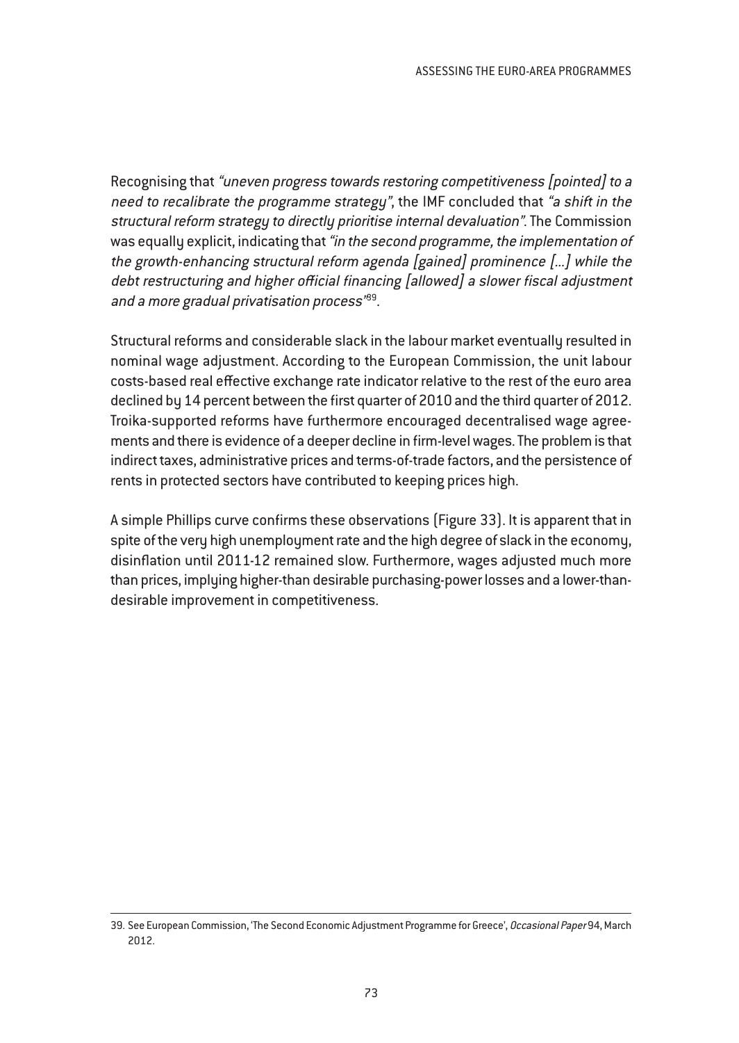Recognising that *"uneven progress towards restoring competitiveness [pointed] to a need to recalibrate the programme strategy"*, the IMF concluded that *"a shift in the structural reform strategy to directly prioritise internal devaluation"*. The Commission was equally explicit, indicating that *"in the second programme, the implementation of the growth-enhancing structural reform agenda [gained] prominence [...] while the debt restructuring and higher official financing [allowed] a slower fiscal adjustment and a more gradual privatisation process"*[39].

Structural reforms and considerable slack in the labour market eventually resulted in nominal wage adjustment. According to the European Commission, the unit labour costs-based real effective exchange rate indicator relative to the rest of the euro area declined by 14 percent between the first quarter of 2010 and the third quarter of 2012. Troika-supported reforms have furthermore encouraged decentralised wage agreements and there is evidence of a deeper decline in firm-level wages. The problem is that indirect taxes, administrative prices and terms-of-trade factors, and the persistence of rents in protected sectors have contributed to keeping prices high.

A simple Phillips curve confirms these observations (Figure 33). It is apparent that in spite of the very high unemployment rate and the high degree of slack in the economy, disinflation until 2011-12 remained slow. Furthermore, wages adjusted much more than prices, implying higher-than desirable purchasing-power losses and a lower-than-desirable improvement in competitiveness.

39. See European Commission, 'The Second Economic Adjustment Programme for Greece', *Occasional Paper* 94, March 2012.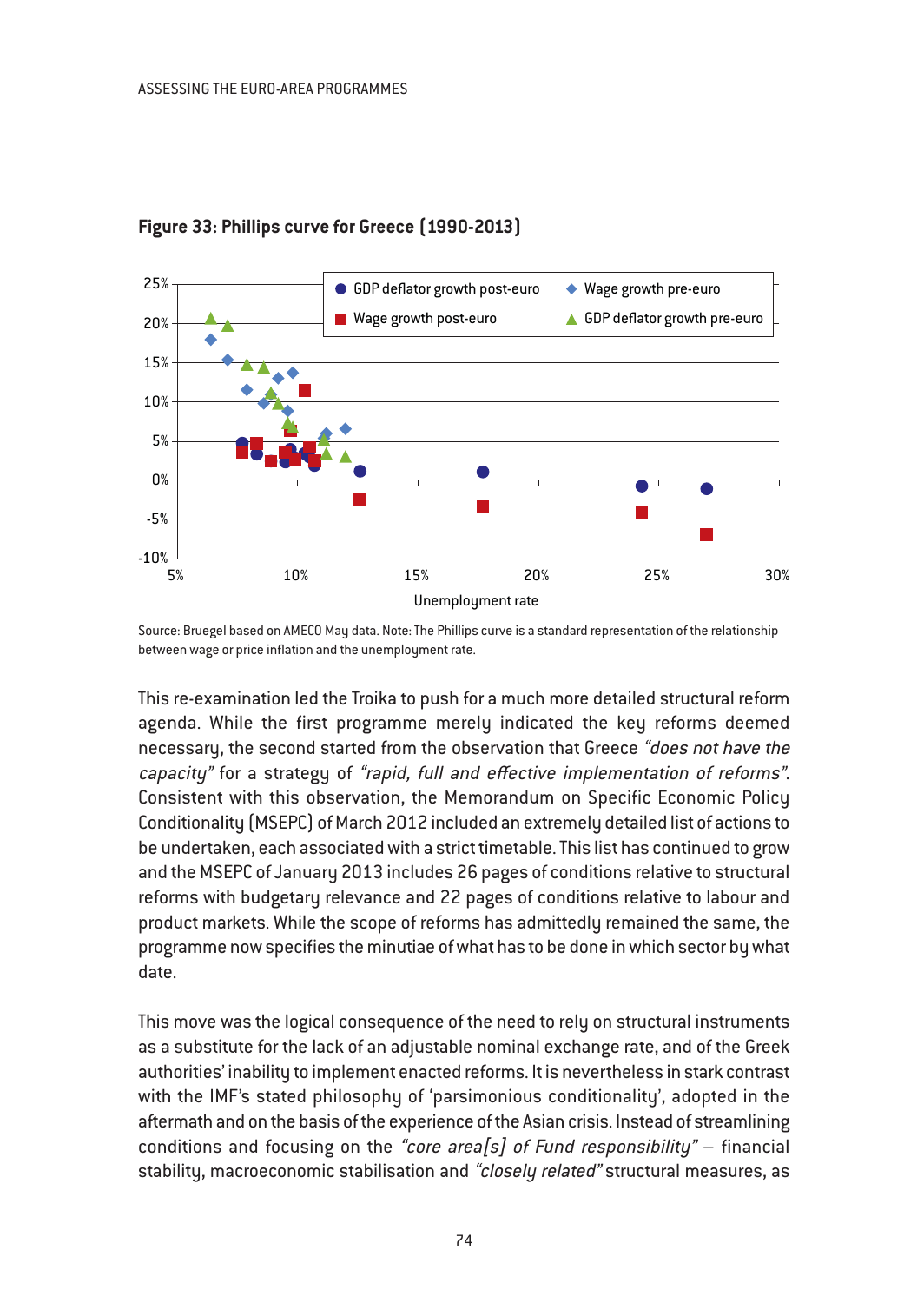**Figure 33: Phillips curve for Greece (1990-2013)**

Source: Bruegel based on AMECO May data. Note: The Phillips curve is a standard representation of the relationship between wage or price inflation and the unemployment rate.

This re-examination led the Troika to push for a much more detailed structural reform agenda. While the first programme merely indicated the key reforms deemed necessary, the second started from the observation that Greece *"does not have the capacity"* for a strategy of *"rapid, full and effective implementation of reforms"*. Consistent with this observation, the Memorandum on Specific Economic Policy Conditionality (MSEPC) of March 2012 included an extremely detailed list of actions to be undertaken, each associated with a strict timetable. This list has continued to grow and the MSEPC of January 2013 includes 26 pages of conditions relative to structural reforms with budgetary relevance and 22 pages of conditions relative to labour and product markets. While the scope of reforms has admittedly remained the same, the programme now specifies the minutiae of what has to be done in which sector by what date.

This move was the logical consequence of the need to rely on structural instruments as a substitute for the lack of an adjustable nominal exchange rate, and of the Greek authorities' inability to implement enacted reforms. It is nevertheless in stark contrast with the IMF's stated philosophy of 'parsimonious conditionality', adopted in the aftermath and on the basis of the experience of the Asian crisis. Instead of streamlining conditions and focusing on the *"core area[s] of Fund responsibility"* – financial stability, macroeconomic stabilisation and *"closely related"* structural measures, as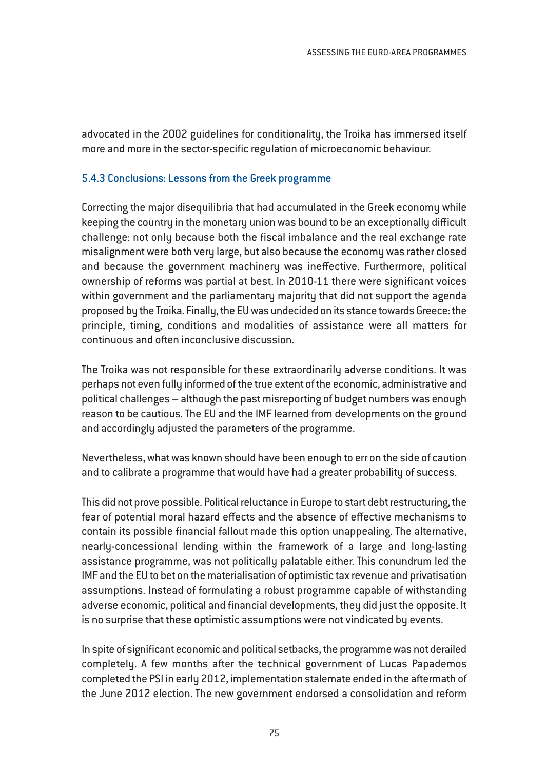advocated in the 2002 guidelines for conditionality, the Troika has immersed itself more and more in the sector-specific regulation of microeconomic behaviour.

### 5.4.3 Conclusions: Lessons from the Greek programme

Correcting the major disequilibria that had accumulated in the Greek economy while keeping the country in the monetary union was bound to be an exceptionally difficult challenge: not only because both the fiscal imbalance and the real exchange rate misalignment were both very large, but also because the economy was rather closed and because the government machinery was ineffective. Furthermore, political ownership of reforms was partial at best. In 2010-11 there were significant voices within government and the parliamentary majority that did not support the agenda proposed by the Troika. Finally, the EU was undecided on its stance towards Greece: the principle, timing, conditions and modalities of assistance were all matters for continuous and often inconclusive discussion.

The Troika was not responsible for these extraordinarily adverse conditions. It was perhaps not even fully informed of the true extent of the economic, administrative and political challenges – although the past misreporting of budget numbers was enough reason to be cautious. The EU and the IMF learned from developments on the ground and accordingly adjusted the parameters of the programme.

Nevertheless, what was known should have been enough to err on the side of caution and to calibrate a programme that would have had a greater probability of success.

This did not prove possible. Political reluctance in Europe to start debt restructuring, the fear of potential moral hazard effects and the absence of effective mechanisms to contain its possible financial fallout made this option unappealing. The alternative, nearly-concessional lending within the framework of a large and long-lasting assistance programme, was not politically palatable either. This conundrum led the IMF and the EU to bet on the materialisation of optimistic tax revenue and privatisation assumptions. Instead of formulating a robust programme capable of withstanding adverse economic, political and financial developments, they did just the opposite. It is no surprise that these optimistic assumptions were not vindicated by events.

In spite of significant economic and political setbacks, the programme was not derailed completely. A few months after the technical government of Lucas Papademos completed the PSI in early 2012, implementation stalemate ended in the aftermath of the June 2012 election. The new government endorsed a consolidation and reform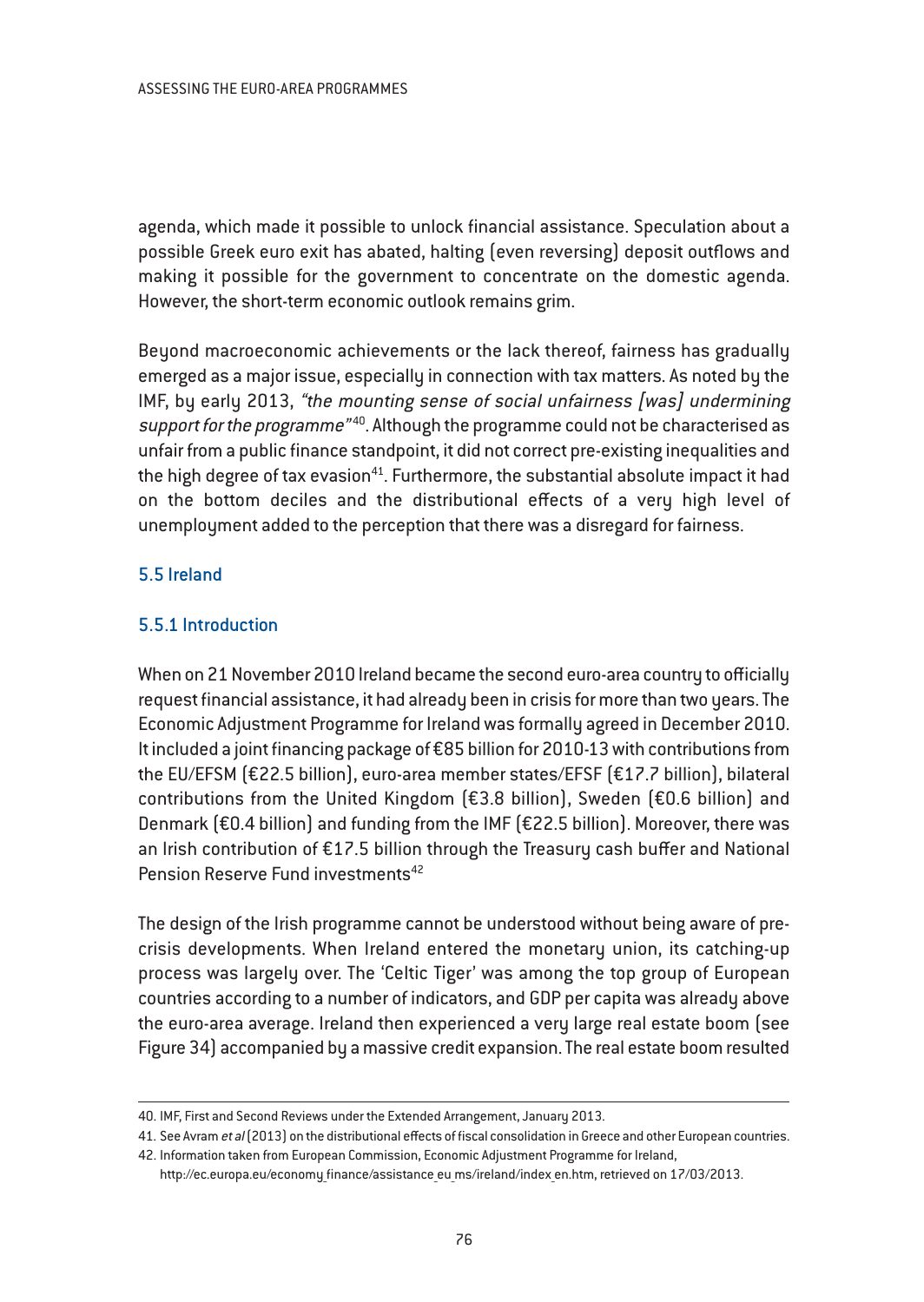agenda, which made it possible to unlock financial assistance. Speculation about a possible Greek euro exit has abated, halting (even reversing) deposit outflows and making it possible for the government to concentrate on the domestic agenda. However, the short-term economic outlook remains grim.

Beyond macroeconomic achievements or the lack thereof, fairness has gradually emerged as a major issue, especially in connection with tax matters. As noted by the IMF, by early 2013, *"the mounting sense of social unfairness [was] undermining support for the programme"*[40]. Although the programme could not be characterised as unfair from a public finance standpoint, it did not correct pre-existing inequalities and the high degree of tax evasion[41]. Furthermore, the substantial absolute impact it had on the bottom deciles and the distributional effects of a very high level of unemployment added to the perception that there was a disregard for fairness.

## 5.5 Ireland

### 5.5.1 Introduction

When on 21 November 2010 Ireland became the second euro-area country to officially request financial assistance, it had already been in crisis for more than two years. The Economic Adjustment Programme for Ireland was formally agreed in December 2010. It included a joint financing package of €85 billion for 2010-13 with contributions from the EU/EFSM (€22.5 billion), euro-area member states/EFSF (€17.7 billion), bilateral contributions from the United Kingdom (€3.8 billion), Sweden (€0.6 billion) and Denmark (€0.4 billion) and funding from the IMF (€22.5 billion). Moreover, there was an Irish contribution of €17.5 billion through the Treasury cash buffer and National Pension Reserve Fund investments[42]

The design of the Irish programme cannot be understood without being aware of pre-crisis developments. When Ireland entered the monetary union, its catching-up process was largely over. The 'Celtic Tiger' was among the top group of European countries according to a number of indicators, and GDP per capita was already above the euro-area average. Ireland then experienced a very large real estate boom (see Figure 34) accompanied by a massive credit expansion. The real estate boom resulted

40. IMF, First and Second Reviews under the Extended Arrangement, January 2013.

41. See Avram *et al* (2013) on the distributional effects of fiscal consolidation in Greece and other European countries.

42. Information taken from European Commission, Economic Adjustment Programme for Ireland, http://ec.europa.eu/economy_finance/assistance_eu_ms/ireland/index_en.htm, retrieved on 17/03/2013.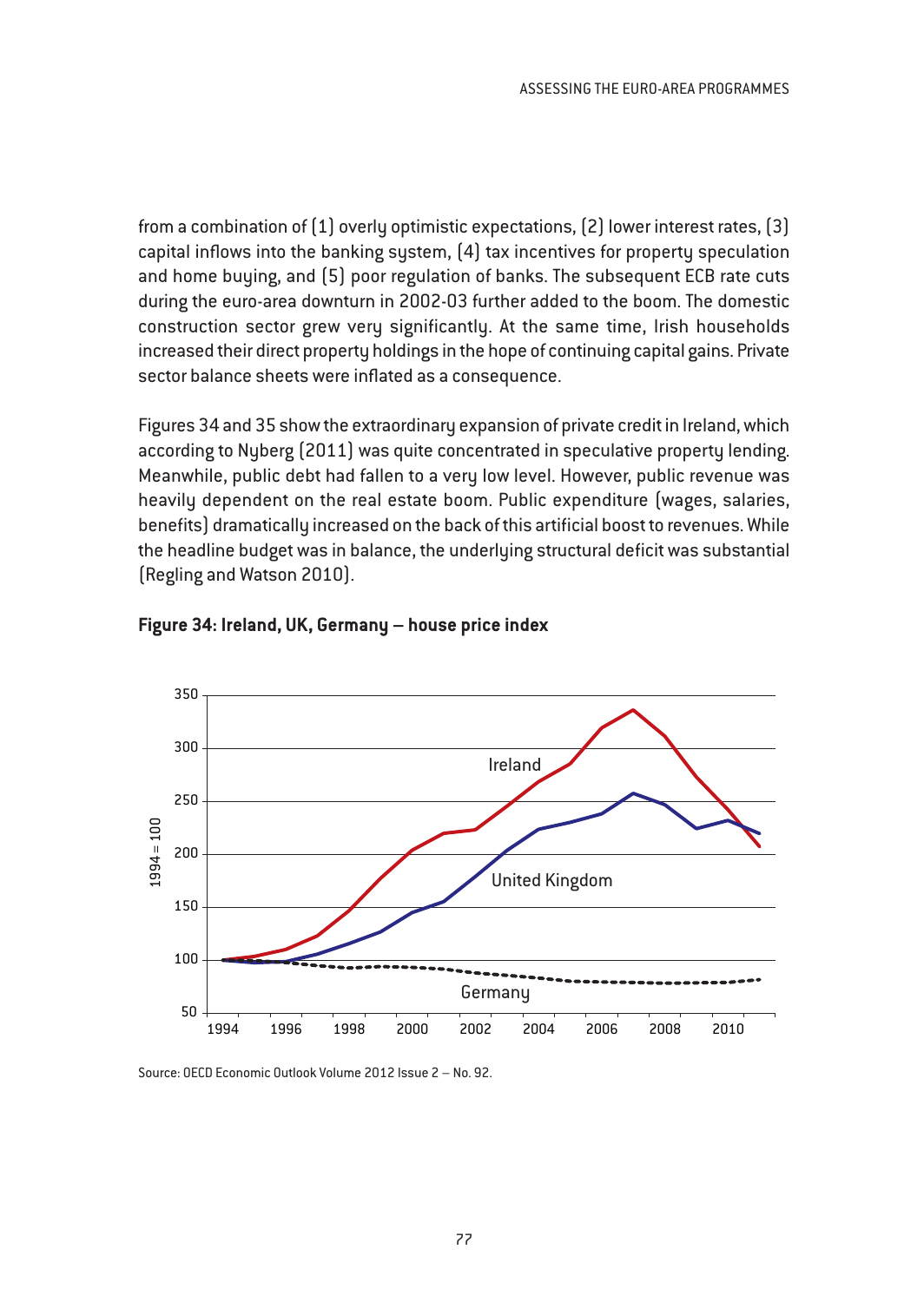from a combination of (1) overly optimistic expectations, (2) lower interest rates, (3) capital inflows into the banking system, (4) tax incentives for property speculation and home buying, and (5) poor regulation of banks. The subsequent ECB rate cuts during the euro-area downturn in 2002-03 further added to the boom. The domestic construction sector grew very significantly. At the same time, Irish households increased their direct property holdings in the hope of continuing capital gains. Private sector balance sheets were inflated as a consequence.

Figures 34 and 35 show the extraordinary expansion of private credit in Ireland, which according to Nyberg (2011) was quite concentrated in speculative property lending. Meanwhile, public debt had fallen to a very low level. However, public revenue was heavily dependent on the real estate boom. Public expenditure (wages, salaries, benefits) dramatically increased on the back of this artificial boost to revenues. While the headline budget was in balance, the underlying structural deficit was substantial (Regling and Watson 2010).

**Figure 34: Ireland, UK, Germany – house price index**

Source: OECD Economic Outlook Volume 2012 Issue 2 – No. 92.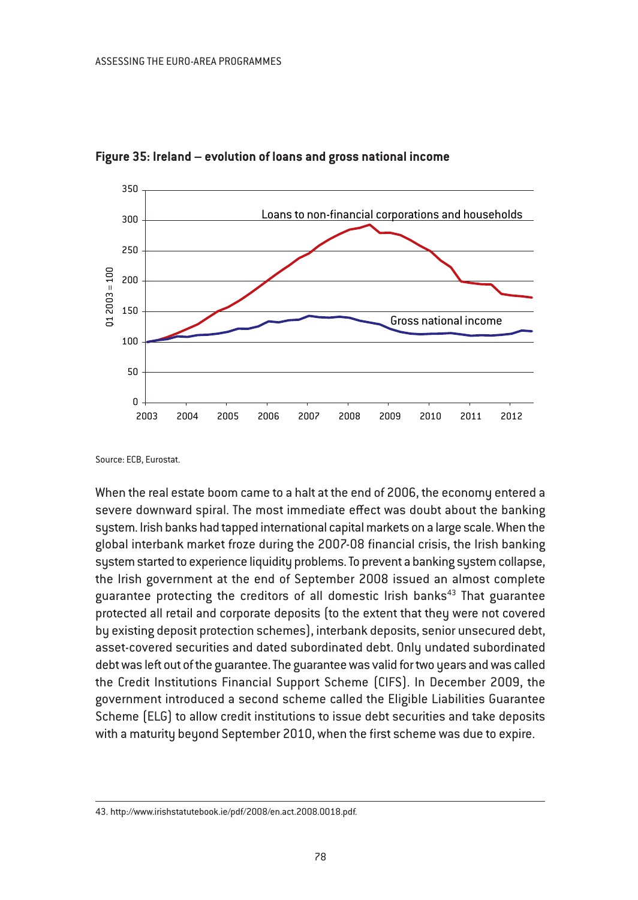**Figure 35: Ireland – evolution of loans and gross national income**

Source: ECB, Eurostat.

When the real estate boom came to a halt at the end of 2006, the economy entered a severe downward spiral. The most immediate effect was doubt about the banking system. Irish banks had tapped international capital markets on a large scale. When the global interbank market froze during the 2007-08 financial crisis, the Irish banking system started to experience liquidity problems. To prevent a banking system collapse, the Irish government at the end of September 2008 issued an almost complete guarantee protecting the creditors of all domestic Irish banks[43] That guarantee protected all retail and corporate deposits (to the extent that they were not covered by existing deposit protection schemes), interbank deposits, senior unsecured debt, asset-covered securities and dated subordinated debt. Only undated subordinated debt was left out of the guarantee. The guarantee was valid for two years and was called the Credit Institutions Financial Support Scheme (CIFS). In December 2009, the government introduced a second scheme called the Eligible Liabilities Guarantee Scheme (ELG) to allow credit institutions to issue debt securities and take deposits with a maturity beyond September 2010, when the first scheme was due to expire.

43. http://www.irishstatutebook.ie/pdf/2008/en.act.2008.0018.pdf.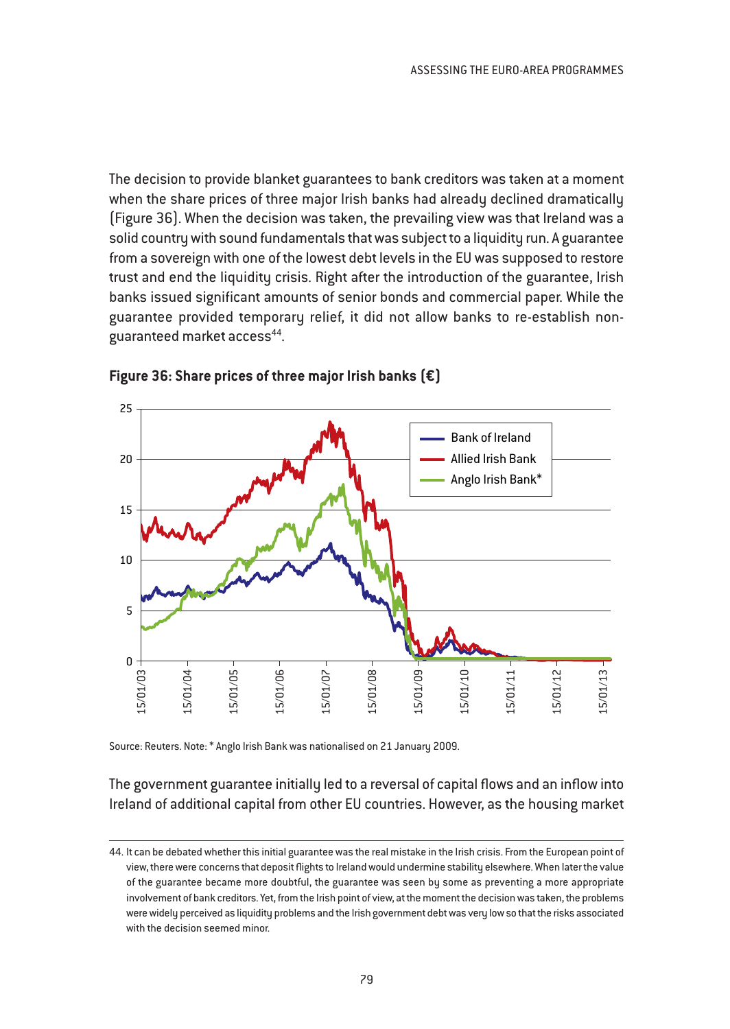The decision to provide blanket guarantees to bank creditors was taken at a moment when the share prices of three major Irish banks had already declined dramatically (Figure 36). When the decision was taken, the prevailing view was that Ireland was a solid country with sound fundamentals that was subject to a liquidity run. A guarantee from a sovereign with one of the lowest debt levels in the EU was supposed to restore trust and end the liquidity crisis. Right after the introduction of the guarantee, Irish banks issued significant amounts of senior bonds and commercial paper. While the guarantee provided temporary relief, it did not allow banks to re-establish non-guaranteed market access[44].

**Figure 36: Share prices of three major Irish banks (€)**

Source: Reuters. Note: * Anglo Irish Bank was nationalised on 21 January 2009.

The government guarantee initially led to a reversal of capital flows and an inflow into Ireland of additional capital from other EU countries. However, as the housing market

44. It can be debated whether this initial guarantee was the real mistake in the Irish crisis. From the European point of view, there were concerns that deposit flights to Ireland would undermine stability elsewhere. When later the value of the guarantee became more doubtful, the guarantee was seen by some as preventing a more appropriate involvement of bank creditors. Yet, from the Irish point of view, at the moment the decision was taken, the problems were widely perceived as liquidity problems and the Irish government debt was very low so that the risks associated with the decision seemed minor.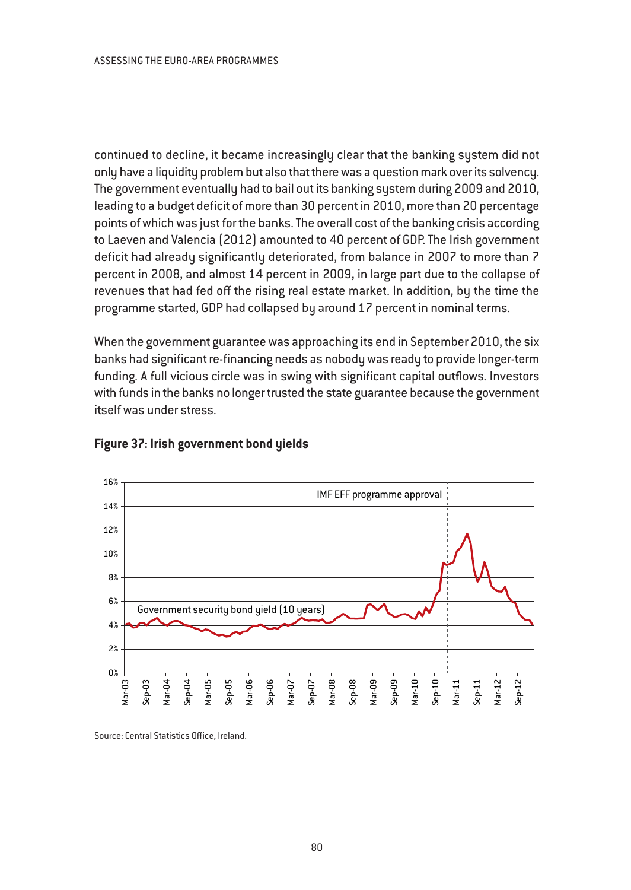continued to decline, it became increasingly clear that the banking system did not only have a liquidity problem but also that there was a question mark over its solvency. The government eventually had to bail out its banking system during 2009 and 2010, leading to a budget deficit of more than 30 percent in 2010, more than 20 percentage points of which was just for the banks. The overall cost of the banking crisis according to Laeven and Valencia (2012) amounted to 40 percent of GDP. The Irish government deficit had already significantly deteriorated, from balance in 2007 to more than 7 percent in 2008, and almost 14 percent in 2009, in large part due to the collapse of revenues that had fed off the rising real estate market. In addition, by the time the programme started, GDP had collapsed by around 17 percent in nominal terms.

When the government guarantee was approaching its end in September 2010, the six banks had significant re-financing needs as nobody was ready to provide longer-term funding. A full vicious circle was in swing with significant capital outflows. Investors with funds in the banks no longer trusted the state guarantee because the government itself was under stress.

**Figure 37: Irish government bond yields**

Source: Central Statistics Office, Ireland.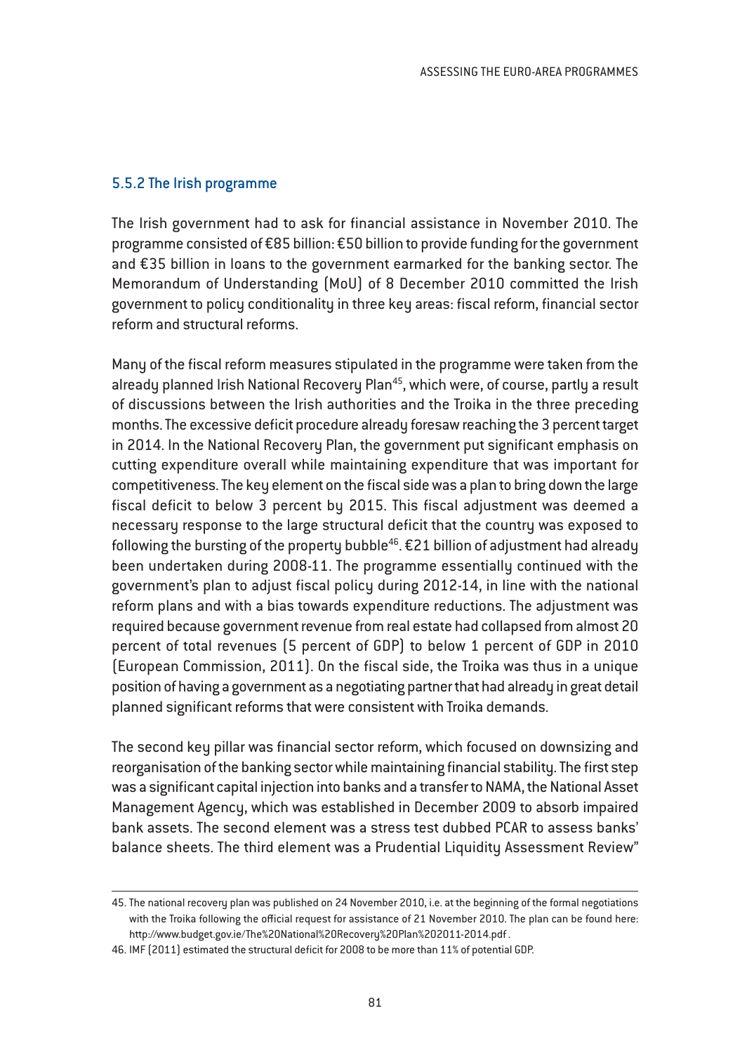### 5.5.2 The Irish programme

The Irish government had to ask for financial assistance in November 2010. The programme consisted of €85 billion: €50 billion to provide funding for the government and €35 billion in loans to the government earmarked for the banking sector. The Memorandum of Understanding (MoU) of 8 December 2010 committed the Irish government to policy conditionality in three key areas: fiscal reform, financial sector reform and structural reforms.

Many of the fiscal reform measures stipulated in the programme were taken from the already planned Irish National Recovery Plan[45], which were, of course, partly a result of discussions between the Irish authorities and the Troika in the three preceding months. The excessive deficit procedure already foresaw reaching the 3 percent target in 2014. In the National Recovery Plan, the government put significant emphasis on cutting expenditure overall while maintaining expenditure that was important for competitiveness. The key element on the fiscal side was a plan to bring down the large fiscal deficit to below 3 percent by 2015. This fiscal adjustment was deemed a necessary response to the large structural deficit that the country was exposed to following the bursting of the property bubble[46]. €21 billion of adjustment had already been undertaken during 2008-11. The programme essentially continued with the government's plan to adjust fiscal policy during 2012-14, in line with the national reform plans and with a bias towards expenditure reductions. The adjustment was required because government revenue from real estate had collapsed from almost 20 percent of total revenues (5 percent of GDP) to below 1 percent of GDP in 2010 (European Commission, 2011). On the fiscal side, the Troika was thus in a unique position of having a government as a negotiating partner that had already in great detail planned significant reforms that were consistent with Troika demands.

The second key pillar was financial sector reform, which focused on downsizing and reorganisation of the banking sector while maintaining financial stability. The first step was a significant capital injection into banks and a transfer to NAMA, the National Asset Management Agency, which was established in December 2009 to absorb impaired bank assets. The second element was a stress test dubbed PCAR to assess banks' balance sheets. The third element was a Prudential Liquidity Assessment Review"

---

45. The national recovery plan was published on 24 November 2010, i.e. at the beginning of the formal negotiations with the Troika following the official request for assistance of 21 November 2010. The plan can be found here: http://www.budget.gov.ie/The%20National%20Recovery%20Plan%202011-2014.pdf .

46. IMF (2011) estimated the structural deficit for 2008 to be more than 11% of potential GDP.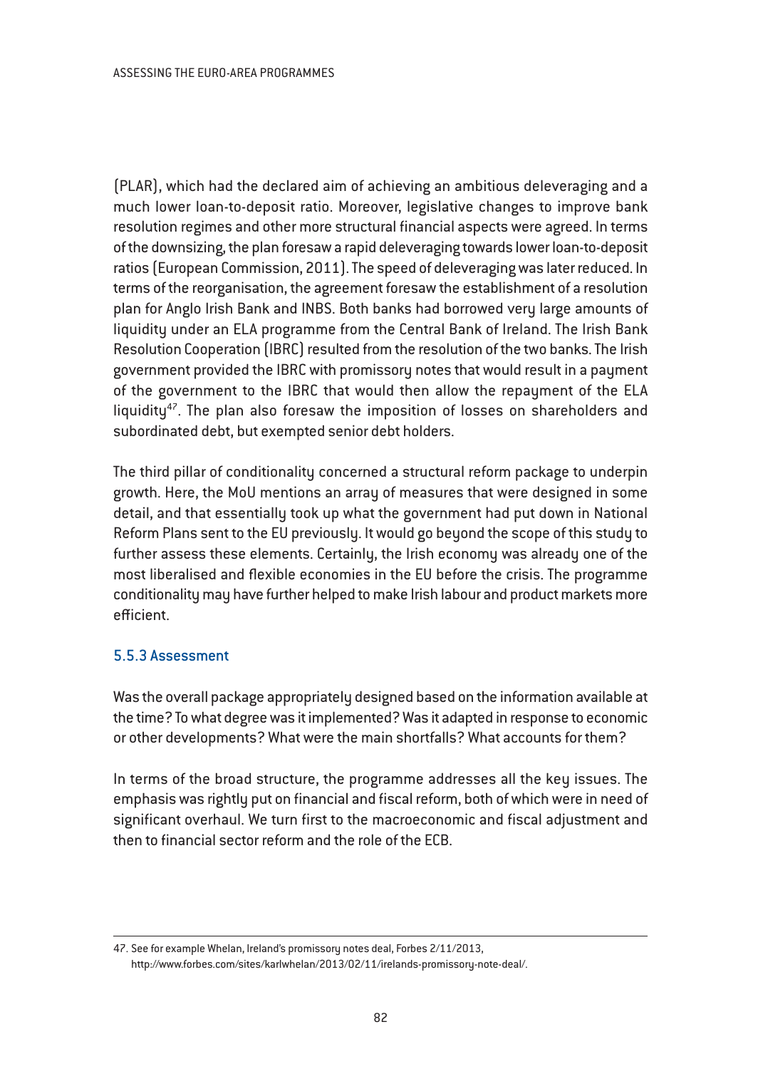(PLAR), which had the declared aim of achieving an ambitious deleveraging and a much lower loan-to-deposit ratio. Moreover, legislative changes to improve bank resolution regimes and other more structural financial aspects were agreed. In terms of the downsizing, the plan foresaw a rapid deleveraging towards lower loan-to-deposit ratios (European Commission, 2011). The speed of deleveraging was later reduced. In terms of the reorganisation, the agreement foresaw the establishment of a resolution plan for Anglo Irish Bank and INBS. Both banks had borrowed very large amounts of liquidity under an ELA programme from the Central Bank of Ireland. The Irish Bank Resolution Cooperation (IBRC) resulted from the resolution of the two banks. The Irish government provided the IBRC with promissory notes that would result in a payment of the government to the IBRC that would then allow the repayment of the ELA liquidity[47]. The plan also foresaw the imposition of losses on shareholders and subordinated debt, but exempted senior debt holders.

The third pillar of conditionality concerned a structural reform package to underpin growth. Here, the MoU mentions an array of measures that were designed in some detail, and that essentially took up what the government had put down in National Reform Plans sent to the EU previously. It would go beyond the scope of this study to further assess these elements. Certainly, the Irish economy was already one of the most liberalised and flexible economies in the EU before the crisis. The programme conditionality may have further helped to make Irish labour and product markets more efficient.

### 5.5.3 Assessment

Was the overall package appropriately designed based on the information available at the time? To what degree was it implemented? Was it adapted in response to economic or other developments? What were the main shortfalls? What accounts for them?

In terms of the broad structure, the programme addresses all the key issues. The emphasis was rightly put on financial and fiscal reform, both of which were in need of significant overhaul. We turn first to the macroeconomic and fiscal adjustment and then to financial sector reform and the role of the ECB.

---

47. See for example Whelan, Ireland's promissory notes deal, Forbes 2/11/2013, http://www.forbes.com/sites/karlwhelan/2013/02/11/irelands-promissory-note-deal/.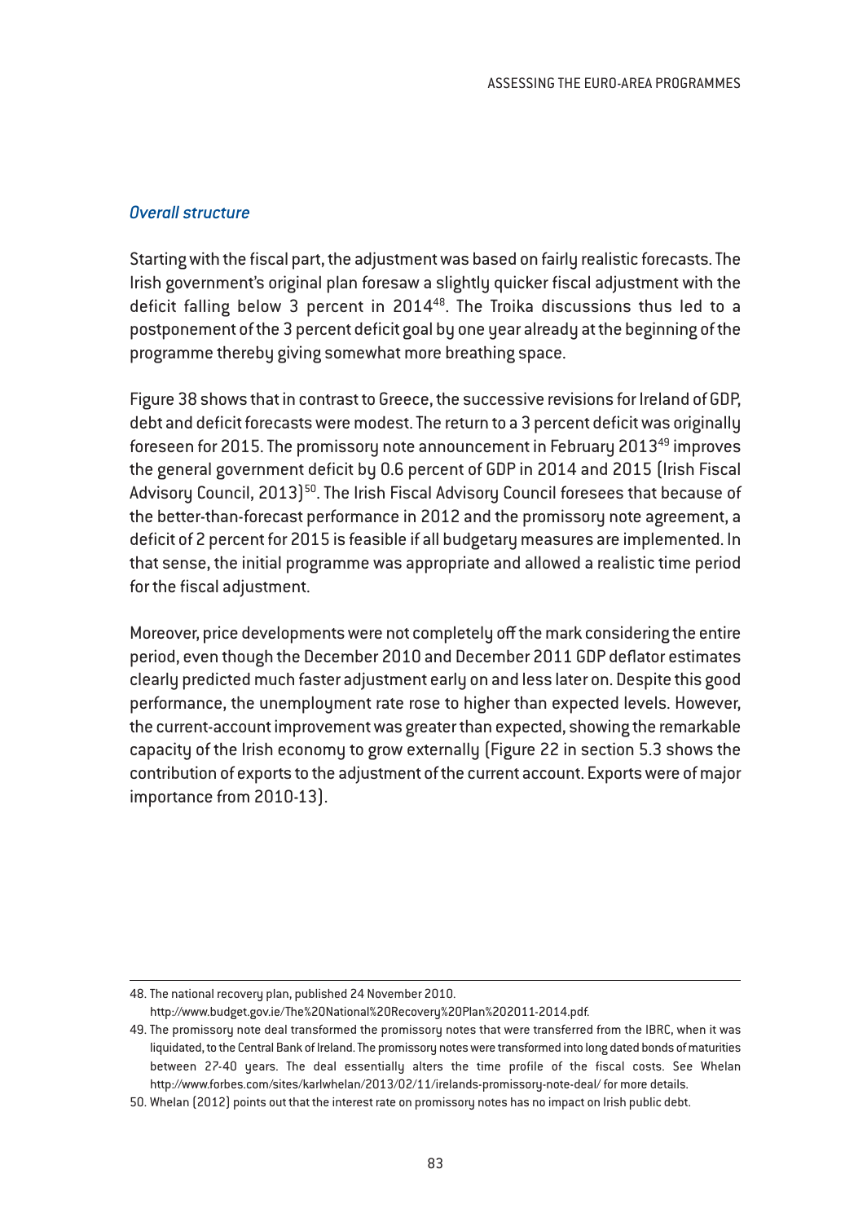### *Overall structure*

Starting with the fiscal part, the adjustment was based on fairly realistic forecasts. The Irish government's original plan foresaw a slightly quicker fiscal adjustment with the deficit falling below 3 percent in 2014[48]. The Troika discussions thus led to a postponement of the 3 percent deficit goal by one year already at the beginning of the programme thereby giving somewhat more breathing space.

Figure 38 shows that in contrast to Greece, the successive revisions for Ireland of GDP, debt and deficit forecasts were modest. The return to a 3 percent deficit was originally foreseen for 2015. The promissory note announcement in February 2013[49] improves the general government deficit by 0.6 percent of GDP in 2014 and 2015 (Irish Fiscal Advisory Council, 2013)[50]. The Irish Fiscal Advisory Council foresees that because of the better-than-forecast performance in 2012 and the promissory note agreement, a deficit of 2 percent for 2015 is feasible if all budgetary measures are implemented. In that sense, the initial programme was appropriate and allowed a realistic time period for the fiscal adjustment.

Moreover, price developments were not completely off the mark considering the entire period, even though the December 2010 and December 2011 GDP deflator estimates clearly predicted much faster adjustment early on and less later on. Despite this good performance, the unemployment rate rose to higher than expected levels. However, the current-account improvement was greater than expected, showing the remarkable capacity of the Irish economy to grow externally (Figure 22 in section 5.3 shows the contribution of exports to the adjustment of the current account. Exports were of major importance from 2010-13).

---

48. The national recovery plan, published 24 November 2010. http://www.budget.gov.ie/The%20National%20Recovery%20Plan%202011-2014.pdf.

49. The promissory note deal transformed the promissory notes that were transferred from the IBRC, when it was liquidated, to the Central Bank of Ireland. The promissory notes were transformed into long dated bonds of maturities between 27-40 years. The deal essentially alters the time profile of the fiscal costs. See Whelan http://www.forbes.com/sites/karlwhelan/2013/02/11/irelands-promissory-note-deal/ for more details.

50. Whelan (2012) points out that the interest rate on promissory notes has no impact on Irish public debt.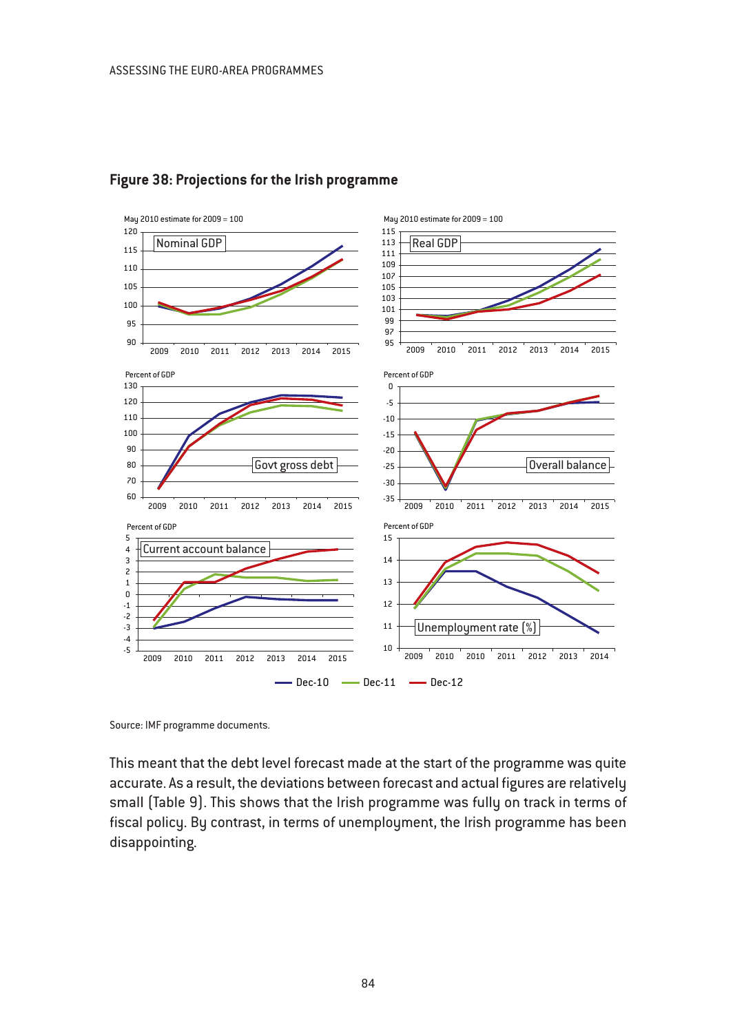**Figure 38: Projections for the Irish programme**

Source: IMF programme documents.

This meant that the debt level forecast made at the start of the programme was quite accurate. As a result, the deviations between forecast and actual figures are relatively small (Table 9). This shows that the Irish programme was fully on track in terms of fiscal policy. By contrast, in terms of unemployment, the Irish programme has been disappointing.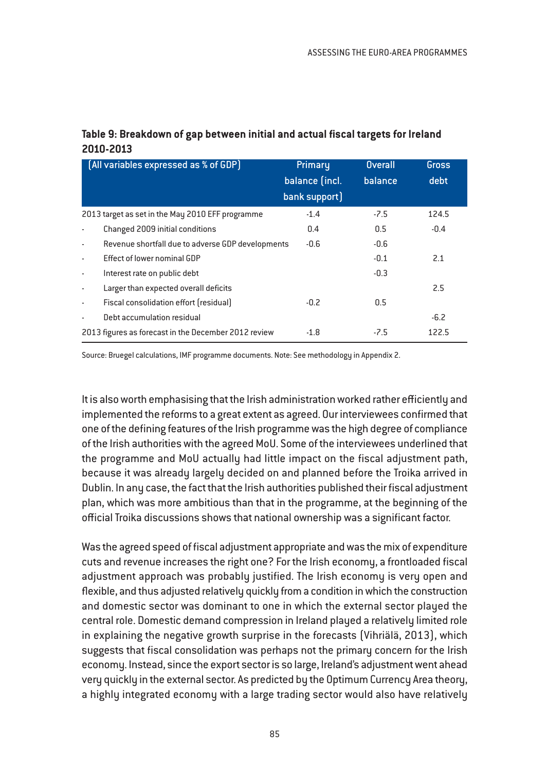**Table 9: Breakdown of gap between initial and actual fiscal targets for Ireland 2010-2013**

| (All variables expressed as % of GDP) | Primary balance (incl. bank support) | Overall balance | Gross debt |
|---|---|---|---|
| 2013 target as set in the May 2010 EFF programme | -1.4 | -7.5 | 124.5 |
| - Changed 2009 initial conditions | 0.4 | 0.5 | -0.4 |
| - Revenue shortfall due to adverse GDP developments | -0.6 | -0.6 | |
| - Effect of lower nominal GDP | | -0.1 | 2.1 |
| - Interest rate on public debt | | -0.3 | |
| - Larger than expected overall deficits | | | 2.5 |
| - Fiscal consolidation effort (residual) | -0.2 | 0.5 | |
| - Debt accumulation residual | | | -6.2 |
| 2013 figures as forecast in the December 2012 review | -1.8 | -7.5 | 122.5 |

Source: Bruegel calculations, IMF programme documents. Note: See methodology in Appendix 2.

It is also worth emphasising that the Irish administration worked rather efficiently and implemented the reforms to a great extent as agreed. Our interviewees confirmed that one of the defining features of the Irish programme was the high degree of compliance of the Irish authorities with the agreed MoU. Some of the interviewees underlined that the programme and MoU actually had little impact on the fiscal adjustment path, because it was already largely decided on and planned before the Troika arrived in Dublin. In any case, the fact that the Irish authorities published their fiscal adjustment plan, which was more ambitious than that in the programme, at the beginning of the official Troika discussions shows that national ownership was a significant factor.

Was the agreed speed of fiscal adjustment appropriate and was the mix of expenditure cuts and revenue increases the right one? For the Irish economy, a frontloaded fiscal adjustment approach was probably justified. The Irish economy is very open and flexible, and thus adjusted relatively quickly from a condition in which the construction and domestic sector was dominant to one in which the external sector played the central role. Domestic demand compression in Ireland played a relatively limited role in explaining the negative growth surprise in the forecasts (Vihriälä, 2013), which suggests that fiscal consolidation was perhaps not the primary concern for the Irish economy. Instead, since the export sector is so large, Ireland's adjustment went ahead very quickly in the external sector. As predicted by the Optimum Currency Area theory, a highly integrated economy with a large trading sector would also have relatively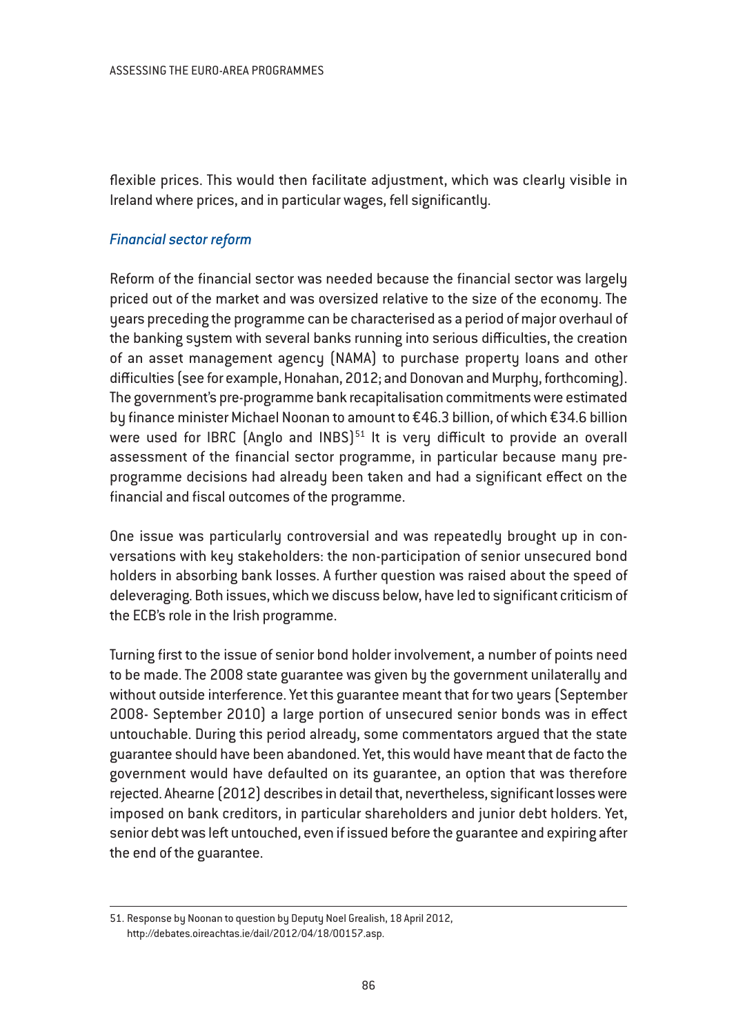flexible prices. This would then facilitate adjustment, which was clearly visible in Ireland where prices, and in particular wages, fell significantly.

### *Financial sector reform*

Reform of the financial sector was needed because the financial sector was largely priced out of the market and was oversized relative to the size of the economy. The years preceding the programme can be characterised as a period of major overhaul of the banking system with several banks running into serious difficulties, the creation of an asset management agency (NAMA) to purchase property loans and other difficulties (see for example, Honahan, 2012; and Donovan and Murphy, forthcoming). The government's pre-programme bank recapitalisation commitments were estimated by finance minister Michael Noonan to amount to €46.3 billion, of which €34.6 billion were used for IBRC (Anglo and INBS)[51] It is very difficult to provide an overall assessment of the financial sector programme, in particular because many pre-programme decisions had already been taken and had a significant effect on the financial and fiscal outcomes of the programme.

One issue was particularly controversial and was repeatedly brought up in conversations with key stakeholders: the non-participation of senior unsecured bond holders in absorbing bank losses. A further question was raised about the speed of deleveraging. Both issues, which we discuss below, have led to significant criticism of the ECB's role in the Irish programme.

Turning first to the issue of senior bond holder involvement, a number of points need to be made. The 2008 state guarantee was given by the government unilaterally and without outside interference. Yet this guarantee meant that for two years (September 2008- September 2010) a large portion of unsecured senior bonds was in effect untouchable. During this period already, some commentators argued that the state guarantee should have been abandoned. Yet, this would have meant that de facto the government would have defaulted on its guarantee, an option that was therefore rejected. Ahearne (2012) describes in detail that, nevertheless, significant losses were imposed on bank creditors, in particular shareholders and junior debt holders. Yet, senior debt was left untouched, even if issued before the guarantee and expiring after the end of the guarantee.

---

51. Response by Noonan to question by Deputy Noel Grealish, 18 April 2012, http://debates.oireachtas.ie/dail/2012/04/18/00157.asp.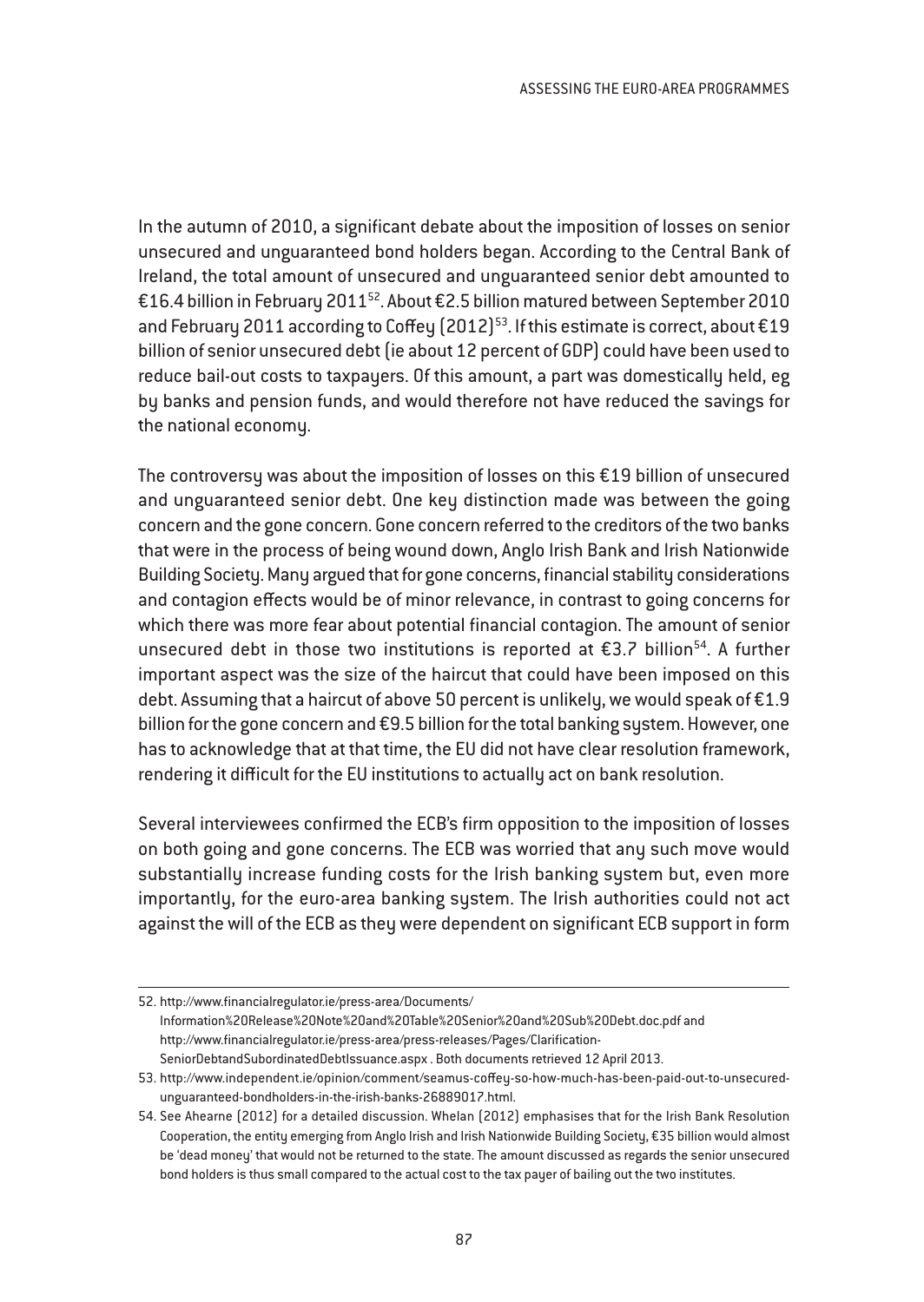In the autumn of 2010, a significant debate about the imposition of losses on senior unsecured and unguaranteed bond holders began. According to the Central Bank of Ireland, the total amount of unsecured and unguaranteed senior debt amounted to €16.4 billion in February 2011[52]. About €2.5 billion matured between September 2010 and February 2011 according to Coffey (2012)[53]. If this estimate is correct, about €19 billion of senior unsecured debt (ie about 12 percent of GDP) could have been used to reduce bail-out costs to taxpayers. Of this amount, a part was domestically held, eg by banks and pension funds, and would therefore not have reduced the savings for the national economy.

The controversy was about the imposition of losses on this €19 billion of unsecured and unguaranteed senior debt. One key distinction made was between the going concern and the gone concern. Gone concern referred to the creditors of the two banks that were in the process of being wound down, Anglo Irish Bank and Irish Nationwide Building Society. Many argued that for gone concerns, financial stability considerations and contagion effects would be of minor relevance, in contrast to going concerns for which there was more fear about potential financial contagion. The amount of senior unsecured debt in those two institutions is reported at €3.7 billion[54]. A further important aspect was the size of the haircut that could have been imposed on this debt. Assuming that a haircut of above 50 percent is unlikely, we would speak of €1.9 billion for the gone concern and €9.5 billion for the total banking system. However, one has to acknowledge that at that time, the EU did not have clear resolution framework, rendering it difficult for the EU institutions to actually act on bank resolution.

Several interviewees confirmed the ECB's firm opposition to the imposition of losses on both going and gone concerns. The ECB was worried that any such move would substantially increase funding costs for the Irish banking system but, even more importantly, for the euro-area banking system. The Irish authorities could not act against the will of the ECB as they were dependent on significant ECB support in form

---

52. http://www.financialregulator.ie/press-area/Documents/Information%20Release%20Note%20and%20Table%20Senior%20and%20Sub%20Debt.doc.pdf and http://www.financialregulator.ie/press-area/press-releases/Pages/Clarification-SeniorDebtandSubordinatedDebtIssuance.aspx . Both documents retrieved 12 April 2013.

53. http://www.independent.ie/opinion/comment/seamus-coffey-so-how-much-has-been-paid-out-to-unsecured-unguaranteed-bondholders-in-the-irish-banks-26889017.html.

54. See Ahearne (2012) for a detailed discussion. Whelan (2012) emphasises that for the Irish Bank Resolution Cooperation, the entity emerging from Anglo Irish and Irish Nationwide Building Society, €35 billion would almost be 'dead money' that would not be returned to the state. The amount discussed as regards the senior unsecured bond holders is thus small compared to the actual cost to the tax payer of bailing out the two institutes.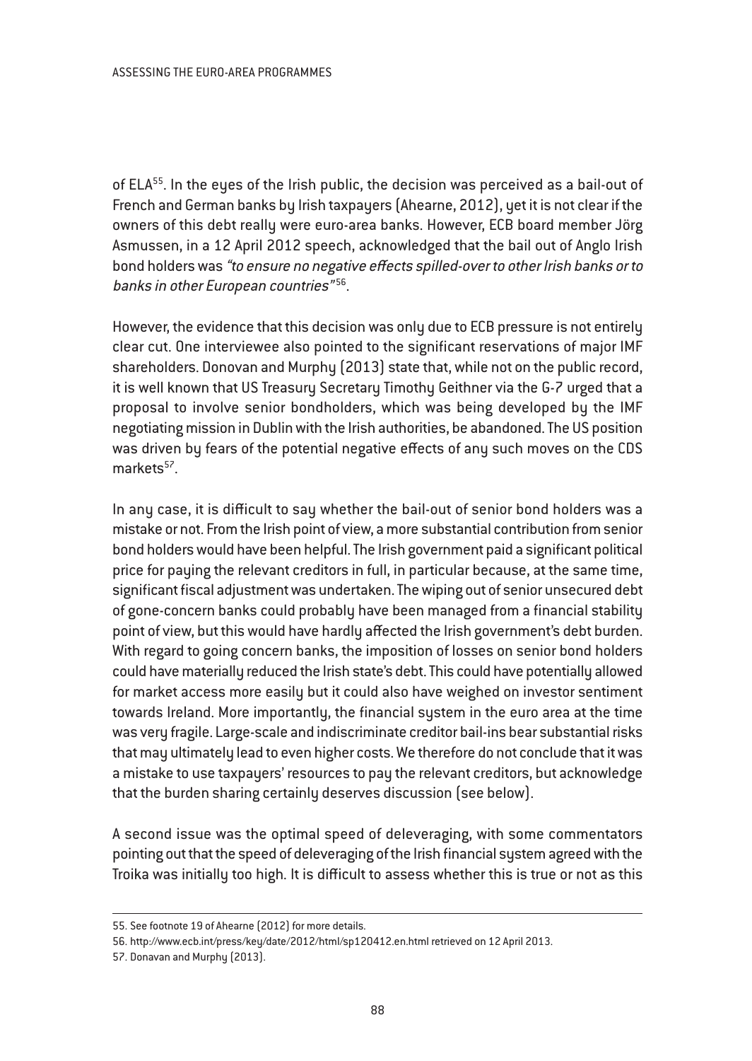of ELA[55]. In the eyes of the Irish public, the decision was perceived as a bail-out of French and German banks by Irish taxpayers (Ahearne, 2012), yet it is not clear if the owners of this debt really were euro-area banks. However, ECB board member Jörg Asmussen, in a 12 April 2012 speech, acknowledged that the bail out of Anglo Irish bond holders was *"to ensure no negative effects spilled-over to other Irish banks or to banks in other European countries"*[56].

However, the evidence that this decision was only due to ECB pressure is not entirely clear cut. One interviewee also pointed to the significant reservations of major IMF shareholders. Donovan and Murphy (2013) state that, while not on the public record, it is well known that US Treasury Secretary Timothy Geithner via the G-7 urged that a proposal to involve senior bondholders, which was being developed by the IMF negotiating mission in Dublin with the Irish authorities, be abandoned. The US position was driven by fears of the potential negative effects of any such moves on the CDS markets[57].

In any case, it is difficult to say whether the bail-out of senior bond holders was a mistake or not. From the Irish point of view, a more substantial contribution from senior bond holders would have been helpful. The Irish government paid a significant political price for paying the relevant creditors in full, in particular because, at the same time, significant fiscal adjustment was undertaken. The wiping out of senior unsecured debt of gone-concern banks could probably have been managed from a financial stability point of view, but this would have hardly affected the Irish government's debt burden. With regard to going concern banks, the imposition of losses on senior bond holders could have materially reduced the Irish state's debt. This could have potentially allowed for market access more easily but it could also have weighed on investor sentiment towards Ireland. More importantly, the financial system in the euro area at the time was very fragile. Large-scale and indiscriminate creditor bail-ins bear substantial risks that may ultimately lead to even higher costs. We therefore do not conclude that it was a mistake to use taxpayers' resources to pay the relevant creditors, but acknowledge that the burden sharing certainly deserves discussion (see below).

A second issue was the optimal speed of deleveraging, with some commentators pointing out that the speed of deleveraging of the Irish financial system agreed with the Troika was initially too high. It is difficult to assess whether this is true or not as this

55. See footnote 19 of Ahearne (2012) for more details.

56. http://www.ecb.int/press/key/date/2012/html/sp120412.en.html retrieved on 12 April 2013.

57. Donavan and Murphy (2013).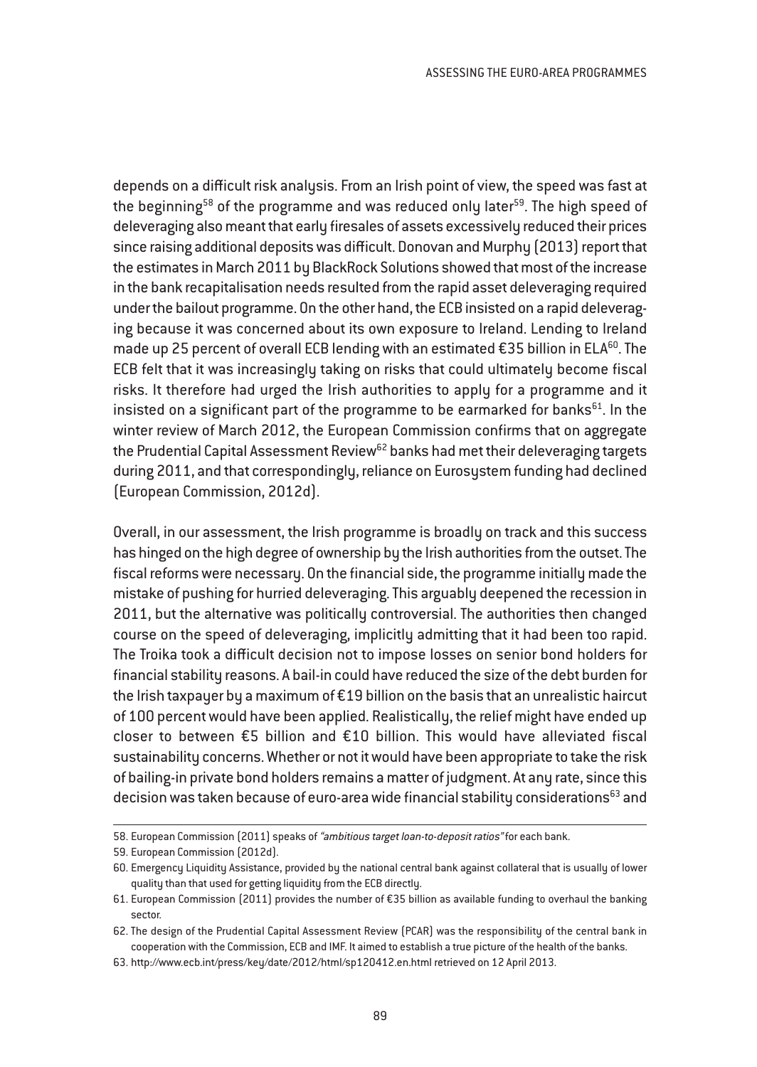depends on a difficult risk analysis. From an Irish point of view, the speed was fast at the beginning[58] of the programme and was reduced only later[59]. The high speed of deleveraging also meant that early firesales of assets excessively reduced their prices since raising additional deposits was difficult. Donovan and Murphy (2013) report that the estimates in March 2011 by BlackRock Solutions showed that most of the increase in the bank recapitalisation needs resulted from the rapid asset deleveraging required under the bailout programme. On the other hand, the ECB insisted on a rapid deleveraging because it was concerned about its own exposure to Ireland. Lending to Ireland made up 25 percent of overall ECB lending with an estimated €35 billion in ELA[60]. The ECB felt that it was increasingly taking on risks that could ultimately become fiscal risks. It therefore had urged the Irish authorities to apply for a programme and it insisted on a significant part of the programme to be earmarked for banks[61]. In the winter review of March 2012, the European Commission confirms that on aggregate the Prudential Capital Assessment Review[62] banks had met their deleveraging targets during 2011, and that correspondingly, reliance on Eurosystem funding had declined (European Commission, 2012d).

Overall, in our assessment, the Irish programme is broadly on track and this success has hinged on the high degree of ownership by the Irish authorities from the outset. The fiscal reforms were necessary. On the financial side, the programme initially made the mistake of pushing for hurried deleveraging. This arguably deepened the recession in 2011, but the alternative was politically controversial. The authorities then changed course on the speed of deleveraging, implicitly admitting that it had been too rapid. The Troika took a difficult decision not to impose losses on senior bond holders for financial stability reasons. A bail-in could have reduced the size of the debt burden for the Irish taxpayer by a maximum of €19 billion on the basis that an unrealistic haircut of 100 percent would have been applied. Realistically, the relief might have ended up closer to between €5 billion and €10 billion. This would have alleviated fiscal sustainability concerns. Whether or not it would have been appropriate to take the risk of bailing-in private bond holders remains a matter of judgment. At any rate, since this decision was taken because of euro-area wide financial stability considerations[63] and

58. European Commission (2011) speaks of *"ambitious target loan-to-deposit ratios"* for each bank.

59. European Commission (2012d).

60. Emergency Liquidity Assistance, provided by the national central bank against collateral that is usually of lower quality than that used for getting liquidity from the ECB directly.

61. European Commission (2011) provides the number of €35 billion as available funding to overhaul the banking sector.

62. The design of the Prudential Capital Assessment Review (PCAR) was the responsibility of the central bank in cooperation with the Commission, ECB and IMF. It aimed to establish a true picture of the health of the banks.

63. http://www.ecb.int/press/key/date/2012/html/sp120412.en.html retrieved on 12 April 2013.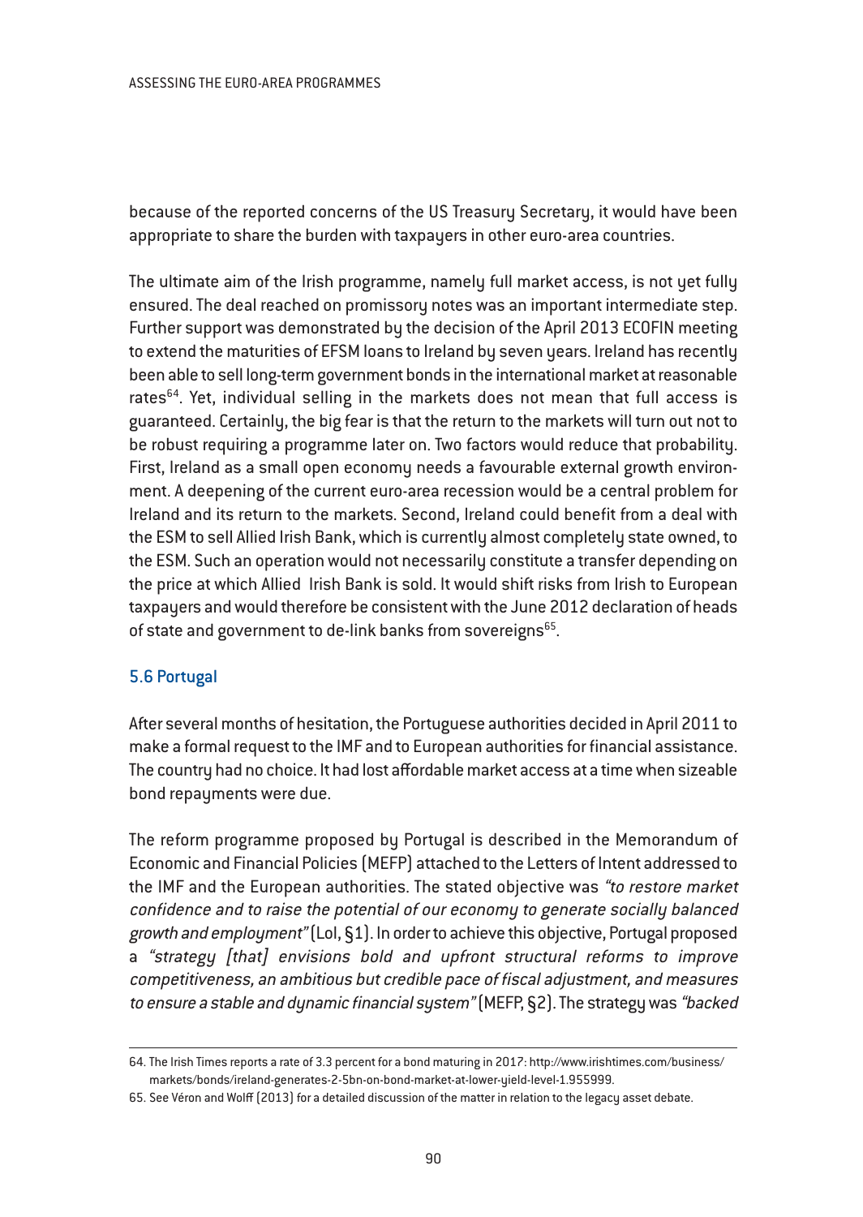because of the reported concerns of the US Treasury Secretary, it would have been appropriate to share the burden with taxpayers in other euro-area countries.

The ultimate aim of the Irish programme, namely full market access, is not yet fully ensured. The deal reached on promissory notes was an important intermediate step. Further support was demonstrated by the decision of the April 2013 ECOFIN meeting to extend the maturities of EFSM loans to Ireland by seven years. Ireland has recently been able to sell long-term government bonds in the international market at reasonable rates[64]. Yet, individual selling in the markets does not mean that full access is guaranteed. Certainly, the big fear is that the return to the markets will turn out not to be robust requiring a programme later on. Two factors would reduce that probability. First, Ireland as a small open economy needs a favourable external growth environment. A deepening of the current euro-area recession would be a central problem for Ireland and its return to the markets. Second, Ireland could benefit from a deal with the ESM to sell Allied Irish Bank, which is currently almost completely state owned, to the ESM. Such an operation would not necessarily constitute a transfer depending on the price at which Allied Irish Bank is sold. It would shift risks from Irish to European taxpayers and would therefore be consistent with the June 2012 declaration of heads of state and government to de-link banks from sovereigns[65].

## 5.6 Portugal

After several months of hesitation, the Portuguese authorities decided in April 2011 to make a formal request to the IMF and to European authorities for financial assistance. The country had no choice. It had lost affordable market access at a time when sizeable bond repayments were due.

The reform programme proposed by Portugal is described in the Memorandum of Economic and Financial Policies (MEFP) attached to the Letters of Intent addressed to the IMF and the European authorities. The stated objective was *"to restore market confidence and to raise the potential of our economy to generate socially balanced growth and employment"* (LoI, §1). In order to achieve this objective, Portugal proposed a *"strategy [that] envisions bold and upfront structural reforms to improve competitiveness, an ambitious but credible pace of fiscal adjustment, and measures to ensure a stable and dynamic financial system"* (MEFP, §2). The strategy was *"backed*

---

64. The Irish Times reports a rate of 3.3 percent for a bond maturing in 2017: http://www.irishtimes.com/business/markets/bonds/ireland-generates-2-5bn-on-bond-market-at-lower-yield-level-1.955999.

65. See Véron and Wolff (2013) for a detailed discussion of the matter in relation to the legacy asset debate.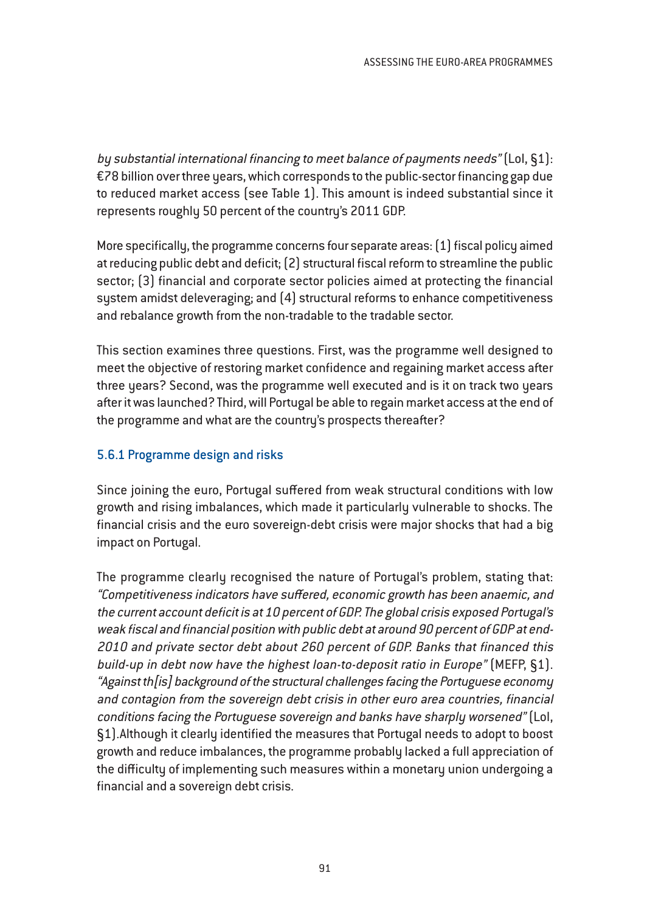*by substantial international financing to meet balance of payments needs"* (LoI, §1): €78 billion over three years, which corresponds to the public-sector financing gap due to reduced market access (see Table 1). This amount is indeed substantial since it represents roughly 50 percent of the country's 2011 GDP.

More specifically, the programme concerns four separate areas: (1) fiscal policy aimed at reducing public debt and deficit; (2) structural fiscal reform to streamline the public sector; (3) financial and corporate sector policies aimed at protecting the financial system amidst deleveraging; and (4) structural reforms to enhance competitiveness and rebalance growth from the non-tradable to the tradable sector.

This section examines three questions. First, was the programme well designed to meet the objective of restoring market confidence and regaining market access after three years? Second, was the programme well executed and is it on track two years after it was launched? Third, will Portugal be able to regain market access at the end of the programme and what are the country's prospects thereafter?

### 5.6.1 Programme design and risks

Since joining the euro, Portugal suffered from weak structural conditions with low growth and rising imbalances, which made it particularly vulnerable to shocks. The financial crisis and the euro sovereign-debt crisis were major shocks that had a big impact on Portugal.

The programme clearly recognised the nature of Portugal's problem, stating that: *"Competitiveness indicators have suffered, economic growth has been anaemic, and the current account deficit is at 10 percent of GDP. The global crisis exposed Portugal's weak fiscal and financial position with public debt at around 90 percent of GDP at end-2010 and private sector debt about 260 percent of GDP. Banks that financed this build-up in debt now have the highest loan-to-deposit ratio in Europe"* (MEFP, §1). *"Against th[is] background of the structural challenges facing the Portuguese economy and contagion from the sovereign debt crisis in other euro area countries, financial conditions facing the Portuguese sovereign and banks have sharply worsened"* (LoI, §1).Although it clearly identified the measures that Portugal needs to adopt to boost growth and reduce imbalances, the programme probably lacked a full appreciation of the difficulty of implementing such measures within a monetary union undergoing a financial and a sovereign debt crisis.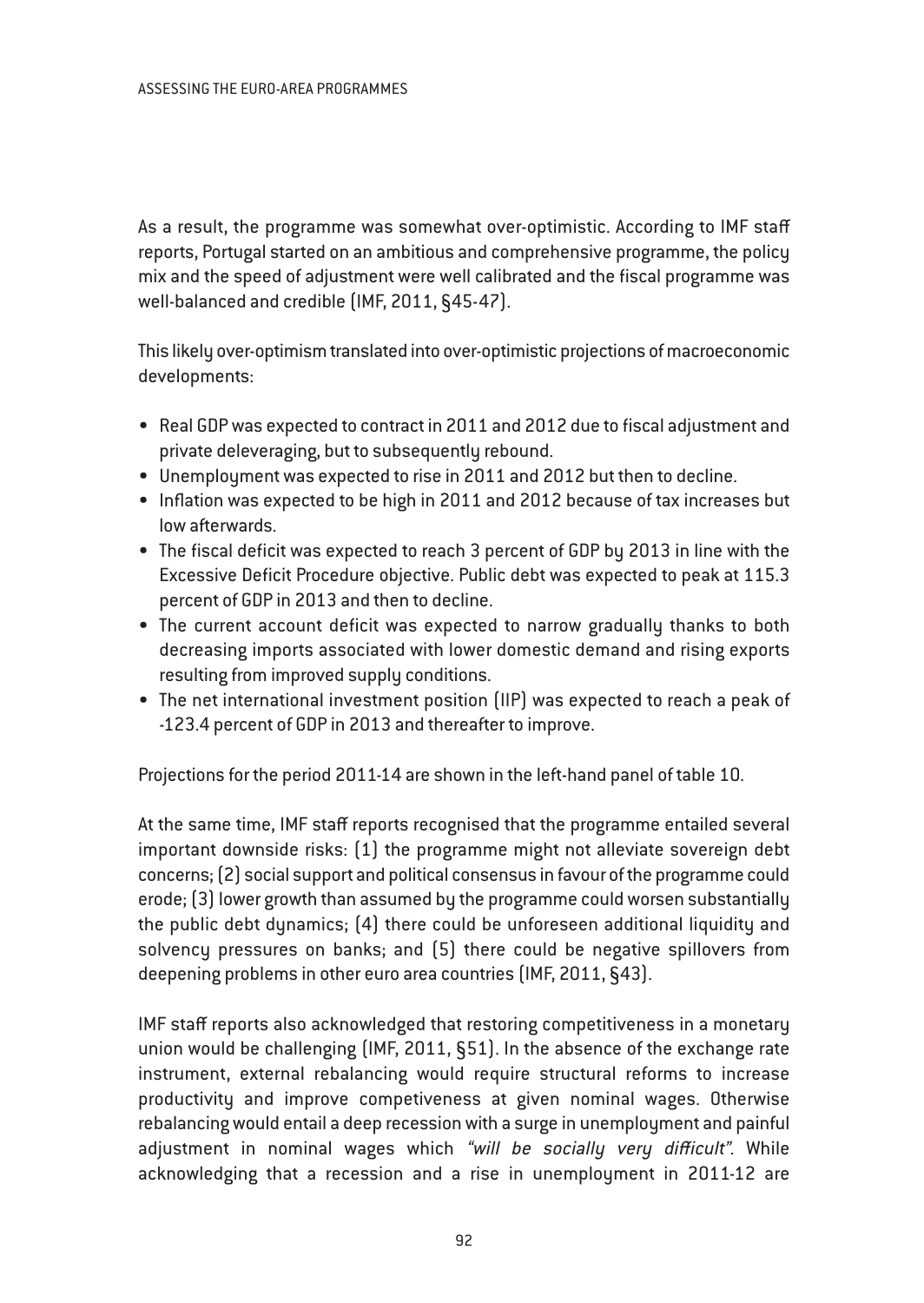As a result, the programme was somewhat over-optimistic. According to IMF staff reports, Portugal started on an ambitious and comprehensive programme, the policy mix and the speed of adjustment were well calibrated and the fiscal programme was well-balanced and credible (IMF, 2011, §45-47).

This likely over-optimism translated into over-optimistic projections of macroeconomic developments:

- Real GDP was expected to contract in 2011 and 2012 due to fiscal adjustment and private deleveraging, but to subsequently rebound.
- Unemployment was expected to rise in 2011 and 2012 but then to decline.
- Inflation was expected to be high in 2011 and 2012 because of tax increases but low afterwards.
- The fiscal deficit was expected to reach 3 percent of GDP by 2013 in line with the Excessive Deficit Procedure objective. Public debt was expected to peak at 115.3 percent of GDP in 2013 and then to decline.
- The current account deficit was expected to narrow gradually thanks to both decreasing imports associated with lower domestic demand and rising exports resulting from improved supply conditions.
- The net international investment position (IIP) was expected to reach a peak of -123.4 percent of GDP in 2013 and thereafter to improve.

Projections for the period 2011-14 are shown in the left-hand panel of table 10.

At the same time, IMF staff reports recognised that the programme entailed several important downside risks: (1) the programme might not alleviate sovereign debt concerns; (2) social support and political consensus in favour of the programme could erode; (3) lower growth than assumed by the programme could worsen substantially the public debt dynamics; (4) there could be unforeseen additional liquidity and solvency pressures on banks; and (5) there could be negative spillovers from deepening problems in other euro area countries (IMF, 2011, §43).

IMF staff reports also acknowledged that restoring competitiveness in a monetary union would be challenging (IMF, 2011, §51). In the absence of the exchange rate instrument, external rebalancing would require structural reforms to increase productivity and improve competiveness at given nominal wages. Otherwise rebalancing would entail a deep recession with a surge in unemployment and painful adjustment in nominal wages which *"will be socially very difficult"*. While acknowledging that a recession and a rise in unemployment in 2011-12 are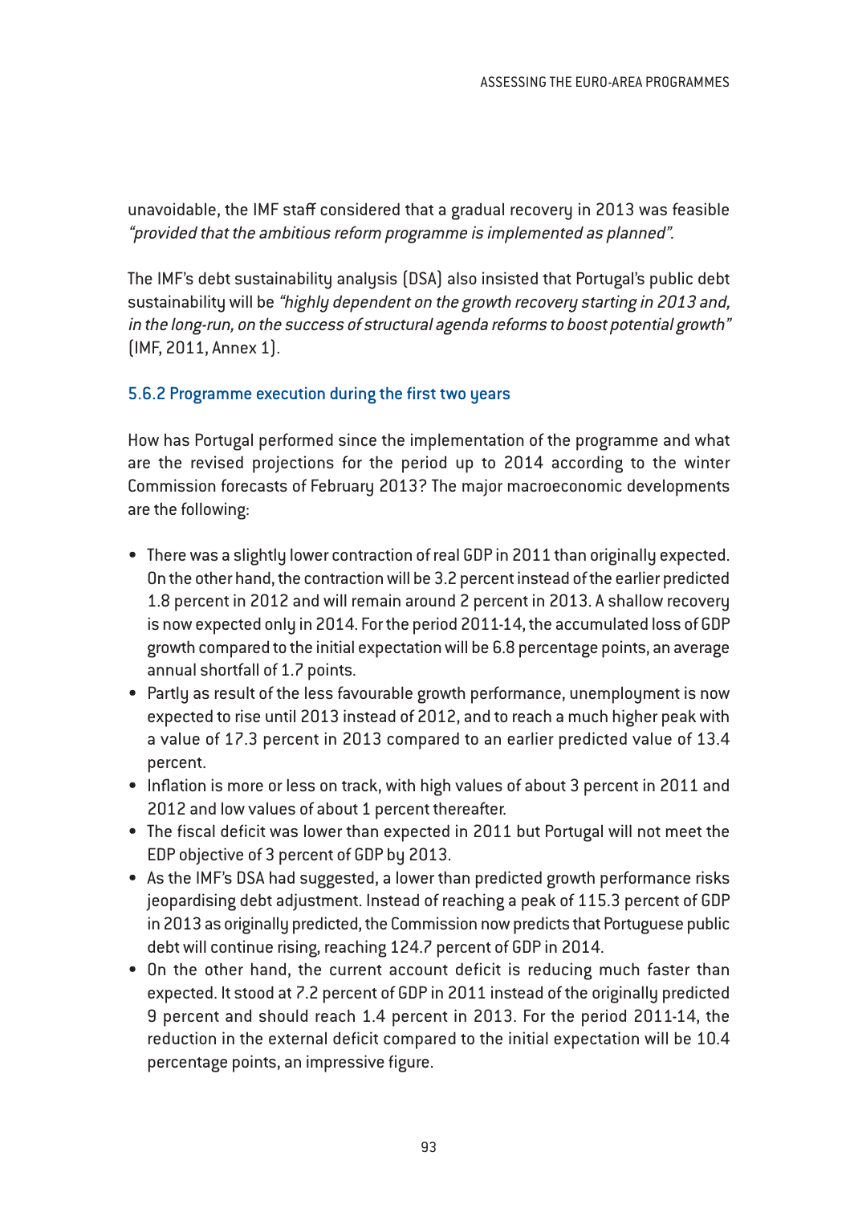unavoidable, the IMF staff considered that a gradual recovery in 2013 was feasible *"provided that the ambitious reform programme is implemented as planned"*.

The IMF's debt sustainability analysis (DSA) also insisted that Portugal's public debt sustainability will be *"highly dependent on the growth recovery starting in 2013 and, in the long-run, on the success of structural agenda reforms to boost potential growth"* (IMF, 2011, Annex 1).

### 5.6.2 Programme execution during the first two years

How has Portugal performed since the implementation of the programme and what are the revised projections for the period up to 2014 according to the winter Commission forecasts of February 2013? The major macroeconomic developments are the following:

- There was a slightly lower contraction of real GDP in 2011 than originally expected. On the other hand, the contraction will be 3.2 percent instead of the earlier predicted 1.8 percent in 2012 and will remain around 2 percent in 2013. A shallow recovery is now expected only in 2014. For the period 2011-14, the accumulated loss of GDP growth compared to the initial expectation will be 6.8 percentage points, an average annual shortfall of 1.7 points.
- Partly as result of the less favourable growth performance, unemployment is now expected to rise until 2013 instead of 2012, and to reach a much higher peak with a value of 17.3 percent in 2013 compared to an earlier predicted value of 13.4 percent.
- Inflation is more or less on track, with high values of about 3 percent in 2011 and 2012 and low values of about 1 percent thereafter.
- The fiscal deficit was lower than expected in 2011 but Portugal will not meet the EDP objective of 3 percent of GDP by 2013.
- As the IMF's DSA had suggested, a lower than predicted growth performance risks jeopardising debt adjustment. Instead of reaching a peak of 115.3 percent of GDP in 2013 as originally predicted, the Commission now predicts that Portuguese public debt will continue rising, reaching 124.7 percent of GDP in 2014.
- On the other hand, the current account deficit is reducing much faster than expected. It stood at 7.2 percent of GDP in 2011 instead of the originally predicted 9 percent and should reach 1.4 percent in 2013. For the period 2011-14, the reduction in the external deficit compared to the initial expectation will be 10.4 percentage points, an impressive figure.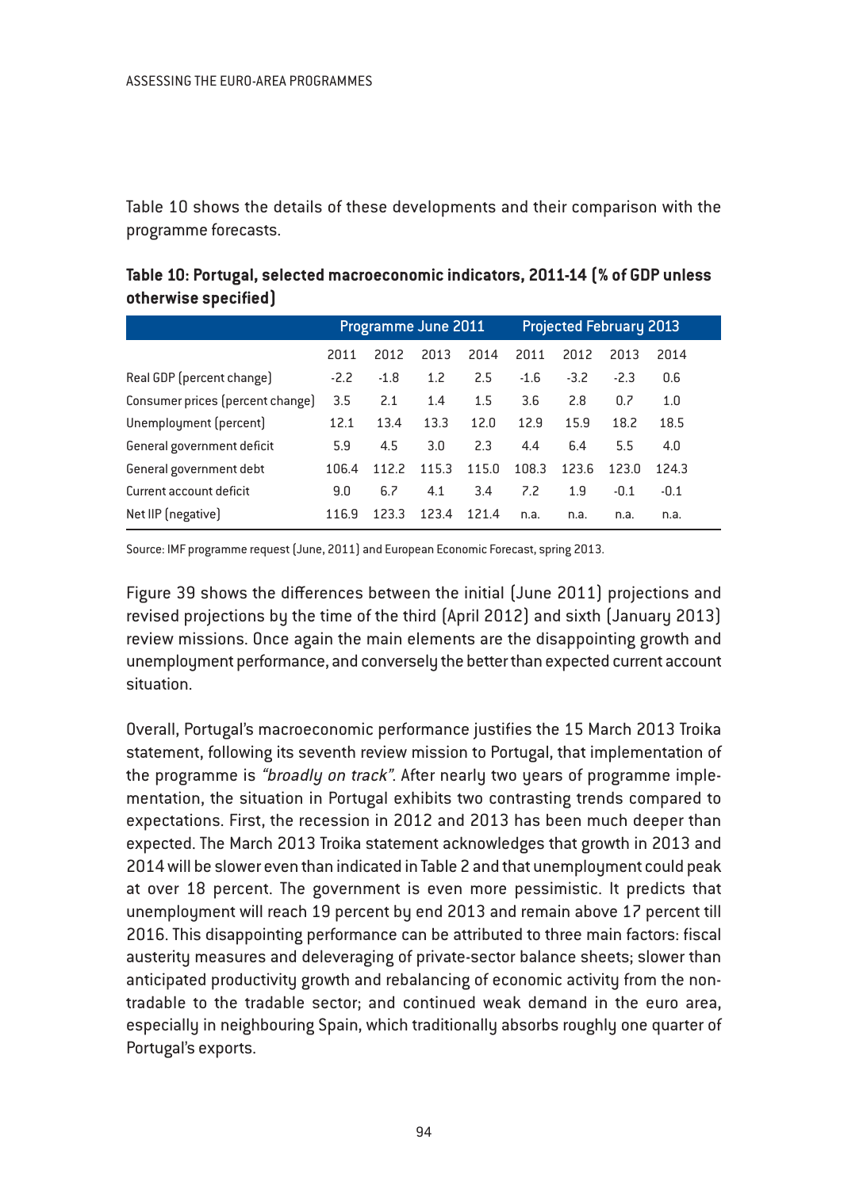Table 10 shows the details of these developments and their comparison with the programme forecasts.

**Table 10: Portugal, selected macroeconomic indicators, 2011-14 (% of GDP unless otherwise specified)**

| | Programme June 2011 | | | | Projected February 2013 | | | |
|---|---|---|---|---|---|---|---|---|
| | 2011 | 2012 | 2013 | 2014 | 2011 | 2012 | 2013 | 2014 |
| Real GDP (percent change) | -2.2 | -1.8 | 1.2 | 2.5 | -1.6 | -3.2 | -2.3 | 0.6 |
| Consumer prices (percent change) | 3.5 | 2.1 | 1.4 | 1.5 | 3.6 | 2.8 | 0.7 | 1.0 |
| Unemployment (percent) | 12.1 | 13.4 | 13.3 | 12.0 | 12.9 | 15.9 | 18.2 | 18.5 |
| General government deficit | 5.9 | 4.5 | 3.0 | 2.3 | 4.4 | 6.4 | 5.5 | 4.0 |
| General government debt | 106.4 | 112.2 | 115.3 | 115.0 | 108.3 | 123.6 | 123.0 | 124.3 |
| Current account deficit | 9.0 | 6.7 | 4.1 | 3.4 | 7.2 | 1.9 | -0.1 | -0.1 |
| Net IIP (negative) | 116.9 | 123.3 | 123.4 | 121.4 | n.a. | n.a. | n.a. | n.a. |

Source: IMF programme request (June, 2011) and European Economic Forecast, spring 2013.

Figure 39 shows the differences between the initial (June 2011) projections and revised projections by the time of the third (April 2012) and sixth (January 2013) review missions. Once again the main elements are the disappointing growth and unemployment performance, and conversely the better than expected current account situation.

Overall, Portugal's macroeconomic performance justifies the 15 March 2013 Troika statement, following its seventh review mission to Portugal, that implementation of the programme is *"broadly on track"*. After nearly two years of programme implementation, the situation in Portugal exhibits two contrasting trends compared to expectations. First, the recession in 2012 and 2013 has been much deeper than expected. The March 2013 Troika statement acknowledges that growth in 2013 and 2014 will be slower even than indicated in Table 2 and that unemployment could peak at over 18 percent. The government is even more pessimistic. It predicts that unemployment will reach 19 percent by end 2013 and remain above 17 percent till 2016. This disappointing performance can be attributed to three main factors: fiscal austerity measures and deleveraging of private-sector balance sheets; slower than anticipated productivity growth and rebalancing of economic activity from the non-tradable to the tradable sector; and continued weak demand in the euro area, especially in neighbouring Spain, which traditionally absorbs roughly one quarter of Portugal's exports.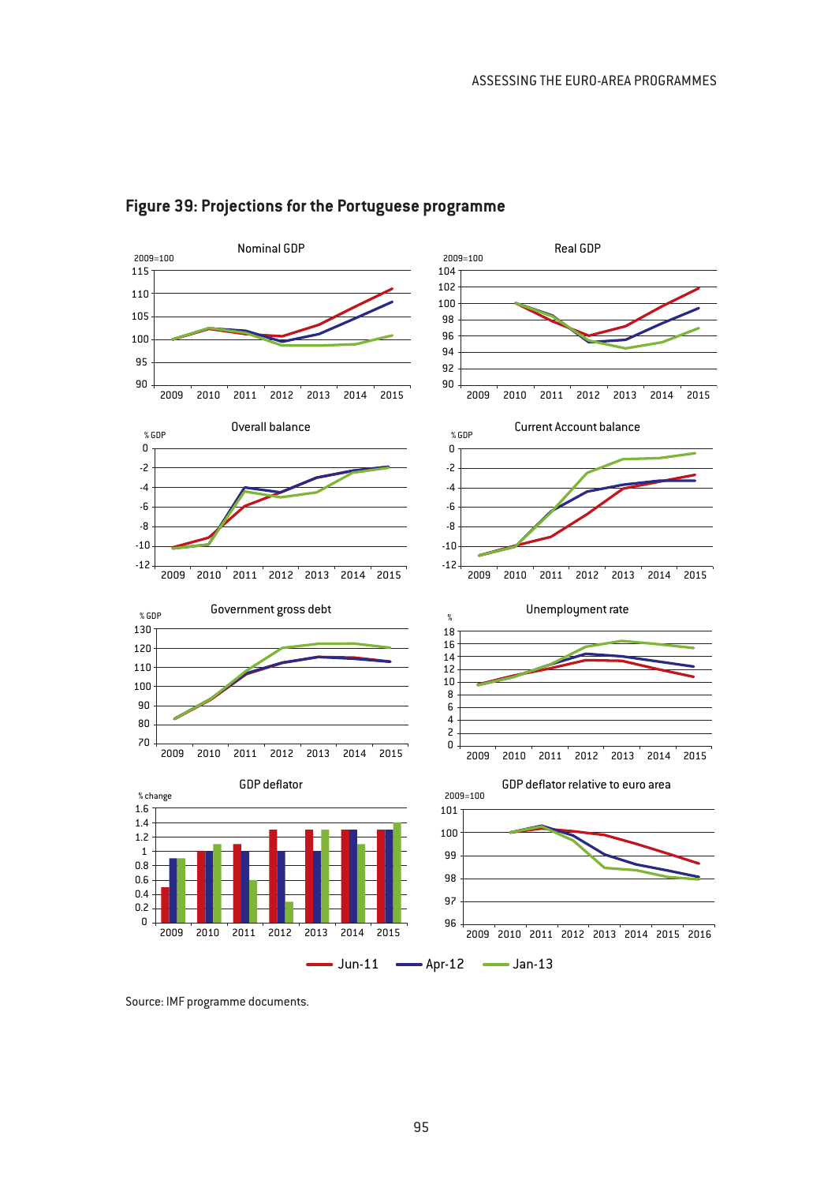## Figure 39: Projections for the Portuguese programme

Nominal GDP

Real GDP

Overall balance

Current Account balance

Government gross debt

Unemployment rate

GDP deflator

GDP deflator relative to euro area

Jun-11 Apr-12 Jan-13

Source: IMF programme documents.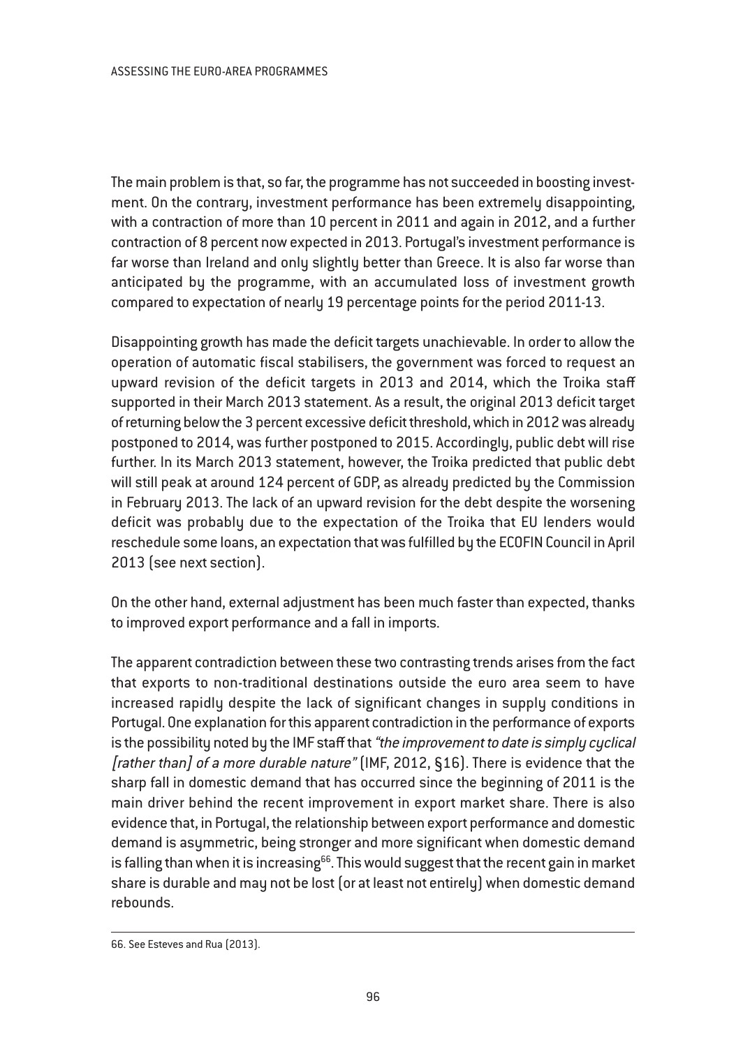The main problem is that, so far, the programme has not succeeded in boosting investment. On the contrary, investment performance has been extremely disappointing, with a contraction of more than 10 percent in 2011 and again in 2012, and a further contraction of 8 percent now expected in 2013. Portugal's investment performance is far worse than Ireland and only slightly better than Greece. It is also far worse than anticipated by the programme, with an accumulated loss of investment growth compared to expectation of nearly 19 percentage points for the period 2011-13.

Disappointing growth has made the deficit targets unachievable. In order to allow the operation of automatic fiscal stabilisers, the government was forced to request an upward revision of the deficit targets in 2013 and 2014, which the Troika staff supported in their March 2013 statement. As a result, the original 2013 deficit target of returning below the 3 percent excessive deficit threshold, which in 2012 was already postponed to 2014, was further postponed to 2015. Accordingly, public debt will rise further. In its March 2013 statement, however, the Troika predicted that public debt will still peak at around 124 percent of GDP, as already predicted by the Commission in February 2013. The lack of an upward revision for the debt despite the worsening deficit was probably due to the expectation of the Troika that EU lenders would reschedule some loans, an expectation that was fulfilled by the ECOFIN Council in April 2013 (see next section).

On the other hand, external adjustment has been much faster than expected, thanks to improved export performance and a fall in imports.

The apparent contradiction between these two contrasting trends arises from the fact that exports to non-traditional destinations outside the euro area seem to have increased rapidly despite the lack of significant changes in supply conditions in Portugal. One explanation for this apparent contradiction in the performance of exports is the possibility noted by the IMF staff that *"the improvement to date is simply cyclical [rather than] of a more durable nature"* (IMF, 2012, §16). There is evidence that the sharp fall in domestic demand that has occurred since the beginning of 2011 is the main driver behind the recent improvement in export market share. There is also evidence that, in Portugal, the relationship between export performance and domestic demand is asymmetric, being stronger and more significant when domestic demand is falling than when it is increasing[66]. This would suggest that the recent gain in market share is durable and may not be lost (or at least not entirely) when domestic demand rebounds.

66. See Esteves and Rua (2013).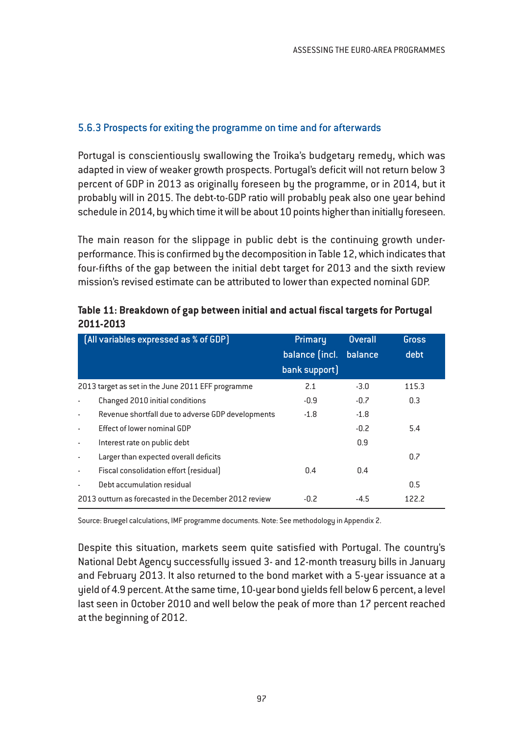### 5.6.3 Prospects for exiting the programme on time and for afterwards

Portugal is conscientiously swallowing the Troika's budgetary remedy, which was adapted in view of weaker growth prospects. Portugal's deficit will not return below 3 percent of GDP in 2013 as originally foreseen by the programme, or in 2014, but it probably will in 2015. The debt-to-GDP ratio will probably peak also one year behind schedule in 2014, by which time it will be about 10 points higher than initially foreseen.

The main reason for the slippage in public debt is the continuing growth underperformance. This is confirmed by the decomposition in Table 12, which indicates that four-fifths of the gap between the initial debt target for 2013 and the sixth review mission's revised estimate can be attributed to lower than expected nominal GDP.

**Table 11: Breakdown of gap between initial and actual fiscal targets for Portugal 2011-2013**

| (All variables expressed as % of GDP) | Primary balance (incl. bank support) | Overall balance | Gross debt |
|---|---|---|---|
| 2013 target as set in the June 2011 EFF programme | 2.1 | -3.0 | 115.3 |
| - Changed 2010 initial conditions | -0.9 | -0.7 | 0.3 |
| - Revenue shortfall due to adverse GDP developments | -1.8 | -1.8 | |
| - Effect of lower nominal GDP | | -0.2 | 5.4 |
| - Interest rate on public debt | | 0.9 | |
| - Larger than expected overall deficits | | | 0.7 |
| - Fiscal consolidation effort (residual) | 0.4 | 0.4 | |
| - Debt accumulation residual | | | 0.5 |
| 2013 outturn as forecasted in the December 2012 review | -0.2 | -4.5 | 122.2 |

Source: Bruegel calculations, IMF programme documents. Note: See methodology in Appendix 2.

Despite this situation, markets seem quite satisfied with Portugal. The country's National Debt Agency successfully issued 3- and 12-month treasury bills in January and February 2013. It also returned to the bond market with a 5-year issuance at a yield of 4.9 percent. At the same time, 10-year bond yields fell below 6 percent, a level last seen in October 2010 and well below the peak of more than 17 percent reached at the beginning of 2012.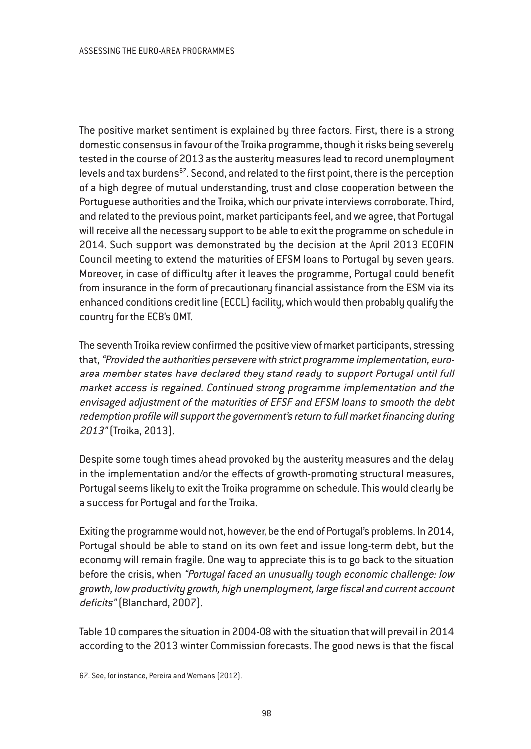The positive market sentiment is explained by three factors. First, there is a strong domestic consensus in favour of the Troika programme, though it risks being severely tested in the course of 2013 as the austerity measures lead to record unemployment levels and tax burdens[67]. Second, and related to the first point, there is the perception of a high degree of mutual understanding, trust and close cooperation between the Portuguese authorities and the Troika, which our private interviews corroborate. Third, and related to the previous point, market participants feel, and we agree, that Portugal will receive all the necessary support to be able to exit the programme on schedule in 2014. Such support was demonstrated by the decision at the April 2013 ECOFIN Council meeting to extend the maturities of EFSM loans to Portugal by seven years. Moreover, in case of difficulty after it leaves the programme, Portugal could benefit from insurance in the form of precautionary financial assistance from the ESM via its enhanced conditions credit line (ECCL) facility, which would then probably qualify the country for the ECB's OMT.

The seventh Troika review confirmed the positive view of market participants, stressing that, *"Provided the authorities persevere with strict programme implementation, euro-area member states have declared they stand ready to support Portugal until full market access is regained. Continued strong programme implementation and the envisaged adjustment of the maturities of EFSF and EFSM loans to smooth the debt redemption profile will support the government's return to full market financing during 2013"* (Troika, 2013).

Despite some tough times ahead provoked by the austerity measures and the delay in the implementation and/or the effects of growth-promoting structural measures, Portugal seems likely to exit the Troika programme on schedule. This would clearly be a success for Portugal and for the Troika.

Exiting the programme would not, however, be the end of Portugal's problems. In 2014, Portugal should be able to stand on its own feet and issue long-term debt, but the economy will remain fragile. One way to appreciate this is to go back to the situation before the crisis, when *"Portugal faced an unusually tough economic challenge: low growth, low productivity growth, high unemployment, large fiscal and current account deficits"* (Blanchard, 2007).

Table 10 compares the situation in 2004-08 with the situation that will prevail in 2014 according to the 2013 winter Commission forecasts. The good news is that the fiscal

---

67. See, for instance, Pereira and Wemans (2012).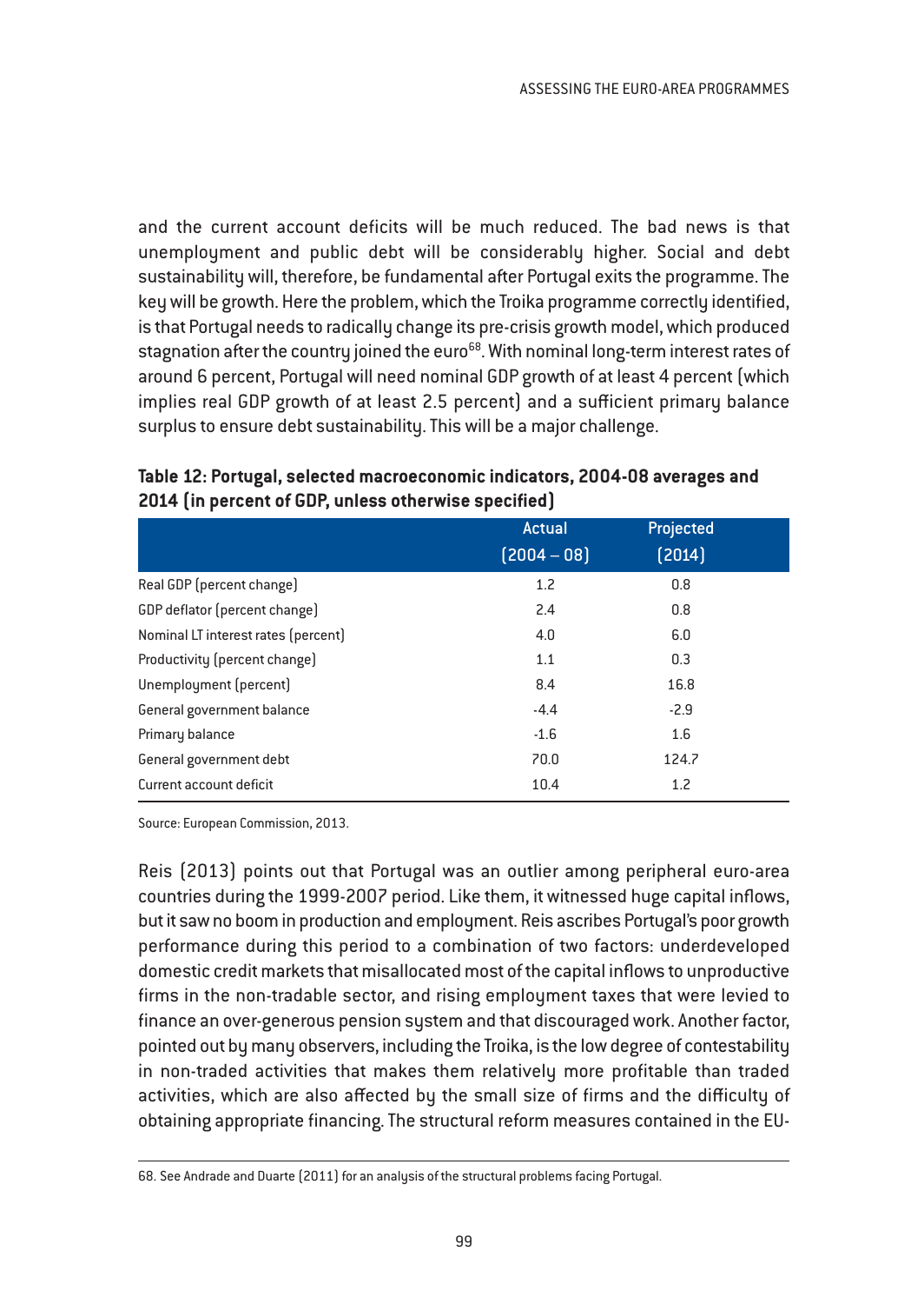and the current account deficits will be much reduced. The bad news is that unemployment and public debt will be considerably higher. Social and debt sustainability will, therefore, be fundamental after Portugal exits the programme. The key will be growth. Here the problem, which the Troika programme correctly identified, is that Portugal needs to radically change its pre-crisis growth model, which produced stagnation after the country joined the euro[68]. With nominal long-term interest rates of around 6 percent, Portugal will need nominal GDP growth of at least 4 percent (which implies real GDP growth of at least 2.5 percent) and a sufficient primary balance surplus to ensure debt sustainability. This will be a major challenge.

**Table 12: Portugal, selected macroeconomic indicators, 2004-08 averages and 2014 (in percent of GDP, unless otherwise specified)**

| | Actual (2004 – 08) | Projected (2014) |
|---|---|---|
| Real GDP (percent change) | 1.2 | 0.8 |
| GDP deflator (percent change) | 2.4 | 0.8 |
| Nominal LT interest rates (percent) | 4.0 | 6.0 |
| Productivity (percent change) | 1.1 | 0.3 |
| Unemployment (percent) | 8.4 | 16.8 |
| General government balance | -4.4 | -2.9 |
| Primary balance | -1.6 | 1.6 |
| General government debt | 70.0 | 124.7 |
| Current account deficit | 10.4 | 1.2 |

Source: European Commission, 2013.

Reis (2013) points out that Portugal was an outlier among peripheral euro-area countries during the 1999-2007 period. Like them, it witnessed huge capital inflows, but it saw no boom in production and employment. Reis ascribes Portugal's poor growth performance during this period to a combination of two factors: underdeveloped domestic credit markets that misallocated most of the capital inflows to unproductive firms in the non-tradable sector, and rising employment taxes that were levied to finance an over-generous pension system and that discouraged work. Another factor, pointed out by many observers, including the Troika, is the low degree of contestability in non-traded activities that makes them relatively more profitable than traded activities, which are also affected by the small size of firms and the difficulty of obtaining appropriate financing. The structural reform measures contained in the EU-

68. See Andrade and Duarte (2011) for an analysis of the structural problems facing Portugal.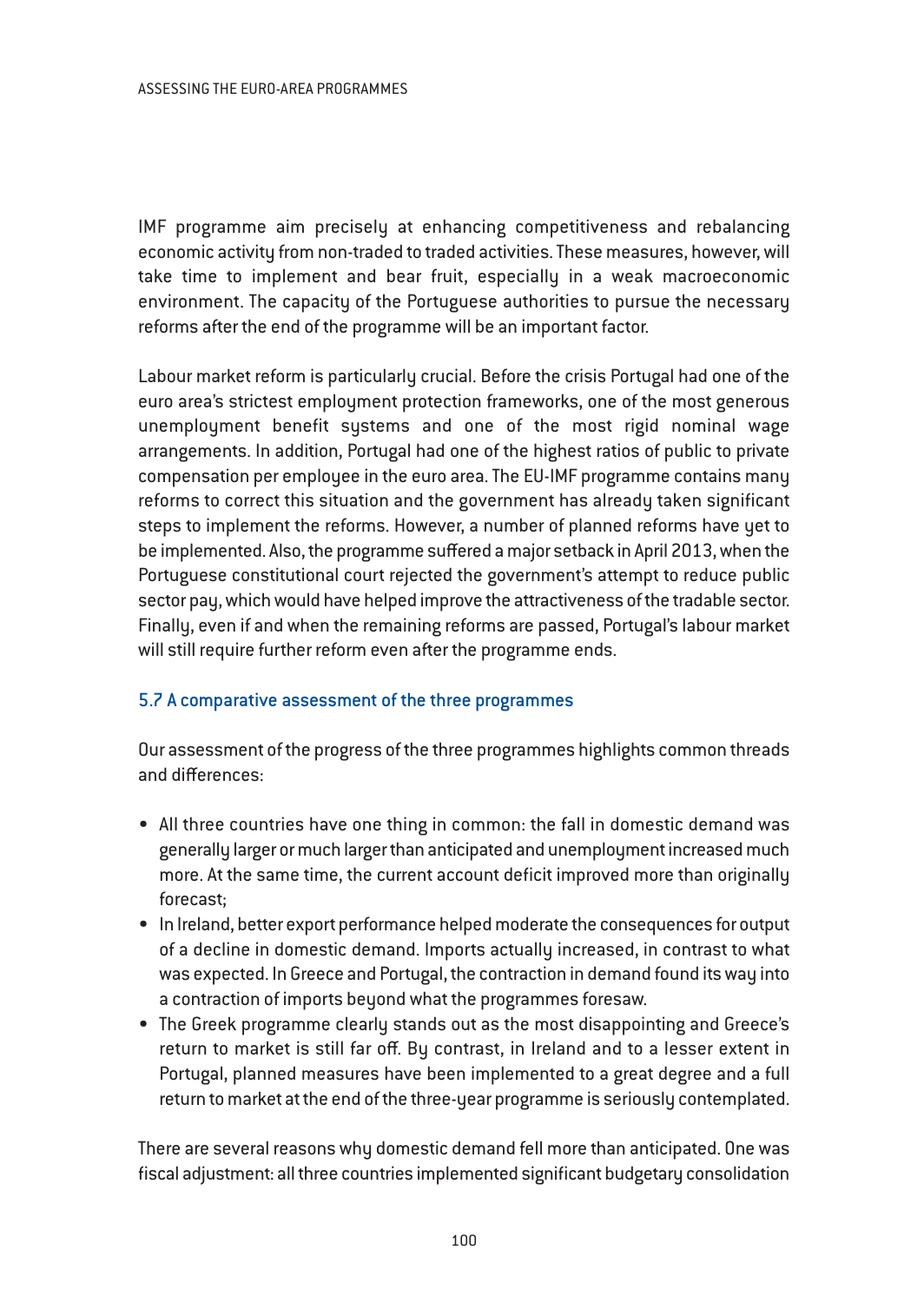IMF programme aim precisely at enhancing competitiveness and rebalancing economic activity from non-traded to traded activities. These measures, however, will take time to implement and bear fruit, especially in a weak macroeconomic environment. The capacity of the Portuguese authorities to pursue the necessary reforms after the end of the programme will be an important factor.

Labour market reform is particularly crucial. Before the crisis Portugal had one of the euro area's strictest employment protection frameworks, one of the most generous unemployment benefit systems and one of the most rigid nominal wage arrangements. In addition, Portugal had one of the highest ratios of public to private compensation per employee in the euro area. The EU-IMF programme contains many reforms to correct this situation and the government has already taken significant steps to implement the reforms. However, a number of planned reforms have yet to be implemented. Also, the programme suffered a major setback in April 2013, when the Portuguese constitutional court rejected the government's attempt to reduce public sector pay, which would have helped improve the attractiveness of the tradable sector. Finally, even if and when the remaining reforms are passed, Portugal's labour market will still require further reform even after the programme ends.

### 5.7 A comparative assessment of the three programmes

Our assessment of the progress of the three programmes highlights common threads and differences:

- All three countries have one thing in common: the fall in domestic demand was generally larger or much larger than anticipated and unemployment increased much more. At the same time, the current account deficit improved more than originally forecast;
- In Ireland, better export performance helped moderate the consequences for output of a decline in domestic demand. Imports actually increased, in contrast to what was expected. In Greece and Portugal, the contraction in demand found its way into a contraction of imports beyond what the programmes foresaw.
- The Greek programme clearly stands out as the most disappointing and Greece's return to market is still far off. By contrast, in Ireland and to a lesser extent in Portugal, planned measures have been implemented to a great degree and a full return to market at the end of the three-year programme is seriously contemplated.

There are several reasons why domestic demand fell more than anticipated. One was fiscal adjustment: all three countries implemented significant budgetary consolidation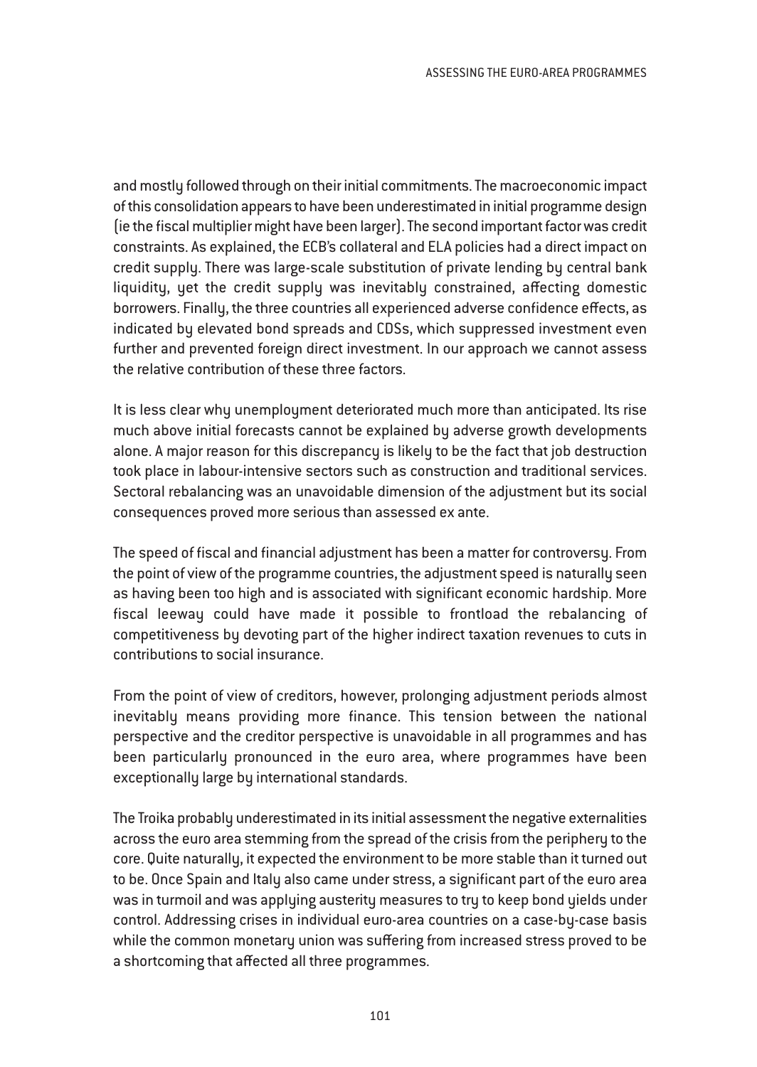and mostly followed through on their initial commitments. The macroeconomic impact of this consolidation appears to have been underestimated in initial programme design (ie the fiscal multiplier might have been larger). The second important factor was credit constraints. As explained, the ECB's collateral and ELA policies had a direct impact on credit supply. There was large-scale substitution of private lending by central bank liquidity, yet the credit supply was inevitably constrained, affecting domestic borrowers. Finally, the three countries all experienced adverse confidence effects, as indicated by elevated bond spreads and CDSs, which suppressed investment even further and prevented foreign direct investment. In our approach we cannot assess the relative contribution of these three factors.

It is less clear why unemployment deteriorated much more than anticipated. Its rise much above initial forecasts cannot be explained by adverse growth developments alone. A major reason for this discrepancy is likely to be the fact that job destruction took place in labour-intensive sectors such as construction and traditional services. Sectoral rebalancing was an unavoidable dimension of the adjustment but its social consequences proved more serious than assessed ex ante.

The speed of fiscal and financial adjustment has been a matter for controversy. From the point of view of the programme countries, the adjustment speed is naturally seen as having been too high and is associated with significant economic hardship. More fiscal leeway could have made it possible to frontload the rebalancing of competitiveness by devoting part of the higher indirect taxation revenues to cuts in contributions to social insurance.

From the point of view of creditors, however, prolonging adjustment periods almost inevitably means providing more finance. This tension between the national perspective and the creditor perspective is unavoidable in all programmes and has been particularly pronounced in the euro area, where programmes have been exceptionally large by international standards.

The Troika probably underestimated in its initial assessment the negative externalities across the euro area stemming from the spread of the crisis from the periphery to the core. Quite naturally, it expected the environment to be more stable than it turned out to be. Once Spain and Italy also came under stress, a significant part of the euro area was in turmoil and was applying austerity measures to try to keep bond yields under control. Addressing crises in individual euro-area countries on a case-by-case basis while the common monetary union was suffering from increased stress proved to be a shortcoming that affected all three programmes.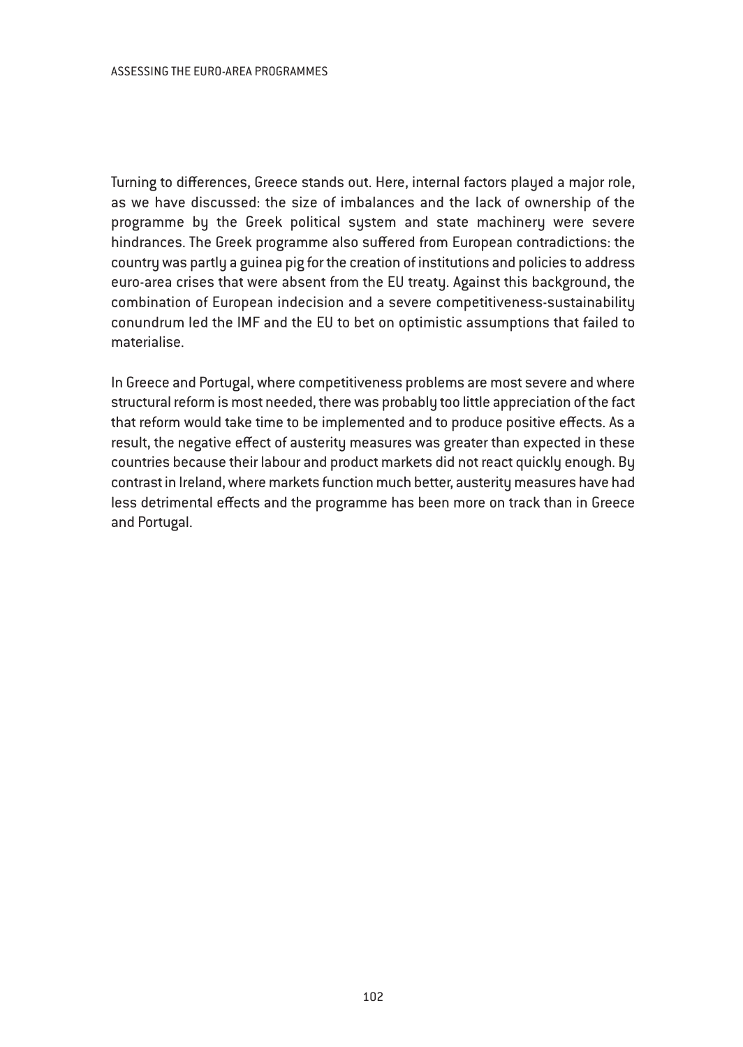Turning to differences, Greece stands out. Here, internal factors played a major role, as we have discussed: the size of imbalances and the lack of ownership of the programme by the Greek political system and state machinery were severe hindrances. The Greek programme also suffered from European contradictions: the country was partly a guinea pig for the creation of institutions and policies to address euro-area crises that were absent from the EU treaty. Against this background, the combination of European indecision and a severe competitiveness-sustainability conundrum led the IMF and the EU to bet on optimistic assumptions that failed to materialise.

In Greece and Portugal, where competitiveness problems are most severe and where structural reform is most needed, there was probably too little appreciation of the fact that reform would take time to be implemented and to produce positive effects. As a result, the negative effect of austerity measures was greater than expected in these countries because their labour and product markets did not react quickly enough. By contrast in Ireland, where markets function much better, austerity measures have had less detrimental effects and the programme has been more on track than in Greece and Portugal.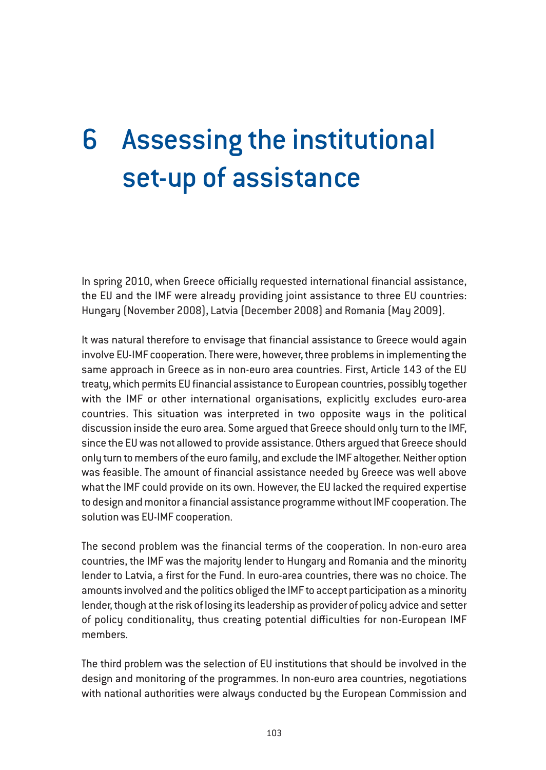# 6 Assessing the institutional set-up of assistance

In spring 2010, when Greece officially requested international financial assistance, the EU and the IMF were already providing joint assistance to three EU countries: Hungary (November 2008), Latvia (December 2008) and Romania (May 2009).

It was natural therefore to envisage that financial assistance to Greece would again involve EU-IMF cooperation. There were, however, three problems in implementing the same approach in Greece as in non-euro area countries. First, Article 143 of the EU treaty, which permits EU financial assistance to European countries, possibly together with the IMF or other international organisations, explicitly excludes euro-area countries. This situation was interpreted in two opposite ways in the political discussion inside the euro area. Some argued that Greece should only turn to the IMF, since the EU was not allowed to provide assistance. Others argued that Greece should only turn to members of the euro family, and exclude the IMF altogether. Neither option was feasible. The amount of financial assistance needed by Greece was well above what the IMF could provide on its own. However, the EU lacked the required expertise to design and monitor a financial assistance programme without IMF cooperation. The solution was EU-IMF cooperation.

The second problem was the financial terms of the cooperation. In non-euro area countries, the IMF was the majority lender to Hungary and Romania and the minority lender to Latvia, a first for the Fund. In euro-area countries, there was no choice. The amounts involved and the politics obliged the IMF to accept participation as a minority lender, though at the risk of losing its leadership as provider of policy advice and setter of policy conditionality, thus creating potential difficulties for non-European IMF members.

The third problem was the selection of EU institutions that should be involved in the design and monitoring of the programmes. In non-euro area countries, negotiations with national authorities were always conducted by the European Commission and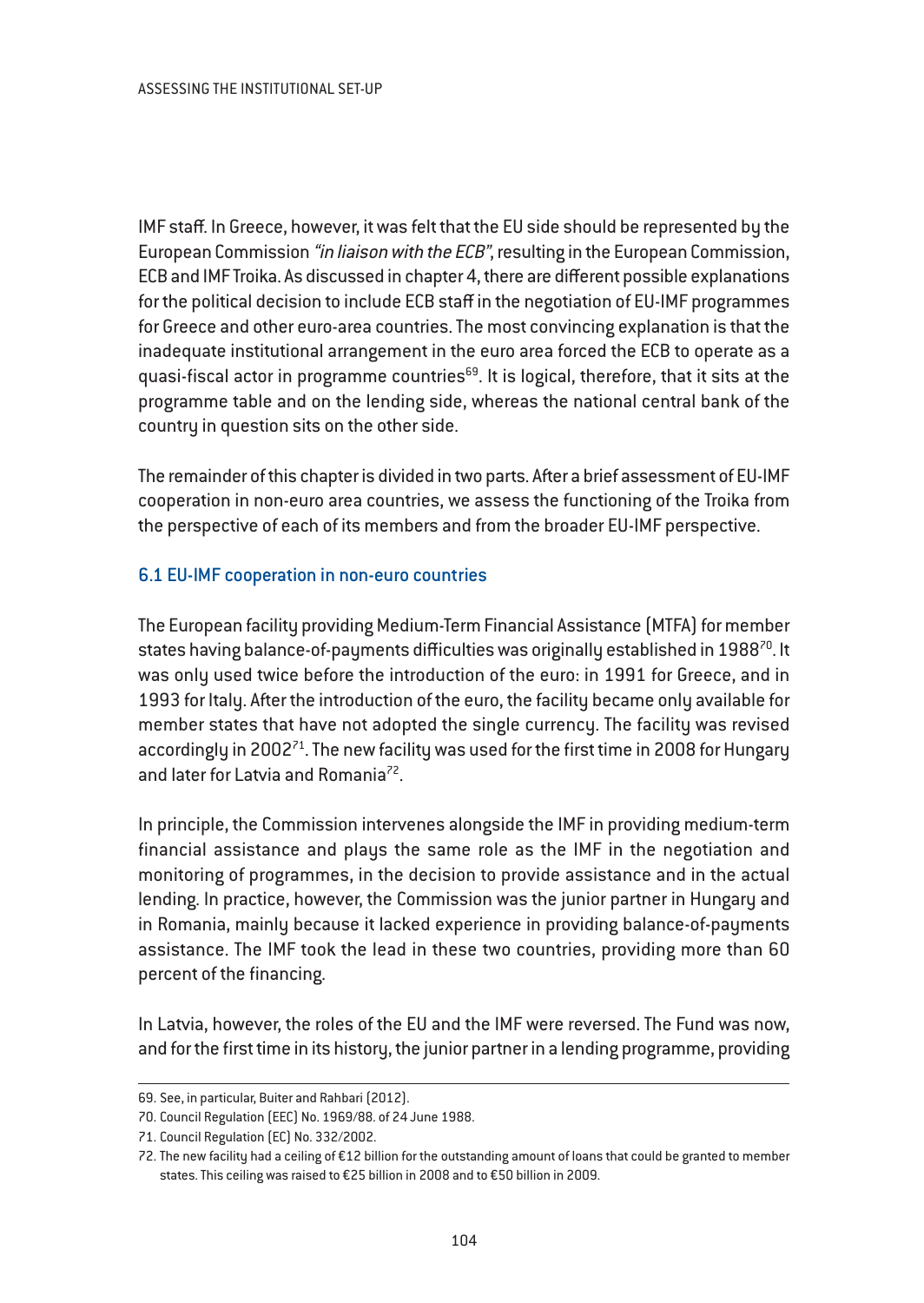IMF staff. In Greece, however, it was felt that the EU side should be represented by the European Commission *"in liaison with the ECB"*, resulting in the European Commission, ECB and IMF Troika. As discussed in chapter 4, there are different possible explanations for the political decision to include ECB staff in the negotiation of EU-IMF programmes for Greece and other euro-area countries. The most convincing explanation is that the inadequate institutional arrangement in the euro area forced the ECB to operate as a quasi-fiscal actor in programme countries[69]. It is logical, therefore, that it sits at the programme table and on the lending side, whereas the national central bank of the country in question sits on the other side.

The remainder of this chapter is divided in two parts. After a brief assessment of EU-IMF cooperation in non-euro area countries, we assess the functioning of the Troika from the perspective of each of its members and from the broader EU-IMF perspective.

### 6.1 EU-IMF cooperation in non-euro countries

The European facility providing Medium-Term Financial Assistance (MTFA) for member states having balance-of-payments difficulties was originally established in 1988[70]. It was only used twice before the introduction of the euro: in 1991 for Greece, and in 1993 for Italy. After the introduction of the euro, the facility became only available for member states that have not adopted the single currency. The facility was revised accordingly in 2002[71]. The new facility was used for the first time in 2008 for Hungary and later for Latvia and Romania[72].

In principle, the Commission intervenes alongside the IMF in providing medium-term financial assistance and plays the same role as the IMF in the negotiation and monitoring of programmes, in the decision to provide assistance and in the actual lending. In practice, however, the Commission was the junior partner in Hungary and in Romania, mainly because it lacked experience in providing balance-of-payments assistance. The IMF took the lead in these two countries, providing more than 60 percent of the financing.

In Latvia, however, the roles of the EU and the IMF were reversed. The Fund was now, and for the first time in its history, the junior partner in a lending programme, providing

---

69. See, in particular, Buiter and Rahbari (2012).

70. Council Regulation (EEC) No. 1969/88. of 24 June 1988.

71. Council Regulation (EC) No. 332/2002.

72. The new facility had a ceiling of €12 billion for the outstanding amount of loans that could be granted to member states. This ceiling was raised to €25 billion in 2008 and to €50 billion in 2009.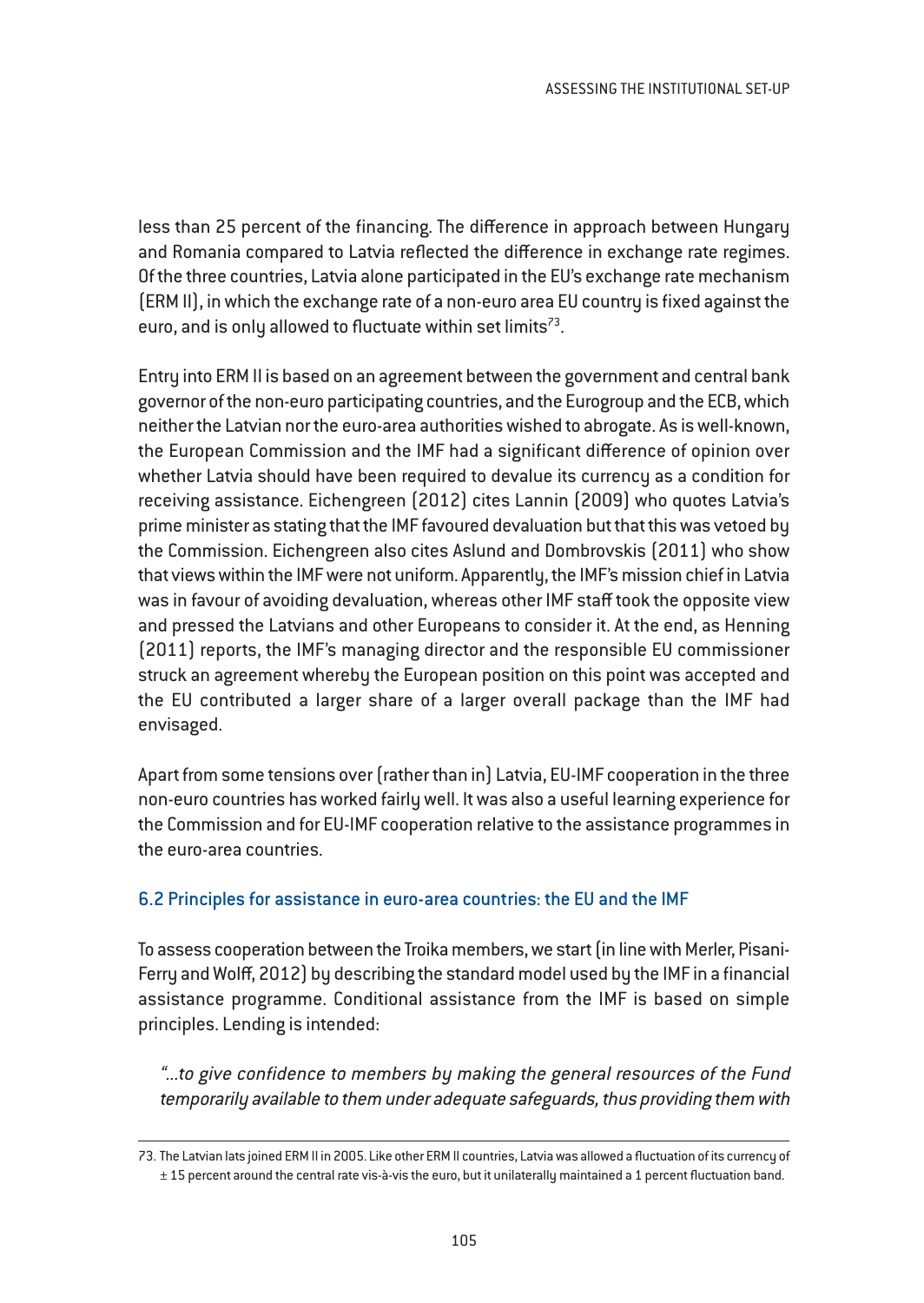less than 25 percent of the financing. The difference in approach between Hungary and Romania compared to Latvia reflected the difference in exchange rate regimes. Of the three countries, Latvia alone participated in the EU's exchange rate mechanism (ERM II), in which the exchange rate of a non-euro area EU country is fixed against the euro, and is only allowed to fluctuate within set limits[73].

Entry into ERM II is based on an agreement between the government and central bank governor of the non-euro participating countries, and the Eurogroup and the ECB, which neither the Latvian nor the euro-area authorities wished to abrogate. As is well-known, the European Commission and the IMF had a significant difference of opinion over whether Latvia should have been required to devalue its currency as a condition for receiving assistance. Eichengreen (2012) cites Lannin (2009) who quotes Latvia's prime minister as stating that the IMF favoured devaluation but that this was vetoed by the Commission. Eichengreen also cites Aslund and Dombrovskis (2011) who show that views within the IMF were not uniform. Apparently, the IMF's mission chief in Latvia was in favour of avoiding devaluation, whereas other IMF staff took the opposite view and pressed the Latvians and other Europeans to consider it. At the end, as Henning (2011) reports, the IMF's managing director and the responsible EU commissioner struck an agreement whereby the European position on this point was accepted and the EU contributed a larger share of a larger overall package than the IMF had envisaged.

Apart from some tensions over (rather than in) Latvia, EU-IMF cooperation in the three non-euro countries has worked fairly well. It was also a useful learning experience for the Commission and for EU-IMF cooperation relative to the assistance programmes in the euro-area countries.

## 6.2 Principles for assistance in euro-area countries: the EU and the IMF

To assess cooperation between the Troika members, we start (in line with Merler, Pisani-Ferry and Wolff, 2012) by describing the standard model used by the IMF in a financial assistance programme. Conditional assistance from the IMF is based on simple principles. Lending is intended:

> *"...to give confidence to members by making the general resources of the Fund temporarily available to them under adequate safeguards, thus providing them with*

---

73. The Latvian lats joined ERM II in 2005. Like other ERM II countries, Latvia was allowed a fluctuation of its currency of ± 15 percent around the central rate vis-à-vis the euro, but it unilaterally maintained a 1 percent fluctuation band.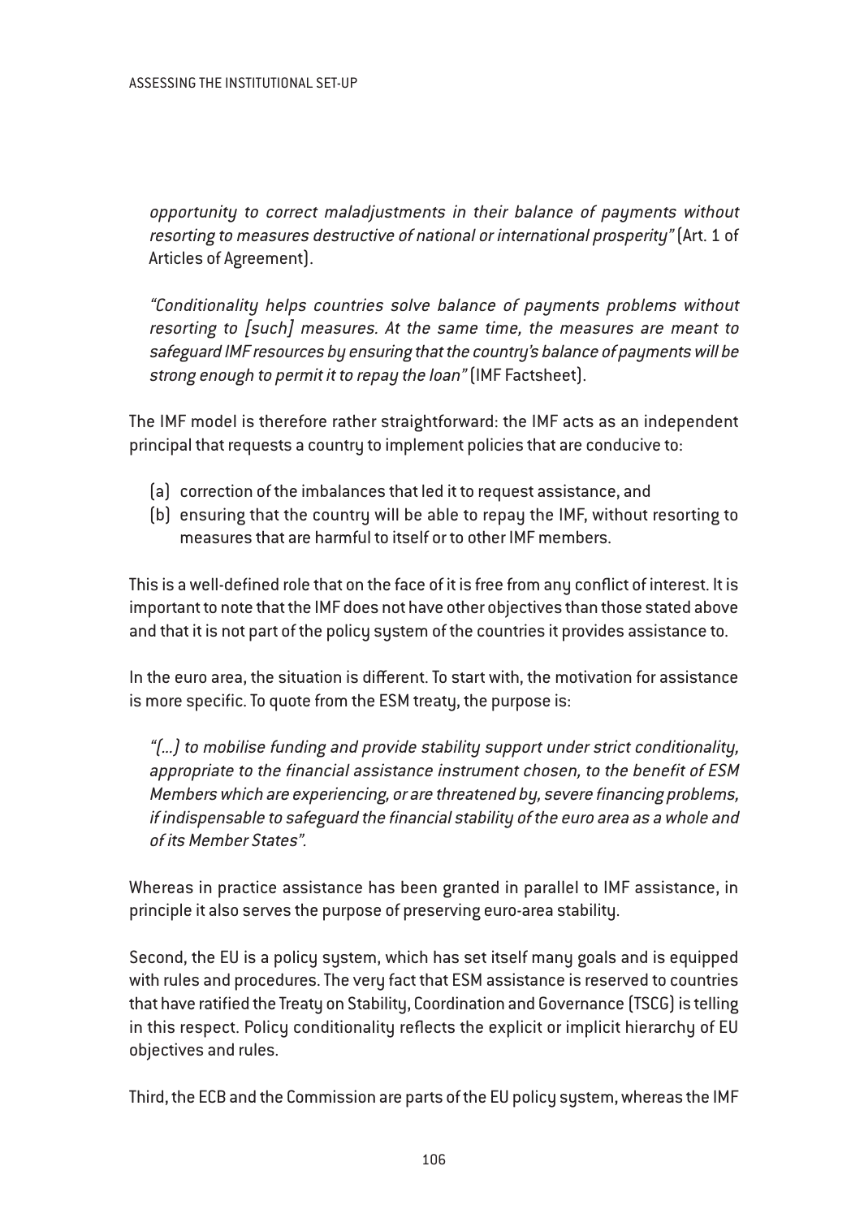*opportunity to correct maladjustments in their balance of payments without resorting to measures destructive of national or international prosperity"* (Art. 1 of Articles of Agreement).

*"Conditionality helps countries solve balance of payments problems without resorting to [such] measures. At the same time, the measures are meant to safeguard IMF resources by ensuring that the country's balance of payments will be strong enough to permit it to repay the loan"* (IMF Factsheet).

The IMF model is therefore rather straightforward: the IMF acts as an independent principal that requests a country to implement policies that are conducive to:

(a) correction of the imbalances that led it to request assistance, and
(b) ensuring that the country will be able to repay the IMF, without resorting to measures that are harmful to itself or to other IMF members.

This is a well-defined role that on the face of it is free from any conflict of interest. It is important to note that the IMF does not have other objectives than those stated above and that it is not part of the policy system of the countries it provides assistance to.

In the euro area, the situation is different. To start with, the motivation for assistance is more specific. To quote from the ESM treaty, the purpose is:

*"(...) to mobilise funding and provide stability support under strict conditionality, appropriate to the financial assistance instrument chosen, to the benefit of ESM Members which are experiencing, or are threatened by, severe financing problems, if indispensable to safeguard the financial stability of the euro area as a whole and of its Member States".*

Whereas in practice assistance has been granted in parallel to IMF assistance, in principle it also serves the purpose of preserving euro-area stability.

Second, the EU is a policy system, which has set itself many goals and is equipped with rules and procedures. The very fact that ESM assistance is reserved to countries that have ratified the Treaty on Stability, Coordination and Governance (TSCG) is telling in this respect. Policy conditionality reflects the explicit or implicit hierarchy of EU objectives and rules.

Third, the ECB and the Commission are parts of the EU policy system, whereas the IMF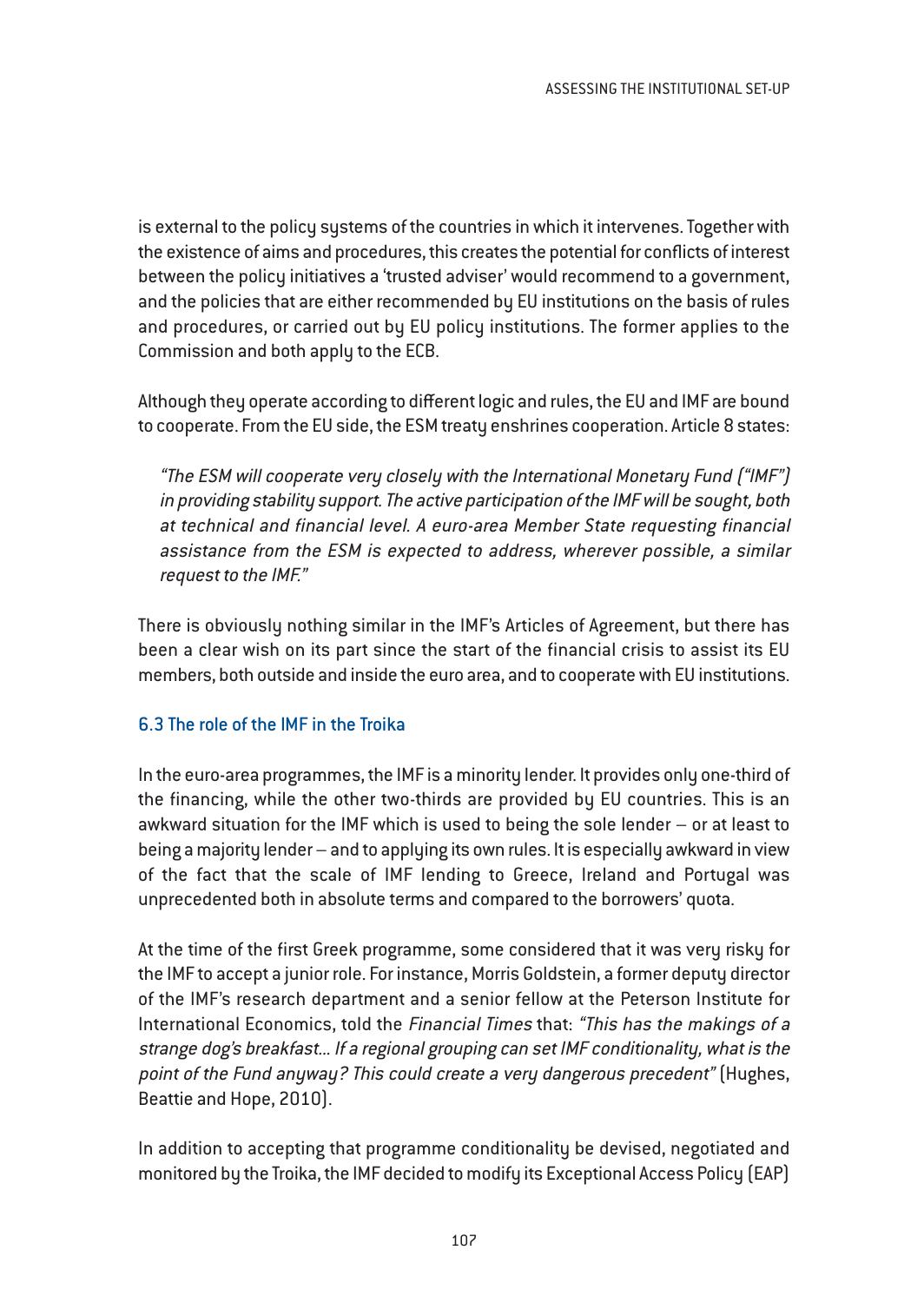is external to the policy systems of the countries in which it intervenes. Together with the existence of aims and procedures, this creates the potential for conflicts of interest between the policy initiatives a 'trusted adviser' would recommend to a government, and the policies that are either recommended by EU institutions on the basis of rules and procedures, or carried out by EU policy institutions. The former applies to the Commission and both apply to the ECB.

Although they operate according to different logic and rules, the EU and IMF are bound to cooperate. From the EU side, the ESM treaty enshrines cooperation. Article 8 states:

> *"The ESM will cooperate very closely with the International Monetary Fund ("IMF") in providing stability support. The active participation of the IMF will be sought, both at technical and financial level. A euro-area Member State requesting financial assistance from the ESM is expected to address, wherever possible, a similar request to the IMF."*

There is obviously nothing similar in the IMF's Articles of Agreement, but there has been a clear wish on its part since the start of the financial crisis to assist its EU members, both outside and inside the euro area, and to cooperate with EU institutions.

### 6.3 The role of the IMF in the Troika

In the euro-area programmes, the IMF is a minority lender. It provides only one-third of the financing, while the other two-thirds are provided by EU countries. This is an awkward situation for the IMF which is used to being the sole lender – or at least to being a majority lender – and to applying its own rules. It is especially awkward in view of the fact that the scale of IMF lending to Greece, Ireland and Portugal was unprecedented both in absolute terms and compared to the borrowers' quota.

At the time of the first Greek programme, some considered that it was very risky for the IMF to accept a junior role. For instance, Morris Goldstein, a former deputy director of the IMF's research department and a senior fellow at the Peterson Institute for International Economics, told the *Financial Times* that: *"This has the makings of a strange dog's breakfast… If a regional grouping can set IMF conditionality, what is the point of the Fund anyway? This could create a very dangerous precedent"* (Hughes, Beattie and Hope, 2010).

In addition to accepting that programme conditionality be devised, negotiated and monitored by the Troika, the IMF decided to modify its Exceptional Access Policy (EAP)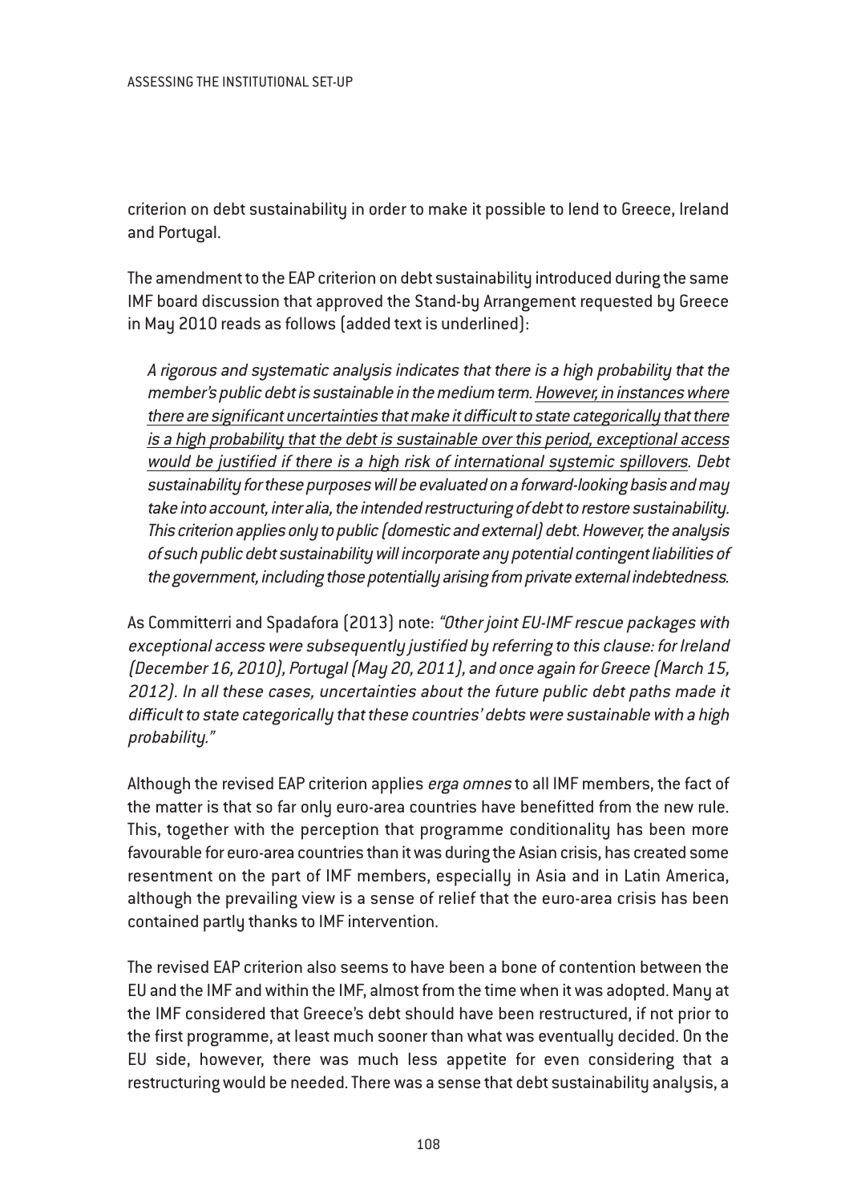criterion on debt sustainability in order to make it possible to lend to Greece, Ireland and Portugal.

The amendment to the EAP criterion on debt sustainability introduced during the same IMF board discussion that approved the Stand-by Arrangement requested by Greece in May 2010 reads as follows (added text is underlined):

> *A rigorous and systematic analysis indicates that there is a high probability that the member's public debt is sustainable in the medium term. <u>However, in instances where there are significant uncertainties that make it difficult to state categorically that there is a high probability that the debt is sustainable over this period, exceptional access would be justified if there is a high risk of international systemic spillovers</u>. Debt sustainability for these purposes will be evaluated on a forward-looking basis and may take into account, inter alia, the intended restructuring of debt to restore sustainability. This criterion applies only to public (domestic and external) debt. However, the analysis of such public debt sustainability will incorporate any potential contingent liabilities of the government, including those potentially arising from private external indebtedness.*

As Committerri and Spadafora (2013) note: *"Other joint EU-IMF rescue packages with exceptional access were subsequently justified by referring to this clause: for Ireland (December 16, 2010), Portugal (May 20, 2011), and once again for Greece (March 15, 2012). In all these cases, uncertainties about the future public debt paths made it difficult to state categorically that these countries' debts were sustainable with a high probability."*

Although the revised EAP criterion applies *erga omnes* to all IMF members, the fact of the matter is that so far only euro-area countries have benefitted from the new rule. This, together with the perception that programme conditionality has been more favourable for euro-area countries than it was during the Asian crisis, has created some resentment on the part of IMF members, especially in Asia and in Latin America, although the prevailing view is a sense of relief that the euro-area crisis has been contained partly thanks to IMF intervention.

The revised EAP criterion also seems to have been a bone of contention between the EU and the IMF and within the IMF, almost from the time when it was adopted. Many at the IMF considered that Greece's debt should have been restructured, if not prior to the first programme, at least much sooner than what was eventually decided. On the EU side, however, there was much less appetite for even considering that a restructuring would be needed. There was a sense that debt sustainability analysis, a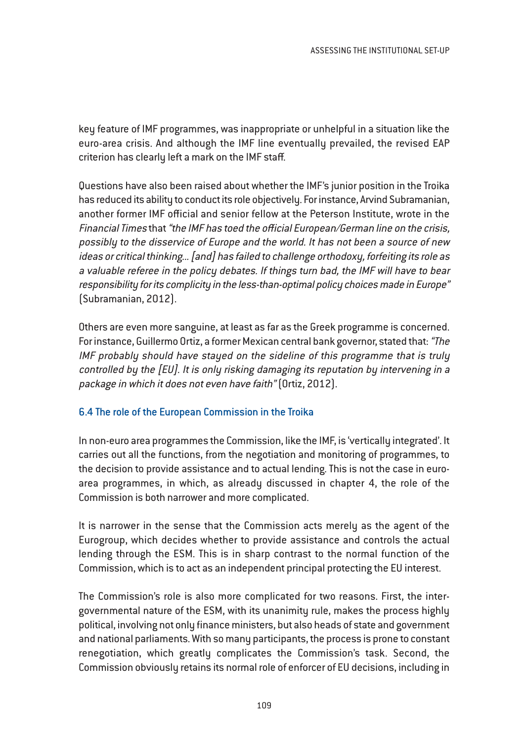key feature of IMF programmes, was inappropriate or unhelpful in a situation like the euro-area crisis. And although the IMF line eventually prevailed, the revised EAP criterion has clearly left a mark on the IMF staff.

Questions have also been raised about whether the IMF's junior position in the Troika has reduced its ability to conduct its role objectively. For instance, Arvind Subramanian, another former IMF official and senior fellow at the Peterson Institute, wrote in the *Financial Times* that *"the IMF has toed the official European/German line on the crisis, possibly to the disservice of Europe and the world. It has not been a source of new ideas or critical thinking… [and] has failed to challenge orthodoxy, forfeiting its role as a valuable referee in the policy debates. If things turn bad, the IMF will have to bear responsibility for its complicity in the less-than-optimal policy choices made in Europe"* (Subramanian, 2012).

Others are even more sanguine, at least as far as the Greek programme is concerned. For instance, Guillermo Ortiz, a former Mexican central bank governor, stated that: *"The IMF probably should have stayed on the sideline of this programme that is truly controlled by the [EU]. It is only risking damaging its reputation by intervening in a package in which it does not even have faith"* (Ortiz, 2012).

### 6.4 The role of the European Commission in the Troika

In non-euro area programmes the Commission, like the IMF, is 'vertically integrated'. It carries out all the functions, from the negotiation and monitoring of programmes, to the decision to provide assistance and to actual lending. This is not the case in euro-area programmes, in which, as already discussed in chapter 4, the role of the Commission is both narrower and more complicated.

It is narrower in the sense that the Commission acts merely as the agent of the Eurogroup, which decides whether to provide assistance and controls the actual lending through the ESM. This is in sharp contrast to the normal function of the Commission, which is to act as an independent principal protecting the EU interest.

The Commission's role is also more complicated for two reasons. First, the intergovernmental nature of the ESM, with its unanimity rule, makes the process highly political, involving not only finance ministers, but also heads of state and government and national parliaments. With so many participants, the process is prone to constant renegotiation, which greatly complicates the Commission's task. Second, the Commission obviously retains its normal role of enforcer of EU decisions, including in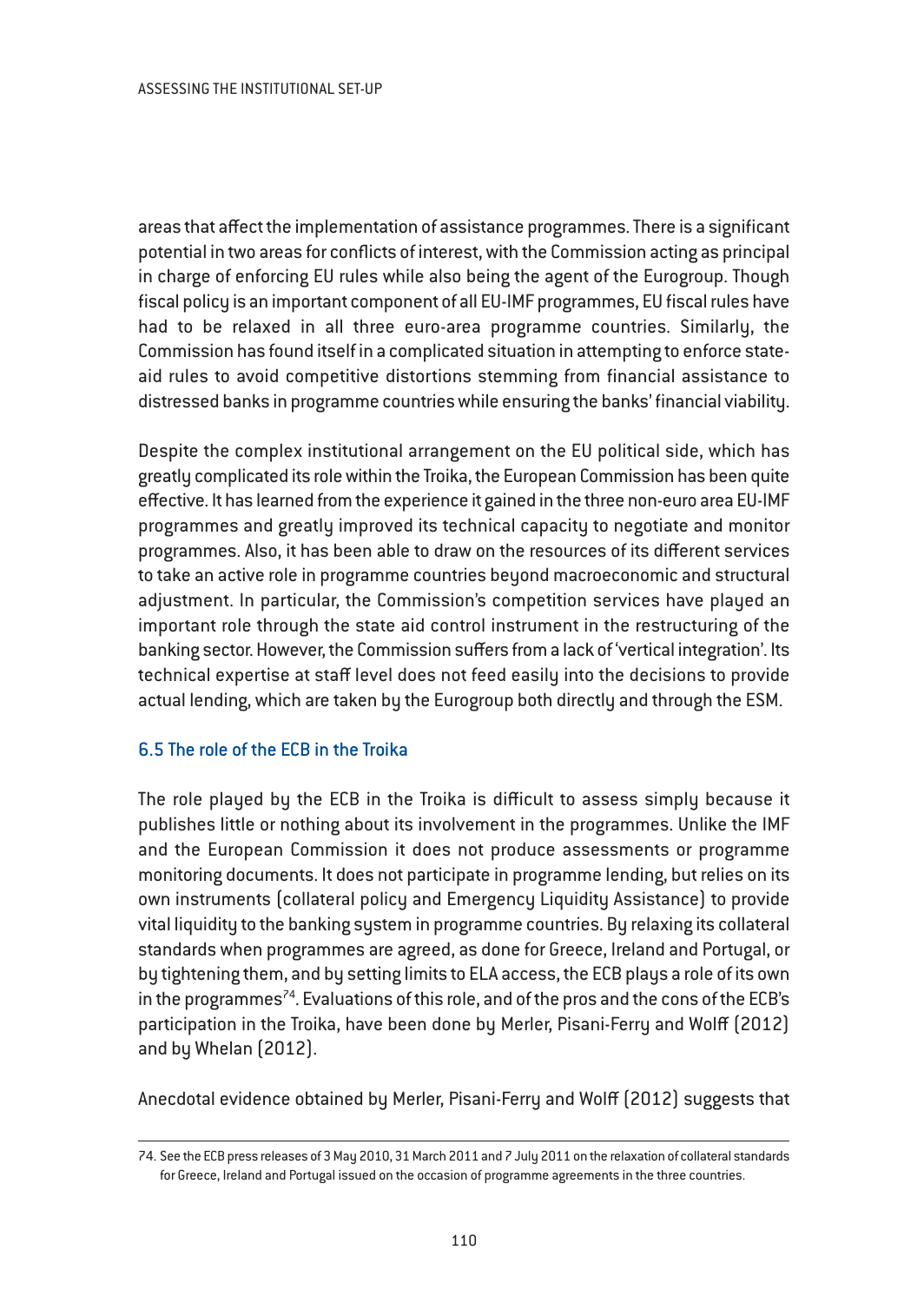areas that affect the implementation of assistance programmes. There is a significant potential in two areas for conflicts of interest, with the Commission acting as principal in charge of enforcing EU rules while also being the agent of the Eurogroup. Though fiscal policy is an important component of all EU-IMF programmes, EU fiscal rules have had to be relaxed in all three euro-area programme countries. Similarly, the Commission has found itself in a complicated situation in attempting to enforce state-aid rules to avoid competitive distortions stemming from financial assistance to distressed banks in programme countries while ensuring the banks' financial viability.

Despite the complex institutional arrangement on the EU political side, which has greatly complicated its role within the Troika, the European Commission has been quite effective. It has learned from the experience it gained in the three non-euro area EU-IMF programmes and greatly improved its technical capacity to negotiate and monitor programmes. Also, it has been able to draw on the resources of its different services to take an active role in programme countries beyond macroeconomic and structural adjustment. In particular, the Commission's competition services have played an important role through the state aid control instrument in the restructuring of the banking sector. However, the Commission suffers from a lack of 'vertical integration'. Its technical expertise at staff level does not feed easily into the decisions to provide actual lending, which are taken by the Eurogroup both directly and through the ESM.

### 6.5 The role of the ECB in the Troika

The role played by the ECB in the Troika is difficult to assess simply because it publishes little or nothing about its involvement in the programmes. Unlike the IMF and the European Commission it does not produce assessments or programme monitoring documents. It does not participate in programme lending, but relies on its own instruments (collateral policy and Emergency Liquidity Assistance) to provide vital liquidity to the banking system in programme countries. By relaxing its collateral standards when programmes are agreed, as done for Greece, Ireland and Portugal, or by tightening them, and by setting limits to ELA access, the ECB plays a role of its own in the programmes[74]. Evaluations of this role, and of the pros and the cons of the ECB's participation in the Troika, have been done by Merler, Pisani-Ferry and Wolff (2012) and by Whelan (2012).

Anecdotal evidence obtained by Merler, Pisani-Ferry and Wolff (2012) suggests that

---

74. See the ECB press releases of 3 May 2010, 31 March 2011 and 7 July 2011 on the relaxation of collateral standards for Greece, Ireland and Portugal issued on the occasion of programme agreements in the three countries.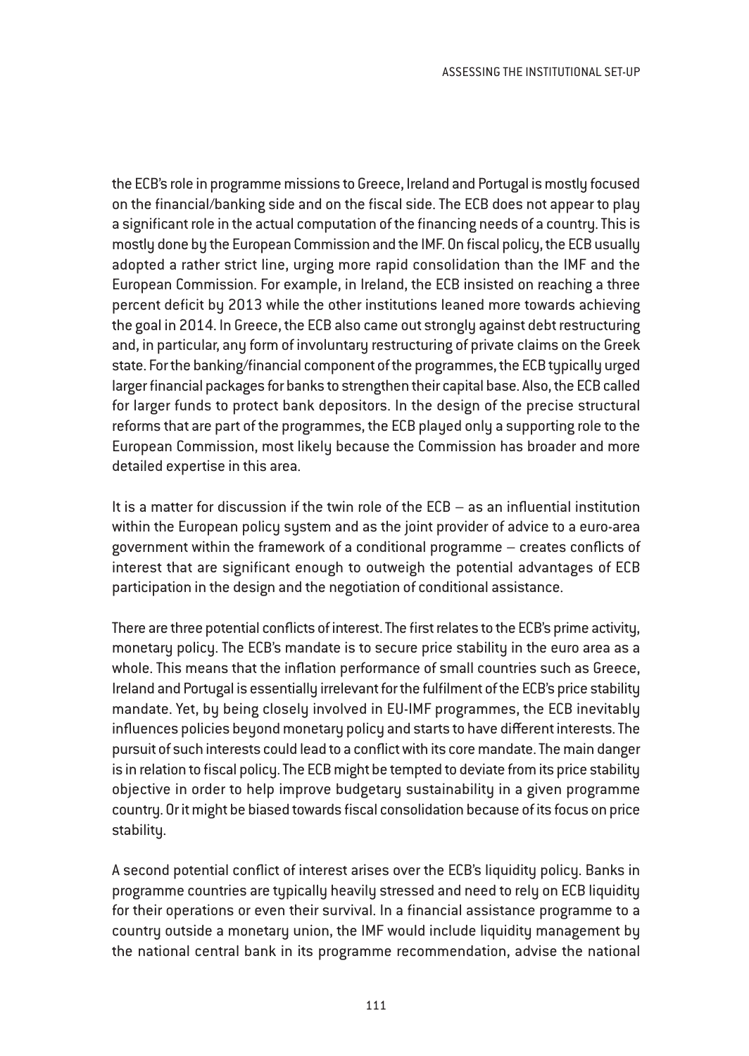the ECB's role in programme missions to Greece, Ireland and Portugal is mostly focused on the financial/banking side and on the fiscal side. The ECB does not appear to play a significant role in the actual computation of the financing needs of a country. This is mostly done by the European Commission and the IMF. On fiscal policy, the ECB usually adopted a rather strict line, urging more rapid consolidation than the IMF and the European Commission. For example, in Ireland, the ECB insisted on reaching a three percent deficit by 2013 while the other institutions leaned more towards achieving the goal in 2014. In Greece, the ECB also came out strongly against debt restructuring and, in particular, any form of involuntary restructuring of private claims on the Greek state. For the banking/financial component of the programmes, the ECB typically urged larger financial packages for banks to strengthen their capital base. Also, the ECB called for larger funds to protect bank depositors. In the design of the precise structural reforms that are part of the programmes, the ECB played only a supporting role to the European Commission, most likely because the Commission has broader and more detailed expertise in this area.

It is a matter for discussion if the twin role of the ECB – as an influential institution within the European policy system and as the joint provider of advice to a euro-area government within the framework of a conditional programme – creates conflicts of interest that are significant enough to outweigh the potential advantages of ECB participation in the design and the negotiation of conditional assistance.

There are three potential conflicts of interest. The first relates to the ECB's prime activity, monetary policy. The ECB's mandate is to secure price stability in the euro area as a whole. This means that the inflation performance of small countries such as Greece, Ireland and Portugal is essentially irrelevant for the fulfilment of the ECB's price stability mandate. Yet, by being closely involved in EU-IMF programmes, the ECB inevitably influences policies beyond monetary policy and starts to have different interests. The pursuit of such interests could lead to a conflict with its core mandate. The main danger is in relation to fiscal policy. The ECB might be tempted to deviate from its price stability objective in order to help improve budgetary sustainability in a given programme country. Or it might be biased towards fiscal consolidation because of its focus on price stability.

A second potential conflict of interest arises over the ECB's liquidity policy. Banks in programme countries are typically heavily stressed and need to rely on ECB liquidity for their operations or even their survival. In a financial assistance programme to a country outside a monetary union, the IMF would include liquidity management by the national central bank in its programme recommendation, advise the national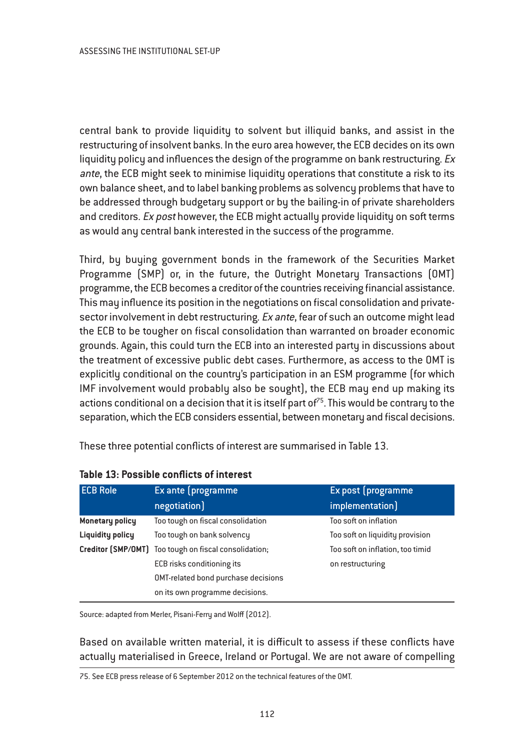central bank to provide liquidity to solvent but illiquid banks, and assist in the restructuring of insolvent banks. In the euro area however, the ECB decides on its own liquidity policy and influences the design of the programme on bank restructuring. *Ex ante*, the ECB might seek to minimise liquidity operations that constitute a risk to its own balance sheet, and to label banking problems as solvency problems that have to be addressed through budgetary support or by the bailing-in of private shareholders and creditors. *Ex post* however, the ECB might actually provide liquidity on soft terms as would any central bank interested in the success of the programme.

Third, by buying government bonds in the framework of the Securities Market Programme (SMP) or, in the future, the Outright Monetary Transactions (OMT) programme, the ECB becomes a creditor of the countries receiving financial assistance. This may influence its position in the negotiations on fiscal consolidation and private-sector involvement in debt restructuring. *Ex ante*, fear of such an outcome might lead the ECB to be tougher on fiscal consolidation than warranted on broader economic grounds. Again, this could turn the ECB into an interested party in discussions about the treatment of excessive public debt cases. Furthermore, as access to the OMT is explicitly conditional on the country's participation in an ESM programme (for which IMF involvement would probably also be sought), the ECB may end up making its actions conditional on a decision that it is itself part of[75]. This would be contrary to the separation, which the ECB considers essential, between monetary and fiscal decisions.

These three potential conflicts of interest are summarised in Table 13.

**Table 13: Possible conflicts of interest**

| ECB Role | Ex ante (programme negotiation) | Ex post (programme implementation) |
|---|---|---|
| **Monetary policy** | Too tough on fiscal consolidation | Too soft on inflation |
| **Liquidity policy** | Too tough on bank solvency | Too soft on liquidity provision |
| **Creditor (SMP/OMT)** | Too tough on fiscal consolidation; ECB risks conditioning its OMT-related bond purchase decisions on its own programme decisions. | Too soft on inflation, too timid on restructuring |

Source: adapted from Merler, Pisani-Ferry and Wolff (2012).

Based on available written material, it is difficult to assess if these conflicts have actually materialised in Greece, Ireland or Portugal. We are not aware of compelling

75. See ECB press release of 6 September 2012 on the technical features of the OMT.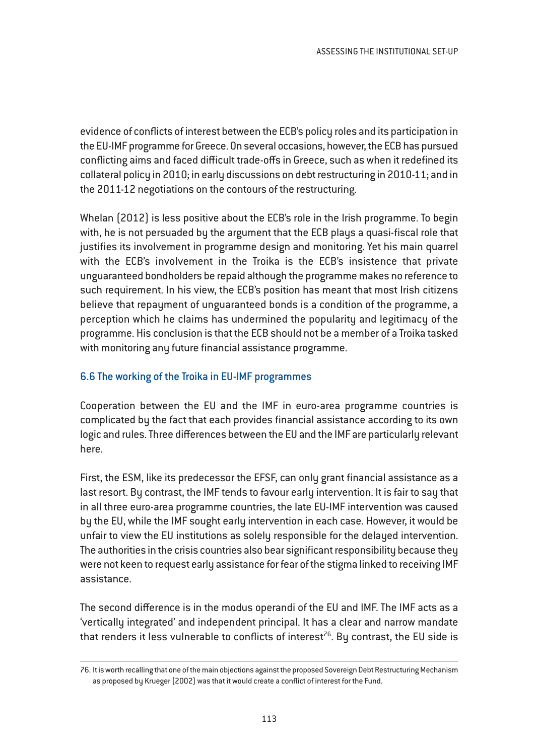evidence of conflicts of interest between the ECB's policy roles and its participation in the EU-IMF programme for Greece. On several occasions, however, the ECB has pursued conflicting aims and faced difficult trade-offs in Greece, such as when it redefined its collateral policy in 2010; in early discussions on debt restructuring in 2010-11; and in the 2011-12 negotiations on the contours of the restructuring.

Whelan (2012) is less positive about the ECB's role in the Irish programme. To begin with, he is not persuaded by the argument that the ECB plays a quasi-fiscal role that justifies its involvement in programme design and monitoring. Yet his main quarrel with the ECB's involvement in the Troika is the ECB's insistence that private unguaranteed bondholders be repaid although the programme makes no reference to such requirement. In his view, the ECB's position has meant that most Irish citizens believe that repayment of unguaranteed bonds is a condition of the programme, a perception which he claims has undermined the popularity and legitimacy of the programme. His conclusion is that the ECB should not be a member of a Troika tasked with monitoring any future financial assistance programme.

### 6.6 The working of the Troika in EU-IMF programmes

Cooperation between the EU and the IMF in euro-area programme countries is complicated by the fact that each provides financial assistance according to its own logic and rules. Three differences between the EU and the IMF are particularly relevant here.

First, the ESM, like its predecessor the EFSF, can only grant financial assistance as a last resort. By contrast, the IMF tends to favour early intervention. It is fair to say that in all three euro-area programme countries, the late EU-IMF intervention was caused by the EU, while the IMF sought early intervention in each case. However, it would be unfair to view the EU institutions as solely responsible for the delayed intervention. The authorities in the crisis countries also bear significant responsibility because they were not keen to request early assistance for fear of the stigma linked to receiving IMF assistance.

The second difference is in the modus operandi of the EU and IMF. The IMF acts as a 'vertically integrated' and independent principal. It has a clear and narrow mandate that renders it less vulnerable to conflicts of interest[76]. By contrast, the EU side is

---

76. It is worth recalling that one of the main objections against the proposed Sovereign Debt Restructuring Mechanism as proposed by Krueger (2002) was that it would create a conflict of interest for the Fund.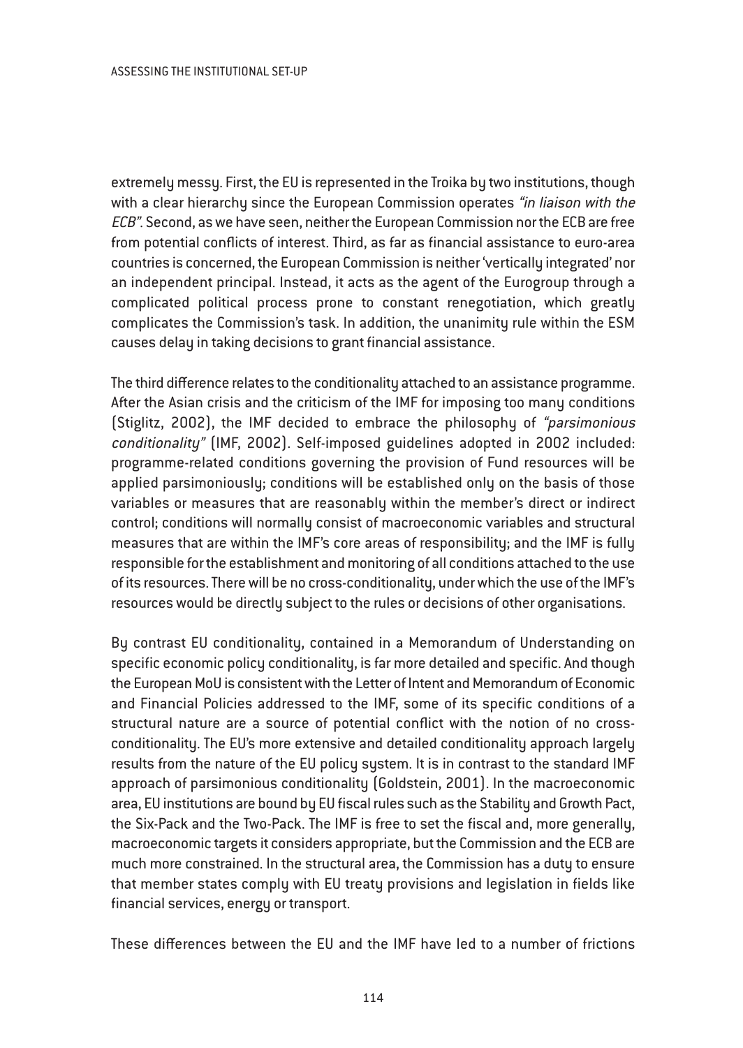extremely messy. First, the EU is represented in the Troika by two institutions, though with a clear hierarchy since the European Commission operates *"in liaison with the ECB"*. Second, as we have seen, neither the European Commission nor the ECB are free from potential conflicts of interest. Third, as far as financial assistance to euro-area countries is concerned, the European Commission is neither 'vertically integrated' nor an independent principal. Instead, it acts as the agent of the Eurogroup through a complicated political process prone to constant renegotiation, which greatly complicates the Commission's task. In addition, the unanimity rule within the ESM causes delay in taking decisions to grant financial assistance.

The third difference relates to the conditionality attached to an assistance programme. After the Asian crisis and the criticism of the IMF for imposing too many conditions (Stiglitz, 2002), the IMF decided to embrace the philosophy of *"parsimonious conditionality"* (IMF, 2002). Self-imposed guidelines adopted in 2002 included: programme-related conditions governing the provision of Fund resources will be applied parsimoniously; conditions will be established only on the basis of those variables or measures that are reasonably within the member's direct or indirect control; conditions will normally consist of macroeconomic variables and structural measures that are within the IMF's core areas of responsibility; and the IMF is fully responsible for the establishment and monitoring of all conditions attached to the use of its resources. There will be no cross-conditionality, under which the use of the IMF's resources would be directly subject to the rules or decisions of other organisations.

By contrast EU conditionality, contained in a Memorandum of Understanding on specific economic policy conditionality, is far more detailed and specific. And though the European MoU is consistent with the Letter of Intent and Memorandum of Economic and Financial Policies addressed to the IMF, some of its specific conditions of a structural nature are a source of potential conflict with the notion of no cross-conditionality. The EU's more extensive and detailed conditionality approach largely results from the nature of the EU policy system. It is in contrast to the standard IMF approach of parsimonious conditionality (Goldstein, 2001). In the macroeconomic area, EU institutions are bound by EU fiscal rules such as the Stability and Growth Pact, the Six-Pack and the Two-Pack. The IMF is free to set the fiscal and, more generally, macroeconomic targets it considers appropriate, but the Commission and the ECB are much more constrained. In the structural area, the Commission has a duty to ensure that member states comply with EU treaty provisions and legislation in fields like financial services, energy or transport.

These differences between the EU and the IMF have led to a number of frictions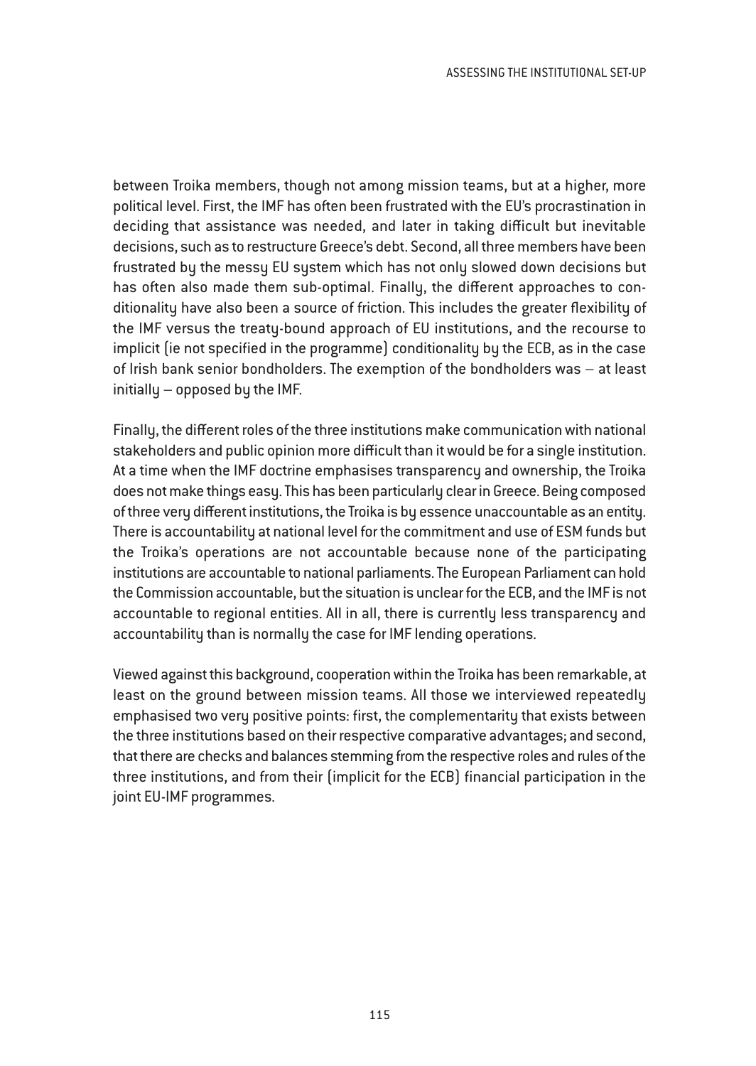between Troika members, though not among mission teams, but at a higher, more political level. First, the IMF has often been frustrated with the EU's procrastination in deciding that assistance was needed, and later in taking difficult but inevitable decisions, such as to restructure Greece's debt. Second, all three members have been frustrated by the messy EU system which has not only slowed down decisions but has often also made them sub-optimal. Finally, the different approaches to conditionality have also been a source of friction. This includes the greater flexibility of the IMF versus the treaty-bound approach of EU institutions, and the recourse to implicit (ie not specified in the programme) conditionality by the ECB, as in the case of Irish bank senior bondholders. The exemption of the bondholders was – at least initially – opposed by the IMF.

Finally, the different roles of the three institutions make communication with national stakeholders and public opinion more difficult than it would be for a single institution. At a time when the IMF doctrine emphasises transparency and ownership, the Troika does not make things easy. This has been particularly clear in Greece. Being composed of three very different institutions, the Troika is by essence unaccountable as an entity. There is accountability at national level for the commitment and use of ESM funds but the Troika's operations are not accountable because none of the participating institutions are accountable to national parliaments. The European Parliament can hold the Commission accountable, but the situation is unclear for the ECB, and the IMF is not accountable to regional entities. All in all, there is currently less transparency and accountability than is normally the case for IMF lending operations.

Viewed against this background, cooperation within the Troika has been remarkable, at least on the ground between mission teams. All those we interviewed repeatedly emphasised two very positive points: first, the complementarity that exists between the three institutions based on their respective comparative advantages; and second, that there are checks and balances stemming from the respective roles and rules of the three institutions, and from their (implicit for the ECB) financial participation in the joint EU-IMF programmes.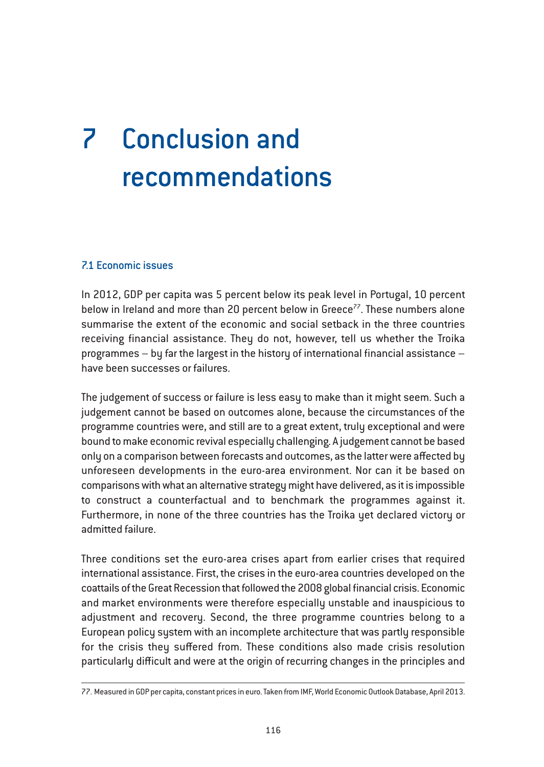# 7 Conclusion and recommendations

## 7.1 Economic issues

In 2012, GDP per capita was 5 percent below its peak level in Portugal, 10 percent below in Ireland and more than 20 percent below in Greece[77]. These numbers alone summarise the extent of the economic and social setback in the three countries receiving financial assistance. They do not, however, tell us whether the Troika programmes – by far the largest in the history of international financial assistance – have been successes or failures.

The judgement of success or failure is less easy to make than it might seem. Such a judgement cannot be based on outcomes alone, because the circumstances of the programme countries were, and still are to a great extent, truly exceptional and were bound to make economic revival especially challenging. A judgement cannot be based only on a comparison between forecasts and outcomes, as the latter were affected by unforeseen developments in the euro-area environment. Nor can it be based on comparisons with what an alternative strategy might have delivered, as it is impossible to construct a counterfactual and to benchmark the programmes against it. Furthermore, in none of the three countries has the Troika yet declared victory or admitted failure.

Three conditions set the euro-area crises apart from earlier crises that required international assistance. First, the crises in the euro-area countries developed on the coattails of the Great Recession that followed the 2008 global financial crisis. Economic and market environments were therefore especially unstable and inauspicious to adjustment and recovery. Second, the three programme countries belong to a European policy system with an incomplete architecture that was partly responsible for the crisis they suffered from. These conditions also made crisis resolution particularly difficult and were at the origin of recurring changes in the principles and

---

77. Measured in GDP per capita, constant prices in euro. Taken from IMF, World Economic Outlook Database, April 2013.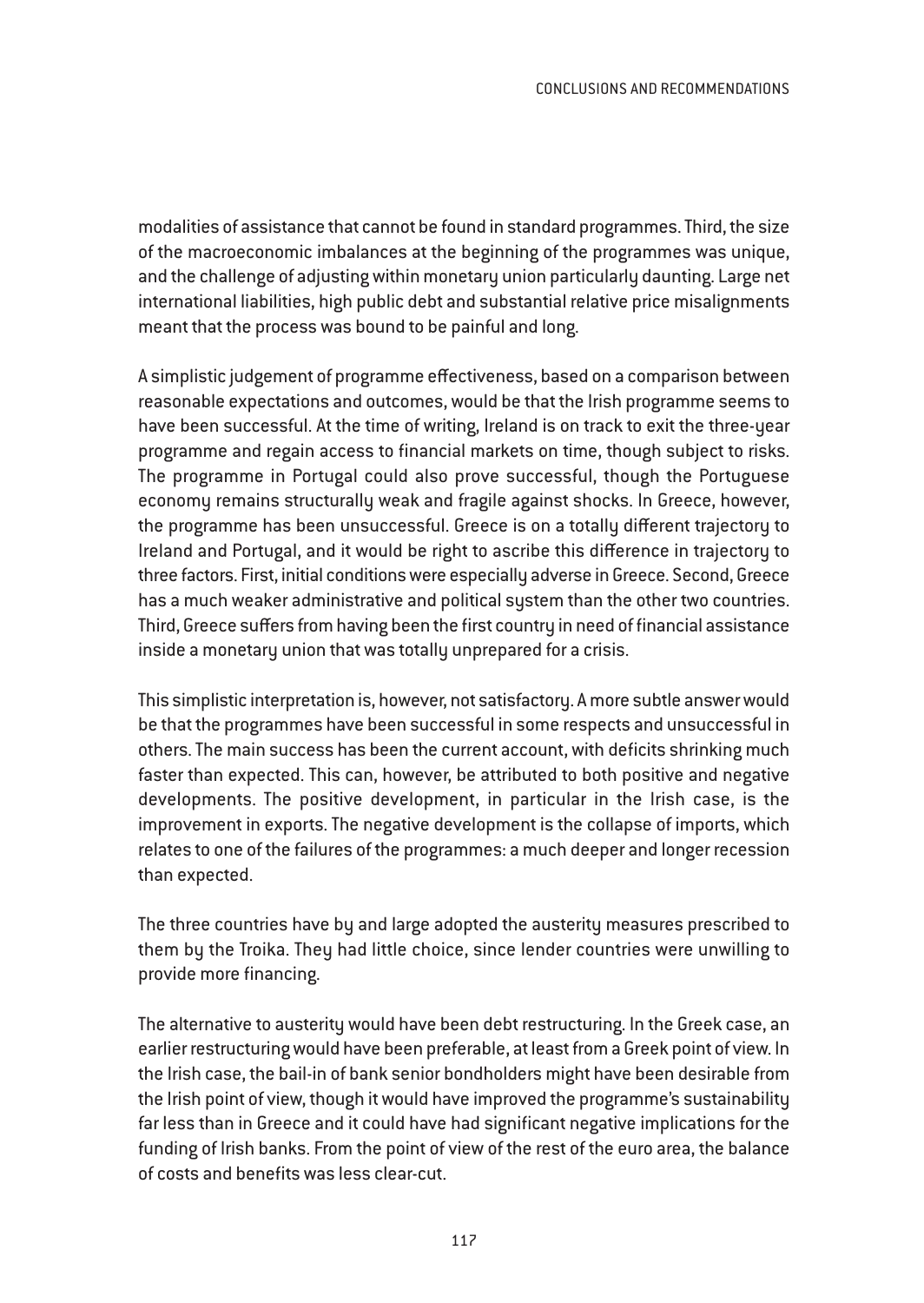modalities of assistance that cannot be found in standard programmes. Third, the size of the macroeconomic imbalances at the beginning of the programmes was unique, and the challenge of adjusting within monetary union particularly daunting. Large net international liabilities, high public debt and substantial relative price misalignments meant that the process was bound to be painful and long.

A simplistic judgement of programme effectiveness, based on a comparison between reasonable expectations and outcomes, would be that the Irish programme seems to have been successful. At the time of writing, Ireland is on track to exit the three-year programme and regain access to financial markets on time, though subject to risks. The programme in Portugal could also prove successful, though the Portuguese economy remains structurally weak and fragile against shocks. In Greece, however, the programme has been unsuccessful. Greece is on a totally different trajectory to Ireland and Portugal, and it would be right to ascribe this difference in trajectory to three factors. First, initial conditions were especially adverse in Greece. Second, Greece has a much weaker administrative and political system than the other two countries. Third, Greece suffers from having been the first country in need of financial assistance inside a monetary union that was totally unprepared for a crisis.

This simplistic interpretation is, however, not satisfactory. A more subtle answer would be that the programmes have been successful in some respects and unsuccessful in others. The main success has been the current account, with deficits shrinking much faster than expected. This can, however, be attributed to both positive and negative developments. The positive development, in particular in the Irish case, is the improvement in exports. The negative development is the collapse of imports, which relates to one of the failures of the programmes: a much deeper and longer recession than expected.

The three countries have by and large adopted the austerity measures prescribed to them by the Troika. They had little choice, since lender countries were unwilling to provide more financing.

The alternative to austerity would have been debt restructuring. In the Greek case, an earlier restructuring would have been preferable, at least from a Greek point of view. In the Irish case, the bail-in of bank senior bondholders might have been desirable from the Irish point of view, though it would have improved the programme's sustainability far less than in Greece and it could have had significant negative implications for the funding of Irish banks. From the point of view of the rest of the euro area, the balance of costs and benefits was less clear-cut.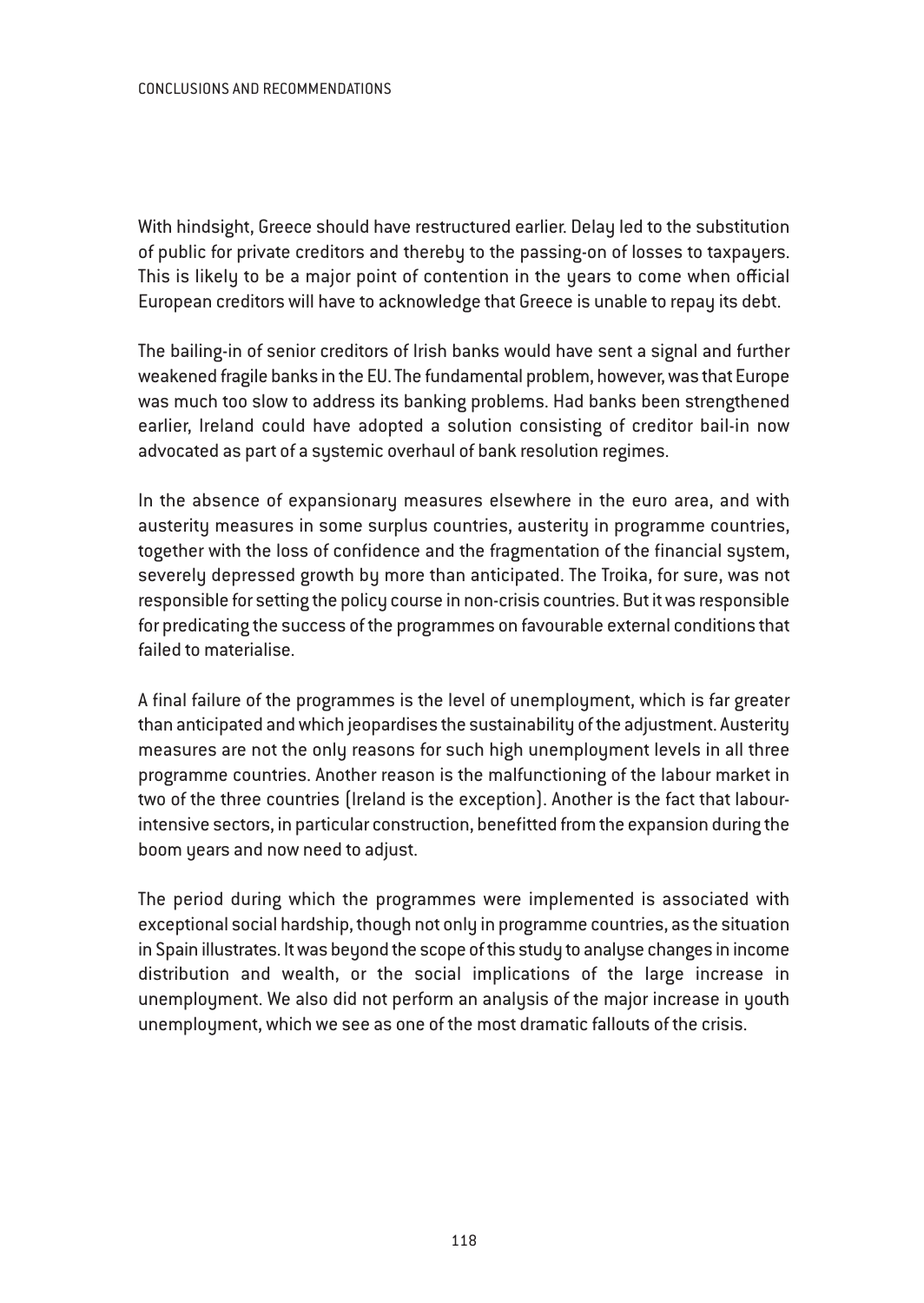With hindsight, Greece should have restructured earlier. Delay led to the substitution of public for private creditors and thereby to the passing-on of losses to taxpayers. This is likely to be a major point of contention in the years to come when official European creditors will have to acknowledge that Greece is unable to repay its debt.

The bailing-in of senior creditors of Irish banks would have sent a signal and further weakened fragile banks in the EU. The fundamental problem, however, was that Europe was much too slow to address its banking problems. Had banks been strengthened earlier, Ireland could have adopted a solution consisting of creditor bail-in now advocated as part of a systemic overhaul of bank resolution regimes.

In the absence of expansionary measures elsewhere in the euro area, and with austerity measures in some surplus countries, austerity in programme countries, together with the loss of confidence and the fragmentation of the financial system, severely depressed growth by more than anticipated. The Troika, for sure, was not responsible for setting the policy course in non-crisis countries. But it was responsible for predicating the success of the programmes on favourable external conditions that failed to materialise.

A final failure of the programmes is the level of unemployment, which is far greater than anticipated and which jeopardises the sustainability of the adjustment. Austerity measures are not the only reasons for such high unemployment levels in all three programme countries. Another reason is the malfunctioning of the labour market in two of the three countries (Ireland is the exception). Another is the fact that labour-intensive sectors, in particular construction, benefitted from the expansion during the boom years and now need to adjust.

The period during which the programmes were implemented is associated with exceptional social hardship, though not only in programme countries, as the situation in Spain illustrates. It was beyond the scope of this study to analyse changes in income distribution and wealth, or the social implications of the large increase in unemployment. We also did not perform an analysis of the major increase in youth unemployment, which we see as one of the most dramatic fallouts of the crisis.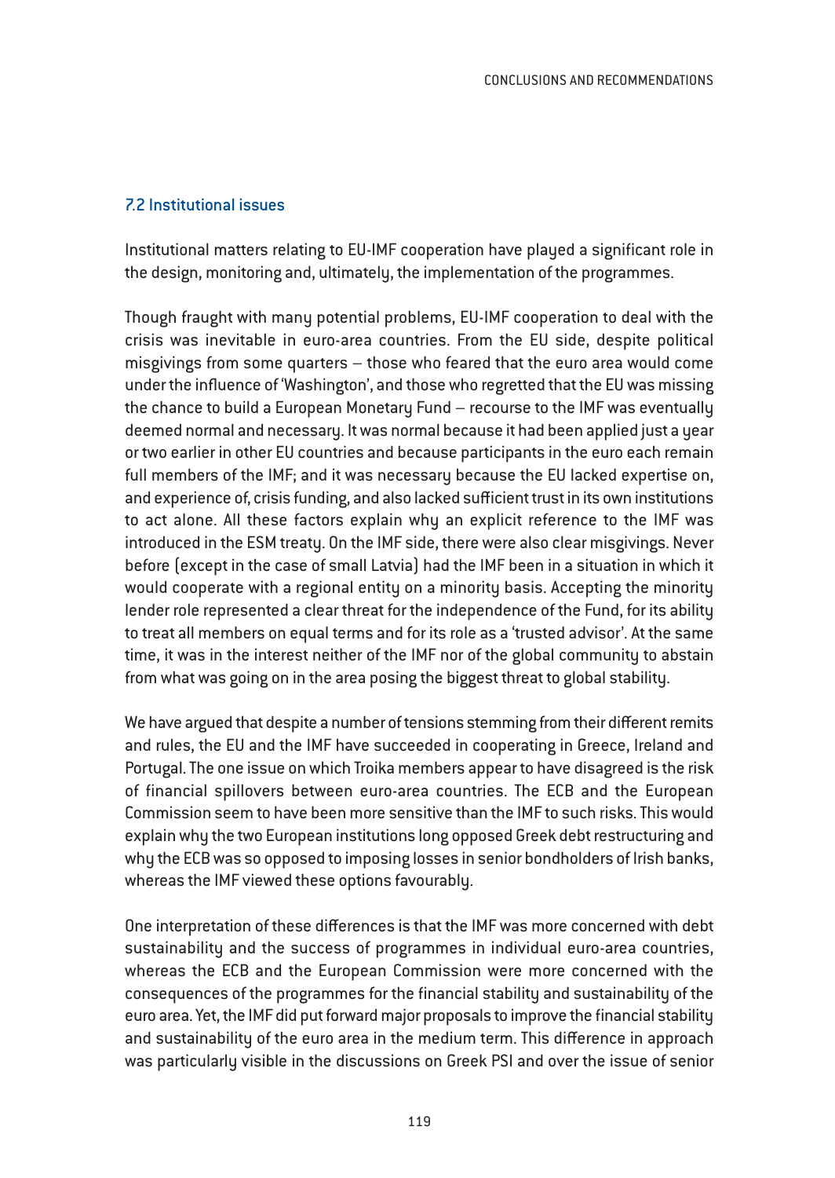## 7.2 Institutional issues

Institutional matters relating to EU-IMF cooperation have played a significant role in the design, monitoring and, ultimately, the implementation of the programmes.

Though fraught with many potential problems, EU-IMF cooperation to deal with the crisis was inevitable in euro-area countries. From the EU side, despite political misgivings from some quarters – those who feared that the euro area would come under the influence of 'Washington', and those who regretted that the EU was missing the chance to build a European Monetary Fund – recourse to the IMF was eventually deemed normal and necessary. It was normal because it had been applied just a year or two earlier in other EU countries and because participants in the euro each remain full members of the IMF; and it was necessary because the EU lacked expertise on, and experience of, crisis funding, and also lacked sufficient trust in its own institutions to act alone. All these factors explain why an explicit reference to the IMF was introduced in the ESM treaty. On the IMF side, there were also clear misgivings. Never before (except in the case of small Latvia) had the IMF been in a situation in which it would cooperate with a regional entity on a minority basis. Accepting the minority lender role represented a clear threat for the independence of the Fund, for its ability to treat all members on equal terms and for its role as a 'trusted advisor'. At the same time, it was in the interest neither of the IMF nor of the global community to abstain from what was going on in the area posing the biggest threat to global stability.

We have argued that despite a number of tensions stemming from their different remits and rules, the EU and the IMF have succeeded in cooperating in Greece, Ireland and Portugal. The one issue on which Troika members appear to have disagreed is the risk of financial spillovers between euro-area countries. The ECB and the European Commission seem to have been more sensitive than the IMF to such risks. This would explain why the two European institutions long opposed Greek debt restructuring and why the ECB was so opposed to imposing losses in senior bondholders of Irish banks, whereas the IMF viewed these options favourably.

One interpretation of these differences is that the IMF was more concerned with debt sustainability and the success of programmes in individual euro-area countries, whereas the ECB and the European Commission were more concerned with the consequences of the programmes for the financial stability and sustainability of the euro area. Yet, the IMF did put forward major proposals to improve the financial stability and sustainability of the euro area in the medium term. This difference in approach was particularly visible in the discussions on Greek PSI and over the issue of senior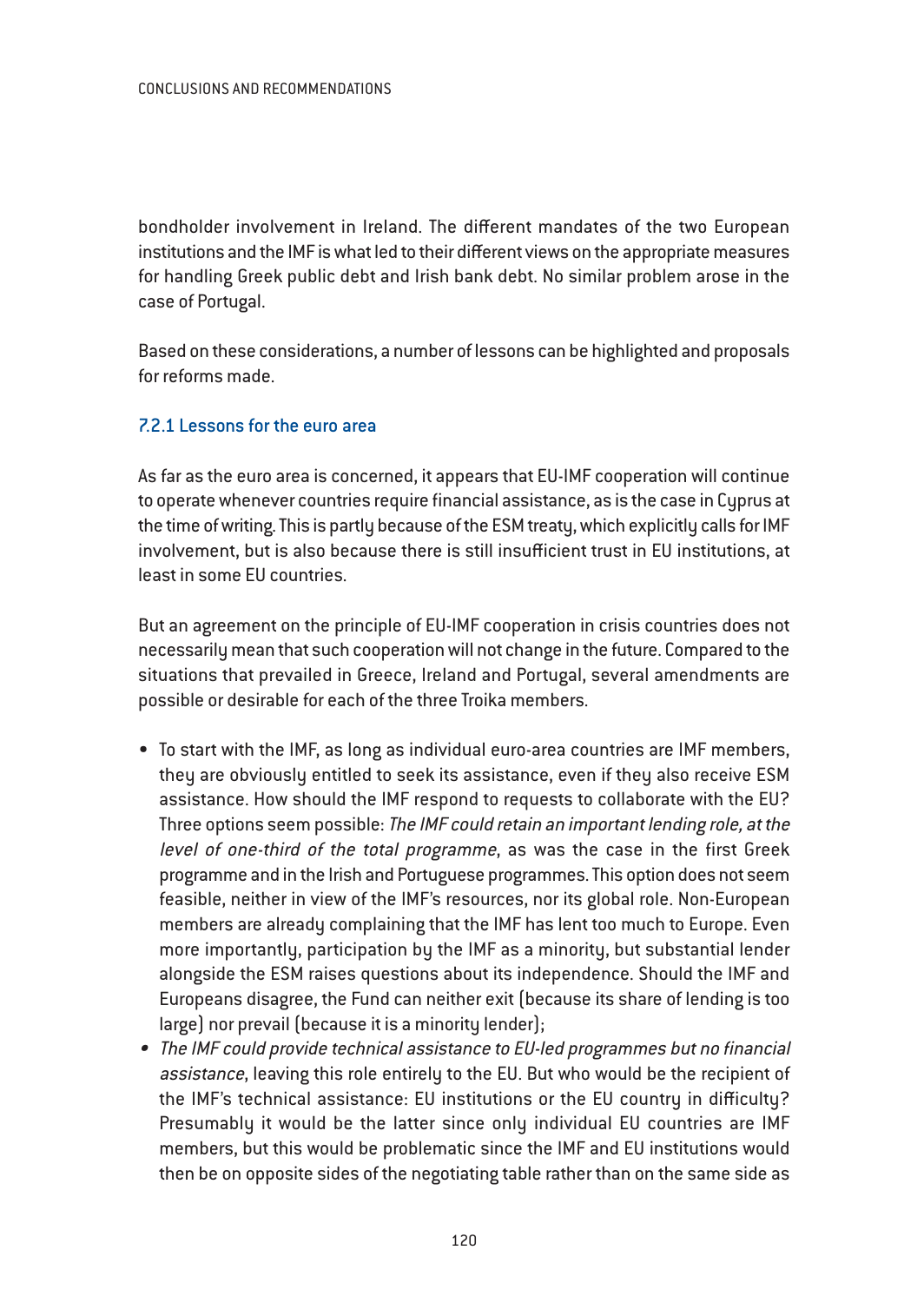bondholder involvement in Ireland. The different mandates of the two European institutions and the IMF is what led to their different views on the appropriate measures for handling Greek public debt and Irish bank debt. No similar problem arose in the case of Portugal.

Based on these considerations, a number of lessons can be highlighted and proposals for reforms made.

### 7.2.1 Lessons for the euro area

As far as the euro area is concerned, it appears that EU-IMF cooperation will continue to operate whenever countries require financial assistance, as is the case in Cyprus at the time of writing. This is partly because of the ESM treaty, which explicitly calls for IMF involvement, but is also because there is still insufficient trust in EU institutions, at least in some EU countries.

But an agreement on the principle of EU-IMF cooperation in crisis countries does not necessarily mean that such cooperation will not change in the future. Compared to the situations that prevailed in Greece, Ireland and Portugal, several amendments are possible or desirable for each of the three Troika members.

- To start with the IMF, as long as individual euro-area countries are IMF members, they are obviously entitled to seek its assistance, even if they also receive ESM assistance. How should the IMF respond to requests to collaborate with the EU? Three options seem possible: *The IMF could retain an important lending role, at the level of one-third of the total programme*, as was the case in the first Greek programme and in the Irish and Portuguese programmes. This option does not seem feasible, neither in view of the IMF's resources, nor its global role. Non-European members are already complaining that the IMF has lent too much to Europe. Even more importantly, participation by the IMF as a minority, but substantial lender alongside the ESM raises questions about its independence. Should the IMF and Europeans disagree, the Fund can neither exit (because its share of lending is too large) nor prevail (because it is a minority lender);
- *The IMF could provide technical assistance to EU-led programmes but no financial assistance*, leaving this role entirely to the EU. But who would be the recipient of the IMF's technical assistance: EU institutions or the EU country in difficulty? Presumably it would be the latter since only individual EU countries are IMF members, but this would be problematic since the IMF and EU institutions would then be on opposite sides of the negotiating table rather than on the same side as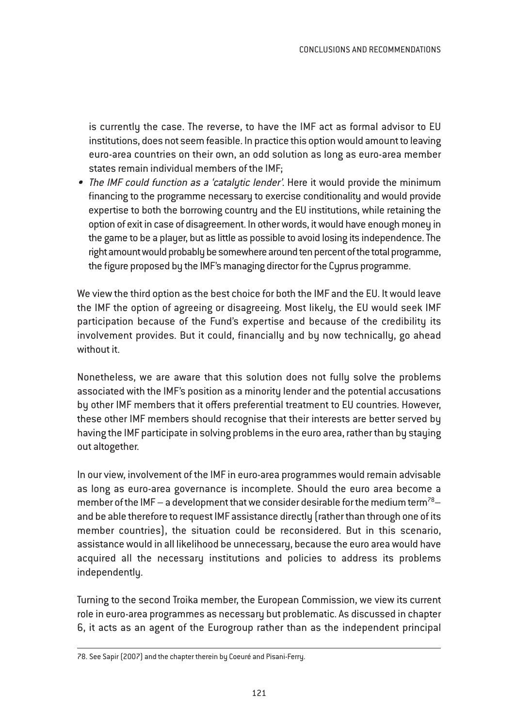is currently the case. The reverse, to have the IMF act as formal advisor to EU institutions, does not seem feasible. In practice this option would amount to leaving euro-area countries on their own, an odd solution as long as euro-area member states remain individual members of the IMF;

- *The IMF could function as a 'catalytic lender'.* Here it would provide the minimum financing to the programme necessary to exercise conditionality and would provide expertise to both the borrowing country and the EU institutions, while retaining the option of exit in case of disagreement. In other words, it would have enough money in the game to be a player, but as little as possible to avoid losing its independence. The right amount would probably be somewhere around ten percent of the total programme, the figure proposed by the IMF's managing director for the Cyprus programme.

We view the third option as the best choice for both the IMF and the EU. It would leave the IMF the option of agreeing or disagreeing. Most likely, the EU would seek IMF participation because of the Fund's expertise and because of the credibility its involvement provides. But it could, financially and by now technically, go ahead without it.

Nonetheless, we are aware that this solution does not fully solve the problems associated with the IMF's position as a minority lender and the potential accusations by other IMF members that it offers preferential treatment to EU countries. However, these other IMF members should recognise that their interests are better served by having the IMF participate in solving problems in the euro area, rather than by staying out altogether.

In our view, involvement of the IMF in euro-area programmes would remain advisable as long as euro-area governance is incomplete. Should the euro area become a member of the IMF – a development that we consider desirable for the medium term[78]– and be able therefore to request IMF assistance directly (rather than through one of its member countries), the situation could be reconsidered. But in this scenario, assistance would in all likelihood be unnecessary, because the euro area would have acquired all the necessary institutions and policies to address its problems independently.

Turning to the second Troika member, the European Commission, we view its current role in euro-area programmes as necessary but problematic. As discussed in chapter 6, it acts as an agent of the Eurogroup rather than as the independent principal

---

78. See Sapir (2007) and the chapter therein by Coeuré and Pisani-Ferry.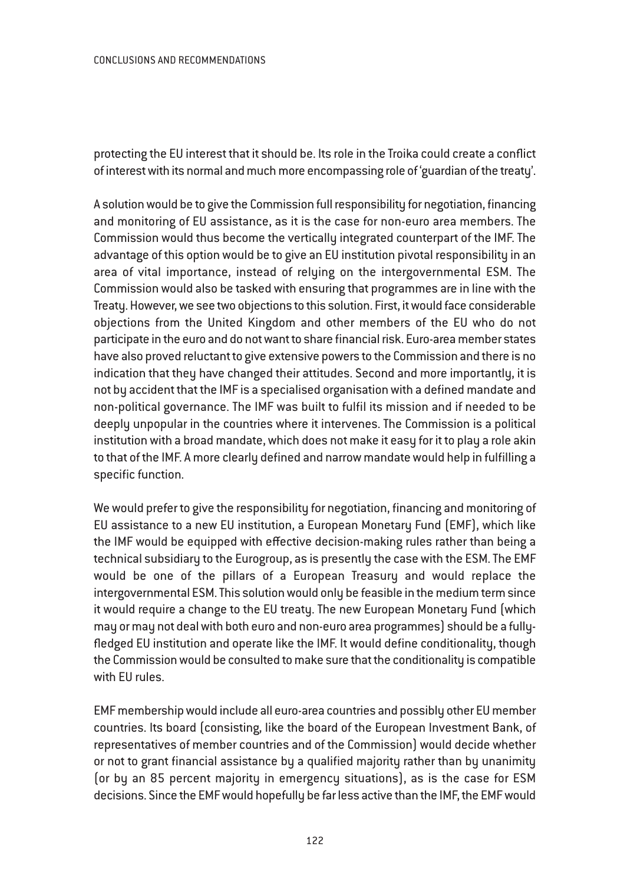protecting the EU interest that it should be. Its role in the Troika could create a conflict of interest with its normal and much more encompassing role of 'guardian of the treaty'.

A solution would be to give the Commission full responsibility for negotiation, financing and monitoring of EU assistance, as it is the case for non-euro area members. The Commission would thus become the vertically integrated counterpart of the IMF. The advantage of this option would be to give an EU institution pivotal responsibility in an area of vital importance, instead of relying on the intergovernmental ESM. The Commission would also be tasked with ensuring that programmes are in line with the Treaty. However, we see two objections to this solution. First, it would face considerable objections from the United Kingdom and other members of the EU who do not participate in the euro and do not want to share financial risk. Euro-area member states have also proved reluctant to give extensive powers to the Commission and there is no indication that they have changed their attitudes. Second and more importantly, it is not by accident that the IMF is a specialised organisation with a defined mandate and non-political governance. The IMF was built to fulfil its mission and if needed to be deeply unpopular in the countries where it intervenes. The Commission is a political institution with a broad mandate, which does not make it easy for it to play a role akin to that of the IMF. A more clearly defined and narrow mandate would help in fulfilling a specific function.

We would prefer to give the responsibility for negotiation, financing and monitoring of EU assistance to a new EU institution, a European Monetary Fund (EMF), which like the IMF would be equipped with effective decision-making rules rather than being a technical subsidiary to the Eurogroup, as is presently the case with the ESM. The EMF would be one of the pillars of a European Treasury and would replace the intergovernmental ESM. This solution would only be feasible in the medium term since it would require a change to the EU treaty. The new European Monetary Fund (which may or may not deal with both euro and non-euro area programmes) should be a fully-fledged EU institution and operate like the IMF. It would define conditionality, though the Commission would be consulted to make sure that the conditionality is compatible with EU rules.

EMF membership would include all euro-area countries and possibly other EU member countries. Its board (consisting, like the board of the European Investment Bank, of representatives of member countries and of the Commission) would decide whether or not to grant financial assistance by a qualified majority rather than by unanimity (or by an 85 percent majority in emergency situations), as is the case for ESM decisions. Since the EMF would hopefully be far less active than the IMF, the EMF would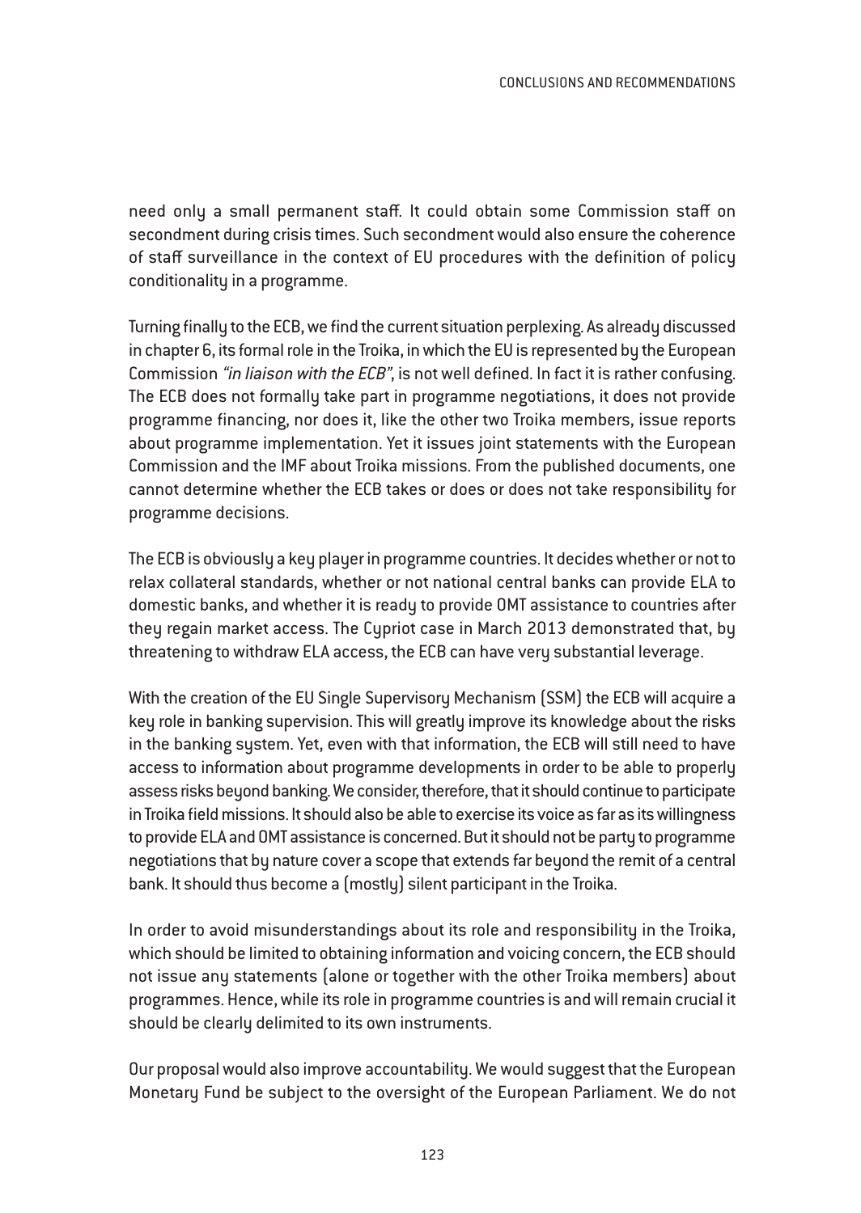need only a small permanent staff. It could obtain some Commission staff on secondment during crisis times. Such secondment would also ensure the coherence of staff surveillance in the context of EU procedures with the definition of policy conditionality in a programme.

Turning finally to the ECB, we find the current situation perplexing. As already discussed in chapter 6, its formal role in the Troika, in which the EU is represented by the European Commission *"in liaison with the ECB"*, is not well defined. In fact it is rather confusing. The ECB does not formally take part in programme negotiations, it does not provide programme financing, nor does it, like the other two Troika members, issue reports about programme implementation. Yet it issues joint statements with the European Commission and the IMF about Troika missions. From the published documents, one cannot determine whether the ECB takes or does or does not take responsibility for programme decisions.

The ECB is obviously a key player in programme countries. It decides whether or not to relax collateral standards, whether or not national central banks can provide ELA to domestic banks, and whether it is ready to provide OMT assistance to countries after they regain market access. The Cypriot case in March 2013 demonstrated that, by threatening to withdraw ELA access, the ECB can have very substantial leverage.

With the creation of the EU Single Supervisory Mechanism (SSM) the ECB will acquire a key role in banking supervision. This will greatly improve its knowledge about the risks in the banking system. Yet, even with that information, the ECB will still need to have access to information about programme developments in order to be able to properly assess risks beyond banking. We consider, therefore, that it should continue to participate in Troika field missions. It should also be able to exercise its voice as far as its willingness to provide ELA and OMT assistance is concerned. But it should not be party to programme negotiations that by nature cover a scope that extends far beyond the remit of a central bank. It should thus become a (mostly) silent participant in the Troika.

In order to avoid misunderstandings about its role and responsibility in the Troika, which should be limited to obtaining information and voicing concern, the ECB should not issue any statements (alone or together with the other Troika members) about programmes. Hence, while its role in programme countries is and will remain crucial it should be clearly delimited to its own instruments.

Our proposal would also improve accountability. We would suggest that the European Monetary Fund be subject to the oversight of the European Parliament. We do not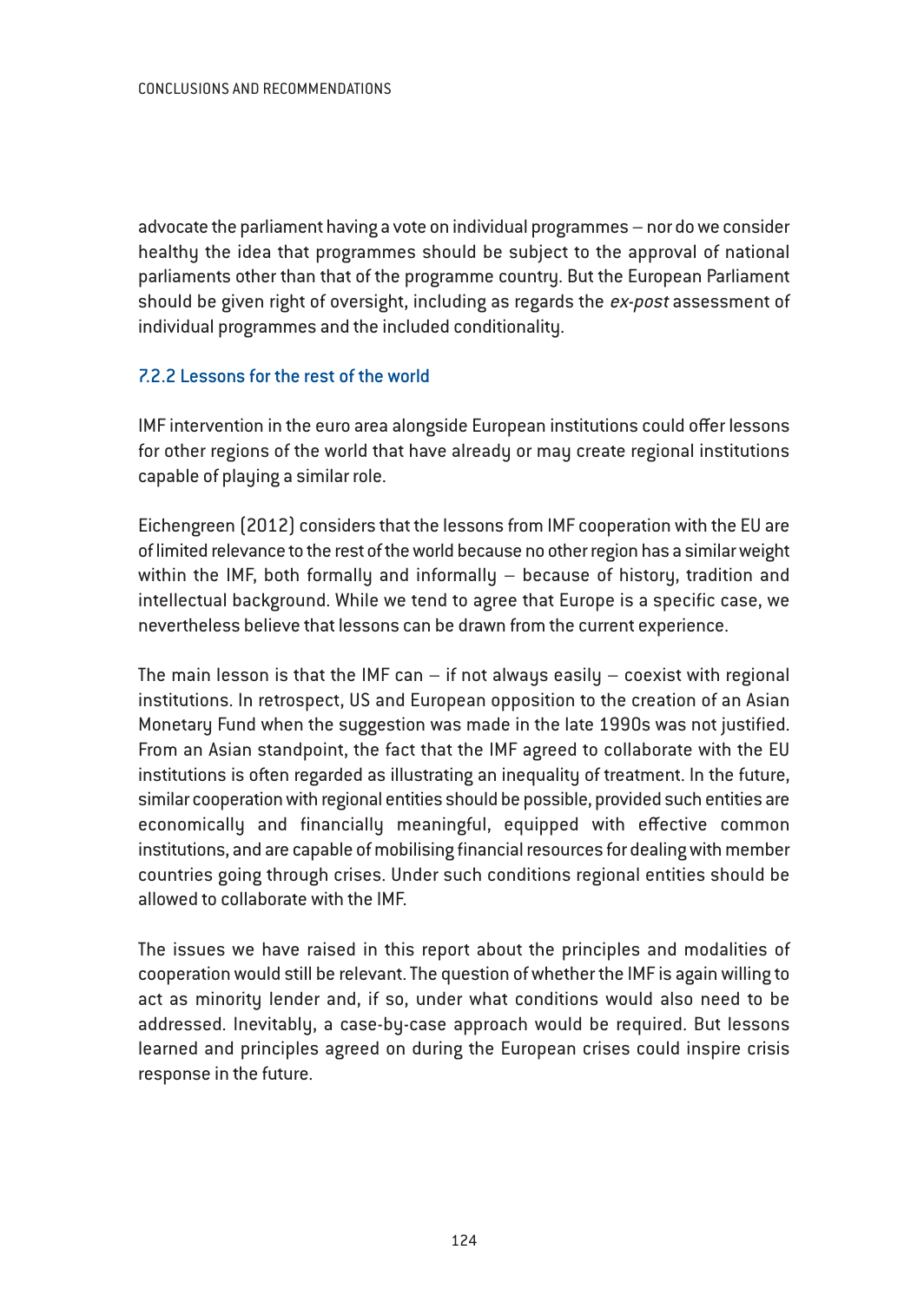advocate the parliament having a vote on individual programmes – nor do we consider healthy the idea that programmes should be subject to the approval of national parliaments other than that of the programme country. But the European Parliament should be given right of oversight, including as regards the *ex-post* assessment of individual programmes and the included conditionality.

### 7.2.2 Lessons for the rest of the world

IMF intervention in the euro area alongside European institutions could offer lessons for other regions of the world that have already or may create regional institutions capable of playing a similar role.

Eichengreen (2012) considers that the lessons from IMF cooperation with the EU are of limited relevance to the rest of the world because no other region has a similar weight within the IMF, both formally and informally – because of history, tradition and intellectual background. While we tend to agree that Europe is a specific case, we nevertheless believe that lessons can be drawn from the current experience.

The main lesson is that the IMF can – if not always easily – coexist with regional institutions. In retrospect, US and European opposition to the creation of an Asian Monetary Fund when the suggestion was made in the late 1990s was not justified. From an Asian standpoint, the fact that the IMF agreed to collaborate with the EU institutions is often regarded as illustrating an inequality of treatment. In the future, similar cooperation with regional entities should be possible, provided such entities are economically and financially meaningful, equipped with effective common institutions, and are capable of mobilising financial resources for dealing with member countries going through crises. Under such conditions regional entities should be allowed to collaborate with the IMF.

The issues we have raised in this report about the principles and modalities of cooperation would still be relevant. The question of whether the IMF is again willing to act as minority lender and, if so, under what conditions would also need to be addressed. Inevitably, a case-by-case approach would be required. But lessons learned and principles agreed on during the European crises could inspire crisis response in the future.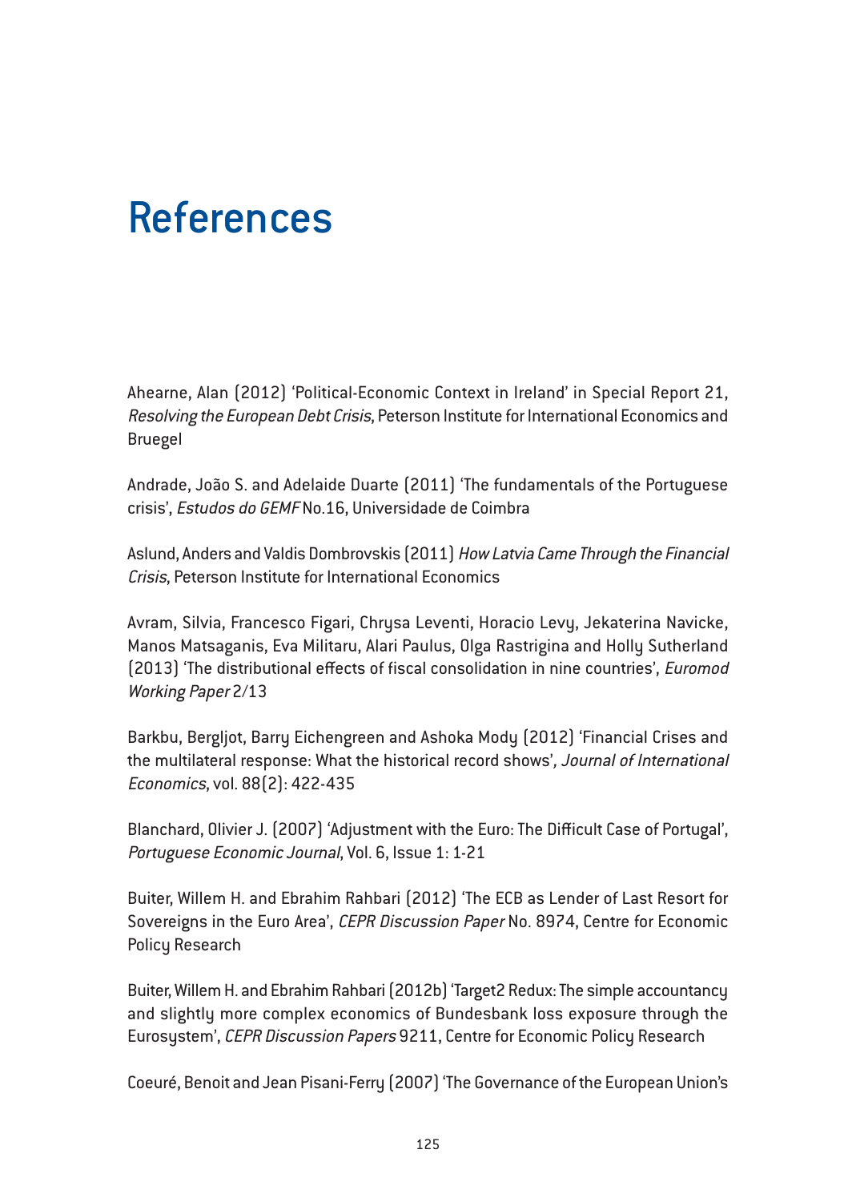# References

Ahearne, Alan (2012) 'Political-Economic Context in Ireland' in Special Report 21, *Resolving the European Debt Crisis*, Peterson Institute for International Economics and Bruegel

Andrade, João S. and Adelaide Duarte (2011) 'The fundamentals of the Portuguese crisis', *Estudos do GEMF* No.16, Universidade de Coimbra

Aslund, Anders and Valdis Dombrovskis (2011) *How Latvia Came Through the Financial Crisis*, Peterson Institute for International Economics

Avram, Silvia, Francesco Figari, Chrysa Leventi, Horacio Levy, Jekaterina Navicke, Manos Matsaganis, Eva Militaru, Alari Paulus, Olga Rastrigina and Holly Sutherland (2013) 'The distributional effects of fiscal consolidation in nine countries', *Euromod Working Paper* 2/13

Barkbu, Bergljot, Barry Eichengreen and Ashoka Mody (2012) 'Financial Crises and the multilateral response: What the historical record shows', *Journal of International Economics*, vol. 88(2): 422-435

Blanchard, Olivier J. (2007) 'Adjustment with the Euro: The Difficult Case of Portugal', *Portuguese Economic Journal*, Vol. 6, Issue 1: 1-21

Buiter, Willem H. and Ebrahim Rahbari (2012) 'The ECB as Lender of Last Resort for Sovereigns in the Euro Area', *CEPR Discussion Paper* No. 8974, Centre for Economic Policy Research

Buiter, Willem H. and Ebrahim Rahbari (2012b) 'Target2 Redux: The simple accountancy and slightly more complex economics of Bundesbank loss exposure through the Eurosystem', *CEPR Discussion Papers* 9211, Centre for Economic Policy Research

Coeuré, Benoit and Jean Pisani-Ferry (2007) 'The Governance of the European Union's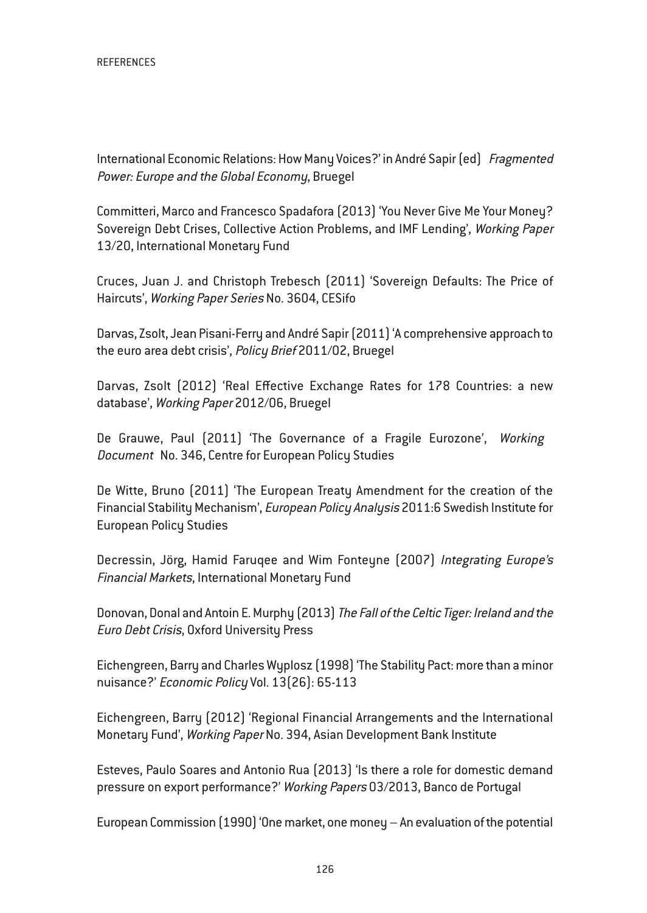International Economic Relations: How Many Voices?' in André Sapir (ed) *Fragmented Power: Europe and the Global Economy*, Bruegel

Committeri, Marco and Francesco Spadafora (2013) 'You Never Give Me Your Money? Sovereign Debt Crises, Collective Action Problems, and IMF Lending', *Working Paper* 13/20, International Monetary Fund

Cruces, Juan J. and Christoph Trebesch (2011) 'Sovereign Defaults: The Price of Haircuts', *Working Paper Series* No. 3604, CESifo

Darvas, Zsolt, Jean Pisani-Ferry and André Sapir (2011) 'A comprehensive approach to the euro area debt crisis', *Policy Brief* 2011/02, Bruegel

Darvas, Zsolt (2012) 'Real Effective Exchange Rates for 178 Countries: a new database', *Working Paper* 2012/06, Bruegel

De Grauwe, Paul (2011) 'The Governance of a Fragile Eurozone', *Working Document* No. 346, Centre for European Policy Studies

De Witte, Bruno (2011) 'The European Treaty Amendment for the creation of the Financial Stability Mechanism', *European Policy Analysis* 2011:6 Swedish Institute for European Policy Studies

Decressin, Jörg, Hamid Faruqee and Wim Fonteyne (2007) *Integrating Europe's Financial Markets*, International Monetary Fund

Donovan, Donal and Antoin E. Murphy (2013) *The Fall of the Celtic Tiger: Ireland and the Euro Debt Crisis*, Oxford University Press

Eichengreen, Barry and Charles Wyplosz (1998) 'The Stability Pact: more than a minor nuisance?' *Economic Policy* Vol. 13(26): 65-113

Eichengreen, Barry (2012) 'Regional Financial Arrangements and the International Monetary Fund', *Working Paper* No. 394, Asian Development Bank Institute

Esteves, Paulo Soares and Antonio Rua (2013) 'Is there a role for domestic demand pressure on export performance?' *Working Papers* 03/2013, Banco de Portugal

European Commission (1990) 'One market, one money – An evaluation of the potential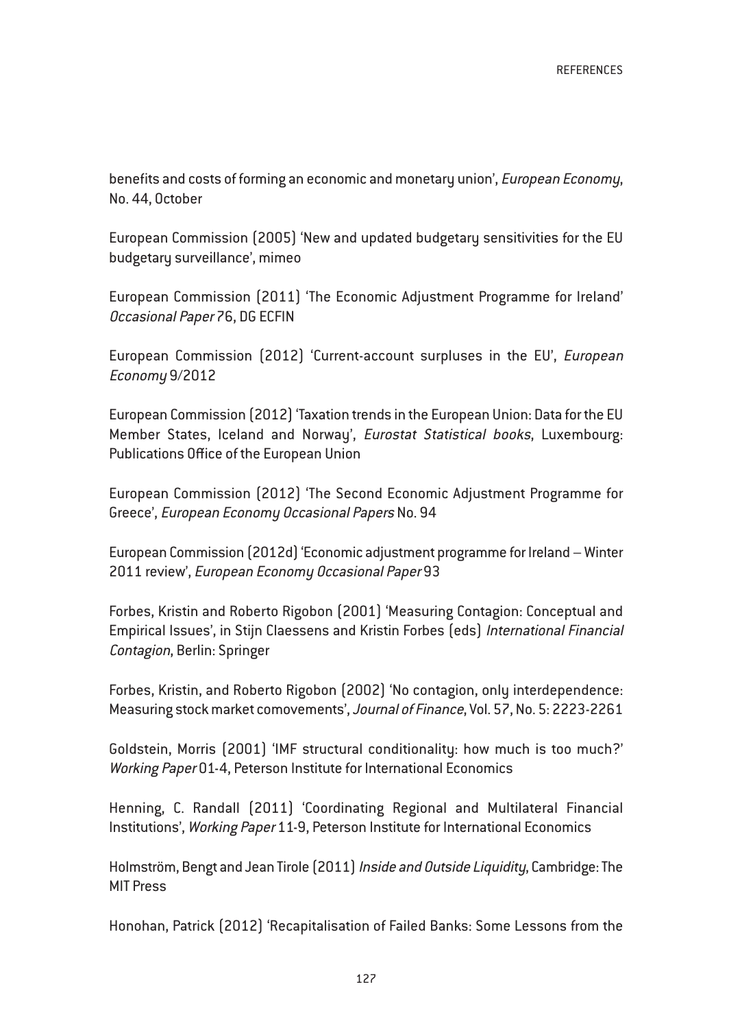benefits and costs of forming an economic and monetary union', *European Economy*, No. 44, October

European Commission (2005) 'New and updated budgetary sensitivities for the EU budgetary surveillance', mimeo

European Commission (2011) 'The Economic Adjustment Programme for Ireland' *Occasional Paper* 76, DG ECFIN

European Commission (2012) 'Current-account surpluses in the EU', *European Economy* 9/2012

European Commission (2012) 'Taxation trends in the European Union: Data for the EU Member States, Iceland and Norway', *Eurostat Statistical books*, Luxembourg: Publications Office of the European Union

European Commission (2012) 'The Second Economic Adjustment Programme for Greece', *European Economy Occasional Papers* No. 94

European Commission (2012d) 'Economic adjustment programme for Ireland – Winter 2011 review', *European Economy Occasional Paper* 93

Forbes, Kristin and Roberto Rigobon (2001) 'Measuring Contagion: Conceptual and Empirical Issues', in Stijn Claessens and Kristin Forbes (eds) *International Financial Contagion*, Berlin: Springer

Forbes, Kristin, and Roberto Rigobon (2002) 'No contagion, only interdependence: Measuring stock market comovements', *Journal of Finance*, Vol. 57, No. 5: 2223-2261

Goldstein, Morris (2001) 'IMF structural conditionality: how much is too much?' *Working Paper* 01-4, Peterson Institute for International Economics

Henning, C. Randall (2011) 'Coordinating Regional and Multilateral Financial Institutions', *Working Paper* 11-9, Peterson Institute for International Economics

Holmström, Bengt and Jean Tirole (2011) *Inside and Outside Liquidity*, Cambridge: The MIT Press

Honohan, Patrick (2012) 'Recapitalisation of Failed Banks: Some Lessons from the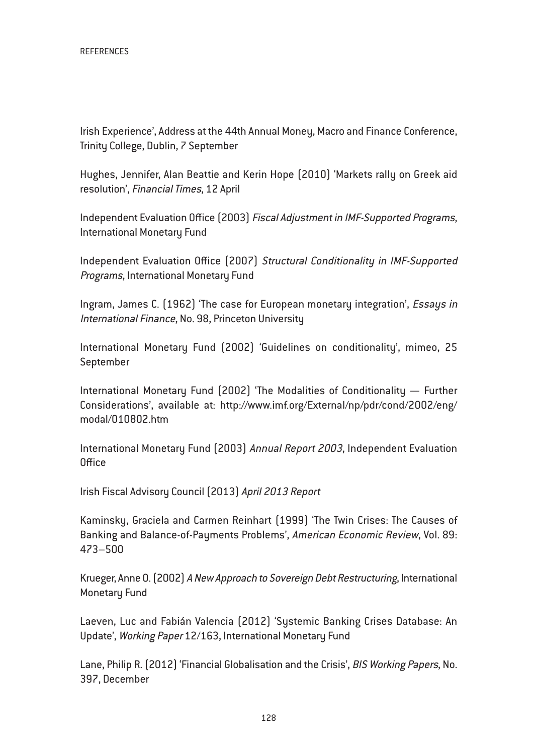Irish Experience', Address at the 44th Annual Money, Macro and Finance Conference, Trinity College, Dublin, 7 September

Hughes, Jennifer, Alan Beattie and Kerin Hope (2010) 'Markets rally on Greek aid resolution', *Financial Times*, 12 April

Independent Evaluation Office (2003) *Fiscal Adjustment in IMF-Supported Programs*, International Monetary Fund

Independent Evaluation Office (2007) *Structural Conditionality in IMF-Supported Programs*, International Monetary Fund

Ingram, James C. (1962) 'The case for European monetary integration', *Essays in International Finance*, No. 98, Princeton University

International Monetary Fund (2002) 'Guidelines on conditionality', mimeo, 25 September

International Monetary Fund (2002) 'The Modalities of Conditionality — Further Considerations', available at: http://www.imf.org/External/np/pdr/cond/2002/eng/modal/010802.htm

International Monetary Fund (2003) *Annual Report 2003*, Independent Evaluation Office

Irish Fiscal Advisory Council (2013) *April 2013 Report*

Kaminsky, Graciela and Carmen Reinhart (1999) 'The Twin Crises: The Causes of Banking and Balance-of-Payments Problems', *American Economic Review*, Vol. 89: 473–500

Krueger, Anne O. (2002) *A New Approach to Sovereign Debt Restructuring*, International Monetary Fund

Laeven, Luc and Fabián Valencia (2012) 'Systemic Banking Crises Database: An Update', *Working Paper* 12/163, International Monetary Fund

Lane, Philip R. (2012) 'Financial Globalisation and the Crisis', *BIS Working Papers*, No. 397, December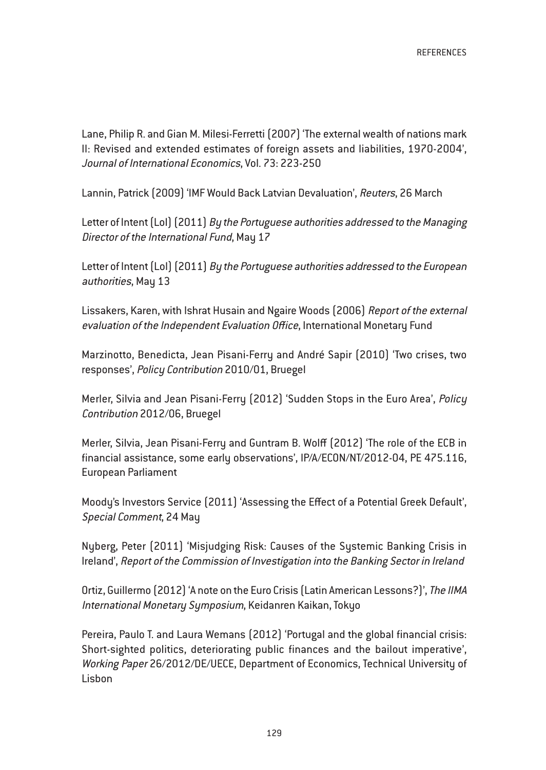Lane, Philip R. and Gian M. Milesi-Ferretti (2007) 'The external wealth of nations mark II: Revised and extended estimates of foreign assets and liabilities, 1970-2004', *Journal of International Economics*, Vol. 73: 223-250

Lannin, Patrick (2009) 'IMF Would Back Latvian Devaluation', *Reuters*, 26 March

Letter of Intent (LoI) (2011) *By the Portuguese authorities addressed to the Managing Director of the International Fund*, May 17

Letter of Intent (LoI) (2011) *By the Portuguese authorities addressed to the European authorities*, May 13

Lissakers, Karen, with Ishrat Husain and Ngaire Woods (2006) *Report of the external evaluation of the Independent Evaluation Office*, International Monetary Fund

Marzinotto, Benedicta, Jean Pisani-Ferry and André Sapir (2010) 'Two crises, two responses', *Policy Contribution* 2010/01, Bruegel

Merler, Silvia and Jean Pisani-Ferry (2012) 'Sudden Stops in the Euro Area', *Policy Contribution* 2012/06, Bruegel

Merler, Silvia, Jean Pisani-Ferry and Guntram B. Wolff (2012) 'The role of the ECB in financial assistance, some early observations', IP/A/ECON/NT/2012-04, PE 475.116, European Parliament

Moody's Investors Service (2011) 'Assessing the Effect of a Potential Greek Default', *Special Comment*, 24 May

Nyberg, Peter (2011) 'Misjudging Risk: Causes of the Systemic Banking Crisis in Ireland', *Report of the Commission of Investigation into the Banking Sector in Ireland*

Ortiz, Guillermo (2012) 'A note on the Euro Crisis (Latin American Lessons?)', *The IIMA International Monetary Symposium*, Keidanren Kaikan, Tokyo

Pereira, Paulo T. and Laura Wemans (2012) 'Portugal and the global financial crisis: Short-sighted politics, deteriorating public finances and the bailout imperative', *Working Paper* 26/2012/DE/UECE, Department of Economics, Technical University of Lisbon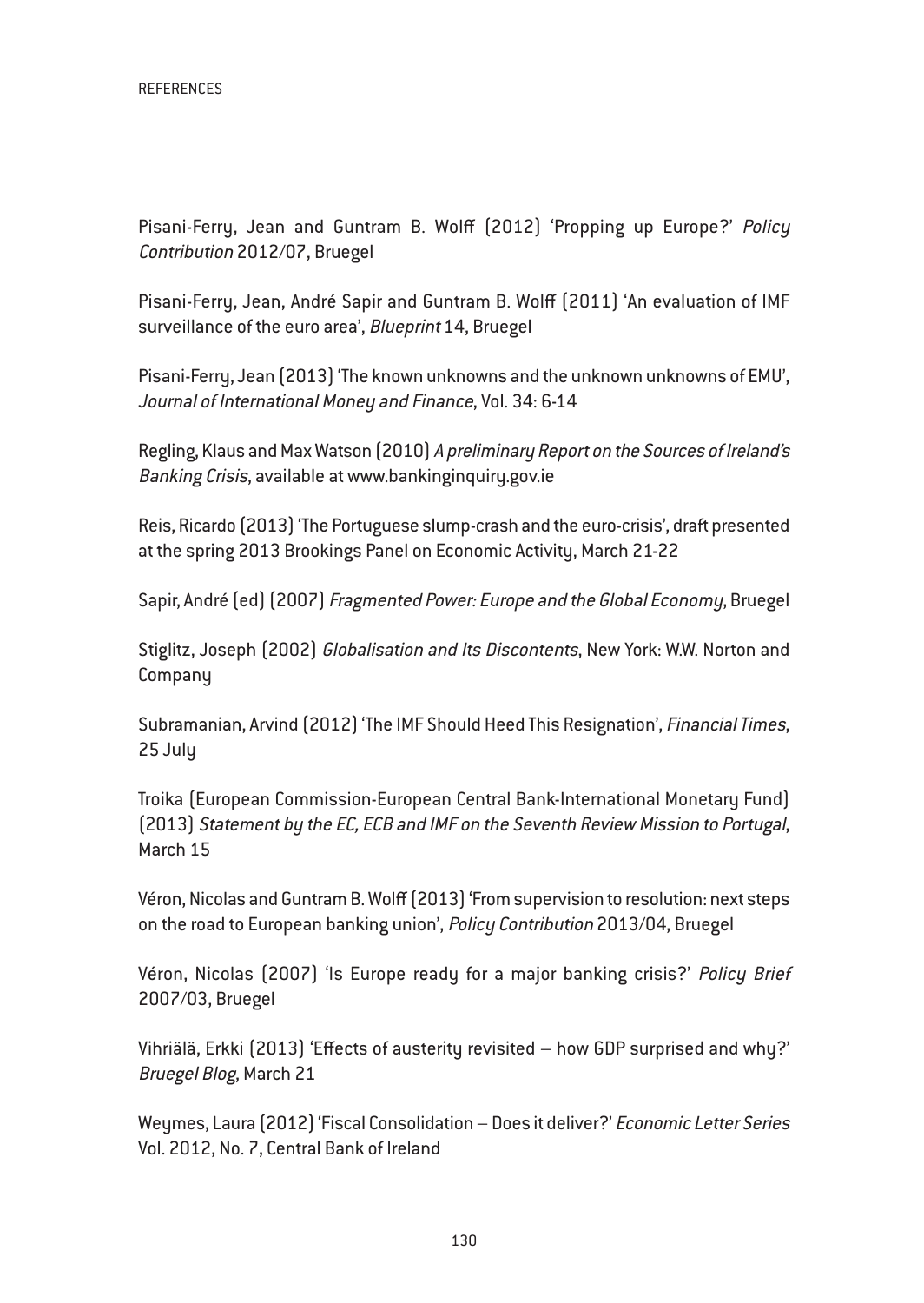Pisani-Ferry, Jean and Guntram B. Wolff (2012) 'Propping up Europe?' *Policy Contribution* 2012/07, Bruegel

Pisani-Ferry, Jean, André Sapir and Guntram B. Wolff (2011) 'An evaluation of IMF surveillance of the euro area', *Blueprint* 14, Bruegel

Pisani-Ferry, Jean (2013) 'The known unknowns and the unknown unknowns of EMU', *Journal of International Money and Finance*, Vol. 34: 6-14

Regling, Klaus and Max Watson (2010) *A preliminary Report on the Sources of Ireland's Banking Crisis*, available at www.bankinginquiry.gov.ie

Reis, Ricardo (2013) 'The Portuguese slump-crash and the euro-crisis', draft presented at the spring 2013 Brookings Panel on Economic Activity, March 21-22

Sapir, André (ed) (2007) *Fragmented Power: Europe and the Global Economy*, Bruegel

Stiglitz, Joseph (2002) *Globalisation and Its Discontents*, New York: W.W. Norton and Company

Subramanian, Arvind (2012) 'The IMF Should Heed This Resignation', *Financial Times*, 25 July

Troika (European Commission-European Central Bank-International Monetary Fund) (2013) *Statement by the EC, ECB and IMF on the Seventh Review Mission to Portugal*, March 15

Véron, Nicolas and Guntram B. Wolff (2013) 'From supervision to resolution: next steps on the road to European banking union', *Policy Contribution* 2013/04, Bruegel

Véron, Nicolas (2007) 'Is Europe ready for a major banking crisis?' *Policy Brief* 2007/03, Bruegel

Vihriälä, Erkki (2013) 'Effects of austerity revisited – how GDP surprised and why?' *Bruegel Blog*, March 21

Weymes, Laura (2012) 'Fiscal Consolidation – Does it deliver?' *Economic Letter Series* Vol. 2012, No. 7, Central Bank of Ireland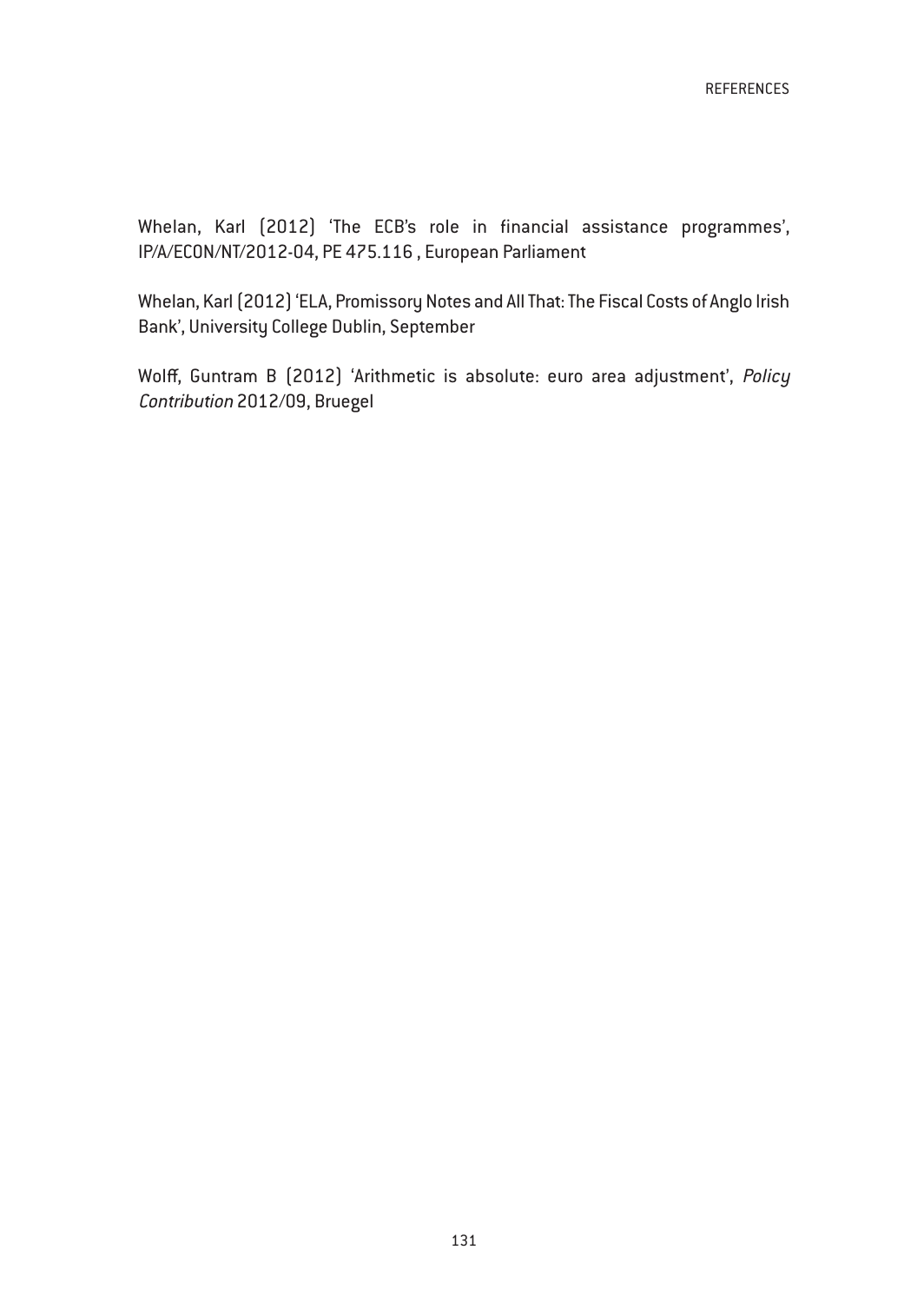Whelan, Karl (2012) 'The ECB's role in financial assistance programmes', IP/A/ECON/NT/2012-04, PE 475.116 , European Parliament

Whelan, Karl (2012) 'ELA, Promissory Notes and All That: The Fiscal Costs of Anglo Irish Bank', University College Dublin, September

Wolff, Guntram B (2012) 'Arithmetic is absolute: euro area adjustment', *Policy Contribution* 2012/09, Bruegel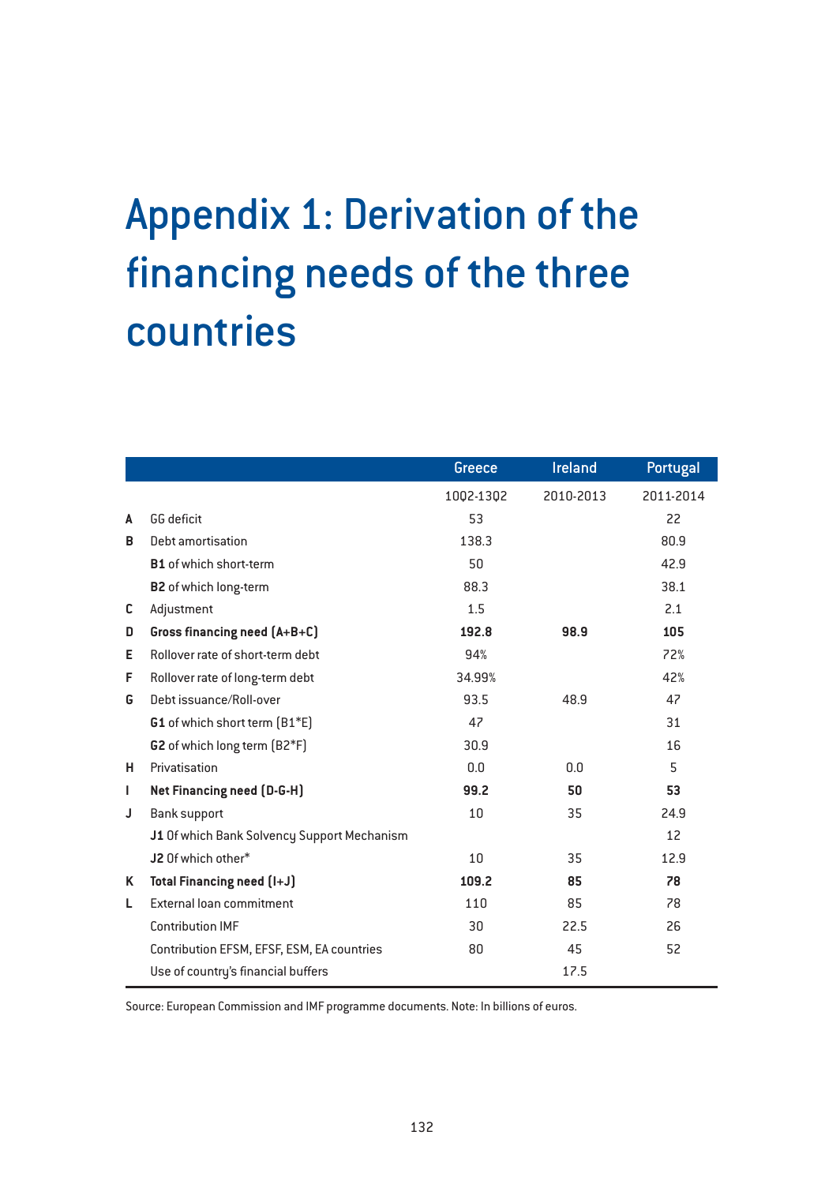# Appendix 1: Derivation of the financing needs of the three countries

| | | Greece | Ireland | Portugal |
|---|---|---|---|---|
| | | 1002-1302 | 2010-2013 | 2011-2014 |
| **A** | GG deficit | 53 | | 22 |
| **B** | Debt amortisation | 138.3 | | 80.9 |
| | **B1** of which short-term | 50 | | 42.9 |
| | **B2** of which long-term | 88.3 | | 38.1 |
| **C** | Adjustment | 1.5 | | 2.1 |
| **D** | **Gross financing need (A+B+C)** | **192.8** | **98.9** | **105** |
| **E** | Rollover rate of short-term debt | 94% | | 72% |
| **F** | Rollover rate of long-term debt | 34.99% | | 42% |
| **G** | Debt issuance/Roll-over | 93.5 | 48.9 | 47 |
| | **G1** of which short term (B1*E) | 47 | | 31 |
| | **G2** of which long term (B2*F) | 30.9 | | 16 |
| **H** | Privatisation | 0.0 | 0.0 | 5 |
| **I** | **Net Financing need (D-G-H)** | **99.2** | **50** | **53** |
| **J** | Bank support | 10 | 35 | 24.9 |
| | **J1** Of which Bank Solvency Support Mechanism | | | 12 |
| | **J2** Of which other* | 10 | 35 | 12.9 |
| **K** | **Total Financing need (I+J)** | **109.2** | **85** | **78** |
| **L** | External loan commitment | 110 | 85 | 78 |
| | Contribution IMF | 30 | 22.5 | 26 |
| | Contribution EFSM, EFSF, ESM, EA countries | 80 | 45 | 52 |
| | Use of country's financial buffers | | 17.5 | |

Source: European Commission and IMF programme documents. Note: In billions of euros.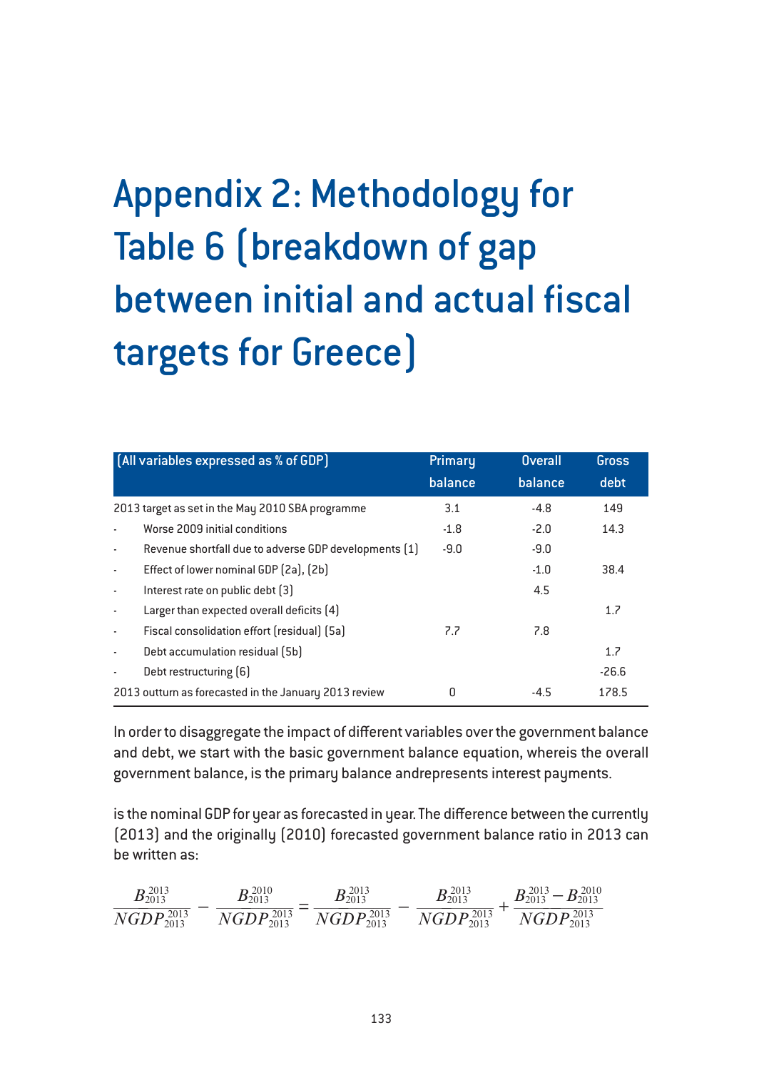# Appendix 2: Methodology for Table 6 (breakdown of gap between initial and actual fiscal targets for Greece)

| (All variables expressed as % of GDP) | Primary balance | Overall balance | Gross debt |
|---|---|---|---|
| 2013 target as set in the May 2010 SBA programme | 3.1 | -4.8 | 149 |
| - Worse 2009 initial conditions | -1.8 | -2.0 | 14.3 |
| - Revenue shortfall due to adverse GDP developments (1) | -9.0 | -9.0 | |
| - Effect of lower nominal GDP (2a), (2b) | | -1.0 | 38.4 |
| - Interest rate on public debt (3) | | 4.5 | |
| - Larger than expected overall deficits (4) | | | 1.7 |
| - Fiscal consolidation effort (residual) (5a) | 7.7 | 7.8 | |
| - Debt accumulation residual (5b) | | | 1.7 |
| - Debt restructuring (6) | | | -26.6 |
| 2013 outturn as forecasted in the January 2013 review | 0 | -4.5 | 178.5 |

In order to disaggregate the impact of different variables over the government balance and debt, we start with the basic government balance equation, whereis the overall government balance, is the primary balance andrepresents interest payments.

is the nominal GDP for year as forecasted in year. The difference between the currently (2013) and the originally (2010) forecasted government balance ratio in 2013 can be written as:

$$\frac{B_{2013}^{2013}}{NGDP_{2013}^{2013}} - \frac{B_{2013}^{2010}}{NGDP_{2013}^{2013}} = \frac{B_{2013}^{2013}}{NGDP_{2013}^{2013}} - \frac{B_{2013}^{2013}}{NGDP_{2013}^{2013}} + \frac{B_{2013}^{2013} - B_{2013}^{2010}}{NGDP_{2013}^{2013}}$$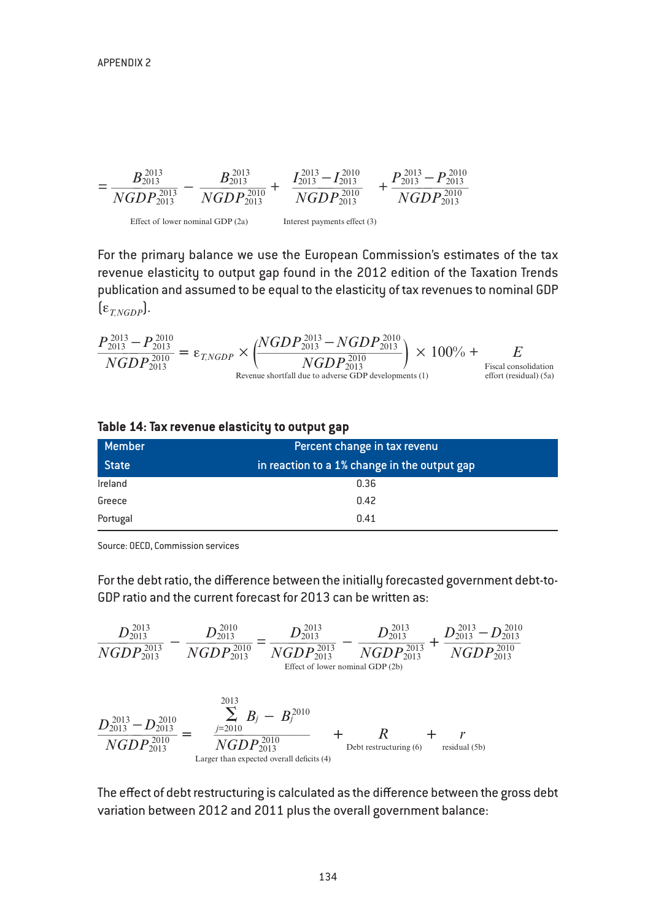APPENDIX 2

$$= \underbrace{\frac{B_{2013}^{2013}}{NGDP_{2013}^{2013}} - \frac{B_{2013}^{2013}}{NGDP_{2013}^{2010}}}_{\text{Effect of lower nominal GDP (2a)}} + \underbrace{\frac{I_{2013}^{2013} - I_{2013}^{2010}}{NGDP_{2013}^{2010}}}_{\text{Interest payments effect (3)}} + \frac{P_{2013}^{2013} - P_{2013}^{2010}}{NGDP_{2013}^{2010}}$$

For the primary balance we use the European Commission's estimates of the tax revenue elasticity to output gap found in the 2012 edition of the Taxation Trends publication and assumed to be equal to the elasticity of tax revenues to nominal GDP ($\varepsilon_{T,NGDP}$).

$$\frac{P_{2013}^{2013} - P_{2013}^{2010}}{NGDP_{2013}^{2010}} = \underbrace{\varepsilon_{T,NGDP} \times \left(\frac{NGDP_{2013}^{2013} - NGDP_{2013}^{2010}}{NGDP_{2013}^{2010}}\right) \times 100\%}_{\text{Revenue shortfall due to adverse GDP developments (1)}} + \underbrace{E}_{\text{Fiscal consolidation effort (residual) (5a)}}$$

**Table 14: Tax revenue elasticity to output gap**

| Member State | Percent change in tax revenu in reaction to a 1% change in the output gap |
|---|---|
| Ireland | 0.36 |
| Greece | 0.42 |
| Portugal | 0.41 |

Source: OECD, Commission services

For the debt ratio, the difference between the initially forecasted government debt-to-GDP ratio and the current forecast for 2013 can be written as:

$$\frac{D_{2013}^{2013}}{NGDP_{2013}^{2013}} - \frac{D_{2013}^{2010}}{NGDP_{2013}^{2010}} = \underbrace{\frac{D_{2013}^{2013}}{NGDP_{2013}^{2013}} - \frac{D_{2013}^{2013}}{NGDP_{2013}^{2013}}}_{\text{Effect of lower nominal GDP (2b)}} + \frac{D_{2013}^{2013} - D_{2013}^{2010}}{NGDP_{2013}^{2010}}$$

$$\frac{D_{2013}^{2013} - D_{2013}^{2010}}{NGDP_{2013}^{2010}} = \underbrace{\frac{\sum_{j=2010}^{2013} B_j - B_j^{2010}}{NGDP_{2013}^{2010}}}_{\text{Larger than expected overall deficits (4)}} + \underbrace{R}_{\text{Debt restructuring (6)}} + \underbrace{r}_{\text{residual (5b)}}$$

The effect of debt restructuring is calculated as the difference between the gross debt variation between 2012 and 2011 plus the overall government balance: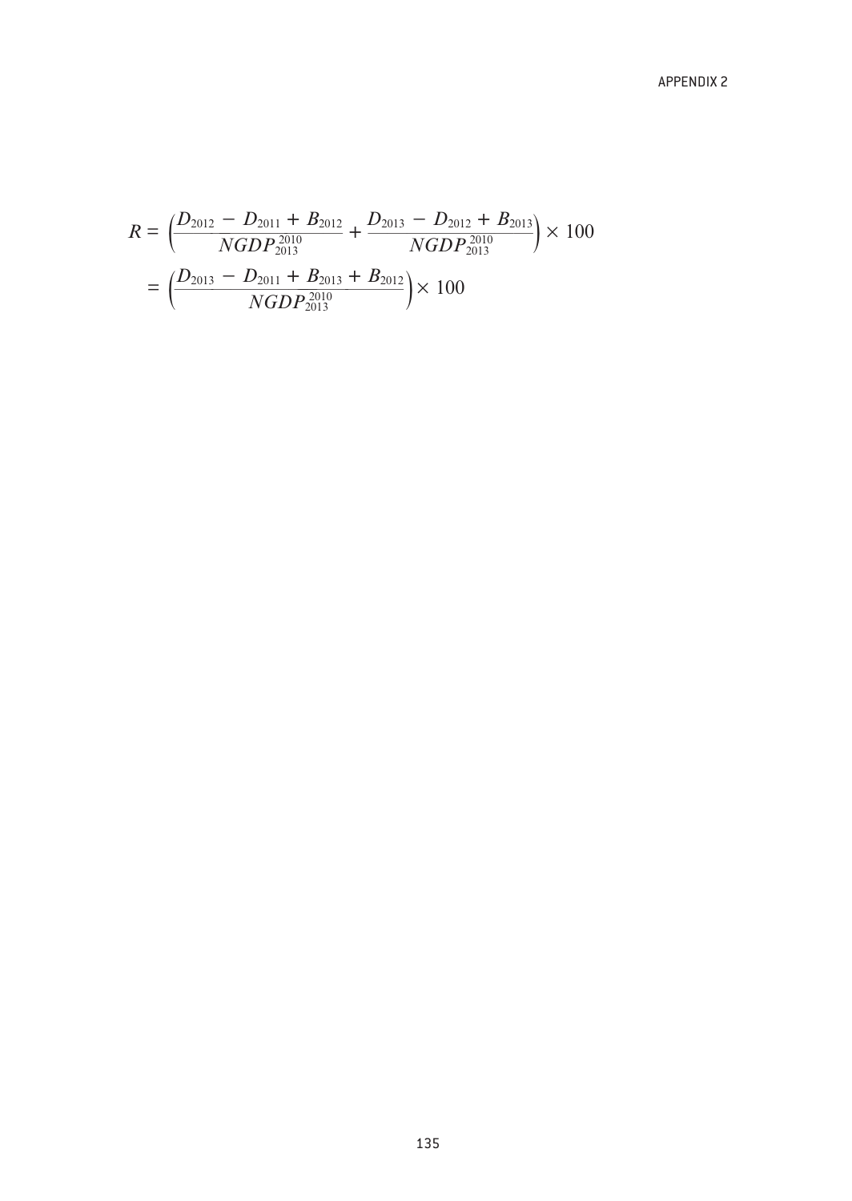$$
\begin{aligned}
R &= \left(\frac{D_{2012} - D_{2011} + B_{2012}}{NGDP_{2013}^{2010}} + \frac{D_{2013} - D_{2012} + B_{2013}}{NGDP_{2013}^{2010}}\right) \times 100 \\
&= \left(\frac{D_{2013} - D_{2011} + B_{2013} + B_{2012}}{NGDP_{2013}^{2010}}\right) \times 100
\end{aligned}
$$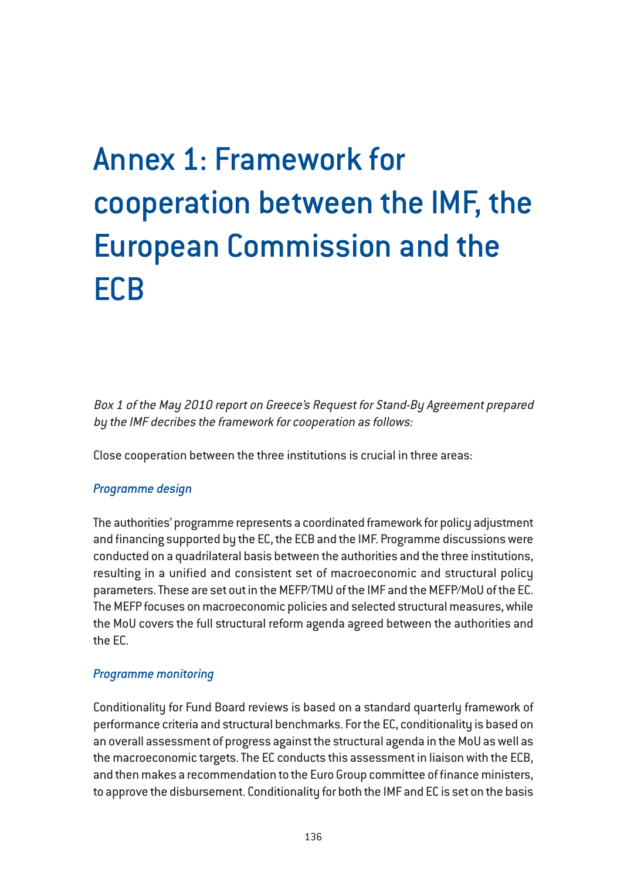# Annex 1: Framework for cooperation between the IMF, the European Commission and the ECB

*Box 1 of the May 2010 report on Greece's Request for Stand-By Agreement prepared by the IMF decribes the framework for cooperation as follows:*

Close cooperation between the three institutions is crucial in three areas:

### *Programme design*

The authorities' programme represents a coordinated framework for policy adjustment and financing supported by the EC, the ECB and the IMF. Programme discussions were conducted on a quadrilateral basis between the authorities and the three institutions, resulting in a unified and consistent set of macroeconomic and structural policy parameters. These are set out in the MEFP/TMU of the IMF and the MEFP/MoU of the EC. The MEFP focuses on macroeconomic policies and selected structural measures, while the MoU covers the full structural reform agenda agreed between the authorities and the EC.

### *Programme monitoring*

Conditionality for Fund Board reviews is based on a standard quarterly framework of performance criteria and structural benchmarks. For the EC, conditionality is based on an overall assessment of progress against the structural agenda in the MoU as well as the macroeconomic targets. The EC conducts this assessment in liaison with the ECB, and then makes a recommendation to the Euro Group committee of finance ministers, to approve the disbursement. Conditionality for both the IMF and EC is set on the basis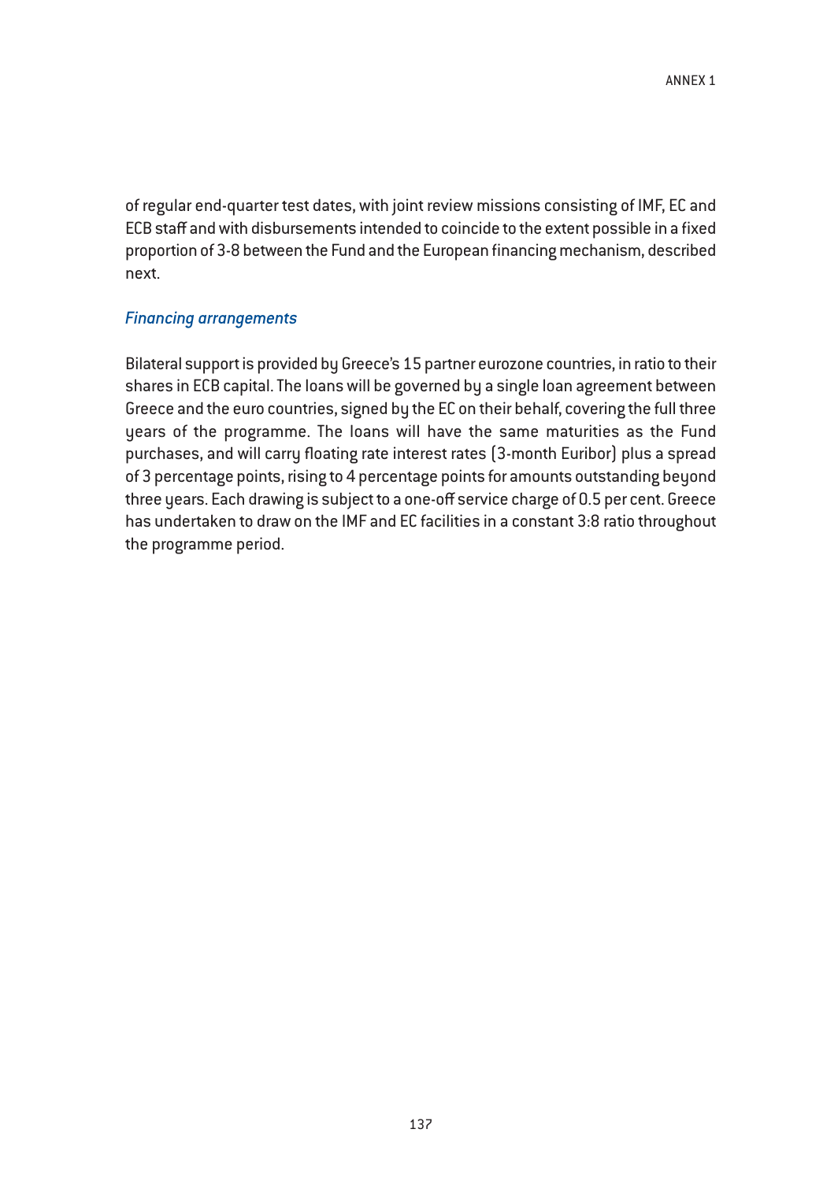of regular end-quarter test dates, with joint review missions consisting of IMF, EC and ECB staff and with disbursements intended to coincide to the extent possible in a fixed proportion of 3-8 between the Fund and the European financing mechanism, described next.

### *Financing arrangements*

Bilateral support is provided by Greece's 15 partner eurozone countries, in ratio to their shares in ECB capital. The loans will be governed by a single loan agreement between Greece and the euro countries, signed by the EC on their behalf, covering the full three years of the programme. The loans will have the same maturities as the Fund purchases, and will carry floating rate interest rates (3-month Euribor) plus a spread of 3 percentage points, rising to 4 percentage points for amounts outstanding beyond three years. Each drawing is subject to a one-off service charge of 0.5 per cent. Greece has undertaken to draw on the IMF and EC facilities in a constant 3:8 ratio throughout the programme period.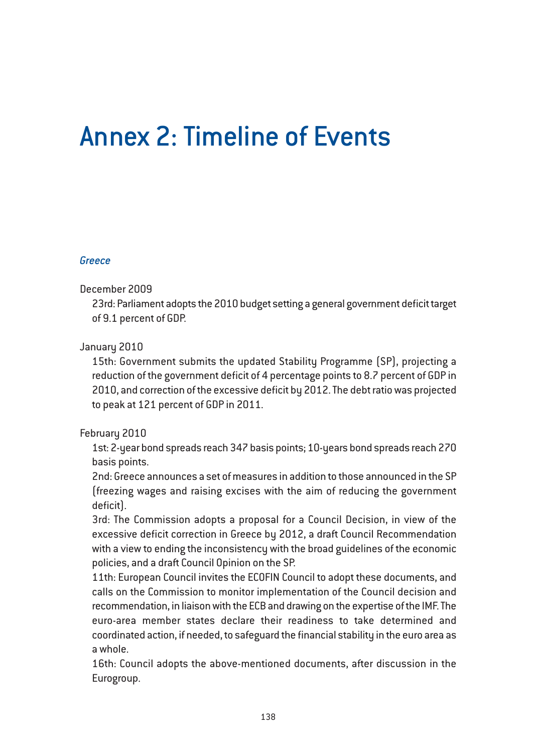# Annex 2: Timeline of Events

### *Greece*

December 2009

23rd: Parliament adopts the 2010 budget setting a general government deficit target of 9.1 percent of GDP.

January 2010

15th: Government submits the updated Stability Programme (SP), projecting a reduction of the government deficit of 4 percentage points to 8.7 percent of GDP in 2010, and correction of the excessive deficit by 2012. The debt ratio was projected to peak at 121 percent of GDP in 2011.

February 2010

1st: 2-year bond spreads reach 347 basis points; 10-years bond spreads reach 270 basis points.

2nd: Greece announces a set of measures in addition to those announced in the SP (freezing wages and raising excises with the aim of reducing the government deficit).

3rd: The Commission adopts a proposal for a Council Decision, in view of the excessive deficit correction in Greece by 2012, a draft Council Recommendation with a view to ending the inconsistency with the broad guidelines of the economic policies, and a draft Council Opinion on the SP.

11th: European Council invites the ECOFIN Council to adopt these documents, and calls on the Commission to monitor implementation of the Council decision and recommendation, in liaison with the ECB and drawing on the expertise of the IMF. The euro-area member states declare their readiness to take determined and coordinated action, if needed, to safeguard the financial stability in the euro area as a whole.

16th: Council adopts the above-mentioned documents, after discussion in the Eurogroup.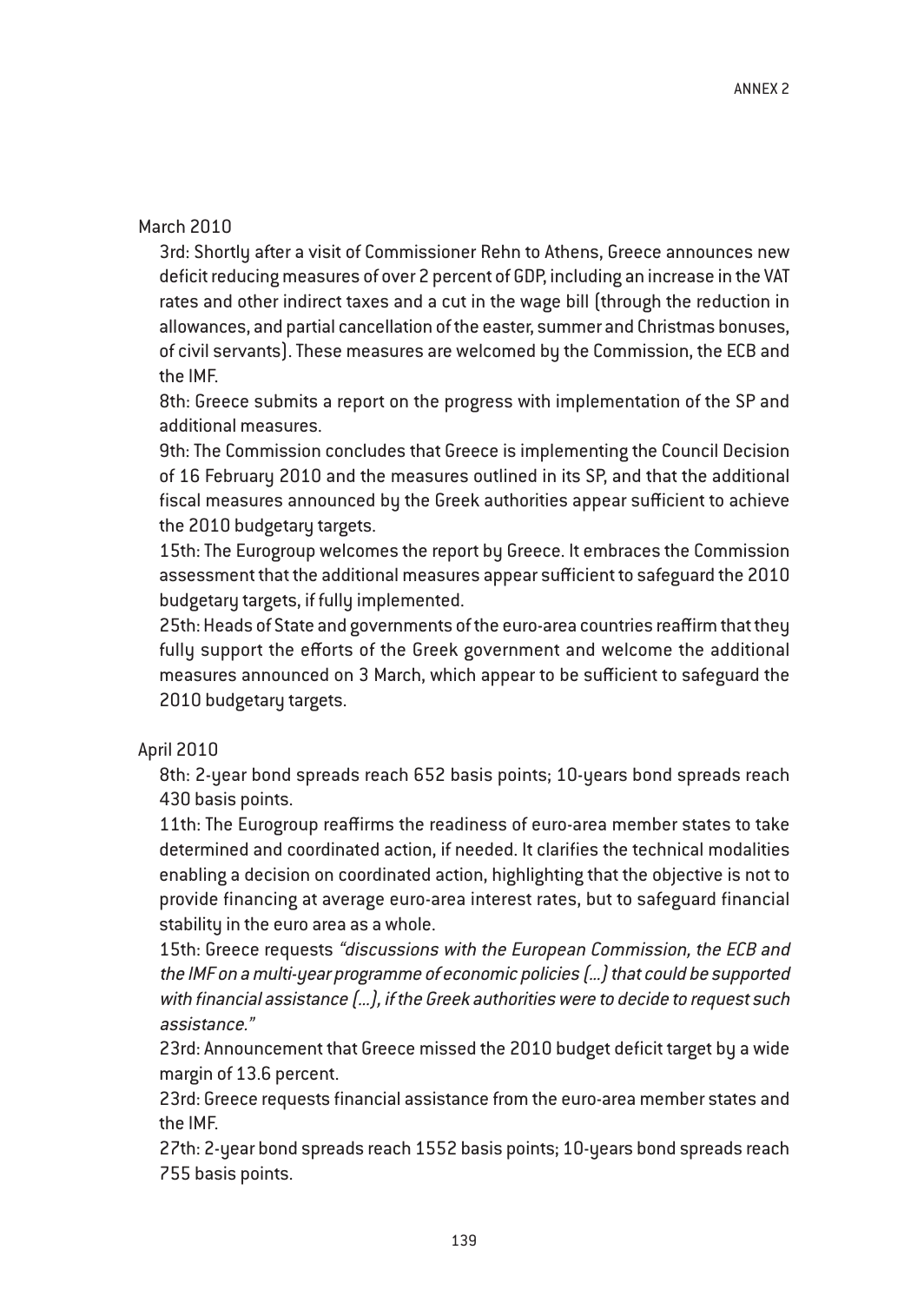March 2010

3rd: Shortly after a visit of Commissioner Rehn to Athens, Greece announces new deficit reducing measures of over 2 percent of GDP, including an increase in the VAT rates and other indirect taxes and a cut in the wage bill (through the reduction in allowances, and partial cancellation of the easter, summer and Christmas bonuses, of civil servants). These measures are welcomed by the Commission, the ECB and the IMF.

8th: Greece submits a report on the progress with implementation of the SP and additional measures.

9th: The Commission concludes that Greece is implementing the Council Decision of 16 February 2010 and the measures outlined in its SP, and that the additional fiscal measures announced by the Greek authorities appear sufficient to achieve the 2010 budgetary targets.

15th: The Eurogroup welcomes the report by Greece. It embraces the Commission assessment that the additional measures appear sufficient to safeguard the 2010 budgetary targets, if fully implemented.

25th: Heads of State and governments of the euro-area countries reaffirm that they fully support the efforts of the Greek government and welcome the additional measures announced on 3 March, which appear to be sufficient to safeguard the 2010 budgetary targets.

April 2010

8th: 2-year bond spreads reach 652 basis points; 10-years bond spreads reach 430 basis points.

11th: The Eurogroup reaffirms the readiness of euro-area member states to take determined and coordinated action, if needed. It clarifies the technical modalities enabling a decision on coordinated action, highlighting that the objective is not to provide financing at average euro-area interest rates, but to safeguard financial stability in the euro area as a whole.

15th: Greece requests *"discussions with the European Commission, the ECB and the IMF on a multi-year programme of economic policies (...) that could be supported with financial assistance (...), if the Greek authorities were to decide to request such assistance."*

23rd: Announcement that Greece missed the 2010 budget deficit target by a wide margin of 13.6 percent.

23rd: Greece requests financial assistance from the euro-area member states and the IMF.

27th: 2-year bond spreads reach 1552 basis points; 10-years bond spreads reach 755 basis points.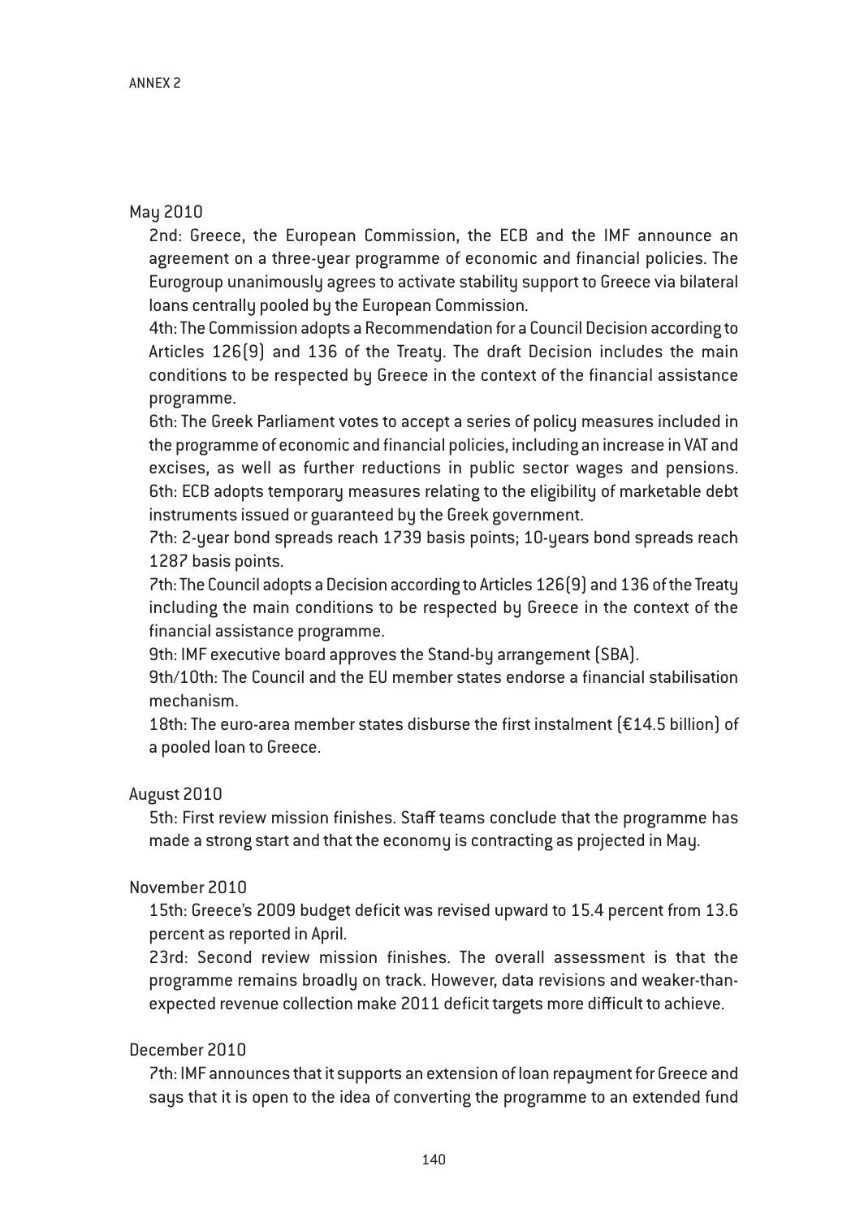May 2010

2nd: Greece, the European Commission, the ECB and the IMF announce an agreement on a three-year programme of economic and financial policies. The Eurogroup unanimously agrees to activate stability support to Greece via bilateral loans centrally pooled by the European Commission.

4th: The Commission adopts a Recommendation for a Council Decision according to Articles 126(9) and 136 of the Treaty. The draft Decision includes the main conditions to be respected by Greece in the context of the financial assistance programme.

6th: The Greek Parliament votes to accept a series of policy measures included in the programme of economic and financial policies, including an increase in VAT and excises, as well as further reductions in public sector wages and pensions.

6th: ECB adopts temporary measures relating to the eligibility of marketable debt instruments issued or guaranteed by the Greek government.

7th: 2-year bond spreads reach 1739 basis points; 10-years bond spreads reach 1287 basis points.

7th: The Council adopts a Decision according to Articles 126(9) and 136 of the Treaty including the main conditions to be respected by Greece in the context of the financial assistance programme.

9th: IMF executive board approves the Stand-by arrangement (SBA).

9th/10th: The Council and the EU member states endorse a financial stabilisation mechanism.

18th: The euro-area member states disburse the first instalment (€14.5 billion) of a pooled loan to Greece.

August 2010

5th: First review mission finishes. Staff teams conclude that the programme has made a strong start and that the economy is contracting as projected in May.

November 2010

15th: Greece's 2009 budget deficit was revised upward to 15.4 percent from 13.6 percent as reported in April.

23rd: Second review mission finishes. The overall assessment is that the programme remains broadly on track. However, data revisions and weaker-than-expected revenue collection make 2011 deficit targets more difficult to achieve.

December 2010

7th: IMF announces that it supports an extension of loan repayment for Greece and says that it is open to the idea of converting the programme to an extended fund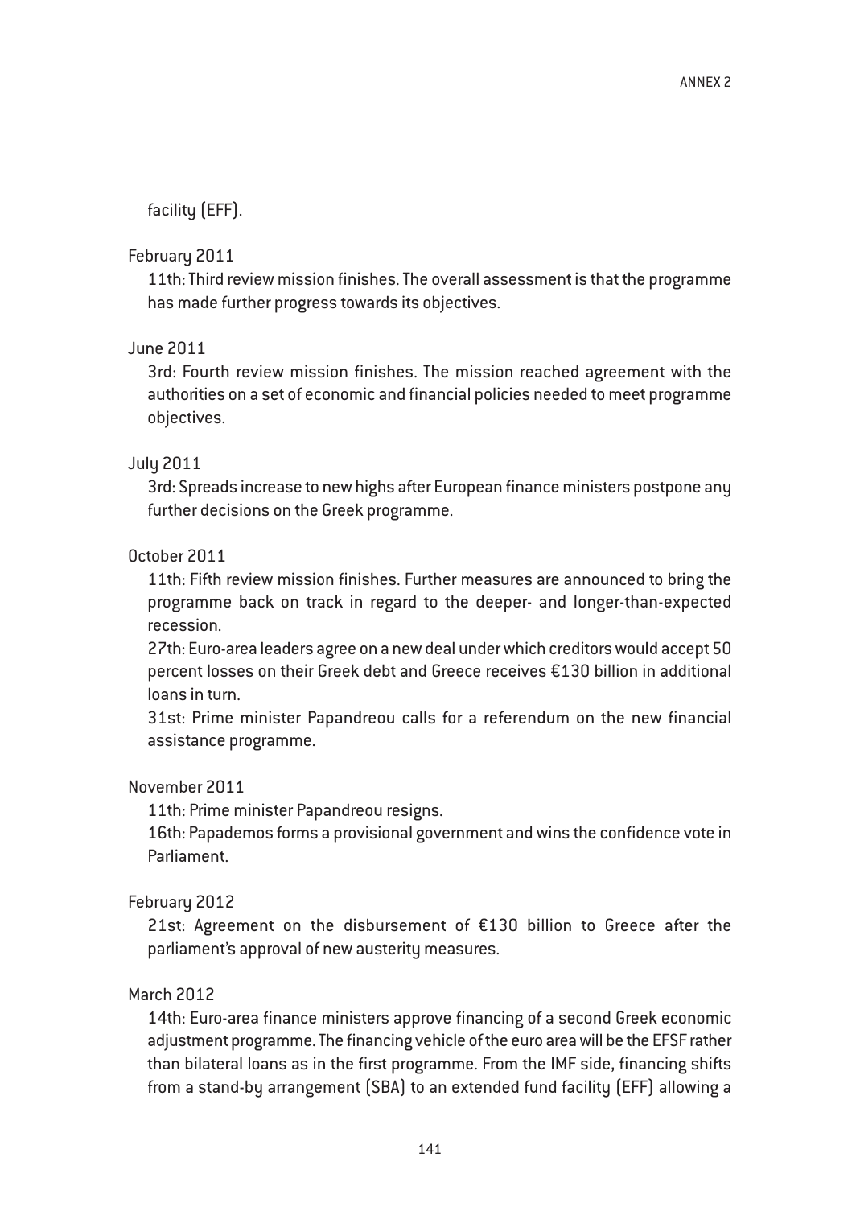facility (EFF).

February 2011

11th: Third review mission finishes. The overall assessment is that the programme has made further progress towards its objectives.

June 2011

3rd: Fourth review mission finishes. The mission reached agreement with the authorities on a set of economic and financial policies needed to meet programme objectives.

July 2011

3rd: Spreads increase to new highs after European finance ministers postpone any further decisions on the Greek programme.

October 2011

11th: Fifth review mission finishes. Further measures are announced to bring the programme back on track in regard to the deeper- and longer-than-expected recession.

27th: Euro-area leaders agree on a new deal under which creditors would accept 50 percent losses on their Greek debt and Greece receives €130 billion in additional loans in turn.

31st: Prime minister Papandreou calls for a referendum on the new financial assistance programme.

November 2011

11th: Prime minister Papandreou resigns.

16th: Papademos forms a provisional government and wins the confidence vote in Parliament.

February 2012

21st: Agreement on the disbursement of €130 billion to Greece after the parliament's approval of new austerity measures.

March 2012

14th: Euro-area finance ministers approve financing of a second Greek economic adjustment programme. The financing vehicle of the euro area will be the EFSF rather than bilateral loans as in the first programme. From the IMF side, financing shifts from a stand-by arrangement (SBA) to an extended fund facility (EFF) allowing a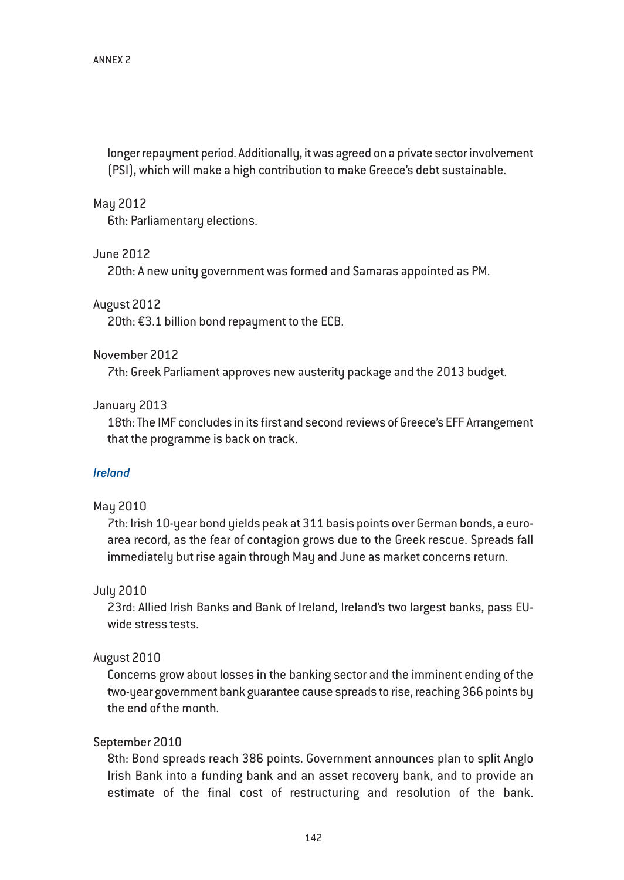longer repayment period. Additionally, it was agreed on a private sector involvement (PSI), which will make a high contribution to make Greece's debt sustainable.

May 2012

6th: Parliamentary elections.

June 2012

20th: A new unity government was formed and Samaras appointed as PM.

August 2012

20th: €3.1 billion bond repayment to the ECB.

November 2012

7th: Greek Parliament approves new austerity package and the 2013 budget.

January 2013

18th: The IMF concludes in its first and second reviews of Greece's EFF Arrangement that the programme is back on track.

### *Ireland*

May 2010

7th: Irish 10-year bond yields peak at 311 basis points over German bonds, a euro-area record, as the fear of contagion grows due to the Greek rescue. Spreads fall immediately but rise again through May and June as market concerns return.

July 2010

23rd: Allied Irish Banks and Bank of Ireland, Ireland's two largest banks, pass EU-wide stress tests.

August 2010

Concerns grow about losses in the banking sector and the imminent ending of the two-year government bank guarantee cause spreads to rise, reaching 366 points by the end of the month.

September 2010

8th: Bond spreads reach 386 points. Government announces plan to split Anglo Irish Bank into a funding bank and an asset recovery bank, and to provide an estimate of the final cost of restructuring and resolution of the bank.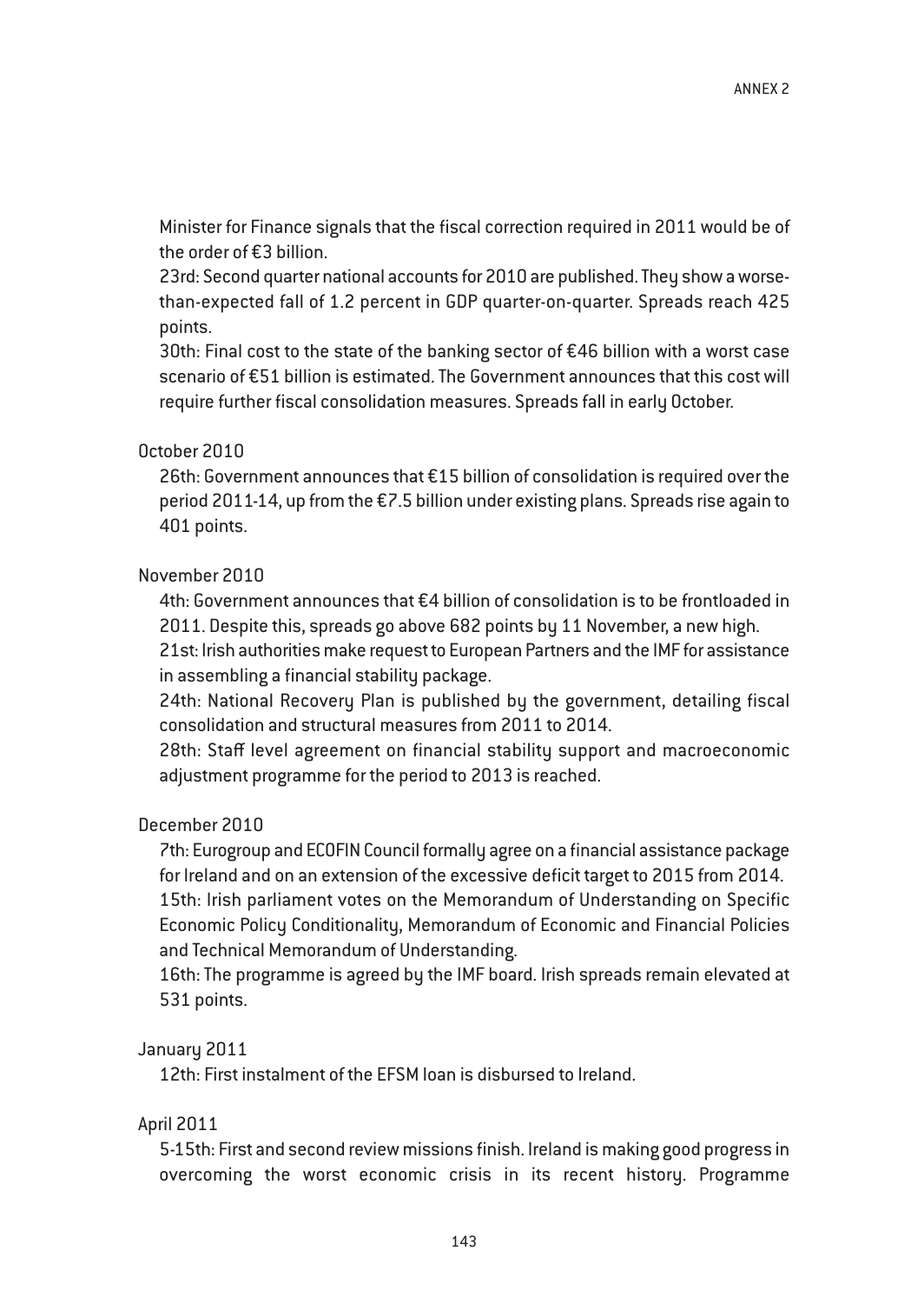Minister for Finance signals that the fiscal correction required in 2011 would be of the order of €3 billion.

23rd: Second quarter national accounts for 2010 are published. They show a worse-than-expected fall of 1.2 percent in GDP quarter-on-quarter. Spreads reach 425 points.

30th: Final cost to the state of the banking sector of €46 billion with a worst case scenario of €51 billion is estimated. The Government announces that this cost will require further fiscal consolidation measures. Spreads fall in early October.

October 2010

26th: Government announces that €15 billion of consolidation is required over the period 2011-14, up from the €7.5 billion under existing plans. Spreads rise again to 401 points.

November 2010

4th: Government announces that €4 billion of consolidation is to be frontloaded in 2011. Despite this, spreads go above 682 points by 11 November, a new high.

21st: Irish authorities make request to European Partners and the IMF for assistance in assembling a financial stability package.

24th: National Recovery Plan is published by the government, detailing fiscal consolidation and structural measures from 2011 to 2014.

28th: Staff level agreement on financial stability support and macroeconomic adjustment programme for the period to 2013 is reached.

December 2010

7th: Eurogroup and ECOFIN Council formally agree on a financial assistance package for Ireland and on an extension of the excessive deficit target to 2015 from 2014.

15th: Irish parliament votes on the Memorandum of Understanding on Specific Economic Policy Conditionality, Memorandum of Economic and Financial Policies and Technical Memorandum of Understanding.

16th: The programme is agreed by the IMF board. Irish spreads remain elevated at 531 points.

January 2011

12th: First instalment of the EFSM loan is disbursed to Ireland.

April 2011

5-15th: First and second review missions finish. Ireland is making good progress in overcoming the worst economic crisis in its recent history. Programme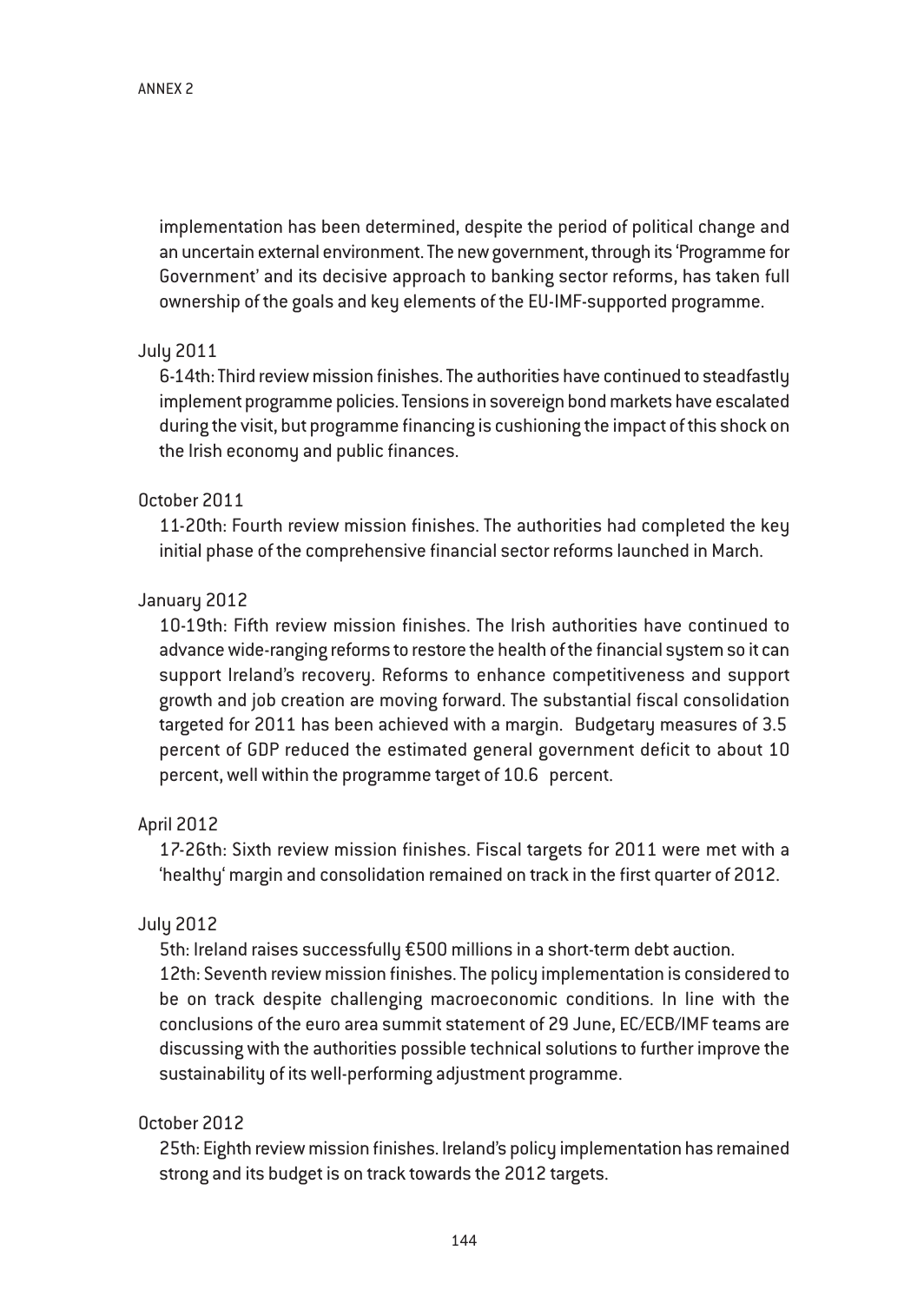implementation has been determined, despite the period of political change and an uncertain external environment. The new government, through its 'Programme for Government' and its decisive approach to banking sector reforms, has taken full ownership of the goals and key elements of the EU-IMF-supported programme.

July 2011

6-14th: Third review mission finishes. The authorities have continued to steadfastly implement programme policies. Tensions in sovereign bond markets have escalated during the visit, but programme financing is cushioning the impact of this shock on the Irish economy and public finances.

October 2011

11-20th: Fourth review mission finishes. The authorities had completed the key initial phase of the comprehensive financial sector reforms launched in March.

January 2012

10-19th: Fifth review mission finishes. The Irish authorities have continued to advance wide-ranging reforms to restore the health of the financial system so it can support Ireland's recovery. Reforms to enhance competitiveness and support growth and job creation are moving forward. The substantial fiscal consolidation targeted for 2011 has been achieved with a margin. Budgetary measures of 3.5 percent of GDP reduced the estimated general government deficit to about 10 percent, well within the programme target of 10.6 percent.

April 2012

17-26th: Sixth review mission finishes. Fiscal targets for 2011 were met with a 'healthy' margin and consolidation remained on track in the first quarter of 2012.

July 2012

5th: Ireland raises successfully €500 millions in a short-term debt auction.

12th: Seventh review mission finishes. The policy implementation is considered to be on track despite challenging macroeconomic conditions. In line with the conclusions of the euro area summit statement of 29 June, EC/ECB/IMF teams are discussing with the authorities possible technical solutions to further improve the sustainability of its well-performing adjustment programme.

October 2012

25th: Eighth review mission finishes. Ireland's policy implementation has remained strong and its budget is on track towards the 2012 targets.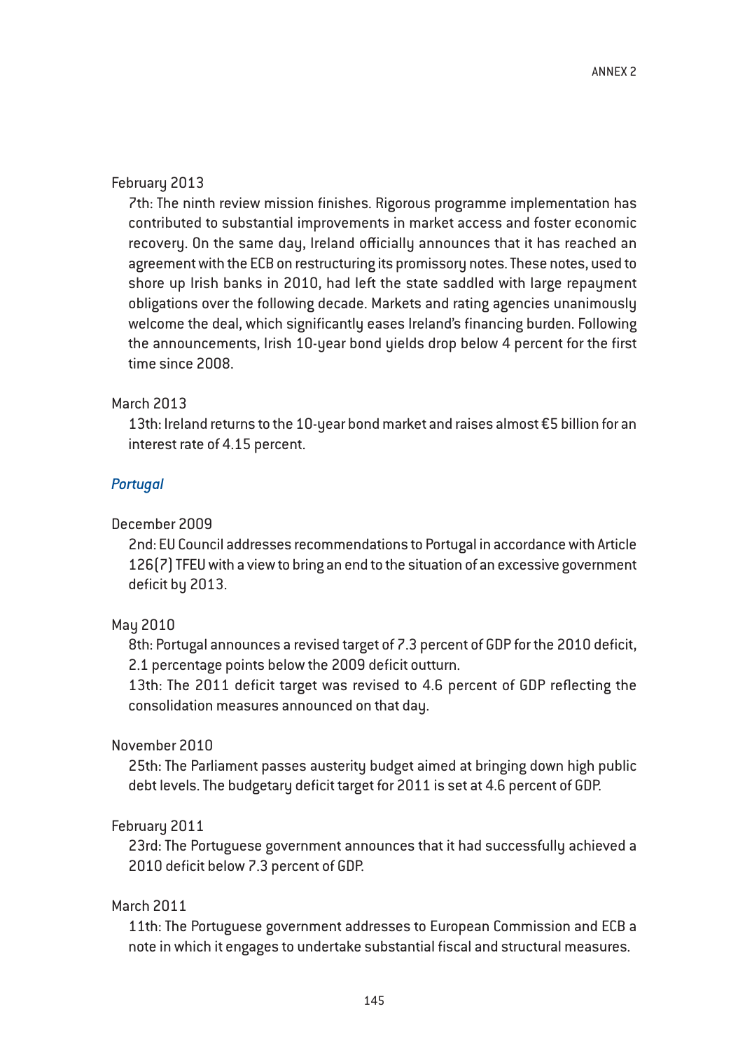February 2013

7th: The ninth review mission finishes. Rigorous programme implementation has contributed to substantial improvements in market access and foster economic recovery. On the same day, Ireland officially announces that it has reached an agreement with the ECB on restructuring its promissory notes. These notes, used to shore up Irish banks in 2010, had left the state saddled with large repayment obligations over the following decade. Markets and rating agencies unanimously welcome the deal, which significantly eases Ireland's financing burden. Following the announcements, Irish 10-year bond yields drop below 4 percent for the first time since 2008.

March 2013

13th: Ireland returns to the 10-year bond market and raises almost €5 billion for an interest rate of 4.15 percent.

### *Portugal*

December 2009

2nd: EU Council addresses recommendations to Portugal in accordance with Article 126(7) TFEU with a view to bring an end to the situation of an excessive government deficit by 2013.

May 2010

8th: Portugal announces a revised target of 7.3 percent of GDP for the 2010 deficit, 2.1 percentage points below the 2009 deficit outturn.

13th: The 2011 deficit target was revised to 4.6 percent of GDP reflecting the consolidation measures announced on that day.

November 2010

25th: The Parliament passes austerity budget aimed at bringing down high public debt levels. The budgetary deficit target for 2011 is set at 4.6 percent of GDP.

February 2011

23rd: The Portuguese government announces that it had successfully achieved a 2010 deficit below 7.3 percent of GDP.

March 2011

11th: The Portuguese government addresses to European Commission and ECB a note in which it engages to undertake substantial fiscal and structural measures.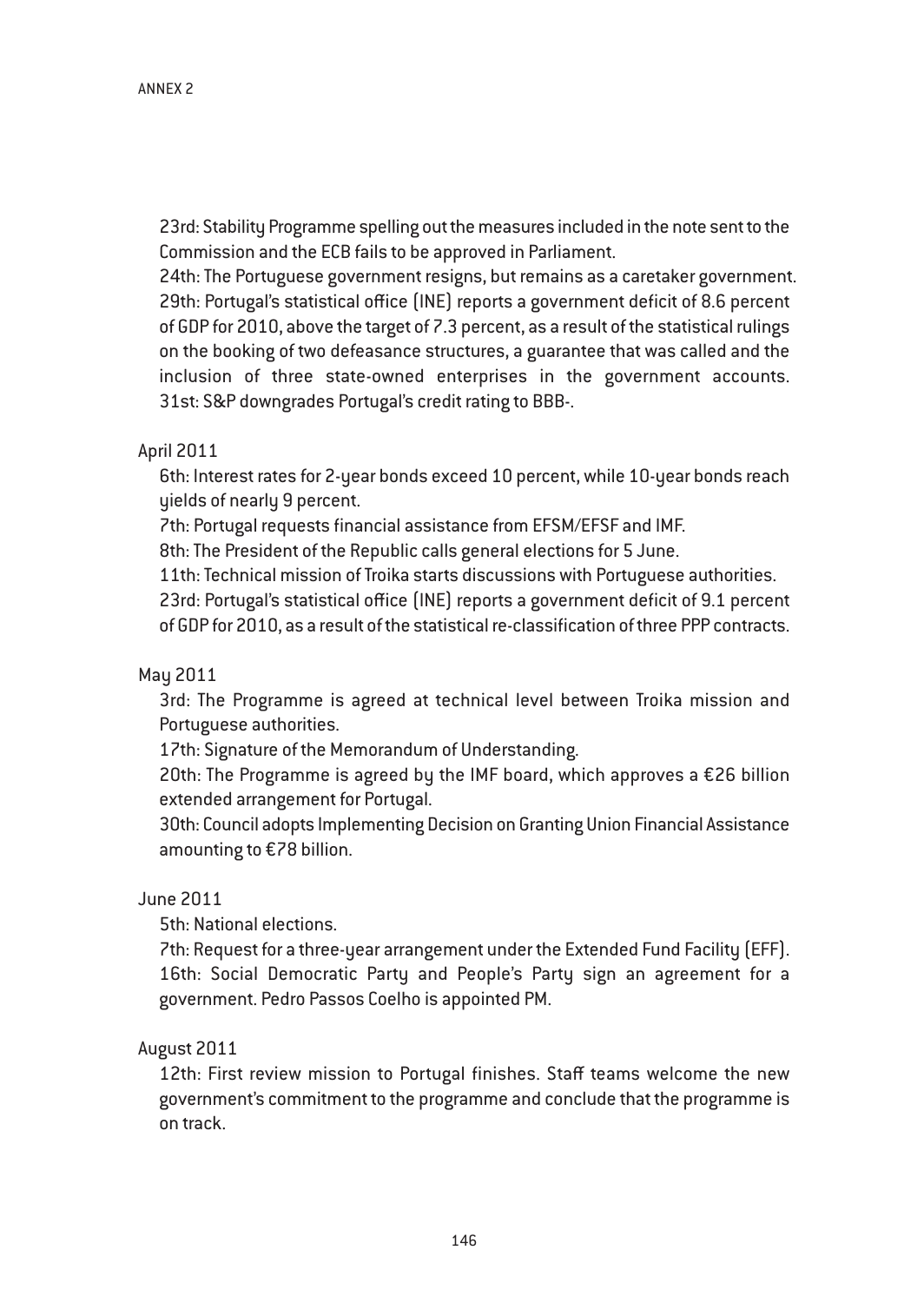23rd: Stability Programme spelling out the measures included in the note sent to the Commission and the ECB fails to be approved in Parliament.

24th: The Portuguese government resigns, but remains as a caretaker government.

29th: Portugal's statistical office (INE) reports a government deficit of 8.6 percent of GDP for 2010, above the target of 7.3 percent, as a result of the statistical rulings on the booking of two defeasance structures, a guarantee that was called and the inclusion of three state-owned enterprises in the government accounts.

31st: S&P downgrades Portugal's credit rating to BBB-.

April 2011

6th: Interest rates for 2-year bonds exceed 10 percent, while 10-year bonds reach yields of nearly 9 percent.

7th: Portugal requests financial assistance from EFSM/EFSF and IMF.

8th: The President of the Republic calls general elections for 5 June.

11th: Technical mission of Troika starts discussions with Portuguese authorities.

23rd: Portugal's statistical office (INE) reports a government deficit of 9.1 percent of GDP for 2010, as a result of the statistical re-classification of three PPP contracts.

May 2011

3rd: The Programme is agreed at technical level between Troika mission and Portuguese authorities.

17th: Signature of the Memorandum of Understanding.

20th: The Programme is agreed by the IMF board, which approves a €26 billion extended arrangement for Portugal.

30th: Council adopts Implementing Decision on Granting Union Financial Assistance amounting to €78 billion.

June 2011

5th: National elections.

7th: Request for a three-year arrangement under the Extended Fund Facility (EFF).

16th: Social Democratic Party and People's Party sign an agreement for a government. Pedro Passos Coelho is appointed PM.

August 2011

12th: First review mission to Portugal finishes. Staff teams welcome the new government's commitment to the programme and conclude that the programme is on track.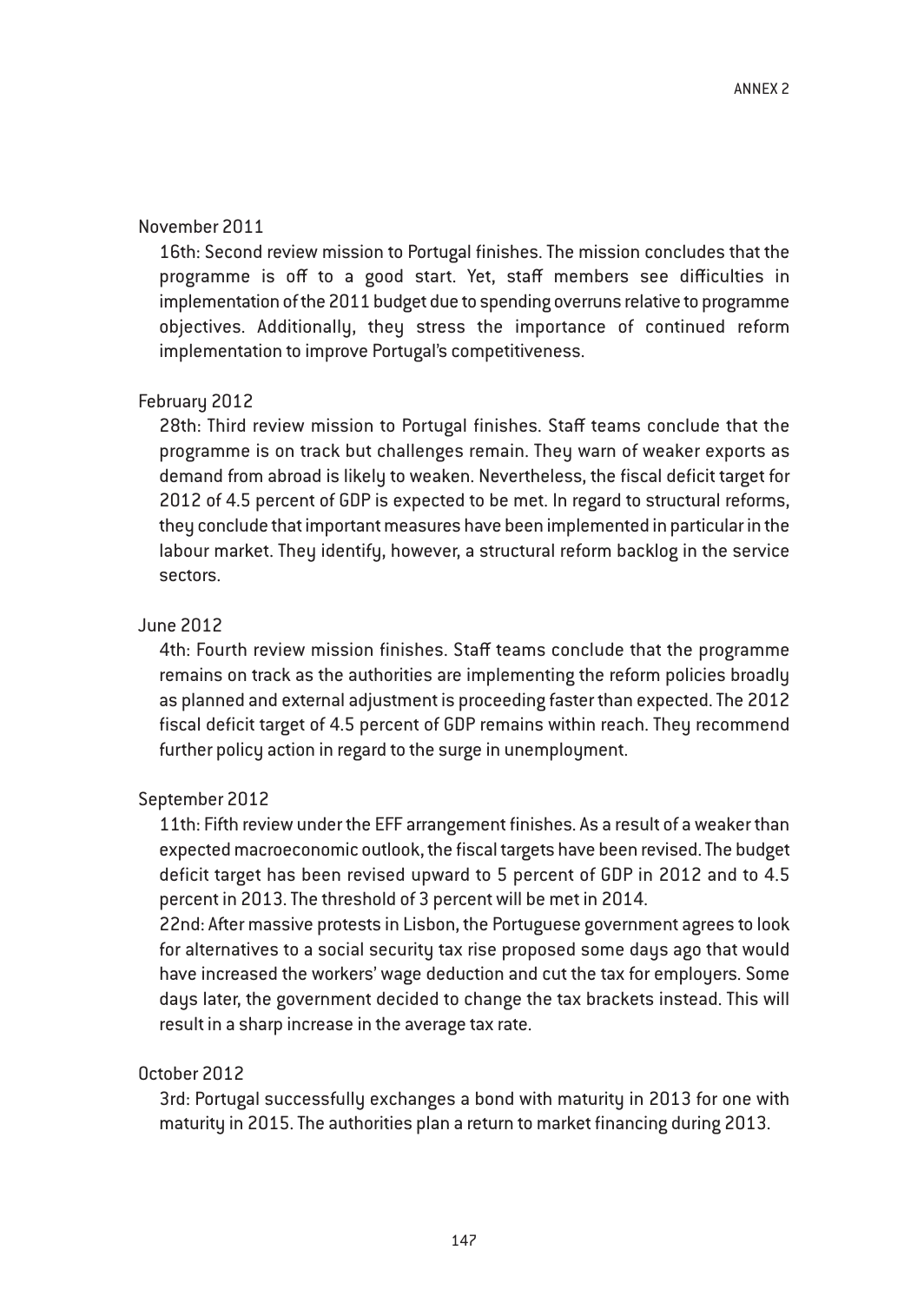November 2011

16th: Second review mission to Portugal finishes. The mission concludes that the programme is off to a good start. Yet, staff members see difficulties in implementation of the 2011 budget due to spending overruns relative to programme objectives. Additionally, they stress the importance of continued reform implementation to improve Portugal's competitiveness.

February 2012

28th: Third review mission to Portugal finishes. Staff teams conclude that the programme is on track but challenges remain. They warn of weaker exports as demand from abroad is likely to weaken. Nevertheless, the fiscal deficit target for 2012 of 4.5 percent of GDP is expected to be met. In regard to structural reforms, they conclude that important measures have been implemented in particular in the labour market. They identify, however, a structural reform backlog in the service sectors.

June 2012

4th: Fourth review mission finishes. Staff teams conclude that the programme remains on track as the authorities are implementing the reform policies broadly as planned and external adjustment is proceeding faster than expected. The 2012 fiscal deficit target of 4.5 percent of GDP remains within reach. They recommend further policy action in regard to the surge in unemployment.

September 2012

11th: Fifth review under the EFF arrangement finishes. As a result of a weaker than expected macroeconomic outlook, the fiscal targets have been revised. The budget deficit target has been revised upward to 5 percent of GDP in 2012 and to 4.5 percent in 2013. The threshold of 3 percent will be met in 2014.

22nd: After massive protests in Lisbon, the Portuguese government agrees to look for alternatives to a social security tax rise proposed some days ago that would have increased the workers' wage deduction and cut the tax for employers. Some days later, the government decided to change the tax brackets instead. This will result in a sharp increase in the average tax rate.

October 2012

3rd: Portugal successfully exchanges a bond with maturity in 2013 for one with maturity in 2015. The authorities plan a return to market financing during 2013.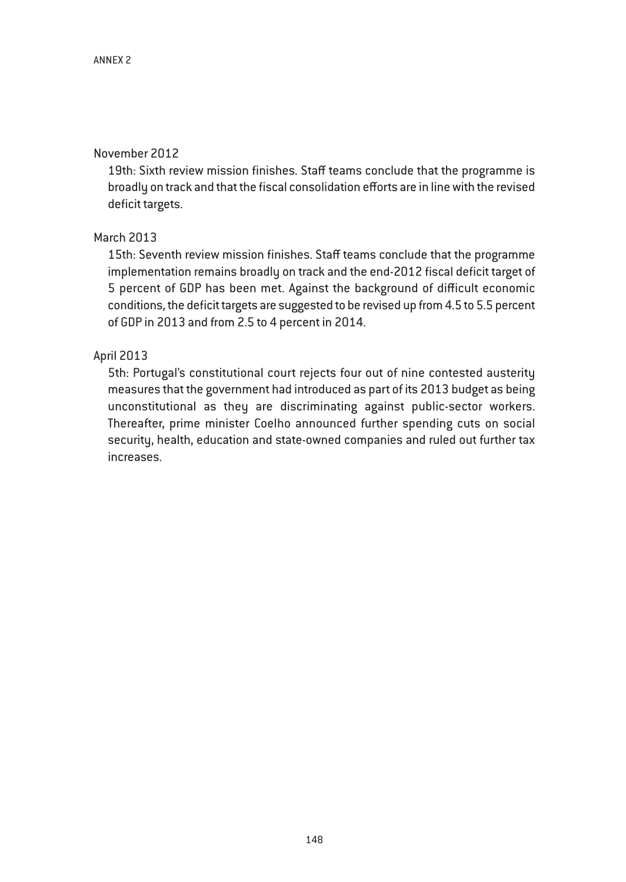November 2012

19th: Sixth review mission finishes. Staff teams conclude that the programme is broadly on track and that the fiscal consolidation efforts are in line with the revised deficit targets.

March 2013

15th: Seventh review mission finishes. Staff teams conclude that the programme implementation remains broadly on track and the end-2012 fiscal deficit target of 5 percent of GDP has been met. Against the background of difficult economic conditions, the deficit targets are suggested to be revised up from 4.5 to 5.5 percent of GDP in 2013 and from 2.5 to 4 percent in 2014.

April 2013

5th: Portugal's constitutional court rejects four out of nine contested austerity measures that the government had introduced as part of its 2013 budget as being unconstitutional as they are discriminating against public-sector workers. Thereafter, prime minister Coelho announced further spending cuts on social security, health, education and state-owned companies and ruled out further tax increases.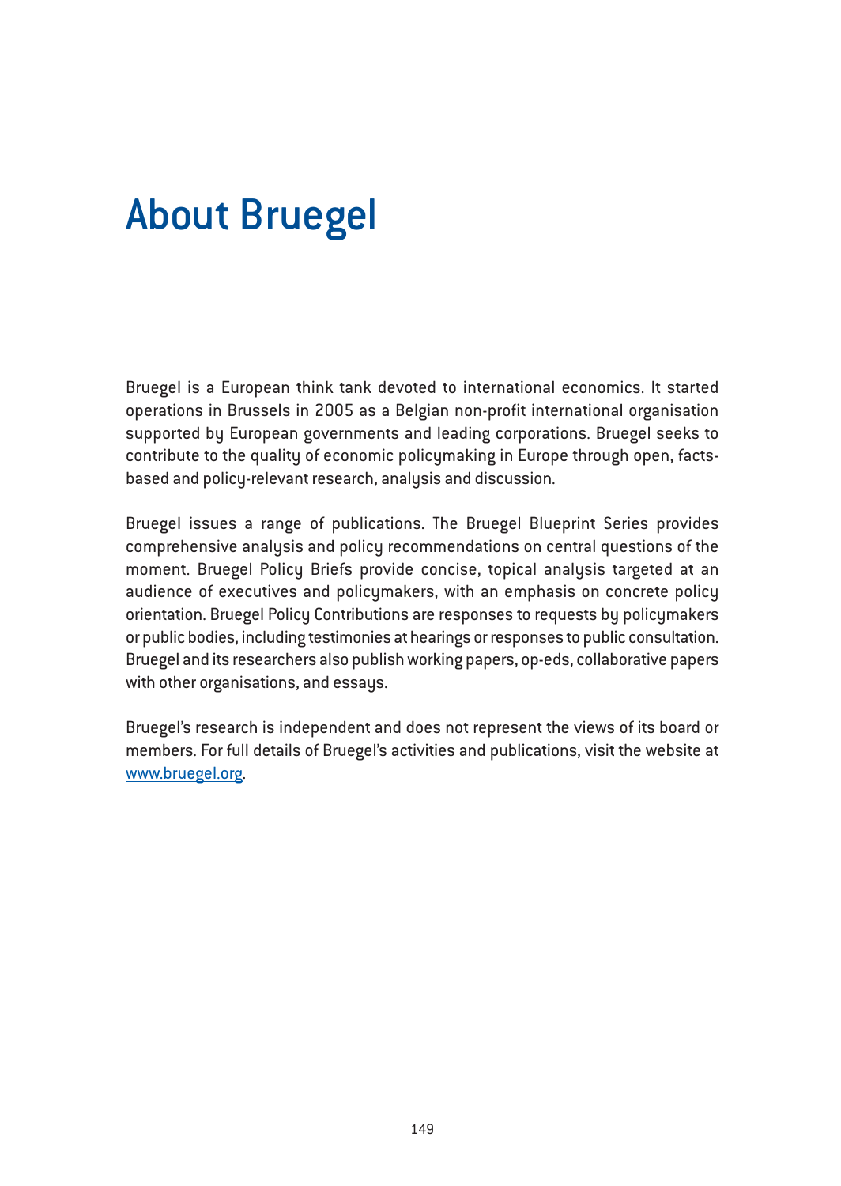# About Bruegel

Bruegel is a European think tank devoted to international economics. It started operations in Brussels in 2005 as a Belgian non-profit international organisation supported by European governments and leading corporations. Bruegel seeks to contribute to the quality of economic policymaking in Europe through open, facts-based and policy-relevant research, analysis and discussion.

Bruegel issues a range of publications. The Bruegel Blueprint Series provides comprehensive analysis and policy recommendations on central questions of the moment. Bruegel Policy Briefs provide concise, topical analysis targeted at an audience of executives and policymakers, with an emphasis on concrete policy orientation. Bruegel Policy Contributions are responses to requests by policymakers or public bodies, including testimonies at hearings or responses to public consultation. Bruegel and its researchers also publish working papers, op-eds, collaborative papers with other organisations, and essays.

Bruegel's research is independent and does not represent the views of its board or members. For full details of Bruegel's activities and publications, visit the website at [www.bruegel.org](http://www.bruegel.org).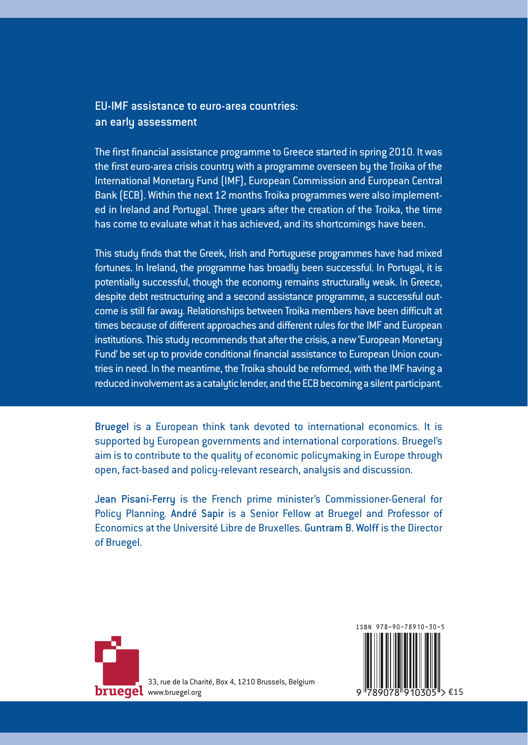## EU-IMF assistance to euro-area countries: an early assessment

The first financial assistance programme to Greece started in spring 2010. It was the first euro-area crisis country with a programme overseen by the Troika of the International Monetary Fund (IMF), European Commission and European Central Bank (ECB). Within the next 12 months Troika programmes were also implemented in Ireland and Portugal. Three years after the creation of the Troika, the time has come to evaluate what it has achieved, and its shortcomings have been.

This study finds that the Greek, Irish and Portuguese programmes have had mixed fortunes. In Ireland, the programme has broadly been successful. In Portugal, it is potentially successful, though the economy remains structurally weak. In Greece, despite debt restructuring and a second assistance programme, a successful outcome is still far away. Relationships between Troika members have been difficult at times because of different approaches and different rules for the IMF and European institutions. This study recommends that after the crisis, a new 'European Monetary Fund' be set up to provide conditional financial assistance to European Union countries in need. In the meantime, the Troika should be reformed, with the IMF having a reduced involvement as a catalytic lender, and the ECB becoming a silent participant.

**Bruegel** is a European think tank devoted to international economics. It is supported by European governments and international corporations. Bruegel's aim is to contribute to the quality of economic policymaking in Europe through open, fact-based and policy-relevant research, analysis and discussion.

**Jean Pisani-Ferry** is the French prime minister's Commissioner-General for Policy Planning. **André Sapir** is a Senior Fellow at Bruegel and Professor of Economics at the Université Libre de Bruxelles. **Guntram B. Wolff** is the Director of Bruegel.

bruegel
33, rue de la Charité, Box 4, 1210 Brussels, Belgium
www.bruegel.org

ISBN 978-90-78910-30-5

9 789078 910305 > €15